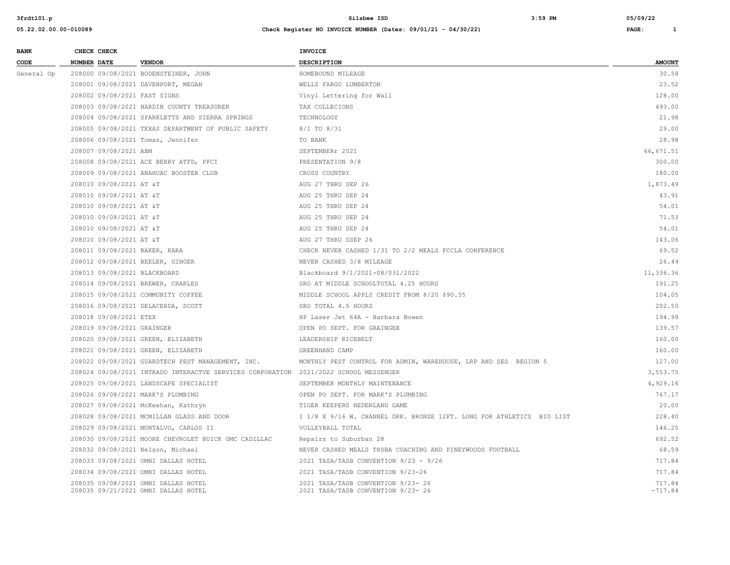# Silsbee ISD

## Check Register NO INVOICE NUMBER (Dates: 09/01/21 - 04/30/22)

| BANK CODE | CHECK NUMBER | CHECK DATE | VENDOR | INVOICE DESCRIPTION | AMOUNT |
|---|---|---|---|---|---|
| General Op | 208000 | 09/08/2021 | BODENSTEINER, JOHN | HOMEBOUND MILEAGE | 30.58 |
| | 208001 | 09/08/2021 | DAVENPORT, MEGAN | WELLS FARGO LUMBERTON | 23.52 |
| | 208002 | 09/08/2021 | FAST SIGNS | Vinyl Lettering for Wall | 128.00 |
| | 208003 | 09/08/2021 | HARDIN COUNTY TREASURER | TAX COLLECIONS | 493.00 |
| | 208004 | 09/08/2021 | SPARKLETTS AND SIERRA SPRINGS | TECHNOLOGY | 21.98 |
| | 208005 | 09/08/2021 | TEXAS DEPARTMENT OF PUBLIC SAFETY | 8/1 TO 8/31 | 29.00 |
| | 208006 | 09/08/2021 | Tomas, Jennifer | TO BANK | 28.98 |
| | 208007 | 09/08/2021 | ABM | SEPTEMBERr 2021 | 66,671.51 |
| | 208008 | 09/08/2021 | ACE BERRY ATFD, PFCI | PRESENTATION 9/8 | 300.00 |
| | 208009 | 09/08/2021 | ANAHUAC BOOSTER CLUB | CROSS COUNTRY | 180.00 |
| | 208010 | 09/08/2021 | AT &T | AUG 27 THRU SEP 26 | 1,873.49 |
| | 208010 | 09/08/2021 | AT &T | AUG 25 THRU SEP 24 | 43.91 |
| | 208010 | 09/08/2021 | AT &T | AUG 25 THRU SEP 24 | 54.01 |
| | 208010 | 09/08/2021 | AT &T | AUG 25 THRU SEP 24 | 71.53 |
| | 208010 | 09/08/2021 | AT &T | AUG 25 THRU SEP 24 | 54.01 |
| | 208010 | 09/08/2021 | AT &T | AUG 27 THRU SSEP 26 | 143.06 |
| | 208011 | 09/08/2021 | BAKER, KARA | CHECK NEVER CASHED 1/31 TO 2/2 MEALS FCCLA CONFERENCE | 69.52 |
| | 208012 | 09/08/2021 | BEELER, GINGER | NEVER CASHED 3/8 MILEAGE | 26.49 |
| | 208013 | 09/08/2021 | BLACKBOARD | Blackboard 9/1/2021-08/031/2022 | 11,336.36 |
| | 208014 | 09/08/2021 | BREWER, CHARLES | SRO AT MIDDLE SCHOOLTOTAL 4.25 HOURS | 191.25 |
| | 208015 | 09/08/2021 | COMMUNITY COFFEE | MIDDLE SCHOOL APPLY CREDIT FROM 8/20 $90.55 | 104.05 |
| | 208016 | 09/08/2021 | DELACERDA, SCOTT | SRO TOTAL 4.5 HOURS | 202.50 |
| | 208018 | 09/08/2021 | ETEX | HP Laser Jet 64A - Barbara Bowen | 194.99 |
| | 208019 | 09/08/2021 | GRAINGER | OPEN PO SEPT. FOR GRAINGER | 139.57 |
| | 208020 | 09/08/2021 | GREEN, ELIZABETH | LEADERSHIP RICEBELT | 160.00 |
| | 208021 | 09/08/2021 | GREEN, ELIZABETH | GREENHAND CAMP | 160.00 |
| | 208022 | 09/08/2021 | GUARDTECH PEST MANAGEMENT, INC. | MONTHLY PEST CONTROL FOR ADMIN, WAREHOUSE, LRP AND SES REGION 5 | 127.00 |
| | 208024 | 09/08/2021 | INTRADO INTERACTVE SERVICES CORPORATION | 2021/2022 SCHOOL MESSENGER | 3,553.75 |
| | 208025 | 09/08/2021 | LANDSCAPE SPECIALIST | SEPTEMBER MONTHLY MAINTENANCE | 4,929.16 |
| | 208026 | 09/08/2021 | MARK'S PLUMBING | OPEN PO SEPT. FOR MARK'S PLUMBING | 767.17 |
| | 208027 | 09/08/2021 | McKeehan, Kathryn | TIGER KEEPERS NEDERLAND GAME | 20.00 |
| | 208028 | 09/08/2021 | MCMILLAN GLASS AND DOOR | 1 1/8 X 9/16 W. CHANNEL DRK. BRONZE 12FT. LONG FOR ATHLETICS BID LIST | 228.40 |
| | 208029 | 09/08/2021 | MONTALVO, CARLOS II | VOLLEYBALL TOTAL | 146.25 |
| | 208030 | 09/08/2021 | MOORE CHEVROLET BUICK GMC CADILLAC | Repairs to Suburban 28 | 692.52 |
| | 208032 | 09/08/2021 | Nelson, Michael | NEVER CASHED MEALS THSBA COACHING AND PINEYWOODS FOOTBALL | 68.59 |
| | 208033 | 09/08/2021 | OMNI DALLAS HOTEL | 2021 TASA/TASB CONVENTION 9/23 - 9/26 | 717.84 |
| | 208034 | 09/08/2021 | OMNI DALLAS HOTEL | 2021 TASA/TASB CONVENTION 9/23-26 | 717.84 |
| | 208035 | 09/08/2021 | OMNI DALLAS HOTEL | 2021 TASA/TASB CONVENTION 9/23- 26 | 717.84 |
| | 208035 | 09/21/2021 | OMNI DALLAS HOTEL | 2021 TASA/TASB CONVENTION 9/23- 26 | -717.84 |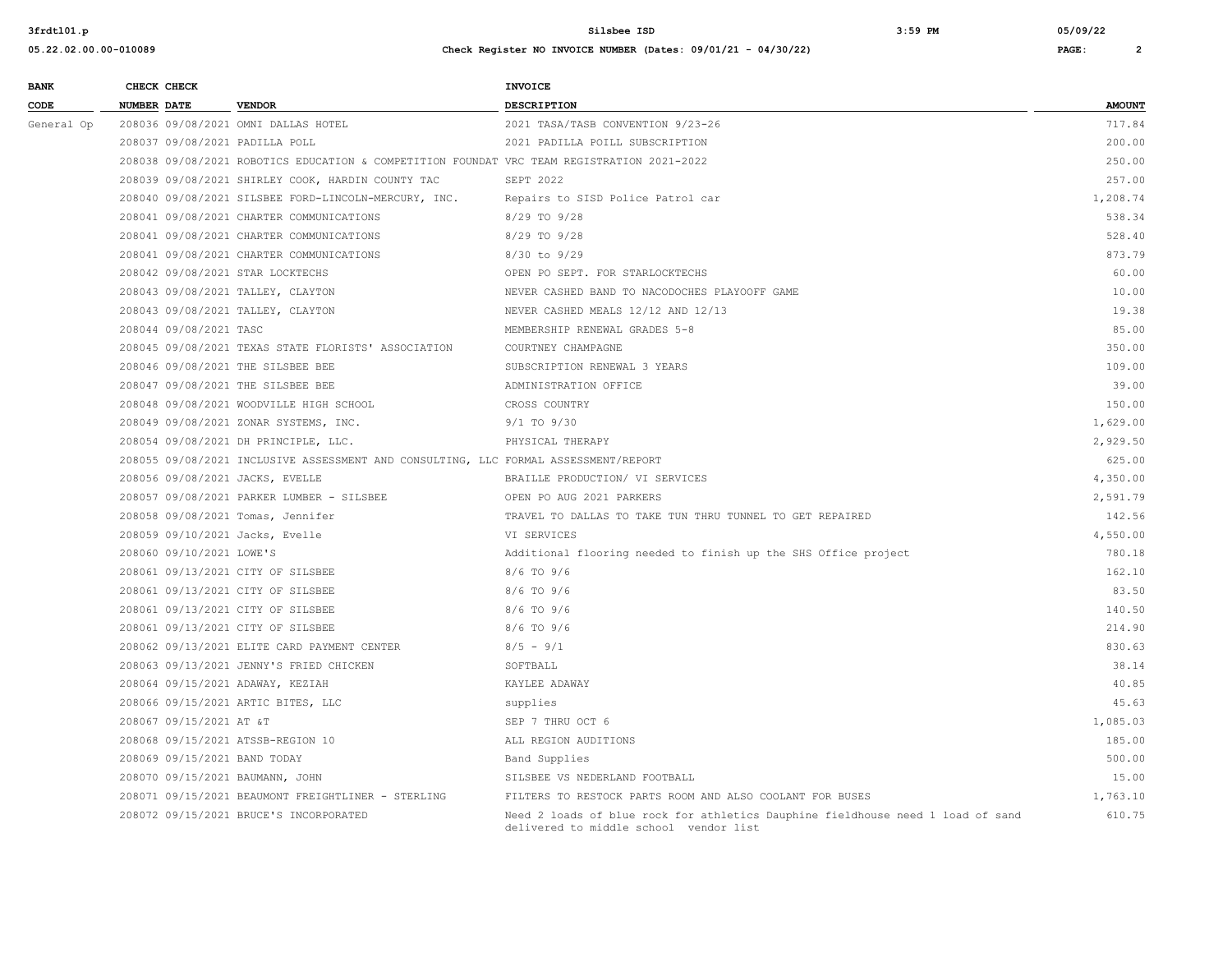**Check Register NO INVOICE NUMBER (Dates: 09/01/21 - 04/30/22)**

| BANK CODE | CHECK NUMBER | CHECK DATE | VENDOR | INVOICE DESCRIPTION | AMOUNT |
|---|---|---|---|---|---|
| General Op | 208036 | 09/08/2021 | OMNI DALLAS HOTEL | 2021 TASA/TASB CONVENTION 9/23-26 | 717.84 |
| | 208037 | 09/08/2021 | PADILLA POLL | 2021 PADILLA POILL SUBSCRIPTION | 200.00 |
| | 208038 | 09/08/2021 | ROBOTICS EDUCATION & COMPETITION FOUNDAT | VRC TEAM REGISTRATION 2021-2022 | 250.00 |
| | 208039 | 09/08/2021 | SHIRLEY COOK, HARDIN COUNTY TAC | SEPT 2022 | 257.00 |
| | 208040 | 09/08/2021 | SILSBEE FORD-LINCOLN-MERCURY, INC. | Repairs to SISD Police Patrol car | 1,208.74 |
| | 208041 | 09/08/2021 | CHARTER COMMUNICATIONS | 8/29 TO 9/28 | 538.34 |
| | 208041 | 09/08/2021 | CHARTER COMMUNICATIONS | 8/29 TO 9/28 | 528.40 |
| | 208041 | 09/08/2021 | CHARTER COMMUNICATIONS | 8/30 to 9/29 | 873.79 |
| | 208042 | 09/08/2021 | STAR LOCKTECHS | OPEN PO SEPT. FOR STARLOCKTECHS | 60.00 |
| | 208043 | 09/08/2021 | TALLEY, CLAYTON | NEVER CASHED BAND TO NACODOCHES PLAYOFF GAME | 10.00 |
| | 208043 | 09/08/2021 | TALLEY, CLAYTON | NEVER CASHED MEALS 12/12 AND 12/13 | 19.38 |
| | 208044 | 09/08/2021 | TASC | MEMBERSHIP RENEWAL GRADES 5-8 | 85.00 |
| | 208045 | 09/08/2021 | TEXAS STATE FLORISTS' ASSOCIATION | COURTNEY CHAMPAGNE | 350.00 |
| | 208046 | 09/08/2021 | THE SILSBEE BEE | SUBSCRIPTION RENEWAL 3 YEARS | 109.00 |
| | 208047 | 09/08/2021 | THE SILSBEE BEE | ADMINISTRATION OFFICE | 39.00 |
| | 208048 | 09/08/2021 | WOODVILLE HIGH SCHOOL | CROSS COUNTRY | 150.00 |
| | 208049 | 09/08/2021 | ZONAR SYSTEMS, INC. | 9/1 TO 9/30 | 1,629.00 |
| | 208054 | 09/08/2021 | DH PRINCIPLE, LLC. | PHYSICAL THERAPY | 2,929.50 |
| | 208055 | 09/08/2021 | INCLUSIVE ASSESSMENT AND CONSULTING, LLC | FORMAL ASSESSMENT/REPORT | 625.00 |
| | 208056 | 09/08/2021 | JACKS, EVELLE | BRAILLE PRODUCTION/ VI SERVICES | 4,350.00 |
| | 208057 | 09/08/2021 | PARKER LUMBER - SILSBEE | OPEN PO AUG 2021 PARKERS | 2,591.79 |
| | 208058 | 09/08/2021 | Tomas, Jennifer | TRAVEL TO DALLAS TO TAKE TUN THRU TUNNEL TO GET REPAIRED | 142.56 |
| | 208059 | 09/10/2021 | Jacks, Evelle | VI SERVICES | 4,550.00 |
| | 208060 | 09/10/2021 | LOWE'S | Additional flooring needed to finish up the SHS Office project | 780.18 |
| | 208061 | 09/13/2021 | CITY OF SILSBEE | 8/6 TO 9/6 | 162.10 |
| | 208061 | 09/13/2021 | CITY OF SILSBEE | 8/6 TO 9/6 | 83.50 |
| | 208061 | 09/13/2021 | CITY OF SILSBEE | 8/6 TO 9/6 | 140.50 |
| | 208061 | 09/13/2021 | CITY OF SILSBEE | 8/6 TO 9/6 | 214.90 |
| | 208062 | 09/13/2021 | ELITE CARD PAYMENT CENTER | 8/5 - 9/1 | 830.63 |
| | 208063 | 09/13/2021 | JENNY'S FRIED CHICKEN | SOFTBALL | 38.14 |
| | 208064 | 09/15/2021 | ADAWAY, KEZIAH | KAYLEE ADAWAY | 40.85 |
| | 208066 | 09/15/2021 | ARTIC BITES, LLC | supplies | 45.63 |
| | 208067 | 09/15/2021 | AT &T | SEP 7 THRU OCT 6 | 1,085.03 |
| | 208068 | 09/15/2021 | ATSSB-REGION 10 | ALL REGION AUDITIONS | 185.00 |
| | 208069 | 09/15/2021 | BAND TODAY | Band Supplies | 500.00 |
| | 208070 | 09/15/2021 | BAUMANN, JOHN | SILSBEE VS NEDERLAND FOOTBALL | 15.00 |
| | 208071 | 09/15/2021 | BEAUMONT FREIGHTLINER - STERLING | FILTERS TO RESTOCK PARTS ROOM AND ALSO COOLANT FOR BUSES | 1,763.10 |
| | 208072 | 09/15/2021 | BRUCE'S INCORPORATED | Need 2 loads of blue rock for athletics Dauphine fieldhouse need 1 load of sand delivered to middle school vendor list | 610.75 |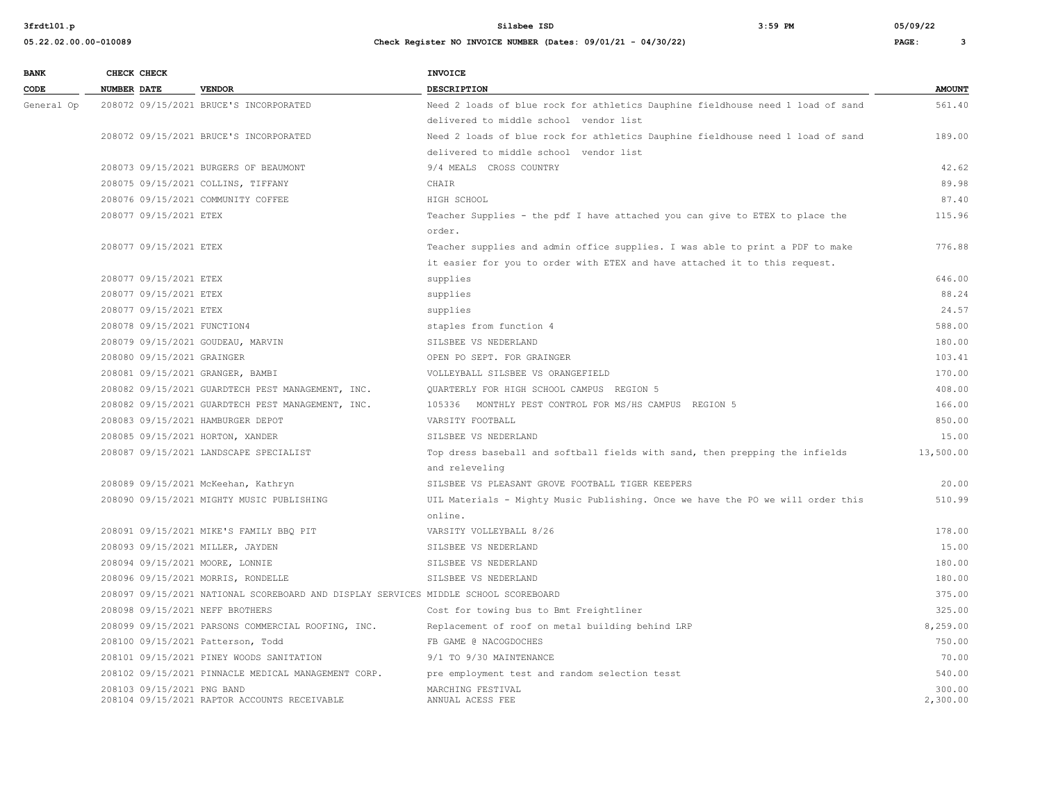| BANK CODE | CHECK NUMBER | CHECK DATE | VENDOR | INVOICE DESCRIPTION | AMOUNT |
|---|---|---|---|---|---|
| General Op | 208072 | 09/15/2021 | BRUCE'S INCORPORATED | Need 2 loads of blue rock for athletics Dauphine fieldhouse need 1 load of sand delivered to middle school vendor list | 561.40 |
| | 208072 | 09/15/2021 | BRUCE'S INCORPORATED | Need 2 loads of blue rock for athletics Dauphine fieldhouse need 1 load of sand delivered to middle school vendor list | 189.00 |
| | 208073 | 09/15/2021 | BURGERS OF BEAUMONT | 9/4 MEALS CROSS COUNTRY | 42.62 |
| | 208075 | 09/15/2021 | COLLINS, TIFFANY | CHAIR | 89.98 |
| | 208076 | 09/15/2021 | COMMUNITY COFFEE | HIGH SCHOOL | 87.40 |
| | 208077 | 09/15/2021 | ETEX | Teacher Supplies - the pdf I have attached you can give to ETEX to place the order. | 115.96 |
| | 208077 | 09/15/2021 | ETEX | Teacher supplies and admin office supplies. I was able to print a PDF to make it easier for you to order with ETEX and have attached it to this request. | 776.88 |
| | 208077 | 09/15/2021 | ETEX | supplies | 646.00 |
| | 208077 | 09/15/2021 | ETEX | supplies | 88.24 |
| | 208077 | 09/15/2021 | ETEX | supplies | 24.57 |
| | 208078 | 09/15/2021 | FUNCTION4 | staples from function 4 | 588.00 |
| | 208079 | 09/15/2021 | GOUDEAU, MARVIN | SILSBEE VS NEDERLAND | 180.00 |
| | 208080 | 09/15/2021 | GRAINGER | OPEN PO SEPT. FOR GRAINGER | 103.41 |
| | 208081 | 09/15/2021 | GRANGER, BAMBI | VOLLEYBALL SILSBEE VS ORANGEFIELD | 170.00 |
| | 208082 | 09/15/2021 | GUARDTECH PEST MANAGEMENT, INC. | QUARTERLY FOR HIGH SCHOOL CAMPUS REGION 5 | 408.00 |
| | 208082 | 09/15/2021 | GUARDTECH PEST MANAGEMENT, INC. | 105336 MONTHLY PEST CONTROL FOR MS/HS CAMPUS REGION 5 | 166.00 |
| | 208083 | 09/15/2021 | HAMBURGER DEPOT | VARSITY FOOTBALL | 850.00 |
| | 208085 | 09/15/2021 | HORTON, XANDER | SILSBEE VS NEDERLAND | 15.00 |
| | 208087 | 09/15/2021 | LANDSCAPE SPECIALIST | Top dress baseball and softball fields with sand, then prepping the infields and releveling | 13,500.00 |
| | 208089 | 09/15/2021 | McKeehan, Kathryn | SILSBEE VS PLEASANT GROVE FOOTBALL TIGER KEEPERS | 20.00 |
| | 208090 | 09/15/2021 | MIGHTY MUSIC PUBLISHING | UIL Materials - Mighty Music Publishing. Once we have the PO we will order this online. | 510.99 |
| | 208091 | 09/15/2021 | MIKE'S FAMILY BBQ PIT | VARSITY VOLLEYBALL 8/26 | 178.00 |
| | 208093 | 09/15/2021 | MILLER, JAYDEN | SILSBEE VS NEDERLAND | 15.00 |
| | 208094 | 09/15/2021 | MOORE, LONNIE | SILSBEE VS NEDERLAND | 180.00 |
| | 208096 | 09/15/2021 | MORRIS, RONDELLE | SILSBEE VS NEDERLAND | 180.00 |
| | 208097 | 09/15/2021 | NATIONAL SCOREBOARD AND DISPLAY SERVICES | MIDDLE SCHOOL SCOREBOARD | 375.00 |
| | 208098 | 09/15/2021 | NEFF BROTHERS | Cost for towing bus to Bmt Freightliner | 325.00 |
| | 208099 | 09/15/2021 | PARSONS COMMERCIAL ROOFING, INC. | Replacement of roof on metal building behind LRP | 8,259.00 |
| | 208100 | 09/15/2021 | Patterson, Todd | FB GAME @ NACOGDOCHES | 750.00 |
| | 208101 | 09/15/2021 | PINEY WOODS SANITATION | 9/1 TO 9/30 MAINTENANCE | 70.00 |
| | 208102 | 09/15/2021 | PINNACLE MEDICAL MANAGEMENT CORP. | pre employment test and random selection tesst | 540.00 |
| | 208103 | 09/15/2021 | PNG BAND | MARCHING FESTIVAL | 300.00 |
| | 208104 | 09/15/2021 | RAPTOR ACCOUNTS RECEIVABLE | ANNUAL ACESS FEE | 2,300.00 |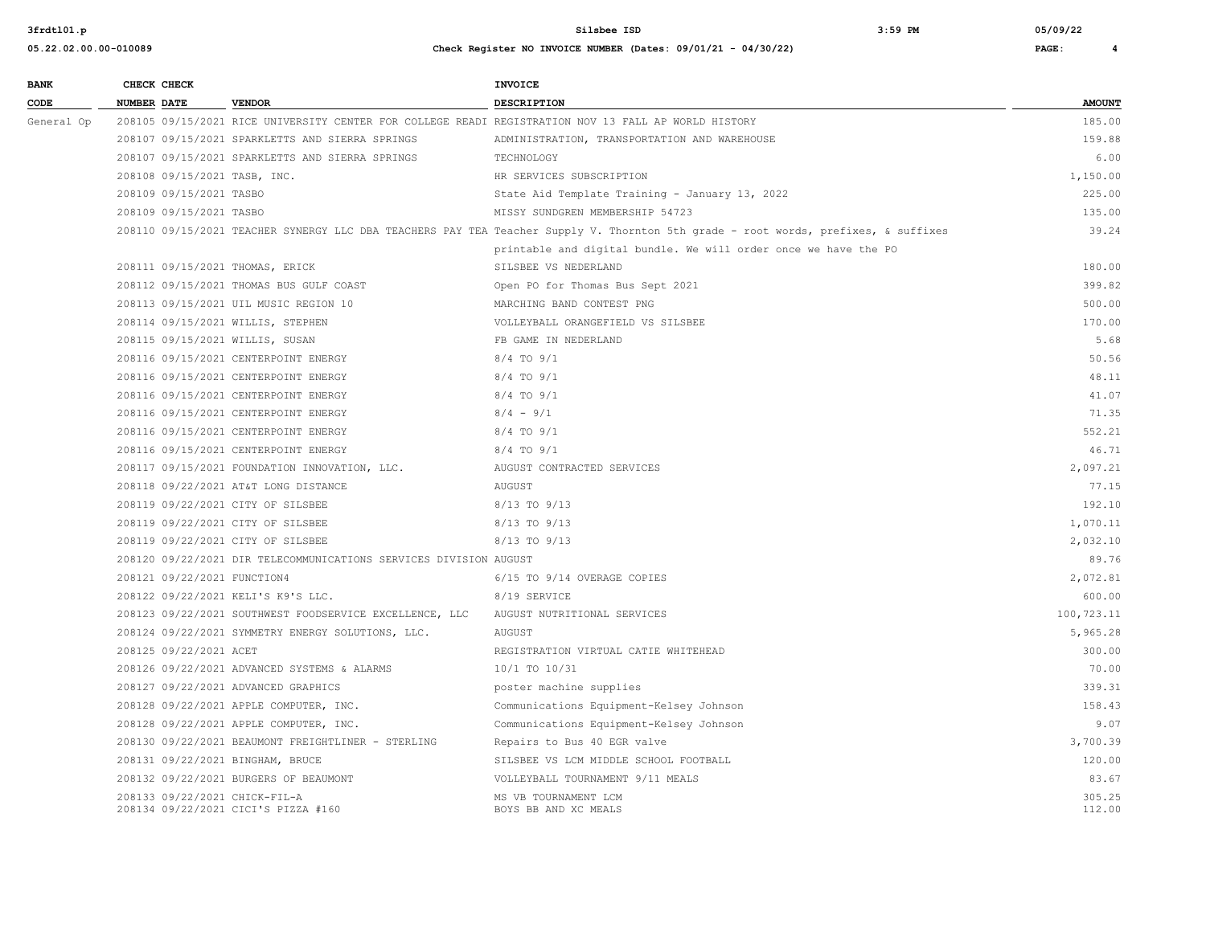| BANK CODE | CHECK NUMBER | CHECK DATE | VENDOR | INVOICE DESCRIPTION | AMOUNT |
|---|---|---|---|---|---|
| General Op | 208105 | 09/15/2021 | RICE UNIVERSITY CENTER FOR COLLEGE READI | REGISTRATION NOV 13 FALL AP WORLD HISTORY | 185.00 |
| | 208107 | 09/15/2021 | SPARKLETTS AND SIERRA SPRINGS | ADMINISTRATION, TRANSPORTATION AND WAREHOUSE | 159.88 |
| | 208107 | 09/15/2021 | SPARKLETTS AND SIERRA SPRINGS | TECHNOLOGY | 6.00 |
| | 208108 | 09/15/2021 | TASB, INC. | HR SERVICES SUBSCRIPTION | 1,150.00 |
| | 208109 | 09/15/2021 | TASBO | State Aid Template Training - January 13, 2022 | 225.00 |
| | 208109 | 09/15/2021 | TASBO | MISSY SUNDGREN MEMBERSHIP 54723 | 135.00 |
| | 208110 | 09/15/2021 | TEACHER SYNERGY LLC DBA TEACHERS PAY TEA | Teacher Supply V. Thornton 5th grade - root words, prefixes, & suffixes printable and digital bundle. We will order once we have the PO | 39.24 |
| | 208111 | 09/15/2021 | THOMAS, ERICK | SILSBEE VS NEDERLAND | 180.00 |
| | 208112 | 09/15/2021 | THOMAS BUS GULF COAST | Open PO for Thomas Bus Sept 2021 | 399.82 |
| | 208113 | 09/15/2021 | UIL MUSIC REGION 10 | MARCHING BAND CONTEST PNG | 500.00 |
| | 208114 | 09/15/2021 | WILLIS, STEPHEN | VOLLEYBALL ORANGEFIELD VS SILSBEE | 170.00 |
| | 208115 | 09/15/2021 | WILLIS, SUSAN | FB GAME IN NEDERLAND | 5.68 |
| | 208116 | 09/15/2021 | CENTERPOINT ENERGY | 8/4 TO 9/1 | 50.56 |
| | 208116 | 09/15/2021 | CENTERPOINT ENERGY | 8/4 TO 9/1 | 48.11 |
| | 208116 | 09/15/2021 | CENTERPOINT ENERGY | 8/4 TO 9/1 | 41.07 |
| | 208116 | 09/15/2021 | CENTERPOINT ENERGY | 8/4 - 9/1 | 71.35 |
| | 208116 | 09/15/2021 | CENTERPOINT ENERGY | 8/4 TO 9/1 | 552.21 |
| | 208116 | 09/15/2021 | CENTERPOINT ENERGY | 8/4 TO 9/1 | 46.71 |
| | 208117 | 09/15/2021 | FOUNDATION INNOVATION, LLC. | AUGUST CONTRACTED SERVICES | 2,097.21 |
| | 208118 | 09/22/2021 | AT&T LONG DISTANCE | AUGUST | 77.15 |
| | 208119 | 09/22/2021 | CITY OF SILSBEE | 8/13 TO 9/13 | 192.10 |
| | 208119 | 09/22/2021 | CITY OF SILSBEE | 8/13 TO 9/13 | 1,070.11 |
| | 208119 | 09/22/2021 | CITY OF SILSBEE | 8/13 TO 9/13 | 2,032.10 |
| | 208120 | 09/22/2021 | DIR TELECOMMUNICATIONS SERVICES DIVISION | AUGUST | 89.76 |
| | 208121 | 09/22/2021 | FUNCTION4 | 6/15 TO 9/14 OVERAGE COPIES | 2,072.81 |
| | 208122 | 09/22/2021 | KELI'S K9'S LLC. | 8/19 SERVICE | 600.00 |
| | 208123 | 09/22/2021 | SOUTHWEST FOODSERVICE EXCELLENCE, LLC | AUGUST NUTRITIONAL SERVICES | 100,723.11 |
| | 208124 | 09/22/2021 | SYMMETRY ENERGY SOLUTIONS, LLC. | AUGUST | 5,965.28 |
| | 208125 | 09/22/2021 | ACET | REGISTRATION VIRTUAL CATIE WHITEHEAD | 300.00 |
| | 208126 | 09/22/2021 | ADVANCED SYSTEMS & ALARMS | 10/1 TO 10/31 | 70.00 |
| | 208127 | 09/22/2021 | ADVANCED GRAPHICS | poster machine supplies | 339.31 |
| | 208128 | 09/22/2021 | APPLE COMPUTER, INC. | Communications Equipment-Kelsey Johnson | 158.43 |
| | 208128 | 09/22/2021 | APPLE COMPUTER, INC. | Communications Equipment-Kelsey Johnson | 9.07 |
| | 208130 | 09/22/2021 | BEAUMONT FREIGHTLINER - STERLING | Repairs to Bus 40 EGR valve | 3,700.39 |
| | 208131 | 09/22/2021 | BINGHAM, BRUCE | SILSBEE VS LCM MIDDLE SCHOOL FOOTBALL | 120.00 |
| | 208132 | 09/22/2021 | BURGERS OF BEAUMONT | VOLLEYBALL TOURNAMENT 9/11 MEALS | 83.67 |
| | 208133 | 09/22/2021 | CHICK-FIL-A | MS VB TOURNAMENT LCM | 305.25 |
| | 208134 | 09/22/2021 | CICI'S PIZZA #160 | BOYS BB AND XC MEALS | 112.00 |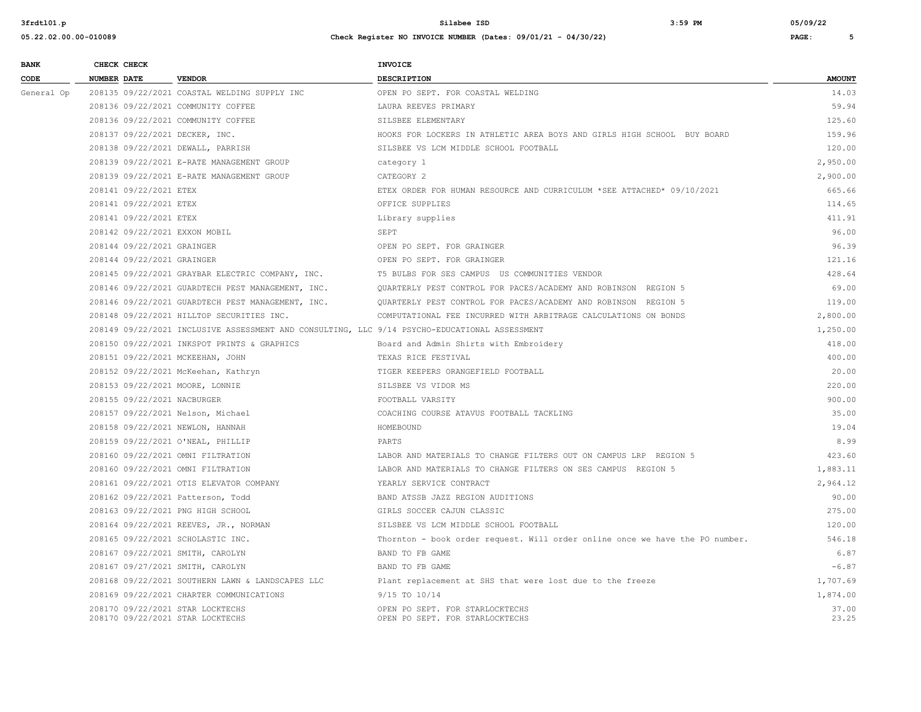| BANK CODE | CHECK NUMBER | CHECK DATE | VENDOR | INVOICE DESCRIPTION | AMOUNT |
|---|---|---|---|---|---|
| General Op | 208135 | 09/22/2021 | COASTAL WELDING SUPPLY INC | OPEN PO SEPT. FOR COASTAL WELDING | 14.03 |
| | 208136 | 09/22/2021 | COMMUNITY COFFEE | LAURA REEVES PRIMARY | 59.94 |
| | 208136 | 09/22/2021 | COMMUNITY COFFEE | SILSBEE ELEMENTARY | 125.60 |
| | 208137 | 09/22/2021 | DECKER, INC. | HOOKS FOR LOCKERS IN ATHLETIC AREA BOYS AND GIRLS HIGH SCHOOL BUY BOARD | 159.96 |
| | 208138 | 09/22/2021 | DEWALL, PARRISH | SILSBEE VS LCM MIDDLE SCHOOL FOOTBALL | 120.00 |
| | 208139 | 09/22/2021 | E-RATE MANAGEMENT GROUP | category 1 | 2,950.00 |
| | 208139 | 09/22/2021 | E-RATE MANAGEMENT GROUP | CATEGORY 2 | 2,900.00 |
| | 208141 | 09/22/2021 | ETEX | ETEX ORDER FOR HUMAN RESOURCE AND CURRICULUM *SEE ATTACHED* 09/10/2021 | 665.66 |
| | 208141 | 09/22/2021 | ETEX | OFFICE SUPPLIES | 114.65 |
| | 208141 | 09/22/2021 | ETEX | Library supplies | 411.91 |
| | 208142 | 09/22/2021 | EXXON MOBIL | SEPT | 96.00 |
| | 208144 | 09/22/2021 | GRAINGER | OPEN PO SEPT. FOR GRAINGER | 96.39 |
| | 208144 | 09/22/2021 | GRAINGER | OPEN PO SEPT. FOR GRAINGER | 121.16 |
| | 208145 | 09/22/2021 | GRAYBAR ELECTRIC COMPANY, INC. | T5 BULBS FOR SES CAMPUS US COMMUNITIES VENDOR | 428.64 |
| | 208146 | 09/22/2021 | GUARDTECH PEST MANAGEMENT, INC. | QUARTERLY PEST CONTROL FOR PACES/ACADEMY AND ROBINSON REGION 5 | 69.00 |
| | 208146 | 09/22/2021 | GUARDTECH PEST MANAGEMENT, INC. | QUARTERLY PEST CONTROL FOR PACES/ACADEMY AND ROBINSON REGION 5 | 119.00 |
| | 208148 | 09/22/2021 | HILLTOP SECURITIES INC. | COMPUTATIONAL FEE INCURRED WITH ARBITRAGE CALCULATIONS ON BONDS | 2,800.00 |
| | 208149 | 09/22/2021 | INCLUSIVE ASSESSMENT AND CONSULTING, LLC | 9/14 PSYCHO-EDUCATIONAL ASSESSMENT | 1,250.00 |
| | 208150 | 09/22/2021 | INKSPOT PRINTS & GRAPHICS | Board and Admin Shirts with Embroidery | 418.00 |
| | 208151 | 09/22/2021 | MCKEEHAN, JOHN | TEXAS RICE FESTIVAL | 400.00 |
| | 208152 | 09/22/2021 | McKeehan, Kathryn | TIGER KEEPERS ORANGEFIELD FOOTBALL | 20.00 |
| | 208153 | 09/22/2021 | MOORE, LONNIE | SILSBEE VS VIDOR MS | 220.00 |
| | 208155 | 09/22/2021 | NACBURGER | FOOTBALL VARSITY | 900.00 |
| | 208157 | 09/22/2021 | Nelson, Michael | COACHING COURSE ATAVUS FOOTBALL TACKLING | 35.00 |
| | 208158 | 09/22/2021 | NEWLON, HANNAH | HOMEBOUND | 19.04 |
| | 208159 | 09/22/2021 | O'NEAL, PHILLIP | PARTS | 8.99 |
| | 208160 | 09/22/2021 | OMNI FILTRATION | LABOR AND MATERIALS TO CHANGE FILTERS OUT ON CAMPUS LRP REGION 5 | 423.60 |
| | 208160 | 09/22/2021 | OMNI FILTRATION | LABOR AND MATERIALS TO CHANGE FILTERS ON SES CAMPUS REGION 5 | 1,883.11 |
| | 208161 | 09/22/2021 | OTIS ELEVATOR COMPANY | YEARLY SERVICE CONTRACT | 2,964.12 |
| | 208162 | 09/22/2021 | Patterson, Todd | BAND ATSSB JAZZ REGION AUDITIONS | 90.00 |
| | 208163 | 09/22/2021 | PNG HIGH SCHOOL | GIRLS SOCCER CAJUN CLASSIC | 275.00 |
| | 208164 | 09/22/2021 | REEVES, JR., NORMAN | SILSBEE VS LCM MIDDLE SCHOOL FOOTBALL | 120.00 |
| | 208165 | 09/22/2021 | SCHOLASTIC INC. | Thornton - book order request. Will order online once we have the PO number. | 546.18 |
| | 208167 | 09/22/2021 | SMITH, CAROLYN | BAND TO FB GAME | 6.87 |
| | 208167 | 09/27/2021 | SMITH, CAROLYN | BAND TO FB GAME | -6.87 |
| | 208168 | 09/22/2021 | SOUTHERN LAWN & LANDSCAPES LLC | Plant replacement at SHS that were lost due to the freeze | 1,707.69 |
| | 208169 | 09/22/2021 | CHARTER COMMUNICATIONS | 9/15 TO 10/14 | 1,874.00 |
| | 208170 | 09/22/2021 | STAR LOCKTECHS | OPEN PO SEPT. FOR STARLOCKTECHS | 37.00 |
| | 208170 | 09/22/2021 | STAR LOCKTECHS | OPEN PO SEPT. FOR STARLOCKTECHS | 23.25 |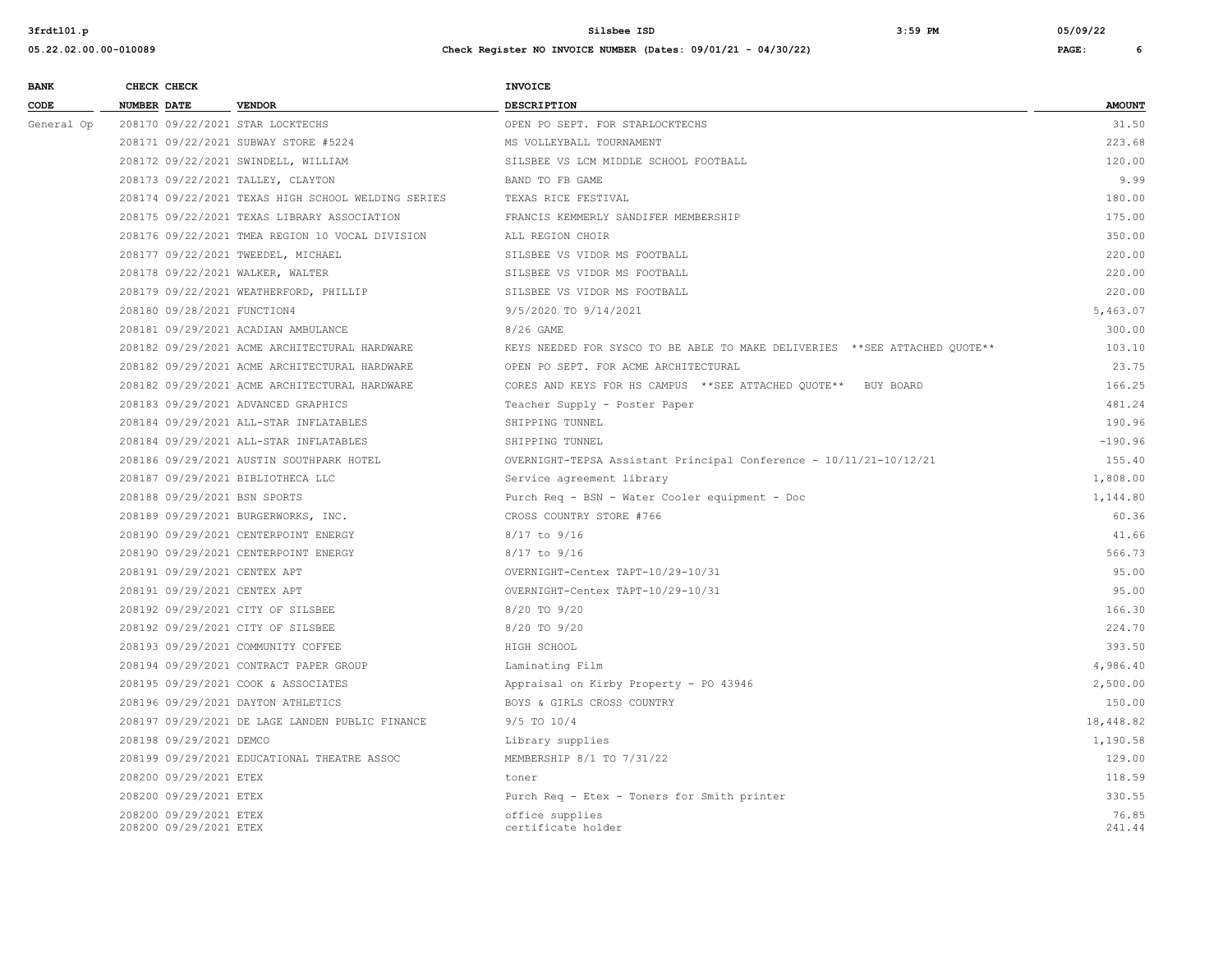| BANK CODE | CHECK NUMBER | CHECK DATE | VENDOR | INVOICE DESCRIPTION | AMOUNT |
|---|---|---|---|---|---|
| General Op | 208170 | 09/22/2021 | STAR LOCKTECHS | OPEN PO SEPT. FOR STARLOCKTECHS | 31.50 |
| | 208171 | 09/22/2021 | SUBWAY STORE #5224 | MS VOLLEYBALL TOURNAMENT | 223.68 |
| | 208172 | 09/22/2021 | SWINDELL, WILLIAM | SILSBEE VS LCM MIDDLE SCHOOL FOOTBALL | 120.00 |
| | 208173 | 09/22/2021 | TALLEY, CLAYTON | BAND TO FB GAME | 9.99 |
| | 208174 | 09/22/2021 | TEXAS HIGH SCHOOL WELDING SERIES | TEXAS RICE FESTIVAL | 180.00 |
| | 208175 | 09/22/2021 | TEXAS LIBRARY ASSOCIATION | FRANCIS KEMMERLY SANDIFER MEMBERSHIP | 175.00 |
| | 208176 | 09/22/2021 | TMEA REGION 10 VOCAL DIVISION | ALL REGION CHOIR | 350.00 |
| | 208177 | 09/22/2021 | TWEEDEL, MICHAEL | SILSBEE VS VIDOR MS FOOTBALL | 220.00 |
| | 208178 | 09/22/2021 | WALKER, WALTER | SILSBEE VS VIDOR MS FOOTBALL | 220.00 |
| | 208179 | 09/22/2021 | WEATHERFORD, PHILLIP | SILSBEE VS VIDOR MS FOOTBALL | 220.00 |
| | 208180 | 09/28/2021 | FUNCTION4 | 9/5/2020 TO 9/14/2021 | 5,463.07 |
| | 208181 | 09/29/2021 | ACADIAN AMBULANCE | 8/26 GAME | 300.00 |
| | 208182 | 09/29/2021 | ACME ARCHITECTURAL HARDWARE | KEYS NEEDED FOR SYSCO TO BE ABLE TO MAKE DELIVERIES **SEE ATTACHED QUOTE** | 103.10 |
| | 208182 | 09/29/2021 | ACME ARCHITECTURAL HARDWARE | OPEN PO SEPT. FOR ACME ARCHITECTURAL | 23.75 |
| | 208182 | 09/29/2021 | ACME ARCHITECTURAL HARDWARE | CORES AND KEYS FOR HS CAMPUS **SEE ATTACHED QUOTE** BUY BOARD | 166.25 |
| | 208183 | 09/29/2021 | ADVANCED GRAPHICS | Teacher Supply - Poster Paper | 481.24 |
| | 208184 | 09/29/2021 | ALL-STAR INFLATABLES | SHIPPING TUNNEL | 190.96 |
| | 208184 | 09/29/2021 | ALL-STAR INFLATABLES | SHIPPING TUNNEL | -190.96 |
| | 208186 | 09/29/2021 | AUSTIN SOUTHPARK HOTEL | OVERNIGHT-TEPSA Assistant Principal Conference - 10/11/21-10/12/21 | 155.40 |
| | 208187 | 09/29/2021 | BIBLIOTHECA LLC | Service agreement library | 1,808.00 |
| | 208188 | 09/29/2021 | BSN SPORTS | Purch Req - BSN - Water Cooler equipment - Doc | 1,144.80 |
| | 208189 | 09/29/2021 | BURGERWORKS, INC. | CROSS COUNTRY STORE #766 | 60.36 |
| | 208190 | 09/29/2021 | CENTERPOINT ENERGY | 8/17 to 9/16 | 41.66 |
| | 208190 | 09/29/2021 | CENTERPOINT ENERGY | 8/17 to 9/16 | 566.73 |
| | 208191 | 09/29/2021 | CENTEX APT | OVERNIGHT-Centex TAPT-10/29-10/31 | 95.00 |
| | 208191 | 09/29/2021 | CENTEX APT | OVERNIGHT-Centex TAPT-10/29-10/31 | 95.00 |
| | 208192 | 09/29/2021 | CITY OF SILSBEE | 8/20 TO 9/20 | 166.30 |
| | 208192 | 09/29/2021 | CITY OF SILSBEE | 8/20 TO 9/20 | 224.70 |
| | 208193 | 09/29/2021 | COMMUNITY COFFEE | HIGH SCHOOL | 393.50 |
| | 208194 | 09/29/2021 | CONTRACT PAPER GROUP | Laminating Film | 4,986.40 |
| | 208195 | 09/29/2021 | COOK & ASSOCIATES | Appraisal on Kirby Property - PO 43946 | 2,500.00 |
| | 208196 | 09/29/2021 | DAYTON ATHLETICS | BOYS & GIRLS CROSS COUNTRY | 150.00 |
| | 208197 | 09/29/2021 | DE LAGE LANDEN PUBLIC FINANCE | 9/5 TO 10/4 | 18,448.82 |
| | 208198 | 09/29/2021 | DEMCO | Library supplies | 1,190.58 |
| | 208199 | 09/29/2021 | EDUCATIONAL THEATRE ASSOC | MEMBERSHIP 8/1 TO 7/31/22 | 129.00 |
| | 208200 | 09/29/2021 | ETEX | toner | 118.59 |
| | 208200 | 09/29/2021 | ETEX | Purch Req - Etex - Toners for Smith printer | 330.55 |
| | 208200 | 09/29/2021 | ETEX | office supplies | 76.85 |
| | 208200 | 09/29/2021 | ETEX | certificate holder | 241.44 |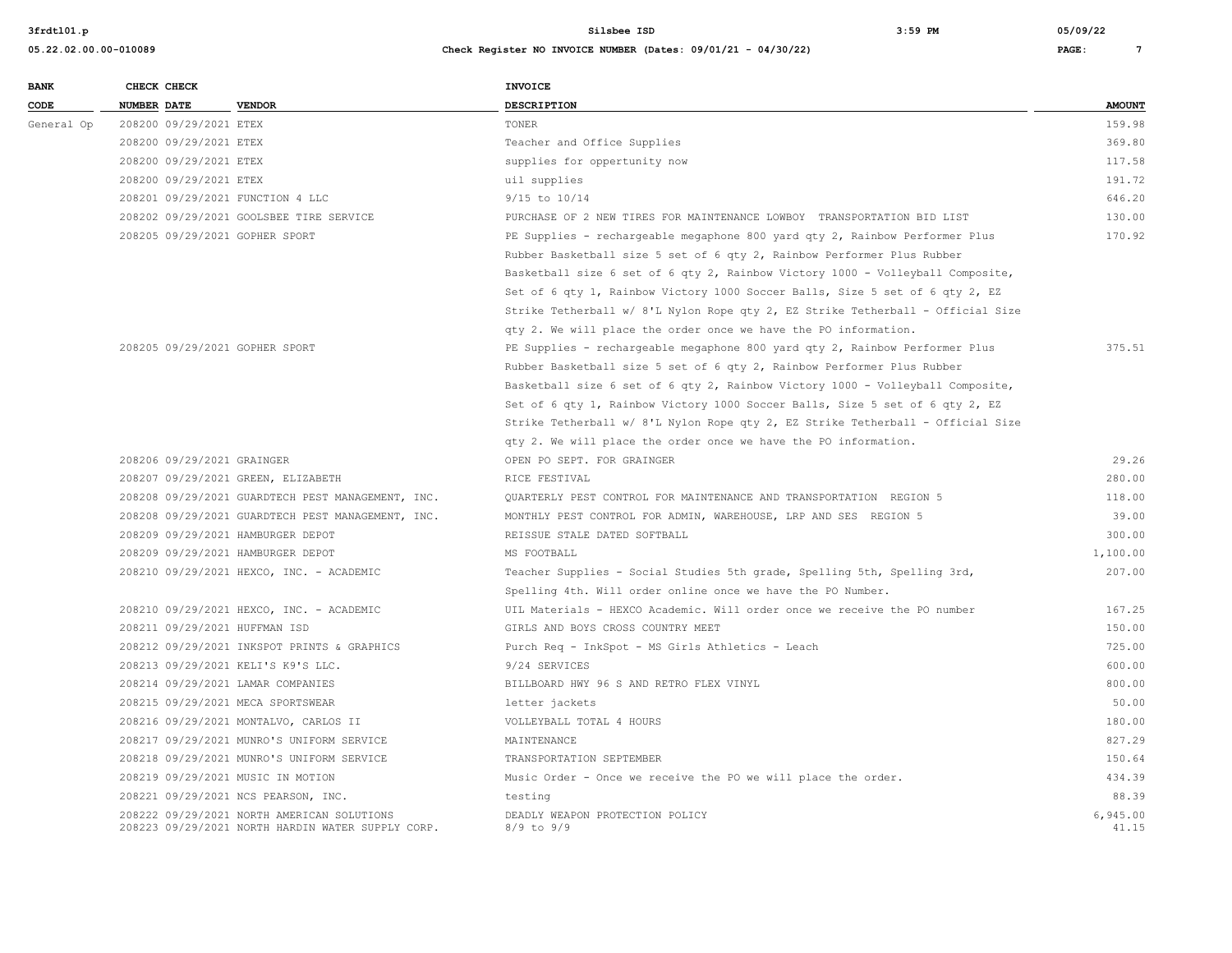| BANK CODE | CHECK NUMBER | CHECK DATE | VENDOR | INVOICE DESCRIPTION | AMOUNT |
|---|---|---|---|---|---|
| General Op | 208200 | 09/29/2021 | ETEX | TONER | 159.98 |
| | 208200 | 09/29/2021 | ETEX | Teacher and Office Supplies | 369.80 |
| | 208200 | 09/29/2021 | ETEX | supplies for oppertunity now | 117.58 |
| | 208200 | 09/29/2021 | ETEX | uil supplies | 191.72 |
| | 208201 | 09/29/2021 | FUNCTION 4 LLC | 9/15 to 10/14 | 646.20 |
| | 208202 | 09/29/2021 | GOOLSBEE TIRE SERVICE | PURCHASE OF 2 NEW TIRES FOR MAINTENANCE LOWBOY TRANSPORTATION BID LIST | 130.00 |
| | 208205 | 09/29/2021 | GOPHER SPORT | PE Supplies - rechargeable megaphone 800 yard qty 2, Rainbow Performer Plus Rubber Basketball size 5 set of 6 qty 2, Rainbow Performer Plus Rubber Basketball size 6 set of 6 qty 2, Rainbow Victory 1000 - Volleyball Composite, Set of 6 qty 1, Rainbow Victory 1000 Soccer Balls, Size 5 set of 6 qty 2, EZ Strike Tetherball w/ 8'L Nylon Rope qty 2, EZ Strike Tetherball - Official Size qty 2. We will place the order once we have the PO information. | 170.92 |
| | 208205 | 09/29/2021 | GOPHER SPORT | PE Supplies - rechargeable megaphone 800 yard qty 2, Rainbow Performer Plus Rubber Basketball size 5 set of 6 qty 2, Rainbow Performer Plus Rubber Basketball size 6 set of 6 qty 2, Rainbow Victory 1000 - Volleyball Composite, Set of 6 qty 1, Rainbow Victory 1000 Soccer Balls, Size 5 set of 6 qty 2, EZ Strike Tetherball w/ 8'L Nylon Rope qty 2, EZ Strike Tetherball - Official Size qty 2. We will place the order once we have the PO information. | 375.51 |
| | 208206 | 09/29/2021 | GRAINGER | OPEN PO SEPT. FOR GRAINGER | 29.26 |
| | 208207 | 09/29/2021 | GREEN, ELIZABETH | RICE FESTIVAL | 280.00 |
| | 208208 | 09/29/2021 | GUARDTECH PEST MANAGEMENT, INC. | QUARTERLY PEST CONTROL FOR MAINTENANCE AND TRANSPORTATION REGION 5 | 118.00 |
| | 208208 | 09/29/2021 | GUARDTECH PEST MANAGEMENT, INC. | MONTHLY PEST CONTROL FOR ADMIN, WAREHOUSE, LRP AND SES REGION 5 | 39.00 |
| | 208209 | 09/29/2021 | HAMBURGER DEPOT | REISSUE STALE DATED SOFTBALL | 300.00 |
| | 208209 | 09/29/2021 | HAMBURGER DEPOT | MS FOOTBALL | 1,100.00 |
| | 208210 | 09/29/2021 | HEXCO, INC. - ACADEMIC | Teacher Supplies - Social Studies 5th grade, Spelling 5th, Spelling 3rd, Spelling 4th. Will order online once we have the PO Number. | 207.00 |
| | 208210 | 09/29/2021 | HEXCO, INC. - ACADEMIC | UIL Materials - HEXCO Academic. Will order once we receive the PO number | 167.25 |
| | 208211 | 09/29/2021 | HUFFMAN ISD | GIRLS AND BOYS CROSS COUNTRY MEET | 150.00 |
| | 208212 | 09/29/2021 | INKSPOT PRINTS & GRAPHICS | Purch Req - InkSpot - MS Girls Athletics - Leach | 725.00 |
| | 208213 | 09/29/2021 | KELI'S K9'S LLC. | 9/24 SERVICES | 600.00 |
| | 208214 | 09/29/2021 | LAMAR COMPANIES | BILLBOARD HWY 96 S AND RETRO FLEX VINYL | 800.00 |
| | 208215 | 09/29/2021 | MECA SPORTSWEAR | letter jackets | 50.00 |
| | 208216 | 09/29/2021 | MONTALVO, CARLOS II | VOLLEYBALL TOTAL 4 HOURS | 180.00 |
| | 208217 | 09/29/2021 | MUNRO'S UNIFORM SERVICE | MAINTENANCE | 827.29 |
| | 208218 | 09/29/2021 | MUNRO'S UNIFORM SERVICE | TRANSPORTATION SEPTEMBER | 150.64 |
| | 208219 | 09/29/2021 | MUSIC IN MOTION | Music Order - Once we receive the PO we will place the order. | 434.39 |
| | 208221 | 09/29/2021 | NCS PEARSON, INC. | testing | 88.39 |
| | 208222 | 09/29/2021 | NORTH AMERICAN SOLUTIONS | DEADLY WEAPON PROTECTION POLICY | 6,945.00 |
| | 208223 | 09/29/2021 | NORTH HARDIN WATER SUPPLY CORP. | 8/9 to 9/9 | 41.15 |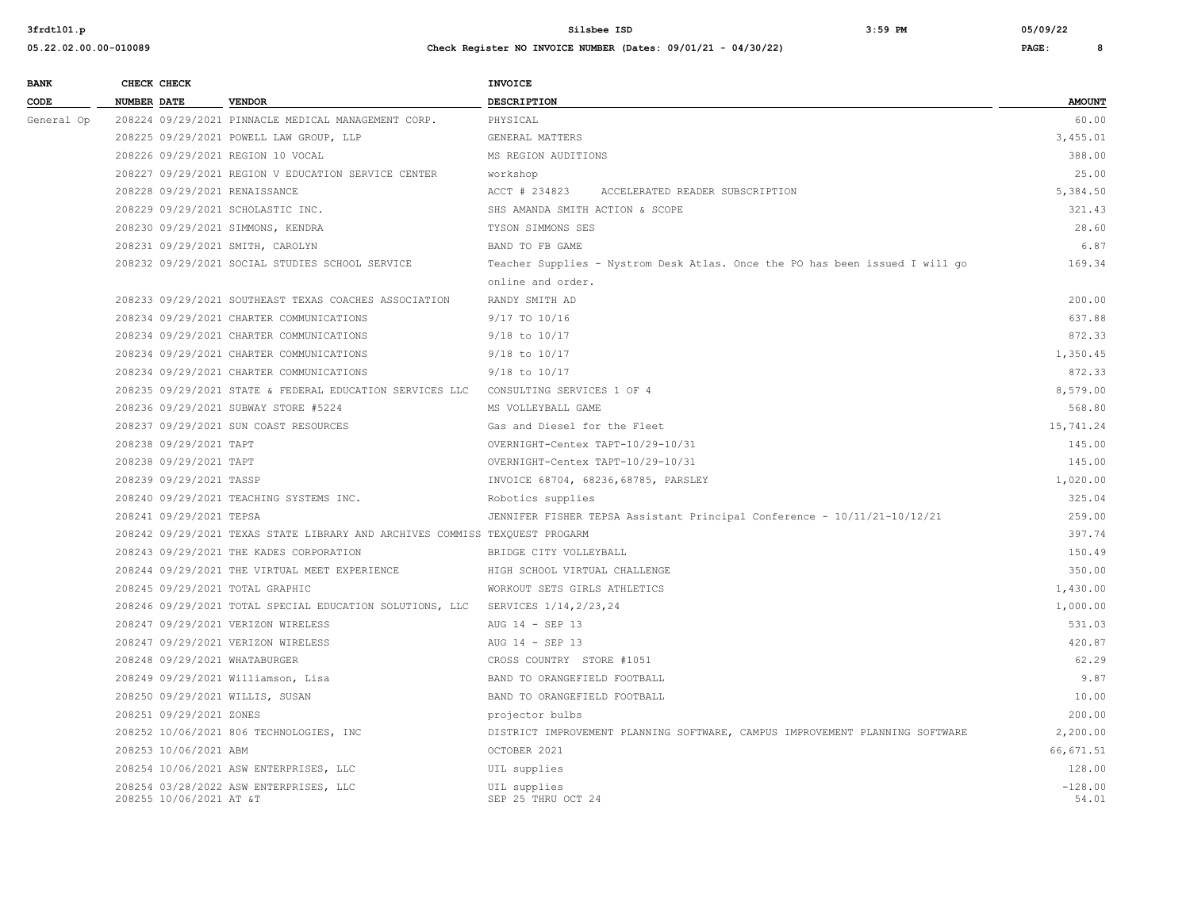| BANK CODE | CHECK NUMBER | CHECK DATE | VENDOR | INVOICE DESCRIPTION | AMOUNT |
|---|---|---|---|---|---|
| General Op | 208224 | 09/29/2021 | PINNACLE MEDICAL MANAGEMENT CORP. | PHYSICAL | 60.00 |
| | 208225 | 09/29/2021 | POWELL LAW GROUP, LLP | GENERAL MATTERS | 3,455.01 |
| | 208226 | 09/29/2021 | REGION 10 VOCAL | MS REGION AUDITIONS | 388.00 |
| | 208227 | 09/29/2021 | REGION V EDUCATION SERVICE CENTER | workshop | 25.00 |
| | 208228 | 09/29/2021 | RENAISSANCE | ACCT # 234823 ACCELERATED READER SUBSCRIPTION | 5,384.50 |
| | 208229 | 09/29/2021 | SCHOLASTIC INC. | SHS AMANDA SMITH ACTION & SCOPE | 321.43 |
| | 208230 | 09/29/2021 | SIMMONS, KENDRA | TYSON SIMMONS SES | 28.60 |
| | 208231 | 09/29/2021 | SMITH, CAROLYN | BAND TO FB GAME | 6.87 |
| | 208232 | 09/29/2021 | SOCIAL STUDIES SCHOOL SERVICE | Teacher Supplies - Nystrom Desk Atlas. Once the PO has been issued I will go online and order. | 169.34 |
| | 208233 | 09/29/2021 | SOUTHEAST TEXAS COACHES ASSOCIATION | RANDY SMITH AD | 200.00 |
| | 208234 | 09/29/2021 | CHARTER COMMUNICATIONS | 9/17 TO 10/16 | 637.88 |
| | 208234 | 09/29/2021 | CHARTER COMMUNICATIONS | 9/18 to 10/17 | 872.33 |
| | 208234 | 09/29/2021 | CHARTER COMMUNICATIONS | 9/18 to 10/17 | 1,350.45 |
| | 208234 | 09/29/2021 | CHARTER COMMUNICATIONS | 9/18 to 10/17 | 872.33 |
| | 208235 | 09/29/2021 | STATE & FEDERAL EDUCATION SERVICES LLC | CONSULTING SERVICES 1 OF 4 | 8,579.00 |
| | 208236 | 09/29/2021 | SUBWAY STORE #5224 | MS VOLLEYBALL GAME | 568.80 |
| | 208237 | 09/29/2021 | SUN COAST RESOURCES | Gas and Diesel for the Fleet | 15,741.24 |
| | 208238 | 09/29/2021 | TAPT | OVERNIGHT-Centex TAPT-10/29-10/31 | 145.00 |
| | 208238 | 09/29/2021 | TAPT | OVERNIGHT-Centex TAPT-10/29-10/31 | 145.00 |
| | 208239 | 09/29/2021 | TASSP | INVOICE 68704, 68236,68785, PARSLEY | 1,020.00 |
| | 208240 | 09/29/2021 | TEACHING SYSTEMS INC. | Robotics supplies | 325.04 |
| | 208241 | 09/29/2021 | TEPSA | JENNIFER FISHER TEPSA Assistant Principal Conference - 10/11/21-10/12/21 | 259.00 |
| | 208242 | 09/29/2021 | TEXAS STATE LIBRARY AND ARCHIVES COMMISS | TEXQUEST PROGARM | 397.74 |
| | 208243 | 09/29/2021 | THE KADES CORPORATION | BRIDGE CITY VOLLEYBALL | 150.49 |
| | 208244 | 09/29/2021 | THE VIRTUAL MEET EXPERIENCE | HIGH SCHOOL VIRTUAL CHALLENGE | 350.00 |
| | 208245 | 09/29/2021 | TOTAL GRAPHIC | WORKOUT SETS GIRLS ATHLETICS | 1,430.00 |
| | 208246 | 09/29/2021 | TOTAL SPECIAL EDUCATION SOLUTIONS, LLC | SERVICES 1/14,2/23,24 | 1,000.00 |
| | 208247 | 09/29/2021 | VERIZON WIRELESS | AUG 14 - SEP 13 | 531.03 |
| | 208247 | 09/29/2021 | VERIZON WIRELESS | AUG 14 - SEP 13 | 420.87 |
| | 208248 | 09/29/2021 | WHATABURGER | CROSS COUNTRY STORE #1051 | 62.29 |
| | 208249 | 09/29/2021 | Williamson, Lisa | BAND TO ORANGEFIELD FOOTBALL | 9.87 |
| | 208250 | 09/29/2021 | WILLIS, SUSAN | BAND TO ORANGEFIELD FOOTBALL | 10.00 |
| | 208251 | 09/29/2021 | ZONES | projector bulbs | 200.00 |
| | 208252 | 10/06/2021 | 806 TECHNOLOGIES, INC | DISTRICT IMPROVEMENT PLANNING SOFTWARE, CAMPUS IMPROVEMENT PLANNING SOFTWARE | 2,200.00 |
| | 208253 | 10/06/2021 | ABM | OCTOBER 2021 | 66,671.51 |
| | 208254 | 10/06/2021 | ASW ENTERPRISES, LLC | UIL supplies | 128.00 |
| | 208254 | 03/28/2022 | ASW ENTERPRISES, LLC | UIL supplies | -128.00 |
| | 208255 | 10/06/2021 | AT &T | SEP 25 THRU OCT 24 | 54.01 |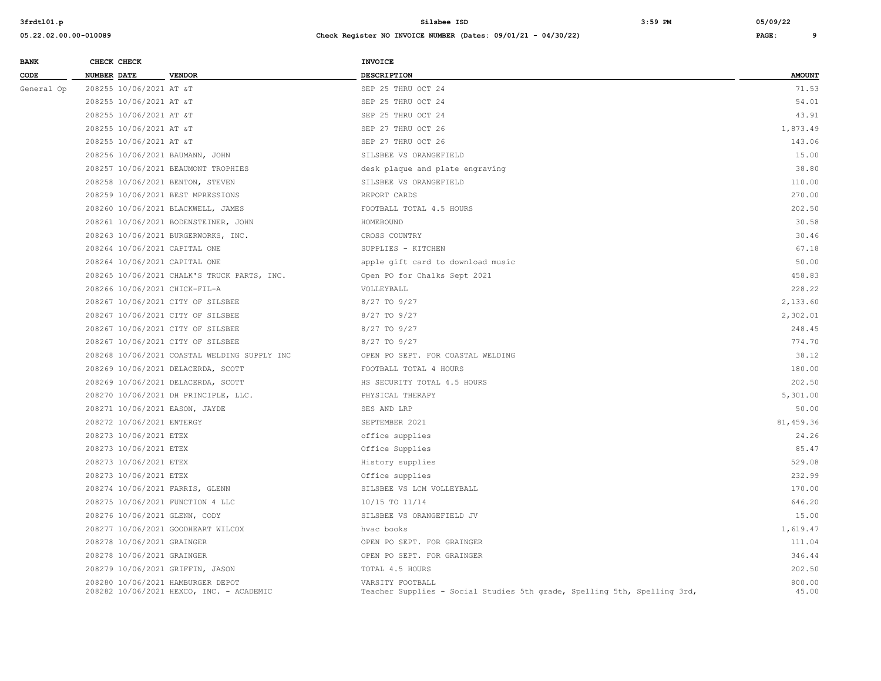| BANK CODE | CHECK NUMBER | CHECK DATE | VENDOR | INVOICE DESCRIPTION | AMOUNT |
|---|---|---|---|---|---|
| General Op | 208255 | 10/06/2021 | AT &T | SEP 25 THRU OCT 24 | 71.53 |
| | 208255 | 10/06/2021 | AT &T | SEP 25 THRU OCT 24 | 54.01 |
| | 208255 | 10/06/2021 | AT &T | SEP 25 THRU OCT 24 | 43.91 |
| | 208255 | 10/06/2021 | AT &T | SEP 27 THRU OCT 26 | 1,873.49 |
| | 208255 | 10/06/2021 | AT &T | SEP 27 THRU OCT 26 | 143.06 |
| | 208256 | 10/06/2021 | BAUMANN, JOHN | SILSBEE VS ORANGEFIELD | 15.00 |
| | 208257 | 10/06/2021 | BEAUMONT TROPHIES | desk plaque and plate engraving | 38.80 |
| | 208258 | 10/06/2021 | BENTON, STEVEN | SILSBEE VS ORANGEFIELD | 110.00 |
| | 208259 | 10/06/2021 | BEST MPRESSIONS | REPORT CARDS | 270.00 |
| | 208260 | 10/06/2021 | BLACKWELL, JAMES | FOOTBALL TOTAL 4.5 HOURS | 202.50 |
| | 208261 | 10/06/2021 | BODENSTEINER, JOHN | HOMEBOUND | 30.58 |
| | 208263 | 10/06/2021 | BURGERWORKS, INC. | CROSS COUNTRY | 30.46 |
| | 208264 | 10/06/2021 | CAPITAL ONE | SUPPLIES - KITCHEN | 67.18 |
| | 208264 | 10/06/2021 | CAPITAL ONE | apple gift card to download music | 50.00 |
| | 208265 | 10/06/2021 | CHALK'S TRUCK PARTS, INC. | Open PO for Chalks Sept 2021 | 458.83 |
| | 208266 | 10/06/2021 | CHICK-FIL-A | VOLLEYBALL | 228.22 |
| | 208267 | 10/06/2021 | CITY OF SILSBEE | 8/27 TO 9/27 | 2,133.60 |
| | 208267 | 10/06/2021 | CITY OF SILSBEE | 8/27 TO 9/27 | 2,302.01 |
| | 208267 | 10/06/2021 | CITY OF SILSBEE | 8/27 TO 9/27 | 248.45 |
| | 208267 | 10/06/2021 | CITY OF SILSBEE | 8/27 TO 9/27 | 774.70 |
| | 208268 | 10/06/2021 | COASTAL WELDING SUPPLY INC | OPEN PO SEPT. FOR COASTAL WELDING | 38.12 |
| | 208269 | 10/06/2021 | DELACERDA, SCOTT | FOOTBALL TOTAL 4 HOURS | 180.00 |
| | 208269 | 10/06/2021 | DELACERDA, SCOTT | HS SECURITY TOTAL 4.5 HOURS | 202.50 |
| | 208270 | 10/06/2021 | DH PRINCIPLE, LLC. | PHYSICAL THERAPY | 5,301.00 |
| | 208271 | 10/06/2021 | EASON, JAYDE | SES AND LRP | 50.00 |
| | 208272 | 10/06/2021 | ENTERGY | SEPTEMBER 2021 | 81,459.36 |
| | 208273 | 10/06/2021 | ETEX | office supplies | 24.26 |
| | 208273 | 10/06/2021 | ETEX | Office Supplies | 85.47 |
| | 208273 | 10/06/2021 | ETEX | History supplies | 529.08 |
| | 208273 | 10/06/2021 | ETEX | Office supplies | 232.99 |
| | 208274 | 10/06/2021 | FARRIS, GLENN | SILSBEE VS LCM VOLLEYBALL | 170.00 |
| | 208275 | 10/06/2021 | FUNCTION 4 LLC | 10/15 TO 11/14 | 646.20 |
| | 208276 | 10/06/2021 | GLENN, CODY | SILSBEE VS ORANGEFIELD JV | 15.00 |
| | 208277 | 10/06/2021 | GOODHEART WILCOX | hvac books | 1,619.47 |
| | 208278 | 10/06/2021 | GRAINGER | OPEN PO SEPT. FOR GRAINGER | 111.04 |
| | 208278 | 10/06/2021 | GRAINGER | OPEN PO SEPT. FOR GRAINGER | 346.44 |
| | 208279 | 10/06/2021 | GRIFFIN, JASON | TOTAL 4.5 HOURS | 202.50 |
| | 208280 | 10/06/2021 | HAMBURGER DEPOT | VARSITY FOOTBALL | 800.00 |
| | 208282 | 10/06/2021 | HEXCO, INC. - ACADEMIC | Teacher Supplies - Social Studies 5th grade, Spelling 5th, Spelling 3rd, | 45.00 |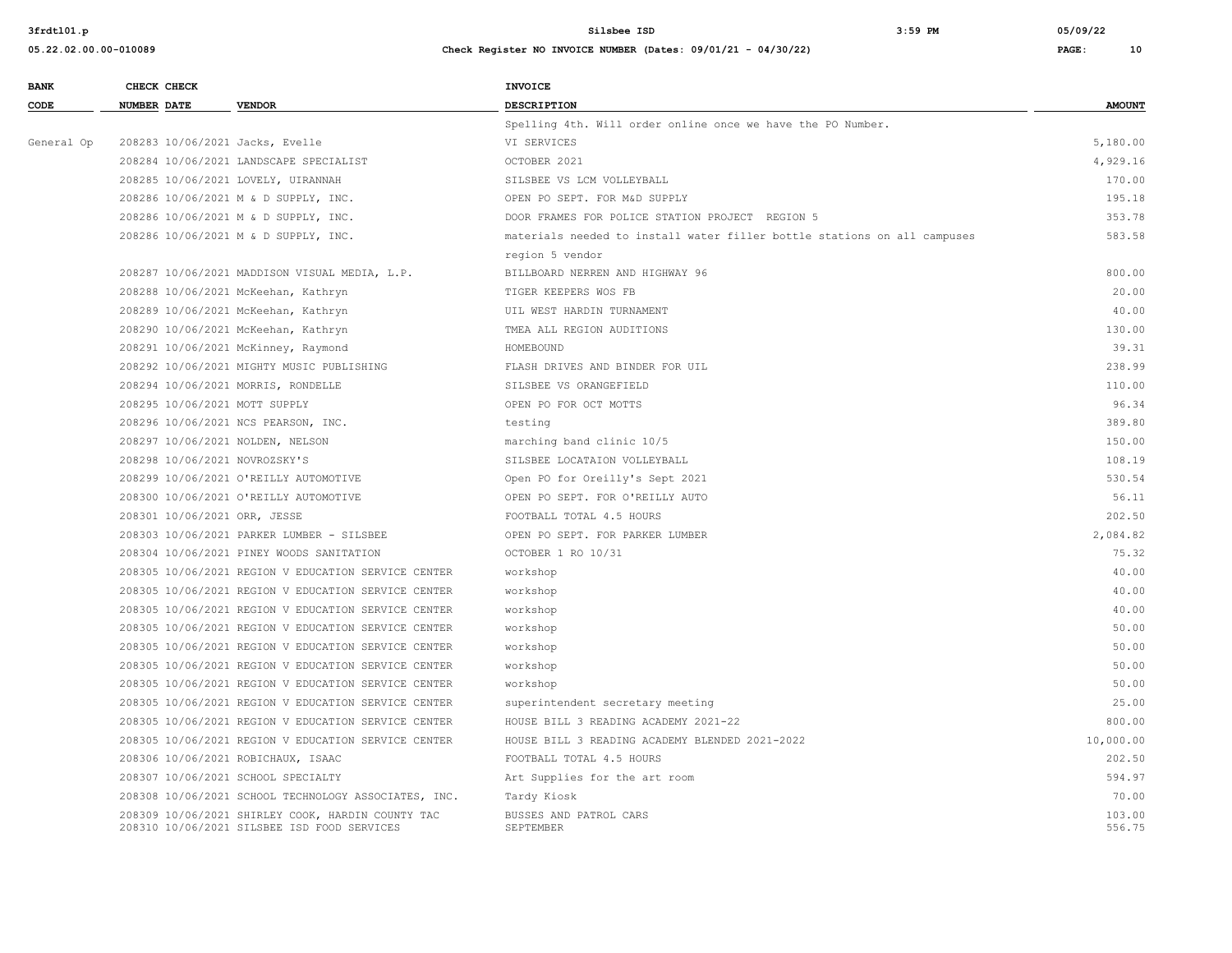| BANK CODE | CHECK NUMBER | CHECK DATE | VENDOR | INVOICE DESCRIPTION | AMOUNT |
|---|---|---|---|---|---|
| | | | | Spelling 4th. Will order online once we have the PO Number. | |
| General Op | 208283 | 10/06/2021 | Jacks, Evelle | VI SERVICES | 5,180.00 |
| | 208284 | 10/06/2021 | LANDSCAPE SPECIALIST | OCTOBER 2021 | 4,929.16 |
| | 208285 | 10/06/2021 | LOVELY, UIRANNAH | SILSBEE VS LCM VOLLEYBALL | 170.00 |
| | 208286 | 10/06/2021 | M & D SUPPLY, INC. | OPEN PO SEPT. FOR M&D SUPPLY | 195.18 |
| | 208286 | 10/06/2021 | M & D SUPPLY, INC. | DOOR FRAMES FOR POLICE STATION PROJECT REGION 5 | 353.78 |
| | 208286 | 10/06/2021 | M & D SUPPLY, INC. | materials needed to install water filler bottle stations on all campuses region 5 vendor | 583.58 |
| | 208287 | 10/06/2021 | MADDISON VISUAL MEDIA, L.P. | BILLBOARD NERREN AND HIGHWAY 96 | 800.00 |
| | 208288 | 10/06/2021 | McKeehan, Kathryn | TIGER KEEPERS WOS FB | 20.00 |
| | 208289 | 10/06/2021 | McKeehan, Kathryn | UIL WEST HARDIN TURNAMENT | 40.00 |
| | 208290 | 10/06/2021 | McKeehan, Kathryn | TMEA ALL REGION AUDITIONS | 130.00 |
| | 208291 | 10/06/2021 | McKinney, Raymond | HOMEBOUND | 39.31 |
| | 208292 | 10/06/2021 | MIGHTY MUSIC PUBLISHING | FLASH DRIVES AND BINDER FOR UIL | 238.99 |
| | 208294 | 10/06/2021 | MORRIS, RONDELLE | SILSBEE VS ORANGEFIELD | 110.00 |
| | 208295 | 10/06/2021 | MOTT SUPPLY | OPEN PO FOR OCT MOTTS | 96.34 |
| | 208296 | 10/06/2021 | NCS PEARSON, INC. | testing | 389.80 |
| | 208297 | 10/06/2021 | NOLDEN, NELSON | marching band clinic 10/5 | 150.00 |
| | 208298 | 10/06/2021 | NOVROZSKY'S | SILSBEE LOCATAION VOLLEYBALL | 108.19 |
| | 208299 | 10/06/2021 | O'REILLY AUTOMOTIVE | Open PO for Oreilly's Sept 2021 | 530.54 |
| | 208300 | 10/06/2021 | O'REILLY AUTOMOTIVE | OPEN PO SEPT. FOR O'REILLY AUTO | 56.11 |
| | 208301 | 10/06/2021 | ORR, JESSE | FOOTBALL TOTAL 4.5 HOURS | 202.50 |
| | 208303 | 10/06/2021 | PARKER LUMBER - SILSBEE | OPEN PO SEPT. FOR PARKER LUMBER | 2,084.82 |
| | 208304 | 10/06/2021 | PINEY WOODS SANITATION | OCTOBER 1 RO 10/31 | 75.32 |
| | 208305 | 10/06/2021 | REGION V EDUCATION SERVICE CENTER | workshop | 40.00 |
| | 208305 | 10/06/2021 | REGION V EDUCATION SERVICE CENTER | workshop | 40.00 |
| | 208305 | 10/06/2021 | REGION V EDUCATION SERVICE CENTER | workshop | 40.00 |
| | 208305 | 10/06/2021 | REGION V EDUCATION SERVICE CENTER | workshop | 50.00 |
| | 208305 | 10/06/2021 | REGION V EDUCATION SERVICE CENTER | workshop | 50.00 |
| | 208305 | 10/06/2021 | REGION V EDUCATION SERVICE CENTER | workshop | 50.00 |
| | 208305 | 10/06/2021 | REGION V EDUCATION SERVICE CENTER | workshop | 50.00 |
| | 208305 | 10/06/2021 | REGION V EDUCATION SERVICE CENTER | superintendent secretary meeting | 25.00 |
| | 208305 | 10/06/2021 | REGION V EDUCATION SERVICE CENTER | HOUSE BILL 3 READING ACADEMY 2021-22 | 800.00 |
| | 208305 | 10/06/2021 | REGION V EDUCATION SERVICE CENTER | HOUSE BILL 3 READING ACADEMY BLENDED 2021-2022 | 10,000.00 |
| | 208306 | 10/06/2021 | ROBICHAUX, ISAAC | FOOTBALL TOTAL 4.5 HOURS | 202.50 |
| | 208307 | 10/06/2021 | SCHOOL SPECIALTY | Art Supplies for the art room | 594.97 |
| | 208308 | 10/06/2021 | SCHOOL TECHNOLOGY ASSOCIATES, INC. | Tardy Kiosk | 70.00 |
| | 208309 | 10/06/2021 | SHIRLEY COOK, HARDIN COUNTY TAC | BUSSES AND PATROL CARS | 103.00 |
| | 208310 | 10/06/2021 | SILSBEE ISD FOOD SERVICES | SEPTEMBER | 556.75 |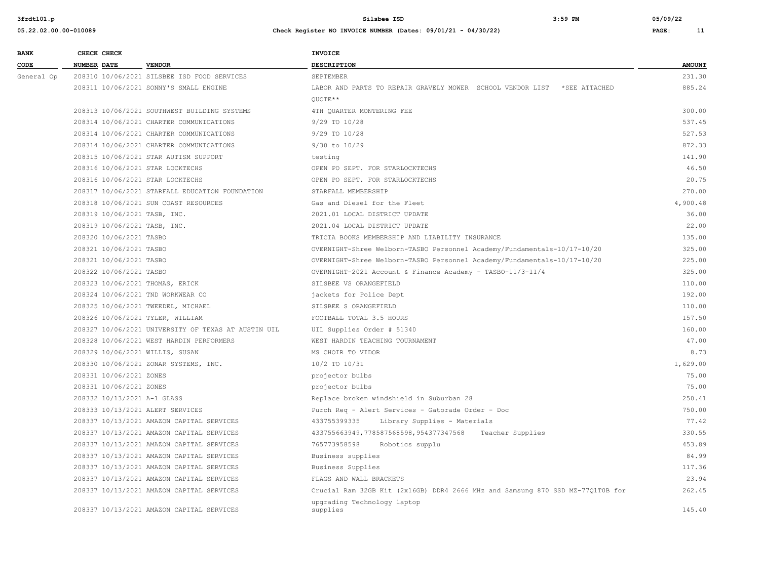| BANK CODE | CHECK NUMBER | CHECK DATE | VENDOR | INVOICE DESCRIPTION | AMOUNT |
|---|---|---|---|---|---|
| General Op | 208310 | 10/06/2021 | SILSBEE ISD FOOD SERVICES | SEPTEMBER | 231.30 |
| | 208311 | 10/06/2021 | SONNY'S SMALL ENGINE | LABOR AND PARTS TO REPAIR GRAVELY MOWER SCHOOL VENDOR LIST *SEE ATTACHED QUOTE** | 885.24 |
| | 208313 | 10/06/2021 | SOUTHWEST BUILDING SYSTEMS | 4TH QUARTER MONTERING FEE | 300.00 |
| | 208314 | 10/06/2021 | CHARTER COMMUNICATIONS | 9/29 TO 10/28 | 537.45 |
| | 208314 | 10/06/2021 | CHARTER COMMUNICATIONS | 9/29 TO 10/28 | 527.53 |
| | 208314 | 10/06/2021 | CHARTER COMMUNICATIONS | 9/30 to 10/29 | 872.33 |
| | 208315 | 10/06/2021 | STAR AUTISM SUPPORT | testing | 141.90 |
| | 208316 | 10/06/2021 | STAR LOCKTECHS | OPEN PO SEPT. FOR STARLOCKTECHS | 46.50 |
| | 208316 | 10/06/2021 | STAR LOCKTECHS | OPEN PO SEPT. FOR STARLOCKTECHS | 20.75 |
| | 208317 | 10/06/2021 | STARFALL EDUCATION FOUNDATION | STARFALL MEMBERSHIP | 270.00 |
| | 208318 | 10/06/2021 | SUN COAST RESOURCES | Gas and Diesel for the Fleet | 4,900.48 |
| | 208319 | 10/06/2021 | TASB, INC. | 2021.01 LOCAL DISTRICT UPDATE | 36.00 |
| | 208319 | 10/06/2021 | TASB, INC. | 2021.04 LOCAL DISTRICT UPDATE | 22.00 |
| | 208320 | 10/06/2021 | TASBO | TRICIA BOOKS MEMBERSHIP AND LIABILITY INSURANCE | 135.00 |
| | 208321 | 10/06/2021 | TASBO | OVERNIGHT-Shree Welborn-TASBO Personnel Academy/Fundamentals-10/17-10/20 | 325.00 |
| | 208321 | 10/06/2021 | TASBO | OVERNIGHT-Shree Welborn-TASBO Personnel Academy/Fundamentals-10/17-10/20 | 225.00 |
| | 208322 | 10/06/2021 | TASBO | OVERNIGHT-2021 Account & Finance Academy - TASBO-11/3-11/4 | 325.00 |
| | 208323 | 10/06/2021 | THOMAS, ERICK | SILSBEE VS ORANGEFIELD | 110.00 |
| | 208324 | 10/06/2021 | TND WORKWEAR CO | jackets for Police Dept | 192.00 |
| | 208325 | 10/06/2021 | TWEEDEL, MICHAEL | SILSBEE S ORANGEFIELD | 110.00 |
| | 208326 | 10/06/2021 | TYLER, WILLIAM | FOOTBALL TOTAL 3.5 HOURS | 157.50 |
| | 208327 | 10/06/2021 | UNIVERSITY OF TEXAS AT AUSTIN UIL | UIL Supplies Order # 51340 | 160.00 |
| | 208328 | 10/06/2021 | WEST HARDIN PERFORMERS | WEST HARDIN TEACHING TOURNAMENT | 47.00 |
| | 208329 | 10/06/2021 | WILLIS, SUSAN | MS CHOIR TO VIDOR | 8.73 |
| | 208330 | 10/06/2021 | ZONAR SYSTEMS, INC. | 10/2 TO 10/31 | 1,629.00 |
| | 208331 | 10/06/2021 | ZONES | projector bulbs | 75.00 |
| | 208331 | 10/06/2021 | ZONES | projector bulbs | 75.00 |
| | 208332 | 10/13/2021 | A-1 GLASS | Replace broken windshield in Suburban 28 | 250.41 |
| | 208333 | 10/13/2021 | ALERT SERVICES | Purch Req - Alert Services - Gatorade Order - Doc | 750.00 |
| | 208337 | 10/13/2021 | AMAZON CAPITAL SERVICES | 433755399335 Library Supplies - Materials | 77.42 |
| | 208337 | 10/13/2021 | AMAZON CAPITAL SERVICES | 433755663949,778587568598,954377347568 Teacher Supplies | 330.55 |
| | 208337 | 10/13/2021 | AMAZON CAPITAL SERVICES | 765773958598 Robotics supplu | 453.89 |
| | 208337 | 10/13/2021 | AMAZON CAPITAL SERVICES | Business supplies | 84.99 |
| | 208337 | 10/13/2021 | AMAZON CAPITAL SERVICES | Business Supplies | 117.36 |
| | 208337 | 10/13/2021 | AMAZON CAPITAL SERVICES | FLAGS AND WALL BRACKETS | 23.94 |
| | 208337 | 10/13/2021 | AMAZON CAPITAL SERVICES | Crucial Ram 32GB Kit (2x16GB) DDR4 2666 MHz and Samsung 870 SSD MZ-77Q1T0B for upgrading Technology laptop | 262.45 |
| | 208337 | 10/13/2021 | AMAZON CAPITAL SERVICES | supplies | 145.40 |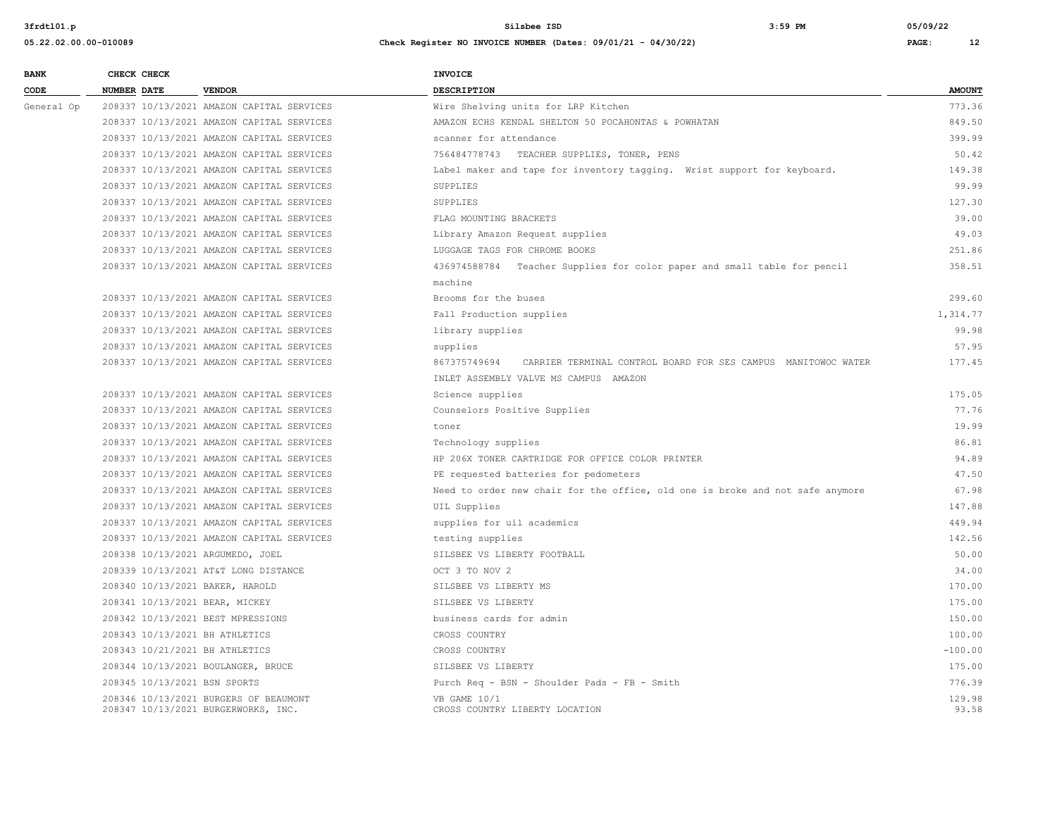| BANK CODE | CHECK NUMBER | CHECK DATE | VENDOR | INVOICE DESCRIPTION | AMOUNT |
|---|---|---|---|---|---|
| General Op | 208337 | 10/13/2021 | AMAZON CAPITAL SERVICES | Wire Shelving units for LRP Kitchen | 773.36 |
| | 208337 | 10/13/2021 | AMAZON CAPITAL SERVICES | AMAZON ECHS KENDAL SHELTON 50 POCAHONTAS & POWHATAN | 849.50 |
| | 208337 | 10/13/2021 | AMAZON CAPITAL SERVICES | scanner for attendance | 399.99 |
| | 208337 | 10/13/2021 | AMAZON CAPITAL SERVICES | 756484778743 TEACHER SUPPLIES, TONER, PENS | 50.42 |
| | 208337 | 10/13/2021 | AMAZON CAPITAL SERVICES | Label maker and tape for inventory tagging. Wrist support for keyboard. | 149.38 |
| | 208337 | 10/13/2021 | AMAZON CAPITAL SERVICES | SUPPLIES | 99.99 |
| | 208337 | 10/13/2021 | AMAZON CAPITAL SERVICES | SUPPLIES | 127.30 |
| | 208337 | 10/13/2021 | AMAZON CAPITAL SERVICES | FLAG MOUNTING BRACKETS | 39.00 |
| | 208337 | 10/13/2021 | AMAZON CAPITAL SERVICES | Library Amazon Request supplies | 49.03 |
| | 208337 | 10/13/2021 | AMAZON CAPITAL SERVICES | LUGGAGE TAGS FOR CHROME BOOKS | 251.86 |
| | 208337 | 10/13/2021 | AMAZON CAPITAL SERVICES | 436974588784 Teacher Supplies for color paper and small table for pencil machine | 358.51 |
| | 208337 | 10/13/2021 | AMAZON CAPITAL SERVICES | Brooms for the buses | 299.60 |
| | 208337 | 10/13/2021 | AMAZON CAPITAL SERVICES | Fall Production supplies | 1,314.77 |
| | 208337 | 10/13/2021 | AMAZON CAPITAL SERVICES | library supplies | 99.98 |
| | 208337 | 10/13/2021 | AMAZON CAPITAL SERVICES | supplies | 57.95 |
| | 208337 | 10/13/2021 | AMAZON CAPITAL SERVICES | 867375749694 CARRIER TERMINAL CONTROL BOARD FOR SES CAMPUS MANITOWOC WATER INLET ASSEMBLY VALVE MS CAMPUS AMAZON | 177.45 |
| | 208337 | 10/13/2021 | AMAZON CAPITAL SERVICES | Science supplies | 175.05 |
| | 208337 | 10/13/2021 | AMAZON CAPITAL SERVICES | Counselors Positive Supplies | 77.76 |
| | 208337 | 10/13/2021 | AMAZON CAPITAL SERVICES | toner | 19.99 |
| | 208337 | 10/13/2021 | AMAZON CAPITAL SERVICES | Technology supplies | 86.81 |
| | 208337 | 10/13/2021 | AMAZON CAPITAL SERVICES | HP 206X TONER CARTRIDGE FOR OFFICE COLOR PRINTER | 94.89 |
| | 208337 | 10/13/2021 | AMAZON CAPITAL SERVICES | PE requested batteries for pedometers | 47.50 |
| | 208337 | 10/13/2021 | AMAZON CAPITAL SERVICES | Need to order new chair for the office, old one is broke and not safe anymore | 67.98 |
| | 208337 | 10/13/2021 | AMAZON CAPITAL SERVICES | UIL Supplies | 147.88 |
| | 208337 | 10/13/2021 | AMAZON CAPITAL SERVICES | supplies for uil academics | 449.94 |
| | 208337 | 10/13/2021 | AMAZON CAPITAL SERVICES | testing supplies | 142.56 |
| | 208338 | 10/13/2021 | ARGUMEDO, JOEL | SILSBEE VS LIBERTY FOOTBALL | 50.00 |
| | 208339 | 10/13/2021 | AT&T LONG DISTANCE | OCT 3 TO NOV 2 | 34.00 |
| | 208340 | 10/13/2021 | BAKER, HAROLD | SILSBEE VS LIBERTY MS | 170.00 |
| | 208341 | 10/13/2021 | BEAR, MICKEY | SILSBEE VS LIBERTY | 175.00 |
| | 208342 | 10/13/2021 | BEST MPRESSIONS | business cards for admin | 150.00 |
| | 208343 | 10/13/2021 | BH ATHLETICS | CROSS COUNTRY | 100.00 |
| | 208343 | 10/21/2021 | BH ATHLETICS | CROSS COUNTRY | -100.00 |
| | 208344 | 10/13/2021 | BOULANGER, BRUCE | SILSBEE VS LIBERTY | 175.00 |
| | 208345 | 10/13/2021 | BSN SPORTS | Purch Req - BSN - Shoulder Pads - FB - Smith | 776.39 |
| | 208346 | 10/13/2021 | BURGERS OF BEAUMONT | VB GAME 10/1 | 129.98 |
| | 208347 | 10/13/2021 | BURGERWORKS, INC. | CROSS COUNTRY LIBERTY LOCATION | 93.58 |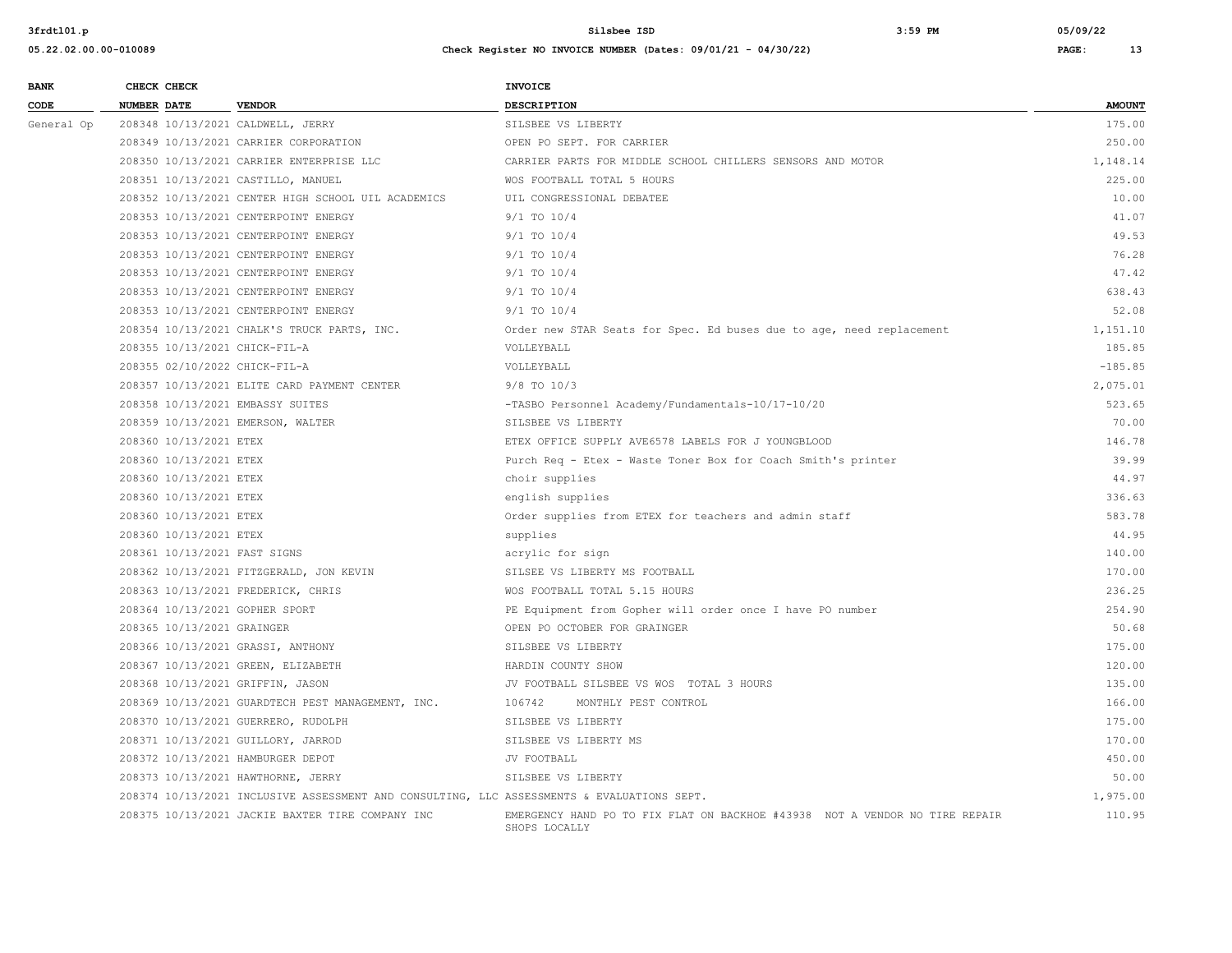| BANK CODE | CHECK NUMBER | CHECK DATE | VENDOR | INVOICE DESCRIPTION | AMOUNT |
|---|---|---|---|---|---|
| General Op | 208348 | 10/13/2021 | CALDWELL, JERRY | SILSBEE VS LIBERTY | 175.00 |
| | 208349 | 10/13/2021 | CARRIER CORPORATION | OPEN PO SEPT. FOR CARRIER | 250.00 |
| | 208350 | 10/13/2021 | CARRIER ENTERPRISE LLC | CARRIER PARTS FOR MIDDLE SCHOOL CHILLERS SENSORS AND MOTOR | 1,148.14 |
| | 208351 | 10/13/2021 | CASTILLO, MANUEL | WOS FOOTBALL TOTAL 5 HOURS | 225.00 |
| | 208352 | 10/13/2021 | CENTER HIGH SCHOOL UIL ACADEMICS | UIL CONGRESSIONAL DEBATEE | 10.00 |
| | 208353 | 10/13/2021 | CENTERPOINT ENERGY | 9/1 TO 10/4 | 41.07 |
| | 208353 | 10/13/2021 | CENTERPOINT ENERGY | 9/1 TO 10/4 | 49.53 |
| | 208353 | 10/13/2021 | CENTERPOINT ENERGY | 9/1 TO 10/4 | 76.28 |
| | 208353 | 10/13/2021 | CENTERPOINT ENERGY | 9/1 TO 10/4 | 47.42 |
| | 208353 | 10/13/2021 | CENTERPOINT ENERGY | 9/1 TO 10/4 | 638.43 |
| | 208353 | 10/13/2021 | CENTERPOINT ENERGY | 9/1 TO 10/4 | 52.08 |
| | 208354 | 10/13/2021 | CHALK'S TRUCK PARTS, INC. | Order new STAR Seats for Spec. Ed buses due to age, need replacement | 1,151.10 |
| | 208355 | 10/13/2021 | CHICK-FIL-A | VOLLEYBALL | 185.85 |
| | 208355 | 02/10/2022 | CHICK-FIL-A | VOLLEYBALL | -185.85 |
| | 208357 | 10/13/2021 | ELITE CARD PAYMENT CENTER | 9/8 TO 10/3 | 2,075.01 |
| | 208358 | 10/13/2021 | EMBASSY SUITES | -TASBO Personnel Academy/Fundamentals-10/17-10/20 | 523.65 |
| | 208359 | 10/13/2021 | EMERSON, WALTER | SILSBEE VS LIBERTY | 70.00 |
| | 208360 | 10/13/2021 | ETEX | ETEX OFFICE SUPPLY AVE6578 LABELS FOR J YOUNGBLOOD | 146.78 |
| | 208360 | 10/13/2021 | ETEX | Purch Req - Etex - Waste Toner Box for Coach Smith's printer | 39.99 |
| | 208360 | 10/13/2021 | ETEX | choir supplies | 44.97 |
| | 208360 | 10/13/2021 | ETEX | english supplies | 336.63 |
| | 208360 | 10/13/2021 | ETEX | Order supplies from ETEX for teachers and admin staff | 583.78 |
| | 208360 | 10/13/2021 | ETEX | supplies | 44.95 |
| | 208361 | 10/13/2021 | FAST SIGNS | acrylic for sign | 140.00 |
| | 208362 | 10/13/2021 | FITZGERALD, JON KEVIN | SILSEE VS LIBERTY MS FOOTBALL | 170.00 |
| | 208363 | 10/13/2021 | FREDERICK, CHRIS | WOS FOOTBALL TOTAL 5.15 HOURS | 236.25 |
| | 208364 | 10/13/2021 | GOPHER SPORT | PE Equipment from Gopher will order once I have PO number | 254.90 |
| | 208365 | 10/13/2021 | GRAINGER | OPEN PO OCTOBER FOR GRAINGER | 50.68 |
| | 208366 | 10/13/2021 | GRASSI, ANTHONY | SILSBEE VS LIBERTY | 175.00 |
| | 208367 | 10/13/2021 | GREEN, ELIZABETH | HARDIN COUNTY SHOW | 120.00 |
| | 208368 | 10/13/2021 | GRIFFIN, JASON | JV FOOTBALL SILSBEE VS WOS TOTAL 3 HOURS | 135.00 |
| | 208369 | 10/13/2021 | GUARDTECH PEST MANAGEMENT, INC. | 106742 MONTHLY PEST CONTROL | 166.00 |
| | 208370 | 10/13/2021 | GUERRERO, RUDOLPH | SILSBEE VS LIBERTY | 175.00 |
| | 208371 | 10/13/2021 | GUILLORY, JARROD | SILSBEE VS LIBERTY MS | 170.00 |
| | 208372 | 10/13/2021 | HAMBURGER DEPOT | JV FOOTBALL | 450.00 |
| | 208373 | 10/13/2021 | HAWTHORNE, JERRY | SILSBEE VS LIBERTY | 50.00 |
| | 208374 | 10/13/2021 | INCLUSIVE ASSESSMENT AND CONSULTING, LLC | ASSESSMENTS & EVALUATIONS SEPT. | 1,975.00 |
| | 208375 | 10/13/2021 | JACKIE BAXTER TIRE COMPANY INC | EMERGENCY HAND PO TO FIX FLAT ON BACKHOE #43938 NOT A VENDOR NO TIRE REPAIR SHOPS LOCALLY | 110.95 |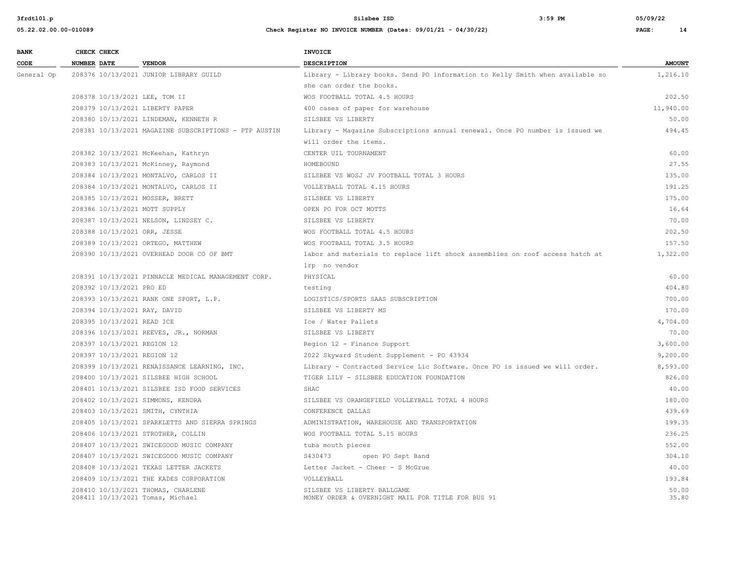| BANK CODE | CHECK NUMBER | CHECK DATE | VENDOR | INVOICE DESCRIPTION | AMOUNT |
|---|---|---|---|---|---|
| General Op | 208376 | 10/13/2021 | JUNIOR LIBRARY GUILD | Library - Library books. Send PO information to Kelly Smith when available so she can order the books. | 1,216.10 |
| | 208378 | 10/13/2021 | LEE, TOM II | WOS FOOTBALL TOTAL 4.5 HOURS | 202.50 |
| | 208379 | 10/13/2021 | LIBERTY PAPER | 400 cases of paper for warehouse | 11,940.00 |
| | 208380 | 10/13/2021 | LINDEMAN, KENNETH R | SILSBEE VS LIBERTY | 50.00 |
| | 208381 | 10/13/2021 | MAGAZINE SUBSCRIPTIONS - PTP AUSTIN | Library - Magazine Subscriptions annual renewal. Once PO number is issued we will order the items. | 494.45 |
| | 208382 | 10/13/2021 | McKeehan, Kathryn | CENTER UIL TOURNAMENT | 60.00 |
| | 208383 | 10/13/2021 | McKinney, Raymond | HOMEBOUND | 27.55 |
| | 208384 | 10/13/2021 | MONTALVO, CARLOS II | SILSBEE VS WOSJ JV FOOTBALL TOTAL 3 HOURS | 135.00 |
| | 208384 | 10/13/2021 | MONTALVO, CARLOS II | VOLLEYBALL TOTAL 4.15 HOURS | 191.25 |
| | 208385 | 10/13/2021 | MOSSER, BRETT | SILSBEE VS LIBERTY | 175.00 |
| | 208386 | 10/13/2021 | MOTT SUPPLY | OPEN PO FOR OCT MOTTS | 16.64 |
| | 208387 | 10/13/2021 | NELSON, LINDSEY C. | SILSBEE VS LIBERTY | 70.00 |
| | 208388 | 10/13/2021 | ORR, JESSE | WOS FOOTBALL TOTAL 4.5 HOURS | 202.50 |
| | 208389 | 10/13/2021 | ORTEGO, MATTHEW | WOS FOOTBALL TOTAL 3.5 HOURS | 157.50 |
| | 208390 | 10/13/2021 | OVERHEAD DOOR CO OF BMT | labor and materials to replace lift shock assemblies on roof access hatch at lrp no vendor | 1,322.00 |
| | 208391 | 10/13/2021 | PINNACLE MEDICAL MANAGEMENT CORP. | PHYSICAL | 60.00 |
| | 208392 | 10/13/2021 | PRO ED | testing | 404.80 |
| | 208393 | 10/13/2021 | RANK ONE SPORT, L.P. | LOGISTICS/SPORTS SAAS SUBSCRIPTION | 700.00 |
| | 208394 | 10/13/2021 | RAY, DAVID | SILSBEE VS LIBERTY MS | 170.00 |
| | 208395 | 10/13/2021 | READ ICE | Ice / Water Pallets | 4,704.00 |
| | 208396 | 10/13/2021 | REEVES, JR., NORMAN | SILSBEE VS LIBERTY | 70.00 |
| | 208397 | 10/13/2021 | REGION 12 | Region 12 - Finance Support | 3,600.00 |
| | 208397 | 10/13/2021 | REGION 12 | 2022 Skyward Student Supplement - PO 43934 | 9,200.00 |
| | 208399 | 10/13/2021 | RENAISSANCE LEARNING, INC. | Library - Contracted Service Lic Software. Once PO is issued we will order. | 8,593.00 |
| | 208400 | 10/13/2021 | SILSBEE HIGH SCHOOL | TIGER LILY - SILSBEE EDUCATION FOUNDATION | 826.00 |
| | 208401 | 10/13/2021 | SILSBEE ISD FOOD SERVICES | SHAC | 40.00 |
| | 208402 | 10/13/2021 | SIMMONS, KENDRA | SILSBEE VS ORANGEFIELD VOLLEYBALL TOTAL 4 HOURS | 180.00 |
| | 208403 | 10/13/2021 | SMITH, CYNTHIA | CONFERENCE DALLAS | 439.69 |
| | 208405 | 10/13/2021 | SPARKLETTS AND SIERRA SPRINGS | ADMINISTRATION, WAREHOUSE AND TRANSPORTATION | 199.35 |
| | 208406 | 10/13/2021 | STROTHER, COLLIN | WOS FOOTBALL TOTAL 5.15 HOURS | 236.25 |
| | 208407 | 10/13/2021 | SWICEGOOD MUSIC COMPANY | tuba mouth pieces | 552.00 |
| | 208407 | 10/13/2021 | SWICEGOOD MUSIC COMPANY | S430473 open PO Sept Band | 304.10 |
| | 208408 | 10/13/2021 | TEXAS LETTER JACKETS | Letter Jacket - Cheer - S McGrue | 40.00 |
| | 208409 | 10/13/2021 | THE KADES CORPORATION | VOLLEYBALL | 193.84 |
| | 208410 | 10/13/2021 | THOMAS, CHARLENE | SILSBEE VS LIBERTY BALLGAME | 50.00 |
| | 208411 | 10/13/2021 | Tomas, Michael | MONEY ORDER & OVERNIGHT MAIL FOR TITLE FOR BUS 91 | 35.80 |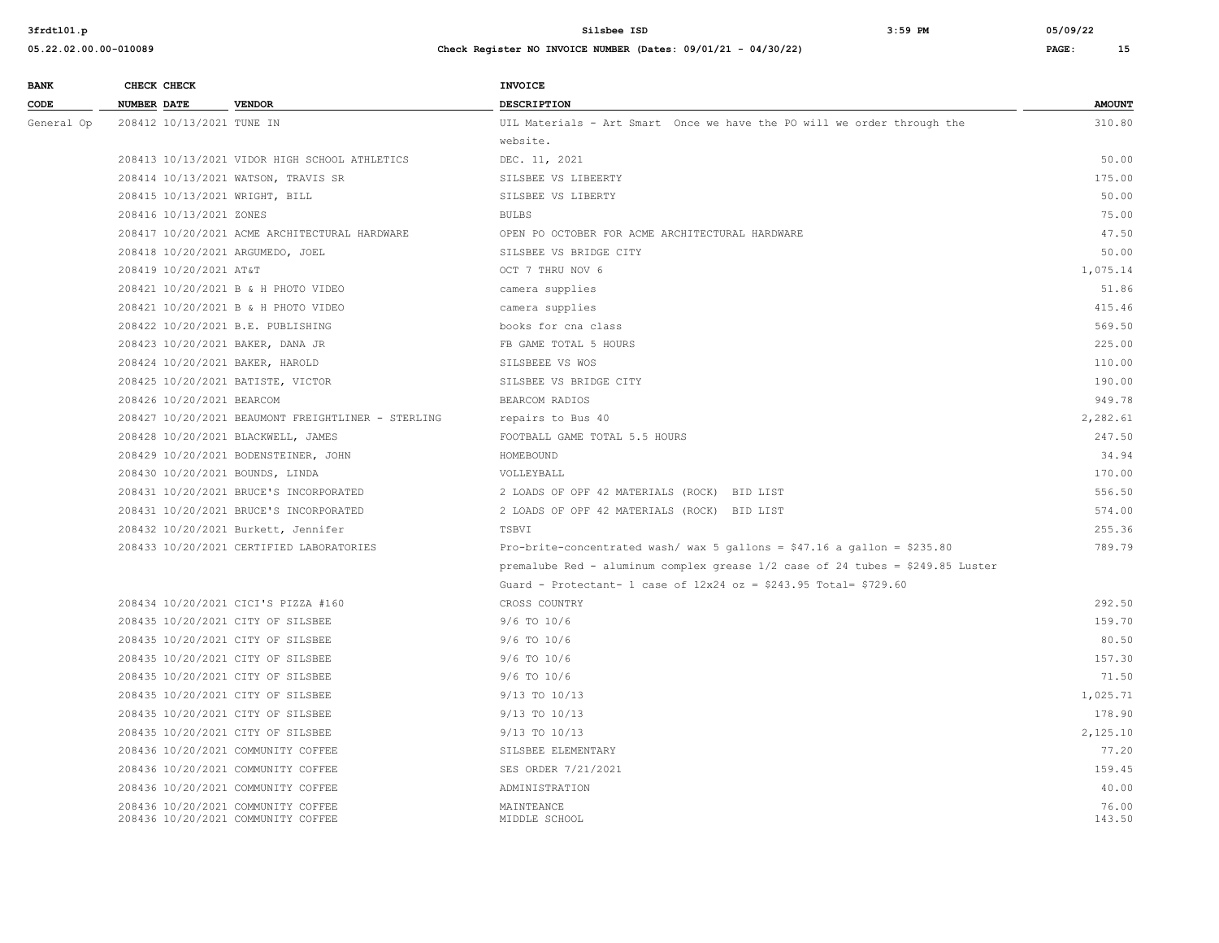| BANK CODE | CHECK NUMBER | CHECK DATE | VENDOR | INVOICE DESCRIPTION | AMOUNT |
|---|---|---|---|---|---|
| General Op | 208412 | 10/13/2021 | TUNE IN | UIL Materials - Art Smart Once we have the PO will we order through the website. | 310.80 |
| | 208413 | 10/13/2021 | VIDOR HIGH SCHOOL ATHLETICS | DEC. 11, 2021 | 50.00 |
| | 208414 | 10/13/2021 | WATSON, TRAVIS SR | SILSBEE VS LIBEERTY | 175.00 |
| | 208415 | 10/13/2021 | WRIGHT, BILL | SILSBEE VS LIBERTY | 50.00 |
| | 208416 | 10/13/2021 | ZONES | BULBS | 75.00 |
| | 208417 | 10/20/2021 | ACME ARCHITECTURAL HARDWARE | OPEN PO OCTOBER FOR ACME ARCHITECTURAL HARDWARE | 47.50 |
| | 208418 | 10/20/2021 | ARGUMEDO, JOEL | SILSBEE VS BRIDGE CITY | 50.00 |
| | 208419 | 10/20/2021 | AT&T | OCT 7 THRU NOV 6 | 1,075.14 |
| | 208421 | 10/20/2021 | B & H PHOTO VIDEO | camera supplies | 51.86 |
| | 208421 | 10/20/2021 | B & H PHOTO VIDEO | camera supplies | 415.46 |
| | 208422 | 10/20/2021 | B.E. PUBLISHING | books for cna class | 569.50 |
| | 208423 | 10/20/2021 | BAKER, DANA JR | FB GAME TOTAL 5 HOURS | 225.00 |
| | 208424 | 10/20/2021 | BAKER, HAROLD | SILSBEEE VS WOS | 110.00 |
| | 208425 | 10/20/2021 | BATISTE, VICTOR | SILSBEE VS BRIDGE CITY | 190.00 |
| | 208426 | 10/20/2021 | BEARCOM | BEARCOM RADIOS | 949.78 |
| | 208427 | 10/20/2021 | BEAUMONT FREIGHTLINER - STERLING | repairs to Bus 40 | 2,282.61 |
| | 208428 | 10/20/2021 | BLACKWELL, JAMES | FOOTBALL GAME TOTAL 5.5 HOURS | 247.50 |
| | 208429 | 10/20/2021 | BODENSTEINER, JOHN | HOMEBOUND | 34.94 |
| | 208430 | 10/20/2021 | BOUNDS, LINDA | VOLLEYBALL | 170.00 |
| | 208431 | 10/20/2021 | BRUCE'S INCORPORATED | 2 LOADS OF OPF 42 MATERIALS (ROCK) BID LIST | 556.50 |
| | 208431 | 10/20/2021 | BRUCE'S INCORPORATED | 2 LOADS OF OPF 42 MATERIALS (ROCK) BID LIST | 574.00 |
| | 208432 | 10/20/2021 | Burkett, Jennifer | TSBVI | 255.36 |
| | 208433 | 10/20/2021 | CERTIFIED LABORATORIES | Pro-brite-concentrated wash/ wax 5 gallons = $47.16 a gallon = $235.80 premalube Red - aluminum complex grease 1/2 case of 24 tubes = $249.85 Luster Guard - Protectant- 1 case of 12x24 oz = $243.95 Total= $729.60 | 789.79 |
| | 208434 | 10/20/2021 | CICI'S PIZZA #160 | CROSS COUNTRY | 292.50 |
| | 208435 | 10/20/2021 | CITY OF SILSBEE | 9/6 TO 10/6 | 159.70 |
| | 208435 | 10/20/2021 | CITY OF SILSBEE | 9/6 TO 10/6 | 80.50 |
| | 208435 | 10/20/2021 | CITY OF SILSBEE | 9/6 TO 10/6 | 157.30 |
| | 208435 | 10/20/2021 | CITY OF SILSBEE | 9/6 TO 10/6 | 71.50 |
| | 208435 | 10/20/2021 | CITY OF SILSBEE | 9/13 TO 10/13 | 1,025.71 |
| | 208435 | 10/20/2021 | CITY OF SILSBEE | 9/13 TO 10/13 | 178.90 |
| | 208435 | 10/20/2021 | CITY OF SILSBEE | 9/13 TO 10/13 | 2,125.10 |
| | 208436 | 10/20/2021 | COMMUNITY COFFEE | SILSBEE ELEMENTARY | 77.20 |
| | 208436 | 10/20/2021 | COMMUNITY COFFEE | SES ORDER 7/21/2021 | 159.45 |
| | 208436 | 10/20/2021 | COMMUNITY COFFEE | ADMINISTRATION | 40.00 |
| | 208436 | 10/20/2021 | COMMUNITY COFFEE | MAINTEANCE | 76.00 |
| | 208436 | 10/20/2021 | COMMUNITY COFFEE | MIDDLE SCHOOL | 143.50 |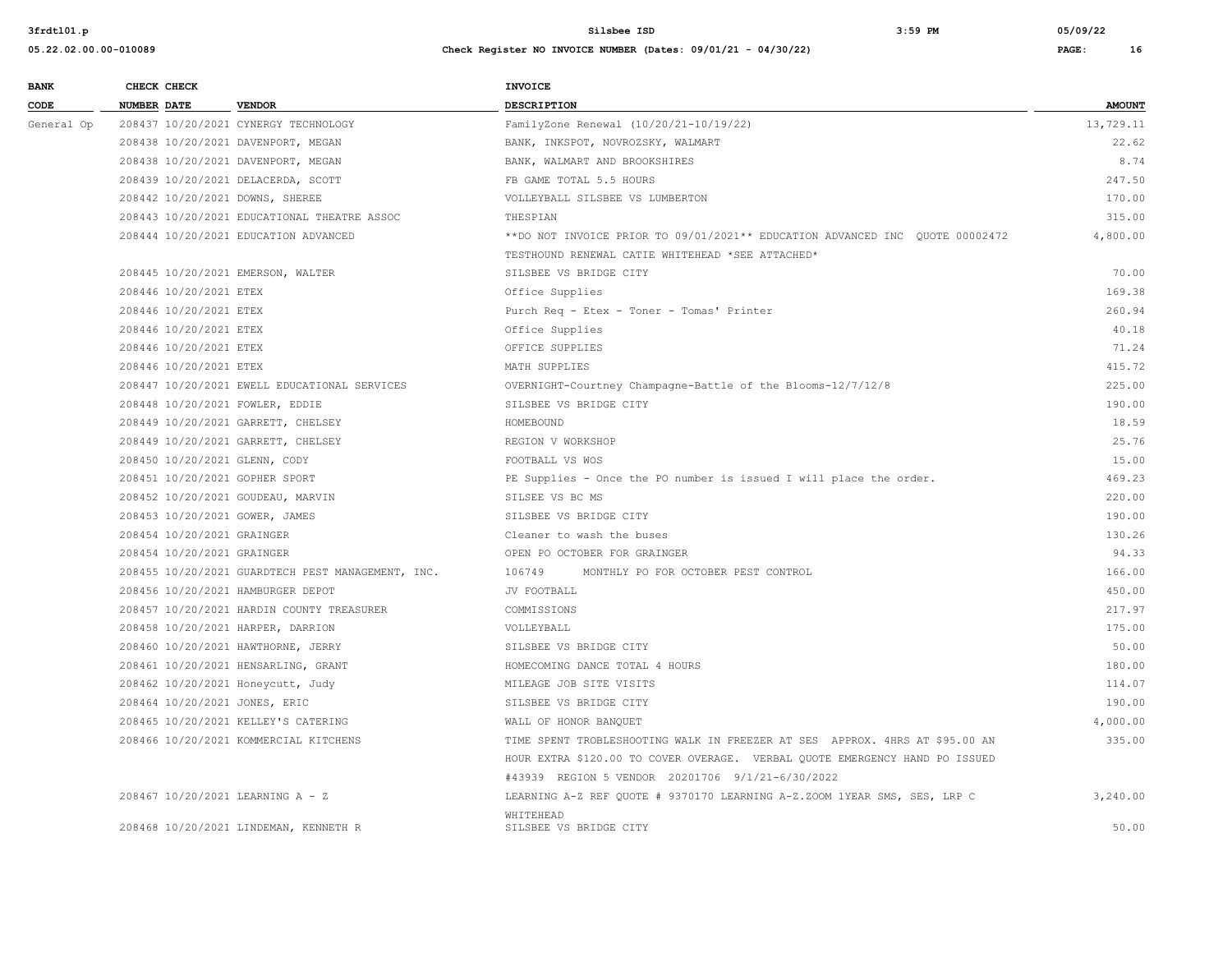| BANK CODE | CHECK NUMBER | CHECK DATE | VENDOR | INVOICE DESCRIPTION | AMOUNT |
|---|---|---|---|---|---|
| General Op | 208437 | 10/20/2021 | CYNERGY TECHNOLOGY | FamilyZone Renewal (10/20/21-10/19/22) | 13,729.11 |
| | 208438 | 10/20/2021 | DAVENPORT, MEGAN | BANK, INKSPOT, NOVROZSKY, WALMART | 22.62 |
| | 208438 | 10/20/2021 | DAVENPORT, MEGAN | BANK, WALMART AND BROOKSHIRES | 8.74 |
| | 208439 | 10/20/2021 | DELACERDA, SCOTT | FB GAME TOTAL 5.5 HOURS | 247.50 |
| | 208442 | 10/20/2021 | DOWNS, SHEREE | VOLLEYBALL SILSBEE VS LUMBERTON | 170.00 |
| | 208443 | 10/20/2021 | EDUCATIONAL THEATRE ASSOC | THESPIAN | 315.00 |
| | 208444 | 10/20/2021 | EDUCATION ADVANCED | **DO NOT INVOICE PRIOR TO 09/01/2021** EDUCATION ADVANCED INC QUOTE 00002472 TESTHOUND RENEWAL CATIE WHITEHEAD *SEE ATTACHED* | 4,800.00 |
| | 208445 | 10/20/2021 | EMERSON, WALTER | SILSBEE VS BRIDGE CITY | 70.00 |
| | 208446 | 10/20/2021 | ETEX | Office Supplies | 169.38 |
| | 208446 | 10/20/2021 | ETEX | Purch Req - Etex - Toner - Tomas' Printer | 260.94 |
| | 208446 | 10/20/2021 | ETEX | Office Supplies | 40.18 |
| | 208446 | 10/20/2021 | ETEX | OFFICE SUPPLIES | 71.24 |
| | 208446 | 10/20/2021 | ETEX | MATH SUPPLIES | 415.72 |
| | 208447 | 10/20/2021 | EWELL EDUCATIONAL SERVICES | OVERNIGHT-Courtney Champagne-Battle of the Blooms-12/7/12/8 | 225.00 |
| | 208448 | 10/20/2021 | FOWLER, EDDIE | SILSBEE VS BRIDGE CITY | 190.00 |
| | 208449 | 10/20/2021 | GARRETT, CHELSEY | HOMEBOUND | 18.59 |
| | 208449 | 10/20/2021 | GARRETT, CHELSEY | REGION V WORKSHOP | 25.76 |
| | 208450 | 10/20/2021 | GLENN, CODY | FOOTBALL VS WOS | 15.00 |
| | 208451 | 10/20/2021 | GOPHER SPORT | PE Supplies - Once the PO number is issued I will place the order. | 469.23 |
| | 208452 | 10/20/2021 | GOUDEAU, MARVIN | SILSEE VS BC MS | 220.00 |
| | 208453 | 10/20/2021 | GOWER, JAMES | SILSBEE VS BRIDGE CITY | 190.00 |
| | 208454 | 10/20/2021 | GRAINGER | Cleaner to wash the buses | 130.26 |
| | 208454 | 10/20/2021 | GRAINGER | OPEN PO OCTOBER FOR GRAINGER | 94.33 |
| | 208455 | 10/20/2021 | GUARDTECH PEST MANAGEMENT, INC. | 106749 MONTHLY PO FOR OCTOBER PEST CONTROL | 166.00 |
| | 208456 | 10/20/2021 | HAMBURGER DEPOT | JV FOOTBALL | 450.00 |
| | 208457 | 10/20/2021 | HARDIN COUNTY TREASURER | COMMISSIONS | 217.97 |
| | 208458 | 10/20/2021 | HARPER, DARRION | VOLLEYBALL | 175.00 |
| | 208460 | 10/20/2021 | HAWTHORNE, JERRY | SILSBEE VS BRIDGE CITY | 50.00 |
| | 208461 | 10/20/2021 | HENSARLING, GRANT | HOMECOMING DANCE TOTAL 4 HOURS | 180.00 |
| | 208462 | 10/20/2021 | Honeycutt, Judy | MILEAGE JOB SITE VISITS | 114.07 |
| | 208464 | 10/20/2021 | JONES, ERIC | SILSBEE VS BRIDGE CITY | 190.00 |
| | 208465 | 10/20/2021 | KELLEY'S CATERING | WALL OF HONOR BANQUET | 4,000.00 |
| | 208466 | 10/20/2021 | KOMMERCIAL KITCHENS | TIME SPENT TROBLESHOOTING WALK IN FREEZER AT SES APPROX. 4HRS AT $95.00 AN HOUR EXTRA $120.00 TO COVER OVERAGE. VERBAL QUOTE EMERGENCY HAND PO ISSUED #43939 REGION 5 VENDOR 20201706 9/1/21-6/30/2022 | 335.00 |
| | 208467 | 10/20/2021 | LEARNING A - Z | LEARNING A-Z REF QUOTE # 9370170 LEARNING A-Z.ZOOM 1YEAR SMS, SES, LRP C WHITEHEAD | 3,240.00 |
| | 208468 | 10/20/2021 | LINDEMAN, KENNETH R | SILSBEE VS BRIDGE CITY | 50.00 |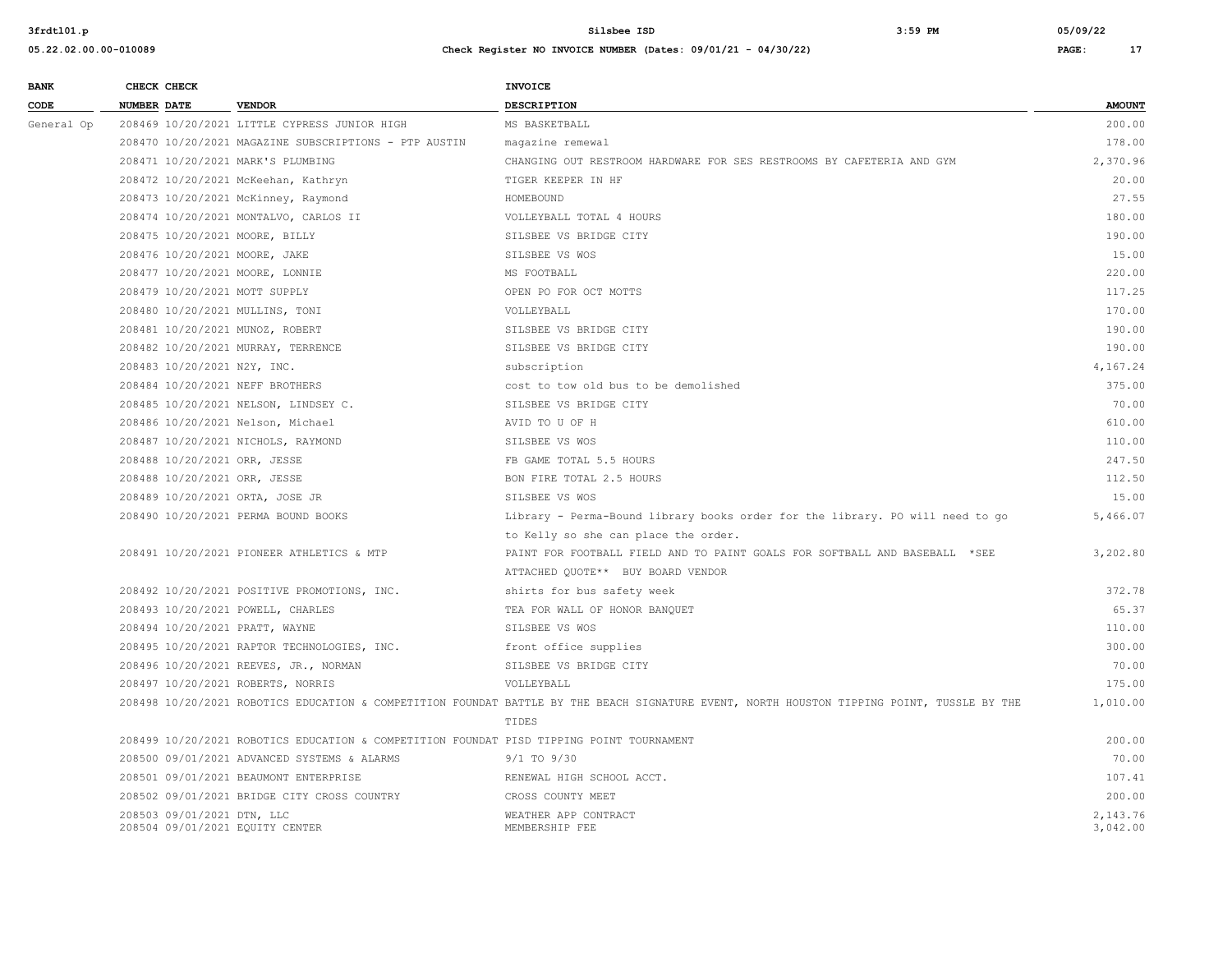| BANK CODE | CHECK NUMBER | CHECK DATE | VENDOR | INVOICE DESCRIPTION | AMOUNT |
|---|---|---|---|---|---|
| General Op | 208469 | 10/20/2021 | LITTLE CYPRESS JUNIOR HIGH | MS BASKETBALL | 200.00 |
| | 208470 | 10/20/2021 | MAGAZINE SUBSCRIPTIONS - PTP AUSTIN | magazine remewal | 178.00 |
| | 208471 | 10/20/2021 | MARK'S PLUMBING | CHANGING OUT RESTROOM HARDWARE FOR SES RESTROOMS BY CAFETERIA AND GYM | 2,370.96 |
| | 208472 | 10/20/2021 | McKeehan, Kathryn | TIGER KEEPER IN HF | 20.00 |
| | 208473 | 10/20/2021 | McKinney, Raymond | HOMEBOUND | 27.55 |
| | 208474 | 10/20/2021 | MONTALVO, CARLOS II | VOLLEYBALL TOTAL 4 HOURS | 180.00 |
| | 208475 | 10/20/2021 | MOORE, BILLY | SILSBEE VS BRIDGE CITY | 190.00 |
| | 208476 | 10/20/2021 | MOORE, JAKE | SILSBEE VS WOS | 15.00 |
| | 208477 | 10/20/2021 | MOORE, LONNIE | MS FOOTBALL | 220.00 |
| | 208479 | 10/20/2021 | MOTT SUPPLY | OPEN PO FOR OCT MOTTS | 117.25 |
| | 208480 | 10/20/2021 | MULLINS, TONI | VOLLEYBALL | 170.00 |
| | 208481 | 10/20/2021 | MUNOZ, ROBERT | SILSBEE VS BRIDGE CITY | 190.00 |
| | 208482 | 10/20/2021 | MURRAY, TERRENCE | SILSBEE VS BRIDGE CITY | 190.00 |
| | 208483 | 10/20/2021 | N2Y, INC. | subscription | 4,167.24 |
| | 208484 | 10/20/2021 | NEFF BROTHERS | cost to tow old bus to be demolished | 375.00 |
| | 208485 | 10/20/2021 | NELSON, LINDSEY C. | SILSBEE VS BRIDGE CITY | 70.00 |
| | 208486 | 10/20/2021 | Nelson, Michael | AVID TO U OF H | 610.00 |
| | 208487 | 10/20/2021 | NICHOLS, RAYMOND | SILSBEE VS WOS | 110.00 |
| | 208488 | 10/20/2021 | ORR, JESSE | FB GAME TOTAL 5.5 HOURS | 247.50 |
| | 208488 | 10/20/2021 | ORR, JESSE | BON FIRE TOTAL 2.5 HOURS | 112.50 |
| | 208489 | 10/20/2021 | ORTA, JOSE JR | SILSBEE VS WOS | 15.00 |
| | 208490 | 10/20/2021 | PERMA BOUND BOOKS | Library - Perma-Bound library books order for the library. PO will need to go to Kelly so she can place the order. | 5,466.07 |
| | 208491 | 10/20/2021 | PIONEER ATHLETICS & MTP | PAINT FOR FOOTBALL FIELD AND TO PAINT GOALS FOR SOFTBALL AND BASEBALL *SEE ATTACHED QUOTE** BUY BOARD VENDOR | 3,202.80 |
| | 208492 | 10/20/2021 | POSITIVE PROMOTIONS, INC. | shirts for bus safety week | 372.78 |
| | 208493 | 10/20/2021 | POWELL, CHARLES | TEA FOR WALL OF HONOR BANQUET | 65.37 |
| | 208494 | 10/20/2021 | PRATT, WAYNE | SILSBEE VS WOS | 110.00 |
| | 208495 | 10/20/2021 | RAPTOR TECHNOLOGIES, INC. | front office supplies | 300.00 |
| | 208496 | 10/20/2021 | REEVES, JR., NORMAN | SILSBEE VS BRIDGE CITY | 70.00 |
| | 208497 | 10/20/2021 | ROBERTS, NORRIS | VOLLEYBALL | 175.00 |
| | 208498 | 10/20/2021 | ROBOTICS EDUCATION & COMPETITION FOUNDAT | BATTLE BY THE BEACH SIGNATURE EVENT, NORTH HOUSTON TIPPING POINT, TUSSLE BY THE TIDES | 1,010.00 |
| | 208499 | 10/20/2021 | ROBOTICS EDUCATION & COMPETITION FOUNDAT | PISD TIPPING POINT TOURNAMENT | 200.00 |
| | 208500 | 09/01/2021 | ADVANCED SYSTEMS & ALARMS | 9/1 TO 9/30 | 70.00 |
| | 208501 | 09/01/2021 | BEAUMONT ENTERPRISE | RENEWAL HIGH SCHOOL ACCT. | 107.41 |
| | 208502 | 09/01/2021 | BRIDGE CITY CROSS COUNTRY | CROSS COUNTY MEET | 200.00 |
| | 208503 | 09/01/2021 | DTN, LLC | WEATHER APP CONTRACT | 2,143.76 |
| | 208504 | 09/01/2021 | EQUITY CENTER | MEMBERSHIP FEE | 3,042.00 |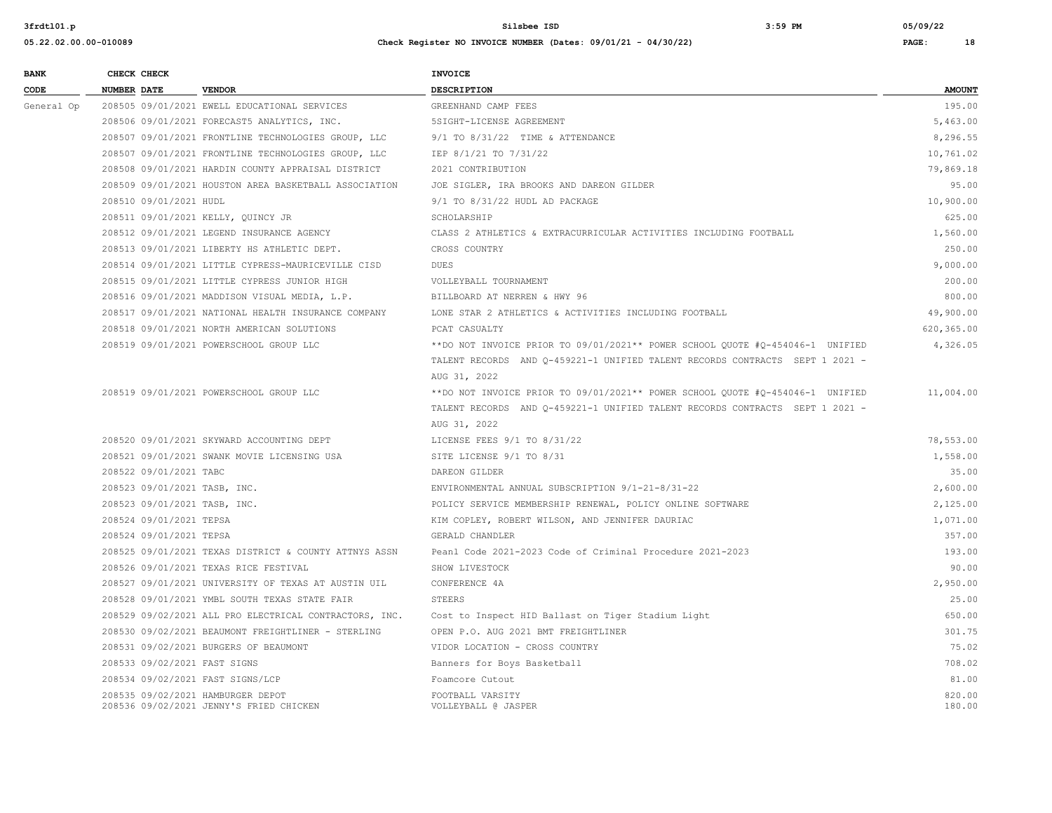| BANK CODE | CHECK NUMBER | CHECK DATE | VENDOR | INVOICE DESCRIPTION | AMOUNT |
|---|---|---|---|---|---|
| General Op | 208505 | 09/01/2021 | EWELL EDUCATIONAL SERVICES | GREENHAND CAMP FEES | 195.00 |
| | 208506 | 09/01/2021 | FORECAST5 ANALYTICS, INC. | 5SIGHT-LICENSE AGREEMENT | 5,463.00 |
| | 208507 | 09/01/2021 | FRONTLINE TECHNOLOGIES GROUP, LLC | 9/1 TO 8/31/22 TIME & ATTENDANCE | 8,296.55 |
| | 208507 | 09/01/2021 | FRONTLINE TECHNOLOGIES GROUP, LLC | IEP 8/1/21 TO 7/31/22 | 10,761.02 |
| | 208508 | 09/01/2021 | HARDIN COUNTY APPRAISAL DISTRICT | 2021 CONTRIBUTION | 79,869.18 |
| | 208509 | 09/01/2021 | HOUSTON AREA BASKETBALL ASSOCIATION | JOE SIGLER, IRA BROOKS AND DAREON GILDER | 95.00 |
| | 208510 | 09/01/2021 | HUDL | 9/1 TO 8/31/22 HUDL AD PACKAGE | 10,900.00 |
| | 208511 | 09/01/2021 | KELLY, QUINCY JR | SCHOLARSHIP | 625.00 |
| | 208512 | 09/01/2021 | LEGEND INSURANCE AGENCY | CLASS 2 ATHLETICS & EXTRACURRICULAR ACTIVITIES INCLUDING FOOTBALL | 1,560.00 |
| | 208513 | 09/01/2021 | LIBERTY HS ATHLETIC DEPT. | CROSS COUNTRY | 250.00 |
| | 208514 | 09/01/2021 | LITTLE CYPRESS-MAURICEVILLE CISD | DUES | 9,000.00 |
| | 208515 | 09/01/2021 | LITTLE CYPRESS JUNIOR HIGH | VOLLEYBALL TOURNAMENT | 200.00 |
| | 208516 | 09/01/2021 | MADDISON VISUAL MEDIA, L.P. | BILLBOARD AT NERREN & HWY 96 | 800.00 |
| | 208517 | 09/01/2021 | NATIONAL HEALTH INSURANCE COMPANY | LONE STAR 2 ATHLETICS & ACTIVITIES INCLUDING FOOTBALL | 49,900.00 |
| | 208518 | 09/01/2021 | NORTH AMERICAN SOLUTIONS | PCAT CASUALTY | 620,365.00 |
| | 208519 | 09/01/2021 | POWERSCHOOL GROUP LLC | **DO NOT INVOICE PRIOR TO 09/01/2021** POWER SCHOOL QUOTE #Q-454046-1 UNIFIED TALENT RECORDS AND Q-459221-1 UNIFIED TALENT RECORDS CONTRACTS SEPT 1 2021 - AUG 31, 2022 | 4,326.05 |
| | 208519 | 09/01/2021 | POWERSCHOOL GROUP LLC | **DO NOT INVOICE PRIOR TO 09/01/2021** POWER SCHOOL QUOTE #Q-454046-1 UNIFIED TALENT RECORDS AND Q-459221-1 UNIFIED TALENT RECORDS CONTRACTS SEPT 1 2021 - AUG 31, 2022 | 11,004.00 |
| | 208520 | 09/01/2021 | SKYWARD ACCOUNTING DEPT | LICENSE FEES 9/1 TO 8/31/22 | 78,553.00 |
| | 208521 | 09/01/2021 | SWANK MOVIE LICENSING USA | SITE LICENSE 9/1 TO 8/31 | 1,558.00 |
| | 208522 | 09/01/2021 | TABC | DAREON GILDER | 35.00 |
| | 208523 | 09/01/2021 | TASB, INC. | ENVIRONMENTAL ANNUAL SUBSCRIPTION 9/1-21-8/31-22 | 2,600.00 |
| | 208523 | 09/01/2021 | TASB, INC. | POLICY SERVICE MEMBERSHIP RENEWAL, POLICY ONLINE SOFTWARE | 2,125.00 |
| | 208524 | 09/01/2021 | TEPSA | KIM COPLEY, ROBERT WILSON, AND JENNIFER DAURIAC | 1,071.00 |
| | 208524 | 09/01/2021 | TEPSA | GERALD CHANDLER | 357.00 |
| | 208525 | 09/01/2021 | TEXAS DISTRICT & COUNTY ATTNYS ASSN | Peanl Code 2021-2023 Code of Criminal Procedure 2021-2023 | 193.00 |
| | 208526 | 09/01/2021 | TEXAS RICE FESTIVAL | SHOW LIVESTOCK | 90.00 |
| | 208527 | 09/01/2021 | UNIVERSITY OF TEXAS AT AUSTIN UIL | CONFERENCE 4A | 2,950.00 |
| | 208528 | 09/01/2021 | YMBL SOUTH TEXAS STATE FAIR | STEERS | 25.00 |
| | 208529 | 09/02/2021 | ALL PRO ELECTRICAL CONTRACTORS, INC. | Cost to Inspect HID Ballast on Tiger Stadium Light | 650.00 |
| | 208530 | 09/02/2021 | BEAUMONT FREIGHTLINER - STERLING | OPEN P.O. AUG 2021 BMT FREIGHTLINER | 301.75 |
| | 208531 | 09/02/2021 | BURGERS OF BEAUMONT | VIDOR LOCATION - CROSS COUNTRY | 75.02 |
| | 208533 | 09/02/2021 | FAST SIGNS | Banners for Boys Basketball | 708.02 |
| | 208534 | 09/02/2021 | FAST SIGNS/LCP | Foamcore Cutout | 81.00 |
| | 208535 | 09/02/2021 | HAMBURGER DEPOT | FOOTBALL VARSITY | 820.00 |
| | 208536 | 09/02/2021 | JENNY'S FRIED CHICKEN | VOLLEYBALL @ JASPER | 180.00 |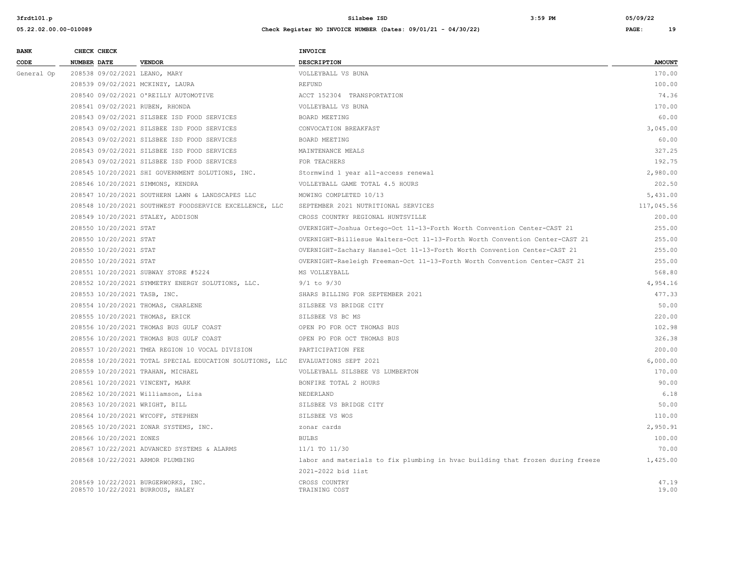| BANK CODE | CHECK NUMBER | CHECK DATE | VENDOR | INVOICE DESCRIPTION | AMOUNT |
|---|---|---|---|---|---|
| General Op | 208538 | 09/02/2021 | LEANO, MARY | VOLLEYBALL VS BUNA | 170.00 |
| | 208539 | 09/02/2021 | MCKINZY, LAURA | REFUND | 100.00 |
| | 208540 | 09/02/2021 | O'REILLY AUTOMOTIVE | ACCT 152304 TRANSPORTATION | 74.36 |
| | 208541 | 09/02/2021 | RUBEN, RHONDA | VOLLEYBALL VS BUNA | 170.00 |
| | 208543 | 09/02/2021 | SILSBEE ISD FOOD SERVICES | BOARD MEETING | 60.00 |
| | 208543 | 09/02/2021 | SILSBEE ISD FOOD SERVICES | CONVOCATION BREAKFAST | 3,045.00 |
| | 208543 | 09/02/2021 | SILSBEE ISD FOOD SERVICES | BOARD MEETING | 60.00 |
| | 208543 | 09/02/2021 | SILSBEE ISD FOOD SERVICES | MAINTENANCE MEALS | 327.25 |
| | 208543 | 09/02/2021 | SILSBEE ISD FOOD SERVICES | FOR TEACHERS | 192.75 |
| | 208545 | 10/20/2021 | SHI GOVERNMENT SOLUTIONS, INC. | Stormwind 1 year all-access renewal | 2,980.00 |
| | 208546 | 10/20/2021 | SIMMONS, KENDRA | VOLLEYBALL GAME TOTAL 4.5 HOURS | 202.50 |
| | 208547 | 10/20/2021 | SOUTHERN LAWN & LANDSCAPES LLC | MOWING COMPLETED 10/13 | 5,431.00 |
| | 208548 | 10/20/2021 | SOUTHWEST FOODSERVICE EXCELLENCE, LLC | SEPTEMBER 2021 NUTRITIONAL SERVICES | 117,045.56 |
| | 208549 | 10/20/2021 | STALEY, ADDISON | CROSS COUNTRY REGIONAL HUNTSVILLE | 200.00 |
| | 208550 | 10/20/2021 | STAT | OVERNIGHT-Joshua Ortego-Oct 11-13-Forth Worth Convention Center-CAST 21 | 255.00 |
| | 208550 | 10/20/2021 | STAT | OVERNIGHT-Billiesue Walters-Oct 11-13-Forth Worth Convention Center-CAST 21 | 255.00 |
| | 208550 | 10/20/2021 | STAT | OVERNIGHT-Zachary Hansel-Oct 11-13-Forth Worth Convention Center-CAST 21 | 255.00 |
| | 208550 | 10/20/2021 | STAT | OVERNIGHT-Raeleigh Freeman-Oct 11-13-Forth Worth Convention Center-CAST 21 | 255.00 |
| | 208551 | 10/20/2021 | SUBWAY STORE #5224 | MS VOLLEYBALL | 568.80 |
| | 208552 | 10/20/2021 | SYMMETRY ENERGY SOLUTIONS, LLC. | 9/1 to 9/30 | 4,954.16 |
| | 208553 | 10/20/2021 | TASB, INC. | SHARS BILLING FOR SEPTEMBER 2021 | 477.33 |
| | 208554 | 10/20/2021 | THOMAS, CHARLENE | SILSBEE VS BRIDGE CITY | 50.00 |
| | 208555 | 10/20/2021 | THOMAS, ERICK | SILSBEE VS BC MS | 220.00 |
| | 208556 | 10/20/2021 | THOMAS BUS GULF COAST | OPEN PO FOR OCT THOMAS BUS | 102.98 |
| | 208556 | 10/20/2021 | THOMAS BUS GULF COAST | OPEN PO FOR OCT THOMAS BUS | 326.38 |
| | 208557 | 10/20/2021 | TMEA REGION 10 VOCAL DIVISION | PARTICIPATION FEE | 200.00 |
| | 208558 | 10/20/2021 | TOTAL SPECIAL EDUCATION SOLUTIONS, LLC | EVALUATIONS SEPT 2021 | 6,000.00 |
| | 208559 | 10/20/2021 | TRAHAN, MICHAEL | VOLLEYBALL SILSBEE VS LUMBERTON | 170.00 |
| | 208561 | 10/20/2021 | VINCENT, MARK | BONFIRE TOTAL 2 HOURS | 90.00 |
| | 208562 | 10/20/2021 | Williamson, Lisa | NEDERLAND | 6.18 |
| | 208563 | 10/20/2021 | WRIGHT, BILL | SILSBEE VS BRIDGE CITY | 50.00 |
| | 208564 | 10/20/2021 | WYCOFF, STEPHEN | SILSBEE VS WOS | 110.00 |
| | 208565 | 10/20/2021 | ZONAR SYSTEMS, INC. | zonar cards | 2,950.91 |
| | 208566 | 10/20/2021 | ZONES | BULBS | 100.00 |
| | 208567 | 10/22/2021 | ADVANCED SYSTEMS & ALARMS | 11/1 TO 11/30 | 70.00 |
| | 208568 | 10/22/2021 | ARMOR PLUMBING | labor and materials to fix plumbing in hvac building that frozen during freeze 2021-2022 bid list | 1,425.00 |
| | 208569 | 10/22/2021 | BURGERWORKS, INC. | CROSS COUNTRY | 47.19 |
| | 208570 | 10/22/2021 | BURROUS, HALEY | TRAINING COST | 19.00 |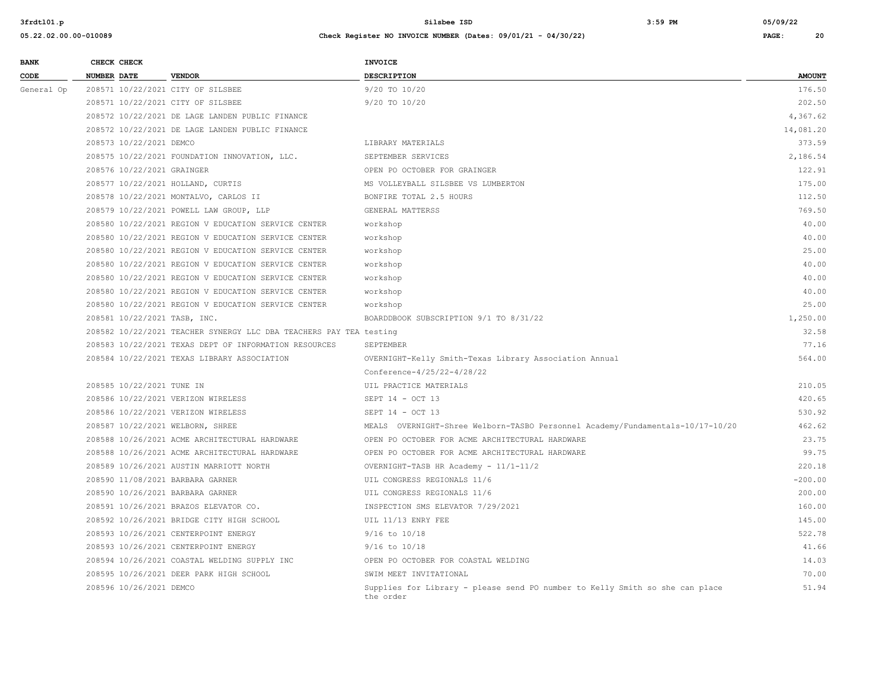| BANK CODE | CHECK NUMBER | CHECK DATE | VENDOR | INVOICE DESCRIPTION | AMOUNT |
|---|---|---|---|---|---|
| General Op | 208571 | 10/22/2021 | CITY OF SILSBEE | 9/20 TO 10/20 | 176.50 |
| | 208571 | 10/22/2021 | CITY OF SILSBEE | 9/20 TO 10/20 | 202.50 |
| | 208572 | 10/22/2021 | DE LAGE LANDEN PUBLIC FINANCE | | 4,367.62 |
| | 208572 | 10/22/2021 | DE LAGE LANDEN PUBLIC FINANCE | | 14,081.20 |
| | 208573 | 10/22/2021 | DEMCO | LIBRARY MATERIALS | 373.59 |
| | 208575 | 10/22/2021 | FOUNDATION INNOVATION, LLC. | SEPTEMBER SERVICES | 2,186.54 |
| | 208576 | 10/22/2021 | GRAINGER | OPEN PO OCTOBER FOR GRAINGER | 122.91 |
| | 208577 | 10/22/2021 | HOLLAND, CURTIS | MS VOLLEYBALL SILSBEE VS LUMBERTON | 175.00 |
| | 208578 | 10/22/2021 | MONTALVO, CARLOS II | BONFIRE TOTAL 2.5 HOURS | 112.50 |
| | 208579 | 10/22/2021 | POWELL LAW GROUP, LLP | GENERAL MATTERSS | 769.50 |
| | 208580 | 10/22/2021 | REGION V EDUCATION SERVICE CENTER | workshop | 40.00 |
| | 208580 | 10/22/2021 | REGION V EDUCATION SERVICE CENTER | workshop | 40.00 |
| | 208580 | 10/22/2021 | REGION V EDUCATION SERVICE CENTER | workshop | 25.00 |
| | 208580 | 10/22/2021 | REGION V EDUCATION SERVICE CENTER | workshop | 40.00 |
| | 208580 | 10/22/2021 | REGION V EDUCATION SERVICE CENTER | workshop | 40.00 |
| | 208580 | 10/22/2021 | REGION V EDUCATION SERVICE CENTER | workshop | 40.00 |
| | 208580 | 10/22/2021 | REGION V EDUCATION SERVICE CENTER | workshop | 25.00 |
| | 208581 | 10/22/2021 | TASB, INC. | BOARDDBOOK SUBSCRIPTION 9/1 TO 8/31/22 | 1,250.00 |
| | 208582 | 10/22/2021 | TEACHER SYNERGY LLC DBA TEACHERS PAY TEA | testing | 32.58 |
| | 208583 | 10/22/2021 | TEXAS DEPT OF INFORMATION RESOURCES | SEPTEMBER | 77.16 |
| | 208584 | 10/22/2021 | TEXAS LIBRARY ASSOCIATION | OVERNIGHT-Kelly Smith-Texas Library Association Annual Conference-4/25/22-4/28/22 | 564.00 |
| | 208585 | 10/22/2021 | TUNE IN | UIL PRACTICE MATERIALS | 210.05 |
| | 208586 | 10/22/2021 | VERIZON WIRELESS | SEPT 14 - OCT 13 | 420.65 |
| | 208586 | 10/22/2021 | VERIZON WIRELESS | SEPT 14 - OCT 13 | 530.92 |
| | 208587 | 10/22/2021 | WELBORN, SHREE | MEALS OVERNIGHT-Shree Welborn-TASBO Personnel Academy/Fundamentals-10/17-10/20 | 462.62 |
| | 208588 | 10/26/2021 | ACME ARCHITECTURAL HARDWARE | OPEN PO OCTOBER FOR ACME ARCHITECTURAL HARDWARE | 23.75 |
| | 208588 | 10/26/2021 | ACME ARCHITECTURAL HARDWARE | OPEN PO OCTOBER FOR ACME ARCHITECTURAL HARDWARE | 99.75 |
| | 208589 | 10/26/2021 | AUSTIN MARRIOTT NORTH | OVERNIGHT-TASB HR Academy - 11/1-11/2 | 220.18 |
| | 208590 | 11/08/2021 | BARBARA GARNER | UIL CONGRESS REGIONALS 11/6 | -200.00 |
| | 208590 | 10/26/2021 | BARBARA GARNER | UIL CONGRESS REGIONALS 11/6 | 200.00 |
| | 208591 | 10/26/2021 | BRAZOS ELEVATOR CO. | INSPECTION SMS ELEVATOR 7/29/2021 | 160.00 |
| | 208592 | 10/26/2021 | BRIDGE CITY HIGH SCHOOL | UIL 11/13 ENRY FEE | 145.00 |
| | 208593 | 10/26/2021 | CENTERPOINT ENERGY | 9/16 to 10/18 | 522.78 |
| | 208593 | 10/26/2021 | CENTERPOINT ENERGY | 9/16 to 10/18 | 41.66 |
| | 208594 | 10/26/2021 | COASTAL WELDING SUPPLY INC | OPEN PO OCTOBER FOR COASTAL WELDING | 14.03 |
| | 208595 | 10/26/2021 | DEER PARK HIGH SCHOOL | SWIM MEET INVITATIONAL | 70.00 |
| | 208596 | 10/26/2021 | DEMCO | Supplies for Library - please send PO number to Kelly Smith so she can place the order | 51.94 |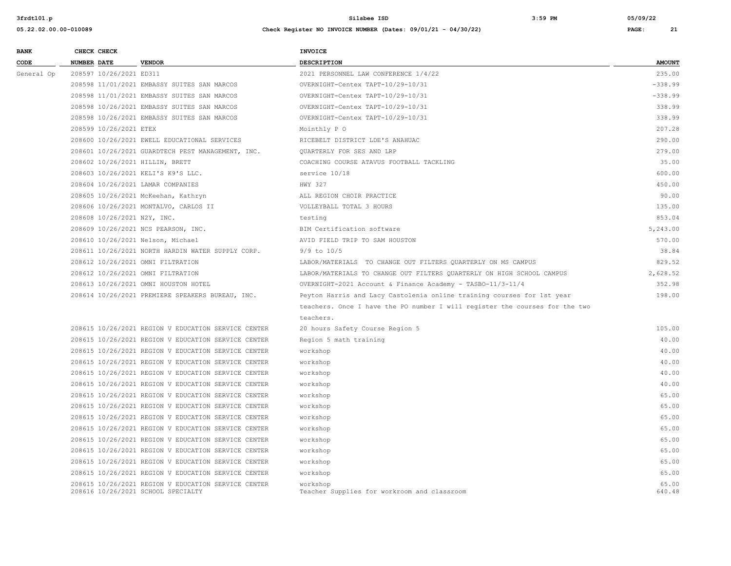| BANK CODE | CHECK NUMBER | CHECK DATE | VENDOR | INVOICE DESCRIPTION | AMOUNT |
|---|---|---|---|---|---|
| General Op | 208597 | 10/26/2021 | ED311 | 2021 PERSONNEL LAW CONFERENCE 1/4/22 | 235.00 |
| | 208598 | 11/01/2021 | EMBASSY SUITES SAN MARCOS | OVERNIGHT-Centex TAPT-10/29-10/31 | -338.99 |
| | 208598 | 11/01/2021 | EMBASSY SUITES SAN MARCOS | OVERNIGHT-Centex TAPT-10/29-10/31 | -338.99 |
| | 208598 | 10/26/2021 | EMBASSY SUITES SAN MARCOS | OVERNIGHT-Centex TAPT-10/29-10/31 | 338.99 |
| | 208598 | 10/26/2021 | EMBASSY SUITES SAN MARCOS | OVERNIGHT-Centex TAPT-10/29-10/31 | 338.99 |
| | 208599 | 10/26/2021 | ETEX | Mointhly P O | 207.28 |
| | 208600 | 10/26/2021 | EWELL EDUCATIONAL SERVICES | RICEBELT DISTRICT LDE'S ANAHUAC | 290.00 |
| | 208601 | 10/26/2021 | GUARDTECH PEST MANAGEMENT, INC. | QUARTERLY FOR SES AND LRP | 279.00 |
| | 208602 | 10/26/2021 | HILLIN, BRETT | COACHING COURSE ATAVUS FOOTBALL TACKLING | 35.00 |
| | 208603 | 10/26/2021 | KELI'S K9'S LLC. | service 10/18 | 600.00 |
| | 208604 | 10/26/2021 | LAMAR COMPANIES | HWY 327 | 450.00 |
| | 208605 | 10/26/2021 | McKeehan, Kathryn | ALL REGION CHOIR PRACTICE | 90.00 |
| | 208606 | 10/26/2021 | MONTALVO, CARLOS II | VOLLEYBALL TOTAL 3 HOURS | 135.00 |
| | 208608 | 10/26/2021 | N2Y, INC. | testing | 853.04 |
| | 208609 | 10/26/2021 | NCS PEARSON, INC. | BIM Certification software | 5,243.00 |
| | 208610 | 10/26/2021 | Nelson, Michael | AVID FIELD TRIP TO SAM HOUSTON | 570.00 |
| | 208611 | 10/26/2021 | NORTH HARDIN WATER SUPPLY CORP. | 9/9 to 10/5 | 38.84 |
| | 208612 | 10/26/2021 | OMNI FILTRATION | LABOR/MATERIALS TO CHANGE OUT FILTERS QUARTERLY ON MS CAMPUS | 829.52 |
| | 208612 | 10/26/2021 | OMNI FILTRATION | LABOR/MATERIALS TO CHANGE OUT FILTERS QUARTERLY ON HIGH SCHOOL CAMPUS | 2,628.52 |
| | 208613 | 10/26/2021 | OMNI HOUSTON HOTEL | OVERNIGHT-2021 Account & Finance Academy - TASBO-11/3-11/4 | 352.98 |
| | 208614 | 10/26/2021 | PREMIERE SPEAKERS BUREAU, INC. | Peyton Harris and Lacy Castolenia online training courses for 1st year teachers. Once I have the PO number I will register the courses for the two teachers. | 198.00 |
| | 208615 | 10/26/2021 | REGION V EDUCATION SERVICE CENTER | 20 hours Safety Course Region 5 | 105.00 |
| | 208615 | 10/26/2021 | REGION V EDUCATION SERVICE CENTER | Region 5 math training | 40.00 |
| | 208615 | 10/26/2021 | REGION V EDUCATION SERVICE CENTER | workshop | 40.00 |
| | 208615 | 10/26/2021 | REGION V EDUCATION SERVICE CENTER | workshop | 40.00 |
| | 208615 | 10/26/2021 | REGION V EDUCATION SERVICE CENTER | workshop | 40.00 |
| | 208615 | 10/26/2021 | REGION V EDUCATION SERVICE CENTER | workshop | 40.00 |
| | 208615 | 10/26/2021 | REGION V EDUCATION SERVICE CENTER | workshop | 65.00 |
| | 208615 | 10/26/2021 | REGION V EDUCATION SERVICE CENTER | workshop | 65.00 |
| | 208615 | 10/26/2021 | REGION V EDUCATION SERVICE CENTER | workshop | 65.00 |
| | 208615 | 10/26/2021 | REGION V EDUCATION SERVICE CENTER | workshop | 65.00 |
| | 208615 | 10/26/2021 | REGION V EDUCATION SERVICE CENTER | workshop | 65.00 |
| | 208615 | 10/26/2021 | REGION V EDUCATION SERVICE CENTER | workshop | 65.00 |
| | 208615 | 10/26/2021 | REGION V EDUCATION SERVICE CENTER | workshop | 65.00 |
| | 208615 | 10/26/2021 | REGION V EDUCATION SERVICE CENTER | workshop | 65.00 |
| | 208615 | 10/26/2021 | REGION V EDUCATION SERVICE CENTER | workshop | 65.00 |
| | 208616 | 10/26/2021 | SCHOOL SPECIALTY | Teacher Supplies for workroom and classroom | 640.48 |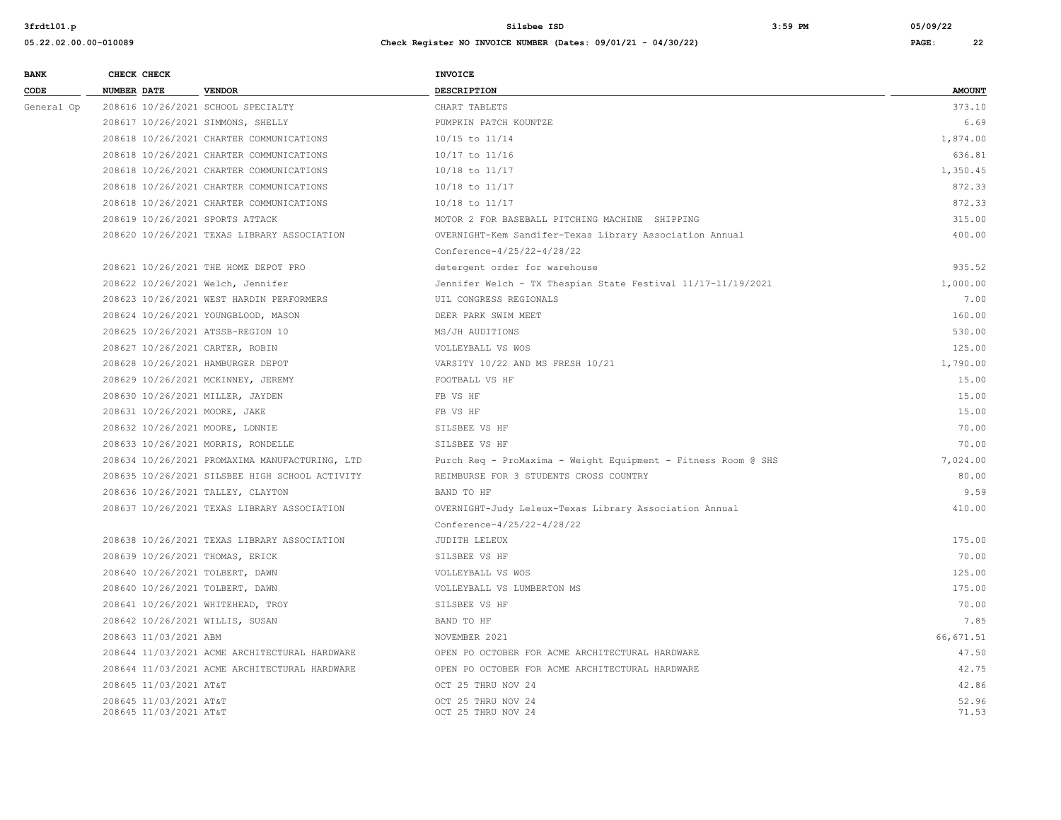| BANK CODE | CHECK NUMBER | CHECK DATE | VENDOR | INVOICE DESCRIPTION | AMOUNT |
|---|---|---|---|---|---|
| General Op | 208616 | 10/26/2021 | SCHOOL SPECIALTY | CHART TABLETS | 373.10 |
| | 208617 | 10/26/2021 | SIMMONS, SHELLY | PUMPKIN PATCH KOUNTZE | 6.69 |
| | 208618 | 10/26/2021 | CHARTER COMMUNICATIONS | 10/15 to 11/14 | 1,874.00 |
| | 208618 | 10/26/2021 | CHARTER COMMUNICATIONS | 10/17 to 11/16 | 636.81 |
| | 208618 | 10/26/2021 | CHARTER COMMUNICATIONS | 10/18 to 11/17 | 1,350.45 |
| | 208618 | 10/26/2021 | CHARTER COMMUNICATIONS | 10/18 to 11/17 | 872.33 |
| | 208618 | 10/26/2021 | CHARTER COMMUNICATIONS | 10/18 to 11/17 | 872.33 |
| | 208619 | 10/26/2021 | SPORTS ATTACK | MOTOR 2 FOR BASEBALL PITCHING MACHINE SHIPPING | 315.00 |
| | 208620 | 10/26/2021 | TEXAS LIBRARY ASSOCIATION | OVERNIGHT-Kem Sandifer-Texas Library Association Annual Conference-4/25/22-4/28/22 | 400.00 |
| | 208621 | 10/26/2021 | THE HOME DEPOT PRO | detergent order for warehouse | 935.52 |
| | 208622 | 10/26/2021 | Welch, Jennifer | Jennifer Welch - TX Thespian State Festival 11/17-11/19/2021 | 1,000.00 |
| | 208623 | 10/26/2021 | WEST HARDIN PERFORMERS | UIL CONGRESS REGIONALS | 7.00 |
| | 208624 | 10/26/2021 | YOUNGBLOOD, MASON | DEER PARK SWIM MEET | 160.00 |
| | 208625 | 10/26/2021 | ATSSB-REGION 10 | MS/JH AUDITIONS | 530.00 |
| | 208627 | 10/26/2021 | CARTER, ROBIN | VOLLEYBALL VS WOS | 125.00 |
| | 208628 | 10/26/2021 | HAMBURGER DEPOT | VARSITY 10/22 AND MS FRESH 10/21 | 1,790.00 |
| | 208629 | 10/26/2021 | MCKINNEY, JEREMY | FOOTBALL VS HF | 15.00 |
| | 208630 | 10/26/2021 | MILLER, JAYDEN | FB VS HF | 15.00 |
| | 208631 | 10/26/2021 | MOORE, JAKE | FB VS HF | 15.00 |
| | 208632 | 10/26/2021 | MOORE, LONNIE | SILSBEE VS HF | 70.00 |
| | 208633 | 10/26/2021 | MORRIS, RONDELLE | SILSBEE VS HF | 70.00 |
| | 208634 | 10/26/2021 | PROMAXIMA MANUFACTURING, LTD | Purch Req - ProMaxima - Weight Equipment - Fitness Room @ SHS | 7,024.00 |
| | 208635 | 10/26/2021 | SILSBEE HIGH SCHOOL ACTIVITY | REIMBURSE FOR 3 STUDENTS CROSS COUNTRY | 80.00 |
| | 208636 | 10/26/2021 | TALLEY, CLAYTON | BAND TO HF | 9.59 |
| | 208637 | 10/26/2021 | TEXAS LIBRARY ASSOCIATION | OVERNIGHT-Judy Leleux-Texas Library Association Annual Conference-4/25/22-4/28/22 | 410.00 |
| | 208638 | 10/26/2021 | TEXAS LIBRARY ASSOCIATION | JUDITH LELEUX | 175.00 |
| | 208639 | 10/26/2021 | THOMAS, ERICK | SILSBEE VS HF | 70.00 |
| | 208640 | 10/26/2021 | TOLBERT, DAWN | VOLLEYBALL VS WOS | 125.00 |
| | 208640 | 10/26/2021 | TOLBERT, DAWN | VOLLEYBALL VS LUMBERTON MS | 175.00 |
| | 208641 | 10/26/2021 | WHITEHEAD, TROY | SILSBEE VS HF | 70.00 |
| | 208642 | 10/26/2021 | WILLIS, SUSAN | BAND TO HF | 7.85 |
| | 208643 | 11/03/2021 | ABM | NOVEMBER 2021 | 66,671.51 |
| | 208644 | 11/03/2021 | ACME ARCHITECTURAL HARDWARE | OPEN PO OCTOBER FOR ACME ARCHITECTURAL HARDWARE | 47.50 |
| | 208644 | 11/03/2021 | ACME ARCHITECTURAL HARDWARE | OPEN PO OCTOBER FOR ACME ARCHITECTURAL HARDWARE | 42.75 |
| | 208645 | 11/03/2021 | AT&T | OCT 25 THRU NOV 24 | 42.86 |
| | 208645 | 11/03/2021 | AT&T | OCT 25 THRU NOV 24 | 52.96 |
| | 208645 | 11/03/2021 | AT&T | OCT 25 THRU NOV 24 | 71.53 |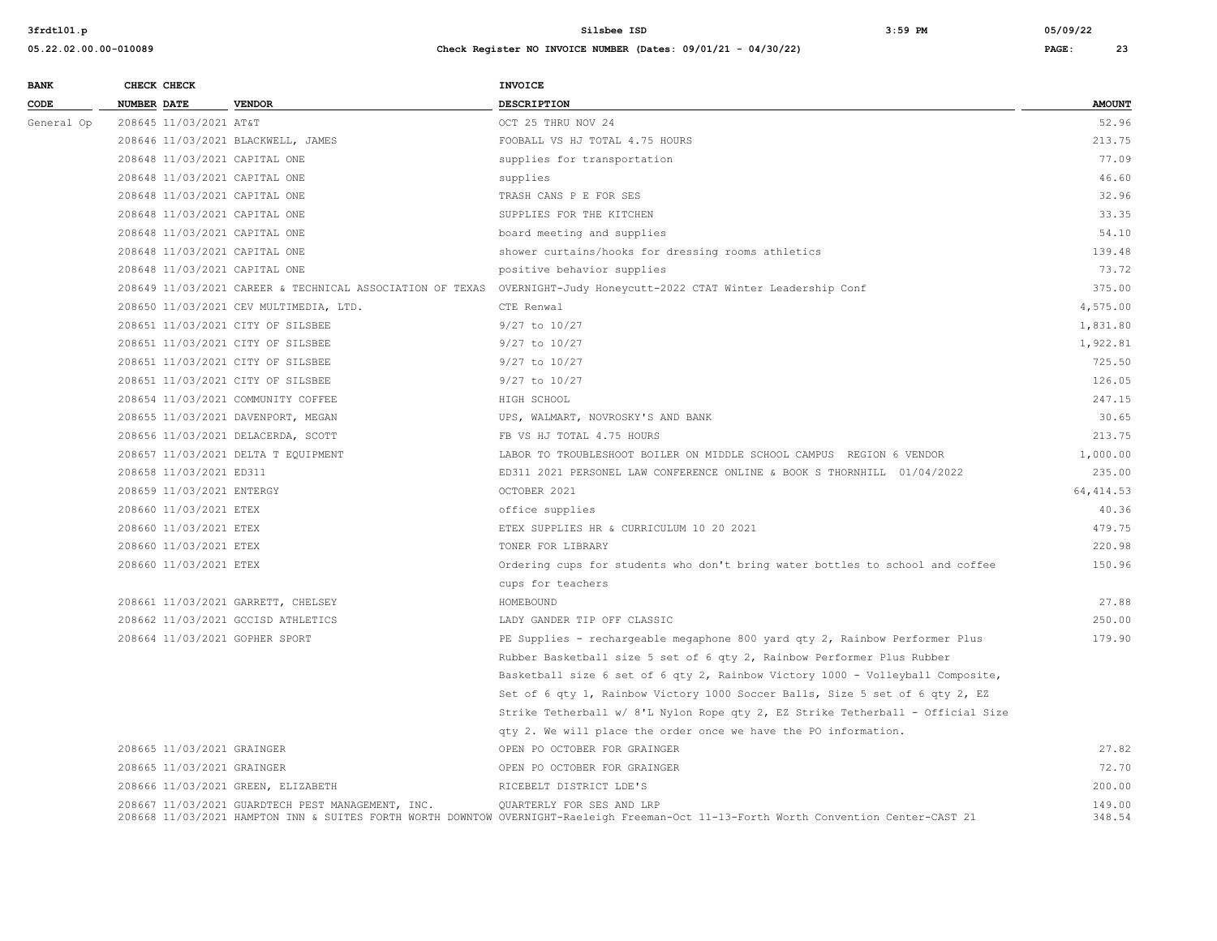**Silsbee ISD**

**Check Register NO INVOICE NUMBER (Dates: 09/01/21 - 04/30/22)**

| BANK CODE | CHECK NUMBER | CHECK DATE | VENDOR | INVOICE DESCRIPTION | AMOUNT |
|---|---|---|---|---|---|
| General Op | 208645 | 11/03/2021 | AT&T | OCT 25 THRU NOV 24 | 52.96 |
| | 208646 | 11/03/2021 | BLACKWELL, JAMES | FOOBALL VS HJ TOTAL 4.75 HOURS | 213.75 |
| | 208648 | 11/03/2021 | CAPITAL ONE | supplies for transportation | 77.09 |
| | 208648 | 11/03/2021 | CAPITAL ONE | supplies | 46.60 |
| | 208648 | 11/03/2021 | CAPITAL ONE | TRASH CANS P E FOR SES | 32.96 |
| | 208648 | 11/03/2021 | CAPITAL ONE | SUPPLIES FOR THE KITCHEN | 33.35 |
| | 208648 | 11/03/2021 | CAPITAL ONE | board meeting and supplies | 54.10 |
| | 208648 | 11/03/2021 | CAPITAL ONE | shower curtains/hooks for dressing rooms athletics | 139.48 |
| | 208648 | 11/03/2021 | CAPITAL ONE | positive behavior supplies | 73.72 |
| | 208649 | 11/03/2021 | CAREER & TECHNICAL ASSOCIATION OF TEXAS | OVERNIGHT-Judy Honeycutt-2022 CTAT Winter Leadership Conf | 375.00 |
| | 208650 | 11/03/2021 | CEV MULTIMEDIA, LTD. | CTE Renwal | 4,575.00 |
| | 208651 | 11/03/2021 | CITY OF SILSBEE | 9/27 to 10/27 | 1,831.80 |
| | 208651 | 11/03/2021 | CITY OF SILSBEE | 9/27 to 10/27 | 1,922.81 |
| | 208651 | 11/03/2021 | CITY OF SILSBEE | 9/27 to 10/27 | 725.50 |
| | 208651 | 11/03/2021 | CITY OF SILSBEE | 9/27 to 10/27 | 126.05 |
| | 208654 | 11/03/2021 | COMMUNITY COFFEE | HIGH SCHOOL | 247.15 |
| | 208655 | 11/03/2021 | DAVENPORT, MEGAN | UPS, WALMART, NOVROSKY'S AND BANK | 30.65 |
| | 208656 | 11/03/2021 | DELACERDA, SCOTT | FB VS HJ TOTAL 4.75 HOURS | 213.75 |
| | 208657 | 11/03/2021 | DELTA T EQUIPMENT | LABOR TO TROUBLESHOOT BOILER ON MIDDLE SCHOOL CAMPUS REGION 6 VENDOR | 1,000.00 |
| | 208658 | 11/03/2021 | ED311 | ED311 2021 PERSONEL LAW CONFERENCE ONLINE & BOOK S THORNHILL 01/04/2022 | 235.00 |
| | 208659 | 11/03/2021 | ENTERGY | OCTOBER 2021 | 64,414.53 |
| | 208660 | 11/03/2021 | ETEX | office supplies | 40.36 |
| | 208660 | 11/03/2021 | ETEX | ETEX SUPPLIES HR & CURRICULUM 10 20 2021 | 479.75 |
| | 208660 | 11/03/2021 | ETEX | TONER FOR LIBRARY | 220.98 |
| | 208660 | 11/03/2021 | ETEX | Ordering cups for students who don't bring water bottles to school and coffee cups for teachers | 150.96 |
| | 208661 | 11/03/2021 | GARRETT, CHELSEY | HOMEBOUND | 27.88 |
| | 208662 | 11/03/2021 | GCCISD ATHLETICS | LADY GANDER TIP OFF CLASSIC | 250.00 |
| | 208664 | 11/03/2021 | GOPHER SPORT | PE Supplies - rechargeable megaphone 800 yard qty 2, Rainbow Performer Plus Rubber Basketball size 5 set of 6 qty 2, Rainbow Performer Plus Rubber Basketball size 6 set of 6 qty 2, Rainbow Victory 1000 - Volleyball Composite, Set of 6 qty 1, Rainbow Victory 1000 Soccer Balls, Size 5 set of 6 qty 2, EZ Strike Tetherball w/ 8'L Nylon Rope qty 2, EZ Strike Tetherball - Official Size qty 2. We will place the order once we have the PO information. | 179.90 |
| | 208665 | 11/03/2021 | GRAINGER | OPEN PO OCTOBER FOR GRAINGER | 27.82 |
| | 208665 | 11/03/2021 | GRAINGER | OPEN PO OCTOBER FOR GRAINGER | 72.70 |
| | 208666 | 11/03/2021 | GREEN, ELIZABETH | RICEBELT DISTRICT LDE'S | 200.00 |
| | 208667 | 11/03/2021 | GUARDTECH PEST MANAGEMENT, INC. | QUARTERLY FOR SES AND LRP | 149.00 |
| | 208668 | 11/03/2021 | HAMPTON INN & SUITES FORTH WORTH DOWNTOW | OVERNIGHT-Raeleigh Freeman-Oct 11-13-Forth Worth Convention Center-CAST 21 | 348.54 |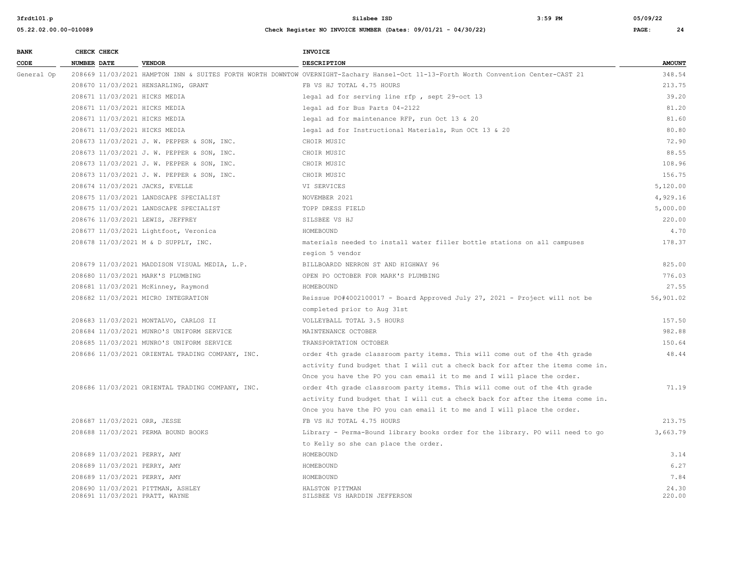| BANK CODE | CHECK NUMBER | CHECK DATE | VENDOR | INVOICE DESCRIPTION | AMOUNT |
|---|---|---|---|---|---|
| General Op | 208669 | 11/03/2021 | HAMPTON INN & SUITES FORTH WORTH DOWNTOW | OVERNIGHT-Zachary Hansel-Oct 11-13-Forth Worth Convention Center-CAST 21 | 348.54 |
| | 208670 | 11/03/2021 | HENSARLING, GRANT | FB VS HJ TOTAL 4.75 HOURS | 213.75 |
| | 208671 | 11/03/2021 | HICKS MEDIA | legal ad for serving line rfp , sept 29-oct 13 | 39.20 |
| | 208671 | 11/03/2021 | HICKS MEDIA | legal ad for Bus Parts 04-2122 | 81.20 |
| | 208671 | 11/03/2021 | HICKS MEDIA | legal ad for maintenance RFP, run Oct 13 & 20 | 81.60 |
| | 208671 | 11/03/2021 | HICKS MEDIA | legal ad for Instructional Materials, Run OCt 13 & 20 | 80.80 |
| | 208673 | 11/03/2021 | J. W. PEPPER & SON, INC. | CHOIR MUSIC | 72.90 |
| | 208673 | 11/03/2021 | J. W. PEPPER & SON, INC. | CHOIR MUSIC | 88.55 |
| | 208673 | 11/03/2021 | J. W. PEPPER & SON, INC. | CHOIR MUSIC | 108.96 |
| | 208673 | 11/03/2021 | J. W. PEPPER & SON, INC. | CHOIR MUSIC | 156.75 |
| | 208674 | 11/03/2021 | JACKS, EVELLE | VI SERVICES | 5,120.00 |
| | 208675 | 11/03/2021 | LANDSCAPE SPECIALIST | NOVEMBER 2021 | 4,929.16 |
| | 208675 | 11/03/2021 | LANDSCAPE SPECIALIST | TOPP DRESS FIELD | 5,000.00 |
| | 208676 | 11/03/2021 | LEWIS, JEFFREY | SILSBEE VS HJ | 220.00 |
| | 208677 | 11/03/2021 | Lightfoot, Veronica | HOMEBOUND | 4.70 |
| | 208678 | 11/03/2021 | M & D SUPPLY, INC. | materials needed to install water filler bottle stations on all campuses region 5 vendor | 178.37 |
| | 208679 | 11/03/2021 | MADDISON VISUAL MEDIA, L.P. | BILLBOARDD NERRON ST AND HIGHWAY 96 | 825.00 |
| | 208680 | 11/03/2021 | MARK'S PLUMBING | OPEN PO OCTOBER FOR MARK'S PLUMBING | 776.03 |
| | 208681 | 11/03/2021 | McKinney, Raymond | HOMEBOUND | 27.55 |
| | 208682 | 11/03/2021 | MICRO INTEGRATION | Reissue PO#4002100017 - Board Approved July 27, 2021 - Project will not be completed prior to Aug 31st | 56,901.02 |
| | 208683 | 11/03/2021 | MONTALVO, CARLOS II | VOLLEYBALL TOTAL 3.5 HOURS | 157.50 |
| | 208684 | 11/03/2021 | MUNRO'S UNIFORM SERVICE | MAINTENANCE OCTOBER | 982.88 |
| | 208685 | 11/03/2021 | MUNRO'S UNIFORM SERVICE | TRANSPORTATION OCTOBER | 150.64 |
| | 208686 | 11/03/2021 | ORIENTAL TRADING COMPANY, INC. | order 4th grade classroom party items. This will come out of the 4th grade activity fund budget that I will cut a check back for after the items come in. Once you have the PO you can email it to me and I will place the order. | 48.44 |
| | 208686 | 11/03/2021 | ORIENTAL TRADING COMPANY, INC. | order 4th grade classroom party items. This will come out of the 4th grade activity fund budget that I will cut a check back for after the items come in. Once you have the PO you can email it to me and I will place the order. | 71.19 |
| | 208687 | 11/03/2021 | ORR, JESSE | FB VS HJ TOTAL 4.75 HOURS | 213.75 |
| | 208688 | 11/03/2021 | PERMA BOUND BOOKS | Library - Perma-Bound library books order for the library. PO will need to go to Kelly so she can place the order. | 3,663.79 |
| | 208689 | 11/03/2021 | PERRY, AMY | HOMEBOUND | 3.14 |
| | 208689 | 11/03/2021 | PERRY, AMY | HOMEBOUND | 6.27 |
| | 208689 | 11/03/2021 | PERRY, AMY | HOMEBOUND | 7.84 |
| | 208690 | 11/03/2021 | PITTMAN, ASHLEY | HALSTON PITTMAN | 24.30 |
| | 208691 | 11/03/2021 | PRATT, WAYNE | SILSBEE VS HARDDIN JEFFERSON | 220.00 |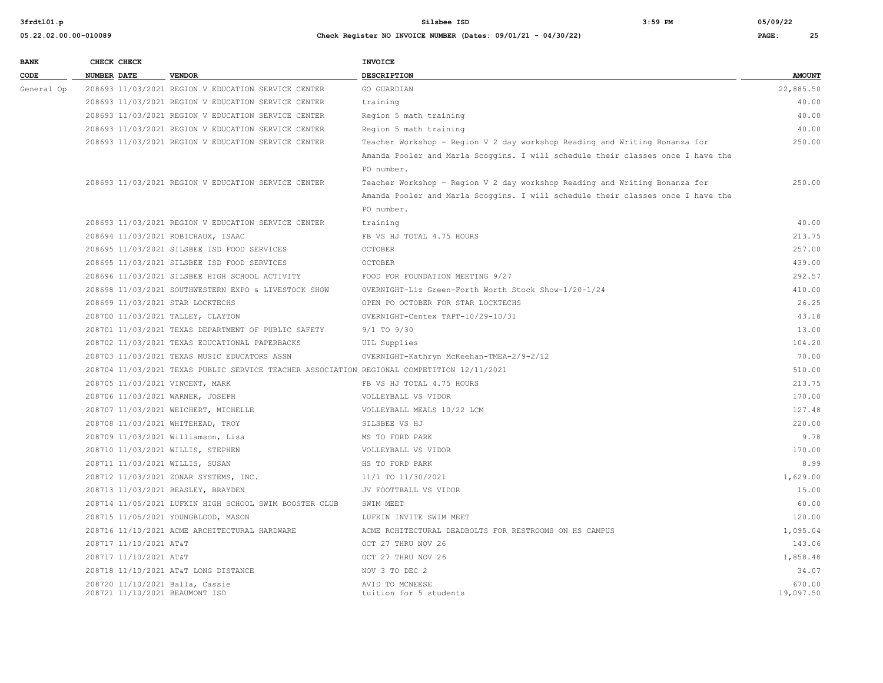| BANK CODE | CHECK NUMBER | CHECK DATE | VENDOR | INVOICE DESCRIPTION | AMOUNT |
|---|---|---|---|---|---|
| General Op | 208693 | 11/03/2021 | REGION V EDUCATION SERVICE CENTER | GO GUARDIAN | 22,885.50 |
| | 208693 | 11/03/2021 | REGION V EDUCATION SERVICE CENTER | training | 40.00 |
| | 208693 | 11/03/2021 | REGION V EDUCATION SERVICE CENTER | Region 5 math training | 40.00 |
| | 208693 | 11/03/2021 | REGION V EDUCATION SERVICE CENTER | Region 5 math training | 40.00 |
| | 208693 | 11/03/2021 | REGION V EDUCATION SERVICE CENTER | Teacher Workshop - Region V 2 day workshop Reading and Writing Bonanza for Amanda Pooler and Marla Scoggins. I will schedule their classes once I have the PO number. | 250.00 |
| | 208693 | 11/03/2021 | REGION V EDUCATION SERVICE CENTER | Teacher Workshop - Region V 2 day workshop Reading and Writing Bonanza for Amanda Pooler and Marla Scoggins. I will schedule their classes once I have the PO number. | 250.00 |
| | 208693 | 11/03/2021 | REGION V EDUCATION SERVICE CENTER | training | 40.00 |
| | 208694 | 11/03/2021 | ROBICHAUX, ISAAC | FB VS HJ TOTAL 4.75 HOURS | 213.75 |
| | 208695 | 11/03/2021 | SILSBEE ISD FOOD SERVICES | OCTOBER | 257.00 |
| | 208695 | 11/03/2021 | SILSBEE ISD FOOD SERVICES | OCTOBER | 439.00 |
| | 208696 | 11/03/2021 | SILSBEE HIGH SCHOOL ACTIVITY | FOOD FOR FOUNDATION MEETING 9/27 | 292.57 |
| | 208698 | 11/03/2021 | SOUTHWESTERN EXPO & LIVESTOCK SHOW | OVERNIGHT-Liz Green-Forth Worth Stock Show-1/20-1/24 | 410.00 |
| | 208699 | 11/03/2021 | STAR LOCKTECHS | OPEN PO OCTOBER FOR STAR LOCKTECHS | 26.25 |
| | 208700 | 11/03/2021 | TALLEY, CLAYTON | OVERNIGHT-Centex TAPT-10/29-10/31 | 43.18 |
| | 208701 | 11/03/2021 | TEXAS DEPARTMENT OF PUBLIC SAFETY | 9/1 TO 9/30 | 13.00 |
| | 208702 | 11/03/2021 | TEXAS EDUCATIONAL PAPERBACKS | UIL Supplies | 104.20 |
| | 208703 | 11/03/2021 | TEXAS MUSIC EDUCATORS ASSN | OVERNIGHT-Kathryn McKeehan-TMEA-2/9-2/12 | 70.00 |
| | 208704 | 11/03/2021 | TEXAS PUBLIC SERVICE TEACHER ASSOCIATION | REGIONAL COMPETITION 12/11/2021 | 510.00 |
| | 208705 | 11/03/2021 | VINCENT, MARK | FB VS HJ TOTAL 4.75 HOURS | 213.75 |
| | 208706 | 11/03/2021 | WARNER, JOSEPH | VOLLEYBALL VS VIDOR | 170.00 |
| | 208707 | 11/03/2021 | WEICHERT, MICHELLE | VOLLEYBALL MEALS 10/22 LCM | 127.48 |
| | 208708 | 11/03/2021 | WHITEHEAD, TROY | SILSBEE VS HJ | 220.00 |
| | 208709 | 11/03/2021 | Williamson, Lisa | MS TO FORD PARK | 9.78 |
| | 208710 | 11/03/2021 | WILLIS, STEPHEN | VOLLEYBALL VS VIDOR | 170.00 |
| | 208711 | 11/03/2021 | WILLIS, SUSAN | HS TO FORD PARK | 8.99 |
| | 208712 | 11/03/2021 | ZONAR SYSTEMS, INC. | 11/1 TO 11/30/2021 | 1,629.00 |
| | 208713 | 11/03/2021 | BEASLEY, BRAYDEN | JV FOOTTBALL VS VIDOR | 15.00 |
| | 208714 | 11/05/2021 | LUFKIN HIGH SCHOOL SWIM BOOSTER CLUB | SWIM MEET | 60.00 |
| | 208715 | 11/05/2021 | YOUNGBLOOD, MASON | LUFKIN INVITE SWIM MEET | 120.00 |
| | 208716 | 11/10/2021 | ACME ARCHITECTURAL HARDWARE | ACME RCHITECTURAL DEADBOLTS FOR RESTROOMS ON HS CAMPUS | 1,095.04 |
| | 208717 | 11/10/2021 | AT&T | OCT 27 THRU NOV 26 | 143.06 |
| | 208717 | 11/10/2021 | AT&T | OCT 27 THRU NOV 26 | 1,858.48 |
| | 208718 | 11/10/2021 | AT&T LONG DISTANCE | NOV 3 TO DEC 2 | 34.07 |
| | 208720 | 11/10/2021 | Balla, Cassie | AVID TO MCNEESE | 670.00 |
| | 208721 | 11/10/2021 | BEAUMONT ISD | tuition for 5 students | 19,097.50 |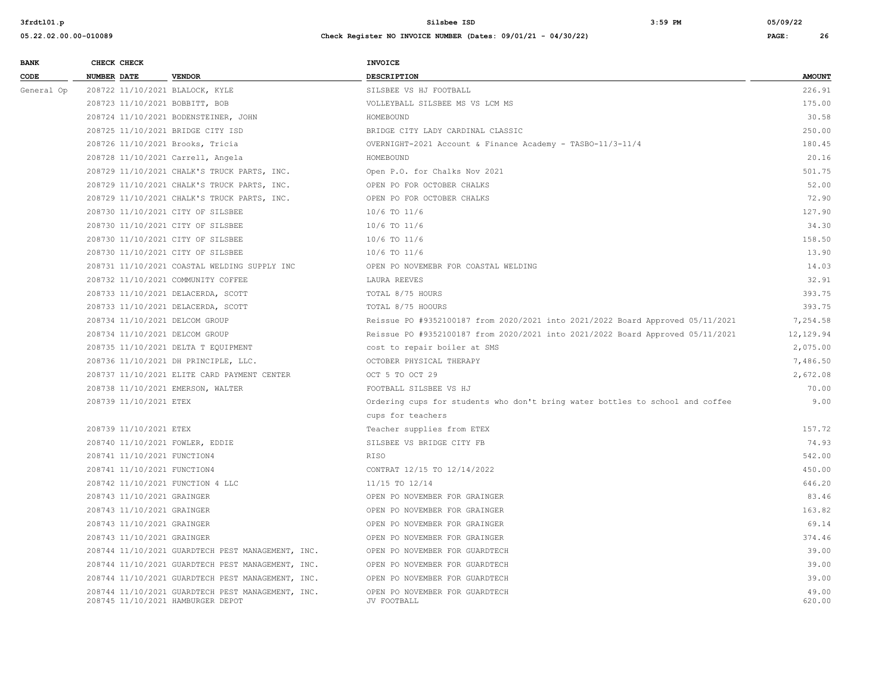| BANK CODE | CHECK NUMBER | CHECK DATE | VENDOR | INVOICE DESCRIPTION | AMOUNT |
|---|---|---|---|---|---|
| General Op | 208722 | 11/10/2021 | BLALOCK, KYLE | SILSBEE VS HJ FOOTBALL | 226.91 |
| | 208723 | 11/10/2021 | BOBBITT, BOB | VOLLEYBALL SILSBEE MS VS LCM MS | 175.00 |
| | 208724 | 11/10/2021 | BODENSTEINER, JOHN | HOMEBOUND | 30.58 |
| | 208725 | 11/10/2021 | BRIDGE CITY ISD | BRIDGE CITY LADY CARDINAL CLASSIC | 250.00 |
| | 208726 | 11/10/2021 | Brooks, Tricia | OVERNIGHT-2021 Account & Finance Academy - TASBO-11/3-11/4 | 180.45 |
| | 208728 | 11/10/2021 | Carrell, Angela | HOMEBOUND | 20.16 |
| | 208729 | 11/10/2021 | CHALK'S TRUCK PARTS, INC. | Open P.O. for Chalks Nov 2021 | 501.75 |
| | 208729 | 11/10/2021 | CHALK'S TRUCK PARTS, INC. | OPEN PO FOR OCTOBER CHALKS | 52.00 |
| | 208729 | 11/10/2021 | CHALK'S TRUCK PARTS, INC. | OPEN PO FOR OCTOBER CHALKS | 72.90 |
| | 208730 | 11/10/2021 | CITY OF SILSBEE | 10/6 TO 11/6 | 127.90 |
| | 208730 | 11/10/2021 | CITY OF SILSBEE | 10/6 TO 11/6 | 34.30 |
| | 208730 | 11/10/2021 | CITY OF SILSBEE | 10/6 TO 11/6 | 158.50 |
| | 208730 | 11/10/2021 | CITY OF SILSBEE | 10/6 TO 11/6 | 13.90 |
| | 208731 | 11/10/2021 | COASTAL WELDING SUPPLY INC | OPEN PO NOVEMEBR FOR COASTAL WELDING | 14.03 |
| | 208732 | 11/10/2021 | COMMUNITY COFFEE | LAURA REEVES | 32.91 |
| | 208733 | 11/10/2021 | DELACERDA, SCOTT | TOTAL 8/75 HOURS | 393.75 |
| | 208733 | 11/10/2021 | DELACERDA, SCOTT | TOTAL 8/75 HOOURS | 393.75 |
| | 208734 | 11/10/2021 | DELCOM GROUP | Reissue PO #9352100187 from 2020/2021 into 2021/2022 Board Approved 05/11/2021 | 7,254.58 |
| | 208734 | 11/10/2021 | DELCOM GROUP | Reissue PO #9352100187 from 2020/2021 into 2021/2022 Board Approved 05/11/2021 | 12,129.94 |
| | 208735 | 11/10/2021 | DELTA T EQUIPMENT | cost to repair boiler at SMS | 2,075.00 |
| | 208736 | 11/10/2021 | DH PRINCIPLE, LLC. | OCTOBER PHYSICAL THERAPY | 7,486.50 |
| | 208737 | 11/10/2021 | ELITE CARD PAYMENT CENTER | OCT 5 TO OCT 29 | 2,672.08 |
| | 208738 | 11/10/2021 | EMERSON, WALTER | FOOTBALL SILSBEE VS HJ | 70.00 |
| | 208739 | 11/10/2021 | ETEX | Ordering cups for students who don't bring water bottles to school and coffee cups for teachers | 9.00 |
| | 208739 | 11/10/2021 | ETEX | Teacher supplies from ETEX | 157.72 |
| | 208740 | 11/10/2021 | FOWLER, EDDIE | SILSBEE VS BRIDGE CITY FB | 74.93 |
| | 208741 | 11/10/2021 | FUNCTION4 | RISO | 542.00 |
| | 208741 | 11/10/2021 | FUNCTION4 | CONTRAT 12/15 TO 12/14/2022 | 450.00 |
| | 208742 | 11/10/2021 | FUNCTION 4 LLC | 11/15 TO 12/14 | 646.20 |
| | 208743 | 11/10/2021 | GRAINGER | OPEN PO NOVEMBER FOR GRAINGER | 83.46 |
| | 208743 | 11/10/2021 | GRAINGER | OPEN PO NOVEMBER FOR GRAINGER | 163.82 |
| | 208743 | 11/10/2021 | GRAINGER | OPEN PO NOVEMBER FOR GRAINGER | 69.14 |
| | 208743 | 11/10/2021 | GRAINGER | OPEN PO NOVEMBER FOR GRAINGER | 374.46 |
| | 208744 | 11/10/2021 | GUARDTECH PEST MANAGEMENT, INC. | OPEN PO NOVEMBER FOR GUARDTECH | 39.00 |
| | 208744 | 11/10/2021 | GUARDTECH PEST MANAGEMENT, INC. | OPEN PO NOVEMBER FOR GUARDTECH | 39.00 |
| | 208744 | 11/10/2021 | GUARDTECH PEST MANAGEMENT, INC. | OPEN PO NOVEMBER FOR GUARDTECH | 39.00 |
| | 208744 | 11/10/2021 | GUARDTECH PEST MANAGEMENT, INC. | OPEN PO NOVEMBER FOR GUARDTECH | 49.00 |
| | 208745 | 11/10/2021 | HAMBURGER DEPOT | JV FOOTBALL | 620.00 |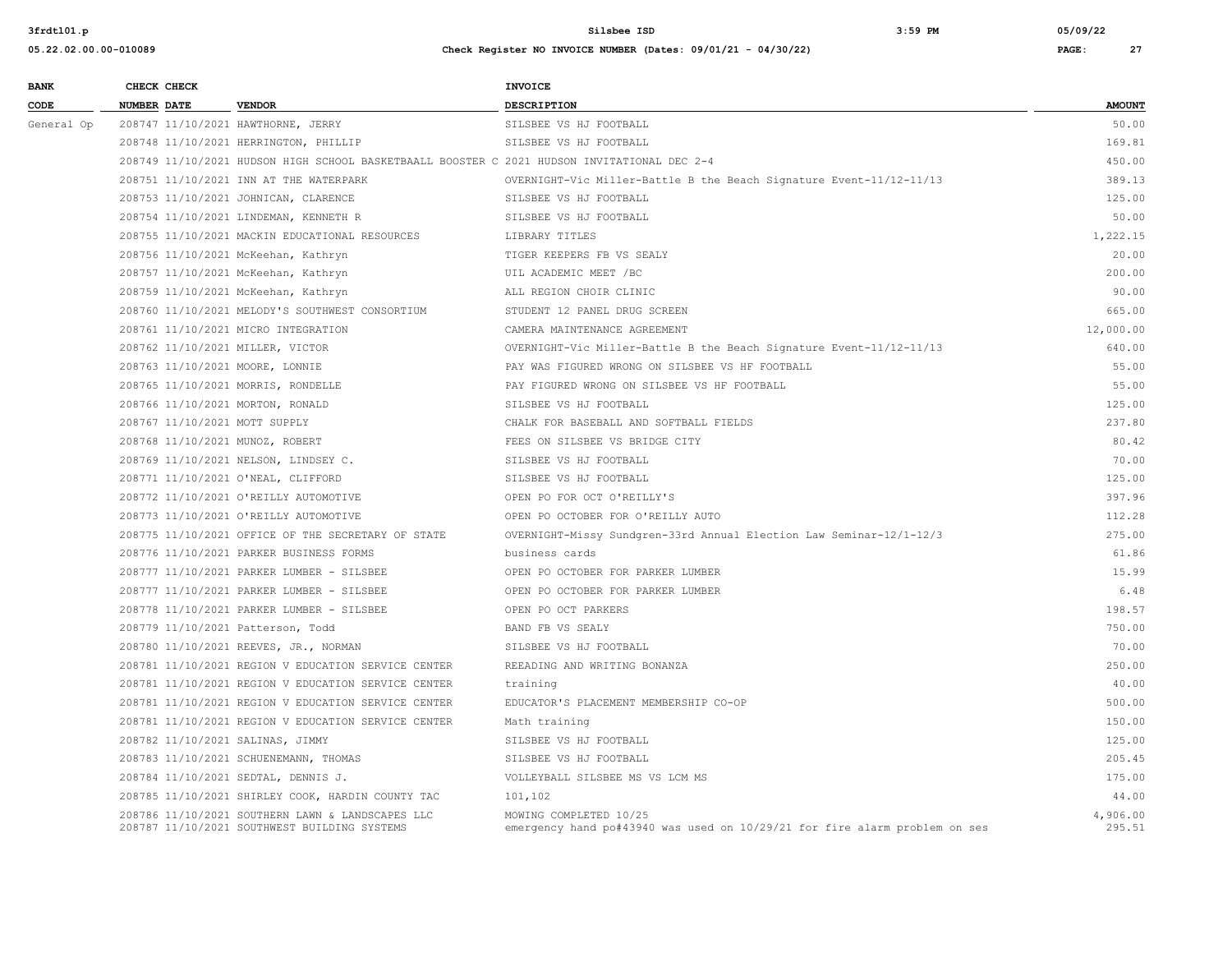| BANK CODE | CHECK NUMBER | CHECK DATE | VENDOR | INVOICE DESCRIPTION | AMOUNT |
|---|---|---|---|---|---|
| General Op | 208747 | 11/10/2021 | HAWTHORNE, JERRY | SILSBEE VS HJ FOOTBALL | 50.00 |
| | 208748 | 11/10/2021 | HERRINGTON, PHILLIP | SILSBEE VS HJ FOOTBALL | 169.81 |
| | 208749 | 11/10/2021 | HUDSON HIGH SCHOOL BASKETBAALL BOOSTER C | 2021 HUDSON INVITATIONAL DEC 2-4 | 450.00 |
| | 208751 | 11/10/2021 | INN AT THE WATERPARK | OVERNIGHT-Vic Miller-Battle B the Beach Signature Event-11/12-11/13 | 389.13 |
| | 208753 | 11/10/2021 | JOHNICAN, CLARENCE | SILSBEE VS HJ FOOTBALL | 125.00 |
| | 208754 | 11/10/2021 | LINDEMAN, KENNETH R | SILSBEE VS HJ FOOTBALL | 50.00 |
| | 208755 | 11/10/2021 | MACKIN EDUCATIONAL RESOURCES | LIBRARY TITLES | 1,222.15 |
| | 208756 | 11/10/2021 | McKeehan, Kathryn | TIGER KEEPERS FB VS SEALY | 20.00 |
| | 208757 | 11/10/2021 | McKeehan, Kathryn | UIL ACADEMIC MEET /BC | 200.00 |
| | 208759 | 11/10/2021 | McKeehan, Kathryn | ALL REGION CHOIR CLINIC | 90.00 |
| | 208760 | 11/10/2021 | MELODY'S SOUTHWEST CONSORTIUM | STUDENT 12 PANEL DRUG SCREEN | 665.00 |
| | 208761 | 11/10/2021 | MICRO INTEGRATION | CAMERA MAINTENANCE AGREEMENT | 12,000.00 |
| | 208762 | 11/10/2021 | MILLER, VICTOR | OVERNIGHT-Vic Miller-Battle B the Beach Signature Event-11/12-11/13 | 640.00 |
| | 208763 | 11/10/2021 | MOORE, LONNIE | PAY WAS FIGURED WRONG ON SILSBEE VS HF FOOTBALL | 55.00 |
| | 208765 | 11/10/2021 | MORRIS, RONDELLE | PAY FIGURED WRONG ON SILSBEE VS HF FOOTBALL | 55.00 |
| | 208766 | 11/10/2021 | MORTON, RONALD | SILSBEE VS HJ FOOTBALL | 125.00 |
| | 208767 | 11/10/2021 | MOTT SUPPLY | CHALK FOR BASEBALL AND SOFTBALL FIELDS | 237.80 |
| | 208768 | 11/10/2021 | MUNOZ, ROBERT | FEES ON SILSBEE VS BRIDGE CITY | 80.42 |
| | 208769 | 11/10/2021 | NELSON, LINDSEY C. | SILSBEE VS HJ FOOTBALL | 70.00 |
| | 208771 | 11/10/2021 | O'NEAL, CLIFFORD | SILSBEE VS HJ FOOTBALL | 125.00 |
| | 208772 | 11/10/2021 | O'REILLY AUTOMOTIVE | OPEN PO FOR OCT O'REILLY'S | 397.96 |
| | 208773 | 11/10/2021 | O'REILLY AUTOMOTIVE | OPEN PO OCTOBER FOR O'REILLY AUTO | 112.28 |
| | 208775 | 11/10/2021 | OFFICE OF THE SECRETARY OF STATE | OVERNIGHT-Missy Sundgren-33rd Annual Election Law Seminar-12/1-12/3 | 275.00 |
| | 208776 | 11/10/2021 | PARKER BUSINESS FORMS | business cards | 61.86 |
| | 208777 | 11/10/2021 | PARKER LUMBER - SILSBEE | OPEN PO OCTOBER FOR PARKER LUMBER | 15.99 |
| | 208777 | 11/10/2021 | PARKER LUMBER - SILSBEE | OPEN PO OCTOBER FOR PARKER LUMBER | 6.48 |
| | 208778 | 11/10/2021 | PARKER LUMBER - SILSBEE | OPEN PO OCT PARKERS | 198.57 |
| | 208779 | 11/10/2021 | Patterson, Todd | BAND FB VS SEALY | 750.00 |
| | 208780 | 11/10/2021 | REEVES, JR., NORMAN | SILSBEE VS HJ FOOTBALL | 70.00 |
| | 208781 | 11/10/2021 | REGION V EDUCATION SERVICE CENTER | REEADING AND WRITING BONANZA | 250.00 |
| | 208781 | 11/10/2021 | REGION V EDUCATION SERVICE CENTER | training | 40.00 |
| | 208781 | 11/10/2021 | REGION V EDUCATION SERVICE CENTER | EDUCATOR'S PLACEMENT MEMBERSHIP CO-OP | 500.00 |
| | 208781 | 11/10/2021 | REGION V EDUCATION SERVICE CENTER | Math training | 150.00 |
| | 208782 | 11/10/2021 | SALINAS, JIMMY | SILSBEE VS HJ FOOTBALL | 125.00 |
| | 208783 | 11/10/2021 | SCHUENEMANN, THOMAS | SILSBEE VS HJ FOOTBALL | 205.45 |
| | 208784 | 11/10/2021 | SEDTAL, DENNIS J. | VOLLEYBALL SILSBEE MS VS LCM MS | 175.00 |
| | 208785 | 11/10/2021 | SHIRLEY COOK, HARDIN COUNTY TAC | 101,102 | 44.00 |
| | 208786 | 11/10/2021 | SOUTHERN LAWN & LANDSCAPES LLC | MOWING COMPLETED 10/25 | 4,906.00 |
| | 208787 | 11/10/2021 | SOUTHWEST BUILDING SYSTEMS | emergency hand po#43940 was used on 10/29/21 for fire alarm problem on ses | 295.51 |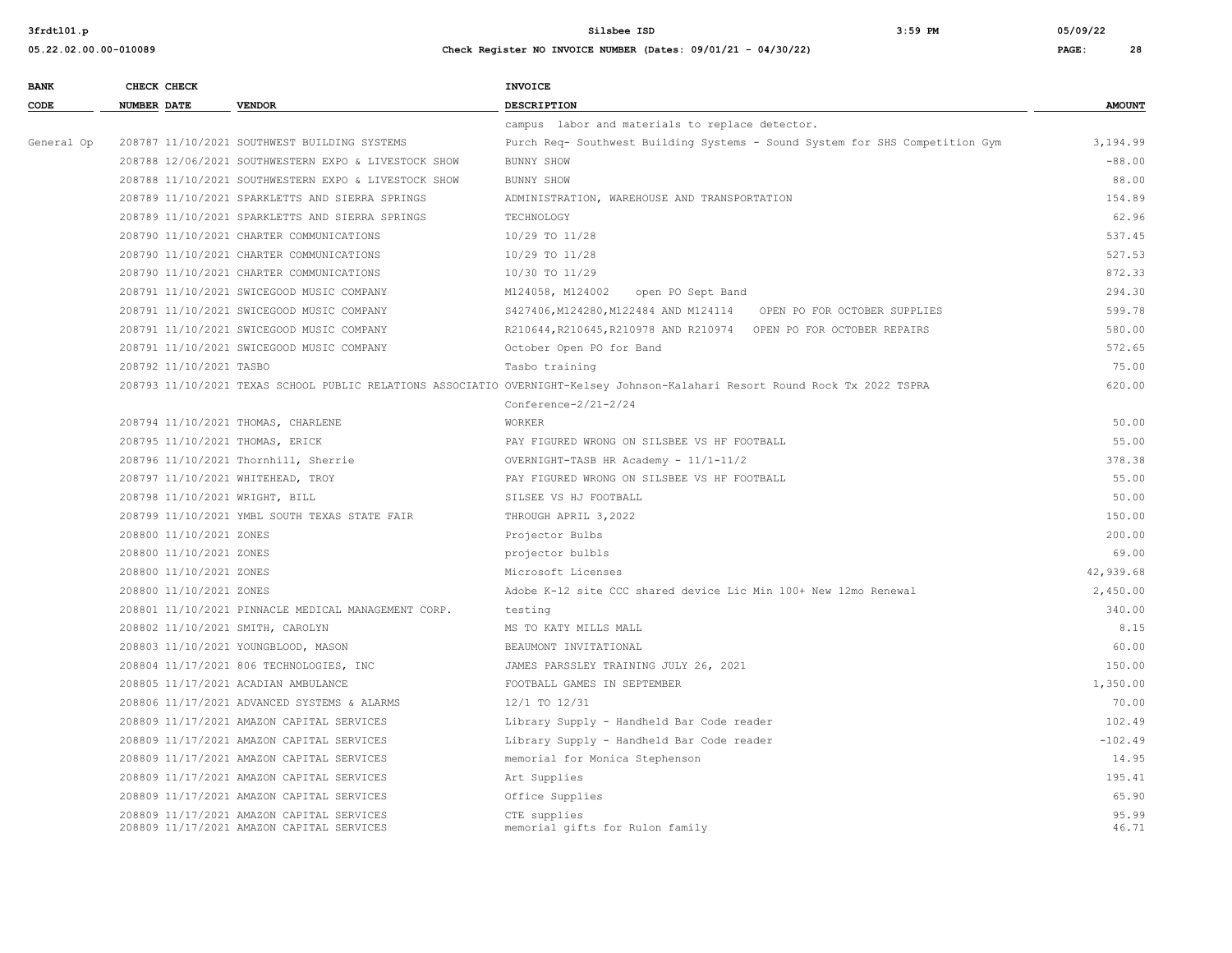| BANK CODE | CHECK NUMBER | CHECK DATE | VENDOR | INVOICE DESCRIPTION | AMOUNT |
|---|---|---|---|---|---|
| | | | | campus labor and materials to replace detector. | |
| General Op | 208787 | 11/10/2021 | SOUTHWEST BUILDING SYSTEMS | Purch Req- Southwest Building Systems - Sound System for SHS Competition Gym | 3,194.99 |
| | 208788 | 12/06/2021 | SOUTHWESTERN EXPO & LIVESTOCK SHOW | BUNNY SHOW | -88.00 |
| | 208788 | 11/10/2021 | SOUTHWESTERN EXPO & LIVESTOCK SHOW | BUNNY SHOW | 88.00 |
| | 208789 | 11/10/2021 | SPARKLETTS AND SIERRA SPRINGS | ADMINISTRATION, WAREHOUSE AND TRANSPORTATION | 154.89 |
| | 208789 | 11/10/2021 | SPARKLETTS AND SIERRA SPRINGS | TECHNOLOGY | 62.96 |
| | 208790 | 11/10/2021 | CHARTER COMMUNICATIONS | 10/29 TO 11/28 | 537.45 |
| | 208790 | 11/10/2021 | CHARTER COMMUNICATIONS | 10/29 TO 11/28 | 527.53 |
| | 208790 | 11/10/2021 | CHARTER COMMUNICATIONS | 10/30 TO 11/29 | 872.33 |
| | 208791 | 11/10/2021 | SWICEGOOD MUSIC COMPANY | M124058, M124002 open PO Sept Band | 294.30 |
| | 208791 | 11/10/2021 | SWICEGOOD MUSIC COMPANY | S427406,M124280,M122484 AND M124114 OPEN PO FOR OCTOBER SUPPLIES | 599.78 |
| | 208791 | 11/10/2021 | SWICEGOOD MUSIC COMPANY | R210644,R210645,R210978 AND R210974 OPEN PO FOR OCTOBER REPAIRS | 580.00 |
| | 208791 | 11/10/2021 | SWICEGOOD MUSIC COMPANY | October Open PO for Band | 572.65 |
| | 208792 | 11/10/2021 | TASBO | Tasbo training | 75.00 |
| | 208793 | 11/10/2021 | TEXAS SCHOOL PUBLIC RELATIONS ASSOCIATIO | OVERNIGHT-Kelsey Johnson-Kalahari Resort Round Rock Tx 2022 TSPRA Conference-2/21-2/24 | 620.00 |
| | 208794 | 11/10/2021 | THOMAS, CHARLENE | WORKER | 50.00 |
| | 208795 | 11/10/2021 | THOMAS, ERICK | PAY FIGURED WRONG ON SILSBEE VS HF FOOTBALL | 55.00 |
| | 208796 | 11/10/2021 | Thornhill, Sherrie | OVERNIGHT-TASB HR Academy - 11/1-11/2 | 378.38 |
| | 208797 | 11/10/2021 | WHITEHEAD, TROY | PAY FIGURED WRONG ON SILSBEE VS HF FOOTBALL | 55.00 |
| | 208798 | 11/10/2021 | WRIGHT, BILL | SILSEE VS HJ FOOTBALL | 50.00 |
| | 208799 | 11/10/2021 | YMBL SOUTH TEXAS STATE FAIR | THROUGH APRIL 3,2022 | 150.00 |
| | 208800 | 11/10/2021 | ZONES | Projector Bulbs | 200.00 |
| | 208800 | 11/10/2021 | ZONES | projector bulbls | 69.00 |
| | 208800 | 11/10/2021 | ZONES | Microsoft Licenses | 42,939.68 |
| | 208800 | 11/10/2021 | ZONES | Adobe K-12 site CCC shared device Lic Min 100+ New 12mo Renewal | 2,450.00 |
| | 208801 | 11/10/2021 | PINNACLE MEDICAL MANAGEMENT CORP. | testing | 340.00 |
| | 208802 | 11/10/2021 | SMITH, CAROLYN | MS TO KATY MILLS MALL | 8.15 |
| | 208803 | 11/10/2021 | YOUNGBLOOD, MASON | BEAUMONT INVITATIONAL | 60.00 |
| | 208804 | 11/17/2021 | 806 TECHNOLOGIES, INC | JAMES PARSSLEY TRAINING JULY 26, 2021 | 150.00 |
| | 208805 | 11/17/2021 | ACADIAN AMBULANCE | FOOTBALL GAMES IN SEPTEMBER | 1,350.00 |
| | 208806 | 11/17/2021 | ADVANCED SYSTEMS & ALARMS | 12/1 TO 12/31 | 70.00 |
| | 208809 | 11/17/2021 | AMAZON CAPITAL SERVICES | Library Supply - Handheld Bar Code reader | 102.49 |
| | 208809 | 11/17/2021 | AMAZON CAPITAL SERVICES | Library Supply - Handheld Bar Code reader | -102.49 |
| | 208809 | 11/17/2021 | AMAZON CAPITAL SERVICES | memorial for Monica Stephenson | 14.95 |
| | 208809 | 11/17/2021 | AMAZON CAPITAL SERVICES | Art Supplies | 195.41 |
| | 208809 | 11/17/2021 | AMAZON CAPITAL SERVICES | Office Supplies | 65.90 |
| | 208809 | 11/17/2021 | AMAZON CAPITAL SERVICES | CTE supplies | 95.99 |
| | 208809 | 11/17/2021 | AMAZON CAPITAL SERVICES | memorial gifts for Rulon family | 46.71 |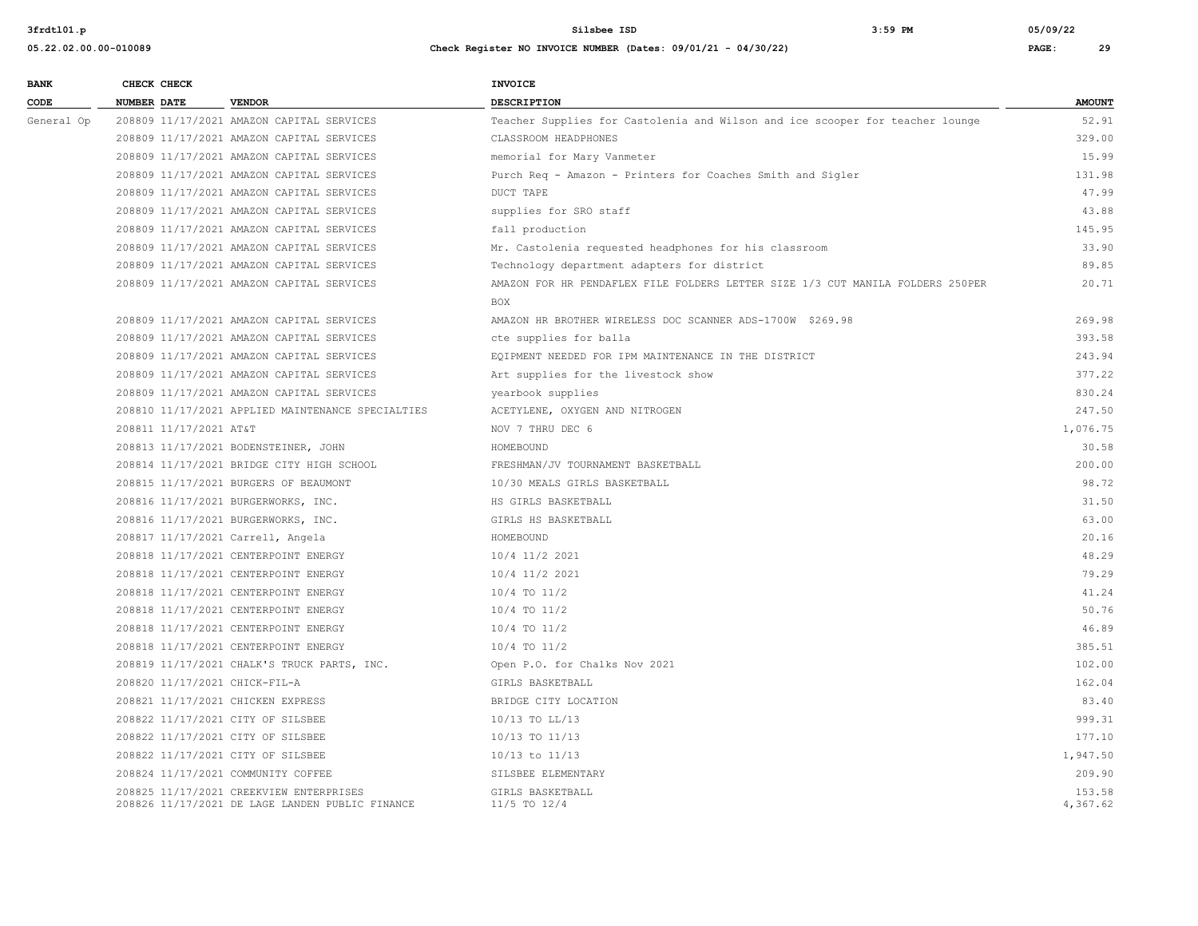| BANK CODE | CHECK NUMBER | CHECK DATE | VENDOR | INVOICE DESCRIPTION | AMOUNT |
|---|---|---|---|---|---|
| General Op | 208809 | 11/17/2021 | AMAZON CAPITAL SERVICES | Teacher Supplies for Castolenia and Wilson and ice scooper for teacher lounge | 52.91 |
| | 208809 | 11/17/2021 | AMAZON CAPITAL SERVICES | CLASSROOM HEADPHONES | 329.00 |
| | 208809 | 11/17/2021 | AMAZON CAPITAL SERVICES | memorial for Mary Vanmeter | 15.99 |
| | 208809 | 11/17/2021 | AMAZON CAPITAL SERVICES | Purch Req - Amazon - Printers for Coaches Smith and Sigler | 131.98 |
| | 208809 | 11/17/2021 | AMAZON CAPITAL SERVICES | DUCT TAPE | 47.99 |
| | 208809 | 11/17/2021 | AMAZON CAPITAL SERVICES | supplies for SRO staff | 43.88 |
| | 208809 | 11/17/2021 | AMAZON CAPITAL SERVICES | fall production | 145.95 |
| | 208809 | 11/17/2021 | AMAZON CAPITAL SERVICES | Mr. Castolenia requested headphones for his classroom | 33.90 |
| | 208809 | 11/17/2021 | AMAZON CAPITAL SERVICES | Technology department adapters for district | 89.85 |
| | 208809 | 11/17/2021 | AMAZON CAPITAL SERVICES | AMAZON FOR HR PENDAFLEX FILE FOLDERS LETTER SIZE 1/3 CUT MANILA FOLDERS 250PER BOX | 20.71 |
| | 208809 | 11/17/2021 | AMAZON CAPITAL SERVICES | AMAZON HR BROTHER WIRELESS DOC SCANNER ADS-1700W $269.98 | 269.98 |
| | 208809 | 11/17/2021 | AMAZON CAPITAL SERVICES | cte supplies for balla | 393.58 |
| | 208809 | 11/17/2021 | AMAZON CAPITAL SERVICES | EQIPMENT NEEDED FOR IPM MAINTENANCE IN THE DISTRICT | 243.94 |
| | 208809 | 11/17/2021 | AMAZON CAPITAL SERVICES | Art supplies for the livestock show | 377.22 |
| | 208809 | 11/17/2021 | AMAZON CAPITAL SERVICES | yearbook supplies | 830.24 |
| | 208810 | 11/17/2021 | APPLIED MAINTENANCE SPECIALTIES | ACETYLENE, OXYGEN AND NITROGEN | 247.50 |
| | 208811 | 11/17/2021 | AT&T | NOV 7 THRU DEC 6 | 1,076.75 |
| | 208813 | 11/17/2021 | BODENSTEINER, JOHN | HOMEBOUND | 30.58 |
| | 208814 | 11/17/2021 | BRIDGE CITY HIGH SCHOOL | FRESHMAN/JV TOURNAMENT BASKETBALL | 200.00 |
| | 208815 | 11/17/2021 | BURGERS OF BEAUMONT | 10/30 MEALS GIRLS BASKETBALL | 98.72 |
| | 208816 | 11/17/2021 | BURGERWORKS, INC. | HS GIRLS BASKETBALL | 31.50 |
| | 208816 | 11/17/2021 | BURGERWORKS, INC. | GIRLS HS BASKETBALL | 63.00 |
| | 208817 | 11/17/2021 | Carrell, Angela | HOMEBOUND | 20.16 |
| | 208818 | 11/17/2021 | CENTERPOINT ENERGY | 10/4 11/2 2021 | 48.29 |
| | 208818 | 11/17/2021 | CENTERPOINT ENERGY | 10/4 11/2 2021 | 79.29 |
| | 208818 | 11/17/2021 | CENTERPOINT ENERGY | 10/4 TO 11/2 | 41.24 |
| | 208818 | 11/17/2021 | CENTERPOINT ENERGY | 10/4 TO 11/2 | 50.76 |
| | 208818 | 11/17/2021 | CENTERPOINT ENERGY | 10/4 TO 11/2 | 46.89 |
| | 208818 | 11/17/2021 | CENTERPOINT ENERGY | 10/4 TO 11/2 | 385.51 |
| | 208819 | 11/17/2021 | CHALK'S TRUCK PARTS, INC. | Open P.O. for Chalks Nov 2021 | 102.00 |
| | 208820 | 11/17/2021 | CHICK-FIL-A | GIRLS BASKETBALL | 162.04 |
| | 208821 | 11/17/2021 | CHICKEN EXPRESS | BRIDGE CITY LOCATION | 83.40 |
| | 208822 | 11/17/2021 | CITY OF SILSBEE | 10/13 TO LL/13 | 999.31 |
| | 208822 | 11/17/2021 | CITY OF SILSBEE | 10/13 TO 11/13 | 177.10 |
| | 208822 | 11/17/2021 | CITY OF SILSBEE | 10/13 to 11/13 | 1,947.50 |
| | 208824 | 11/17/2021 | COMMUNITY COFFEE | SILSBEE ELEMENTARY | 209.90 |
| | 208825 | 11/17/2021 | CREEKVIEW ENTERPRISES | GIRLS BASKETBALL | 153.58 |
| | 208826 | 11/17/2021 | DE LAGE LANDEN PUBLIC FINANCE | 11/5 TO 12/4 | 4,367.62 |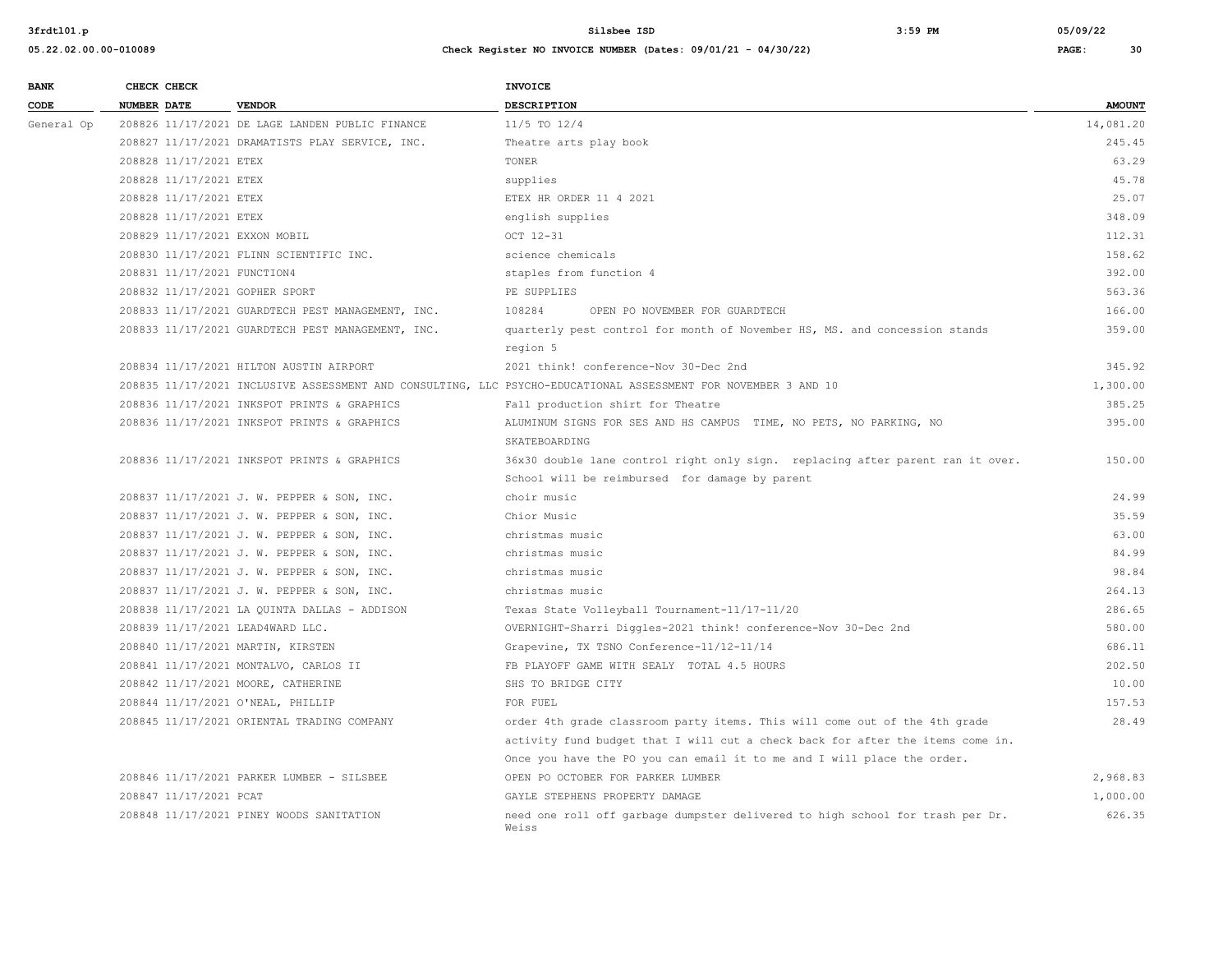**Silsbee ISD**

**Check Register NO INVOICE NUMBER (Dates: 09/01/21 - 04/30/22)**

| BANK CODE | CHECK NUMBER | CHECK DATE | VENDOR | INVOICE DESCRIPTION | AMOUNT |
|---|---|---|---|---|---|
| General Op | 208826 | 11/17/2021 | DE LAGE LANDEN PUBLIC FINANCE | 11/5 TO 12/4 | 14,081.20 |
| | 208827 | 11/17/2021 | DRAMATISTS PLAY SERVICE, INC. | Theatre arts play book | 245.45 |
| | 208828 | 11/17/2021 | ETEX | TONER | 63.29 |
| | 208828 | 11/17/2021 | ETEX | supplies | 45.78 |
| | 208828 | 11/17/2021 | ETEX | ETEX HR ORDER 11 4 2021 | 25.07 |
| | 208828 | 11/17/2021 | ETEX | english supplies | 348.09 |
| | 208829 | 11/17/2021 | EXXON MOBIL | OCT 12-31 | 112.31 |
| | 208830 | 11/17/2021 | FLINN SCIENTIFIC INC. | science chemicals | 158.62 |
| | 208831 | 11/17/2021 | FUNCTION4 | staples from function 4 | 392.00 |
| | 208832 | 11/17/2021 | GOPHER SPORT | PE SUPPLIES | 563.36 |
| | 208833 | 11/17/2021 | GUARDTECH PEST MANAGEMENT, INC. | 108284 OPEN PO NOVEMBER FOR GUARDTECH | 166.00 |
| | 208833 | 11/17/2021 | GUARDTECH PEST MANAGEMENT, INC. | quarterly pest control for month of November HS, MS. and concession stands region 5 | 359.00 |
| | 208834 | 11/17/2021 | HILTON AUSTIN AIRPORT | 2021 think! conference-Nov 30-Dec 2nd | 345.92 |
| | 208835 | 11/17/2021 | INCLUSIVE ASSESSMENT AND CONSULTING, LLC | PSYCHO-EDUCATIONAL ASSESSMENT FOR NOVEMBER 3 AND 10 | 1,300.00 |
| | 208836 | 11/17/2021 | INKSPOT PRINTS & GRAPHICS | Fall production shirt for Theatre | 385.25 |
| | 208836 | 11/17/2021 | INKSPOT PRINTS & GRAPHICS | ALUMINUM SIGNS FOR SES AND HS CAMPUS TIME, NO PETS, NO PARKING, NO SKATEBOARDING | 395.00 |
| | 208836 | 11/17/2021 | INKSPOT PRINTS & GRAPHICS | 36x30 double lane control right only sign. replacing after parent ran it over. School will be reimbursed for damage by parent | 150.00 |
| | 208837 | 11/17/2021 | J. W. PEPPER & SON, INC. | choir music | 24.99 |
| | 208837 | 11/17/2021 | J. W. PEPPER & SON, INC. | Chior Music | 35.59 |
| | 208837 | 11/17/2021 | J. W. PEPPER & SON, INC. | christmas music | 63.00 |
| | 208837 | 11/17/2021 | J. W. PEPPER & SON, INC. | christmas music | 84.99 |
| | 208837 | 11/17/2021 | J. W. PEPPER & SON, INC. | christmas music | 98.84 |
| | 208837 | 11/17/2021 | J. W. PEPPER & SON, INC. | christmas music | 264.13 |
| | 208838 | 11/17/2021 | LA QUINTA DALLAS - ADDISON | Texas State Volleyball Tournament-11/17-11/20 | 286.65 |
| | 208839 | 11/17/2021 | LEAD4WARD LLC. | OVERNIGHT-Sharri Diggles-2021 think! conference-Nov 30-Dec 2nd | 580.00 |
| | 208840 | 11/17/2021 | MARTIN, KIRSTEN | Grapevine, TX TSNO Conference-11/12-11/14 | 686.11 |
| | 208841 | 11/17/2021 | MONTALVO, CARLOS II | FB PLAYOFF GAME WITH SEALY TOTAL 4.5 HOURS | 202.50 |
| | 208842 | 11/17/2021 | MOORE, CATHERINE | SHS TO BRIDGE CITY | 10.00 |
| | 208844 | 11/17/2021 | O'NEAL, PHILLIP | FOR FUEL | 157.53 |
| | 208845 | 11/17/2021 | ORIENTAL TRADING COMPANY | order 4th grade classroom party items. This will come out of the 4th grade activity fund budget that I will cut a check back for after the items come in. Once you have the PO you can email it to me and I will place the order. | 28.49 |
| | 208846 | 11/17/2021 | PARKER LUMBER - SILSBEE | OPEN PO OCTOBER FOR PARKER LUMBER | 2,968.83 |
| | 208847 | 11/17/2021 | PCAT | GAYLE STEPHENS PROPERTY DAMAGE | 1,000.00 |
| | 208848 | 11/17/2021 | PINEY WOODS SANITATION | need one roll off garbage dumpster delivered to high school for trash per Dr. Weiss | 626.35 |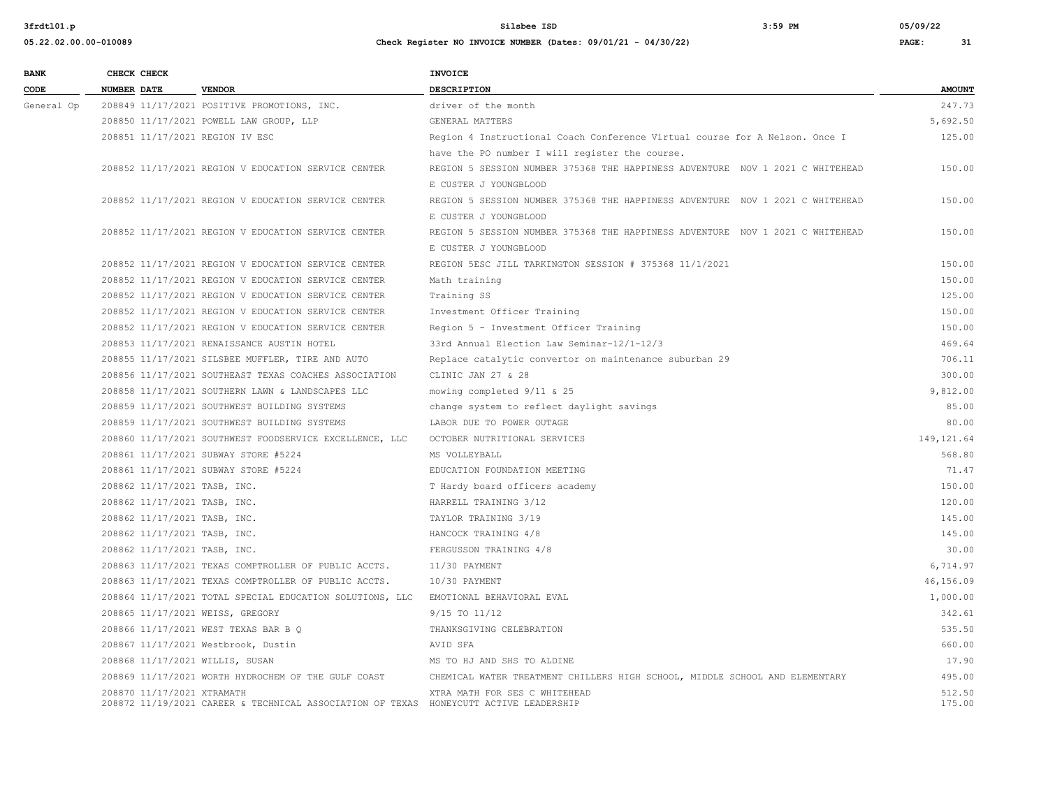| BANK CODE | CHECK NUMBER | CHECK DATE | VENDOR | INVOICE DESCRIPTION | AMOUNT |
|---|---|---|---|---|---|
| General Op | 208849 | 11/17/2021 | POSITIVE PROMOTIONS, INC. | driver of the month | 247.73 |
| | 208850 | 11/17/2021 | POWELL LAW GROUP, LLP | GENERAL MATTERS | 5,692.50 |
| | 208851 | 11/17/2021 | REGION IV ESC | Region 4 Instructional Coach Conference Virtual course for A Nelson. Once I have the PO number I will register the course. | 125.00 |
| | 208852 | 11/17/2021 | REGION V EDUCATION SERVICE CENTER | REGION 5 SESSION NUMBER 375368 THE HAPPINESS ADVENTURE NOV 1 2021 C WHITEHEAD E CUSTER J YOUNGBLOOD | 150.00 |
| | 208852 | 11/17/2021 | REGION V EDUCATION SERVICE CENTER | REGION 5 SESSION NUMBER 375368 THE HAPPINESS ADVENTURE NOV 1 2021 C WHITEHEAD E CUSTER J YOUNGBLOOD | 150.00 |
| | 208852 | 11/17/2021 | REGION V EDUCATION SERVICE CENTER | REGION 5 SESSION NUMBER 375368 THE HAPPINESS ADVENTURE NOV 1 2021 C WHITEHEAD E CUSTER J YOUNGBLOOD | 150.00 |
| | 208852 | 11/17/2021 | REGION V EDUCATION SERVICE CENTER | REGION 5ESC JILL TARKINGTON SESSION # 375368 11/1/2021 | 150.00 |
| | 208852 | 11/17/2021 | REGION V EDUCATION SERVICE CENTER | Math training | 150.00 |
| | 208852 | 11/17/2021 | REGION V EDUCATION SERVICE CENTER | Training SS | 125.00 |
| | 208852 | 11/17/2021 | REGION V EDUCATION SERVICE CENTER | Investment Officer Training | 150.00 |
| | 208852 | 11/17/2021 | REGION V EDUCATION SERVICE CENTER | Region 5 - Investment Officer Training | 150.00 |
| | 208853 | 11/17/2021 | RENAISSANCE AUSTIN HOTEL | 33rd Annual Election Law Seminar-12/1-12/3 | 469.64 |
| | 208855 | 11/17/2021 | SILSBEE MUFFLER, TIRE AND AUTO | Replace catalytic convertor on maintenance suburban 29 | 706.11 |
| | 208856 | 11/17/2021 | SOUTHEAST TEXAS COACHES ASSOCIATION | CLINIC JAN 27 & 28 | 300.00 |
| | 208858 | 11/17/2021 | SOUTHERN LAWN & LANDSCAPES LLC | mowing completed 9/11 & 25 | 9,812.00 |
| | 208859 | 11/17/2021 | SOUTHWEST BUILDING SYSTEMS | change system to reflect daylight savings | 85.00 |
| | 208859 | 11/17/2021 | SOUTHWEST BUILDING SYSTEMS | LABOR DUE TO POWER OUTAGE | 80.00 |
| | 208860 | 11/17/2021 | SOUTHWEST FOODSERVICE EXCELLENCE, LLC | OCTOBER NUTRITIONAL SERVICES | 149,121.64 |
| | 208861 | 11/17/2021 | SUBWAY STORE #5224 | MS VOLLEYBALL | 568.80 |
| | 208861 | 11/17/2021 | SUBWAY STORE #5224 | EDUCATION FOUNDATION MEETING | 71.47 |
| | 208862 | 11/17/2021 | TASB, INC. | T Hardy board officers academy | 150.00 |
| | 208862 | 11/17/2021 | TASB, INC. | HARRELL TRAINING 3/12 | 120.00 |
| | 208862 | 11/17/2021 | TASB, INC. | TAYLOR TRAINING 3/19 | 145.00 |
| | 208862 | 11/17/2021 | TASB, INC. | HANCOCK TRAINING 4/8 | 145.00 |
| | 208862 | 11/17/2021 | TASB, INC. | FERGUSSON TRAINING 4/8 | 30.00 |
| | 208863 | 11/17/2021 | TEXAS COMPTROLLER OF PUBLIC ACCTS. | 11/30 PAYMENT | 6,714.97 |
| | 208863 | 11/17/2021 | TEXAS COMPTROLLER OF PUBLIC ACCTS. | 10/30 PAYMENT | 46,156.09 |
| | 208864 | 11/17/2021 | TOTAL SPECIAL EDUCATION SOLUTIONS, LLC | EMOTIONAL BEHAVIORAL EVAL | 1,000.00 |
| | 208865 | 11/17/2021 | WEISS, GREGORY | 9/15 TO 11/12 | 342.61 |
| | 208866 | 11/17/2021 | WEST TEXAS BAR B Q | THANKSGIVING CELEBRATION | 535.50 |
| | 208867 | 11/17/2021 | Westbrook, Dustin | AVID SFA | 660.00 |
| | 208868 | 11/17/2021 | WILLIS, SUSAN | MS TO HJ AND SHS TO ALDINE | 17.90 |
| | 208869 | 11/17/2021 | WORTH HYDROCHEM OF THE GULF COAST | CHEMICAL WATER TREATMENT CHILLERS HIGH SCHOOL, MIDDLE SCHOOL AND ELEMENTARY | 495.00 |
| | 208870 | 11/17/2021 | XTRAMATH | XTRA MATH FOR SES C WHITEHEAD | 512.50 |
| | 208872 | 11/19/2021 | CAREER & TECHNICAL ASSOCIATION OF TEXAS | HONEYCUTT ACTIVE LEADERSHIP | 175.00 |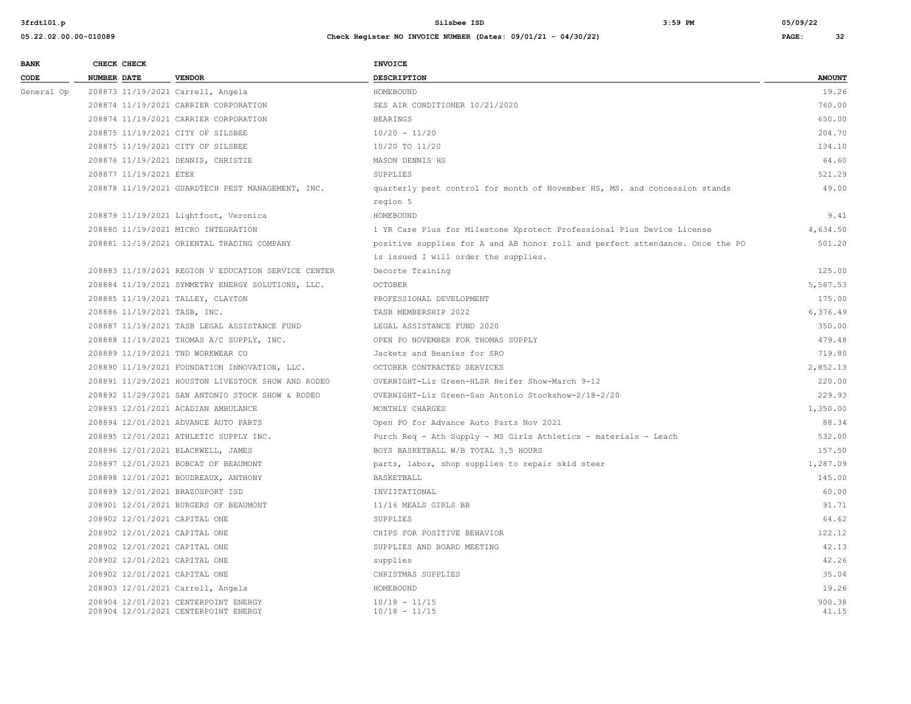| BANK CODE | CHECK NUMBER | CHECK DATE | VENDOR | INVOICE DESCRIPTION | AMOUNT |
|---|---|---|---|---|---|
| General Op | 208873 | 11/19/2021 | Carrell, Angela | HOMEBOUND | 19.26 |
| | 208874 | 11/19/2021 | CARRIER CORPORATION | SES AIR CONDITIONER 10/21/2020 | 760.00 |
| | 208874 | 11/19/2021 | CARRIER CORPORATION | BEARINGS | 650.00 |
| | 208875 | 11/19/2021 | CITY OF SILSBEE | 10/20 - 11/20 | 204.70 |
| | 208875 | 11/19/2021 | CITY OF SILSBEE | 10/20 TO 11/20 | 134.10 |
| | 208876 | 11/19/2021 | DENNIS, CHRISTIE | MASON DENNIS HS | 64.60 |
| | 208877 | 11/19/2021 | ETEX | SUPPLIES | 521.29 |
| | 208878 | 11/19/2021 | GUARDTECH PEST MANAGEMENT, INC. | quarterly pest control for month of November HS, MS. and concession stands region 5 | 49.00 |
| | 208879 | 11/19/2021 | Lightfoot, Veronica | HOMEBOUND | 9.41 |
| | 208880 | 11/19/2021 | MICRO INTEGRATION | 1 YR Care Plus for Milestone Xprotect Professional Plus Device License | 4,634.50 |
| | 208881 | 11/19/2021 | ORIENTAL TRADING COMPANY | positive supplies for A and AB honor roll and perfect attendance. Once the PO is issued I will order the supplies. | 501.20 |
| | 208883 | 11/19/2021 | REGION V EDUCATION SERVICE CENTER | Decorte Training | 125.00 |
| | 208884 | 11/19/2021 | SYMMETRY ENERGY SOLUTIONS, LLC. | OCTOBER | 5,567.53 |
| | 208885 | 11/19/2021 | TALLEY, CLAYTON | PROFESSIONAL DEVELOPMENT | 175.00 |
| | 208886 | 11/19/2021 | TASB, INC. | TASB MEMBERSHIP 2022 | 6,376.49 |
| | 208887 | 11/19/2021 | TASB LEGAL ASSISTANCE FUND | LEGAL ASSISTANCE FUND 2020 | 350.00 |
| | 208888 | 11/19/2021 | THOMAS A/C SUPPLY, INC. | OPEN PO NOVEMBER FOR THOMAS SUPPLY | 479.48 |
| | 208889 | 11/19/2021 | TND WORKWEAR CO | Jackets and Beanies for SRO | 719.80 |
| | 208890 | 11/19/2021 | FOUNDATION INNOVATION, LLC. | OCTOBER CONTRACTED SERVICES | 2,852.13 |
| | 208891 | 11/29/2021 | HOUSTON LIVESTOCK SHOW AND RODEO | OVERNIGHT-Liz Green-HLSR Heifer Show-March 9-12 | 220.00 |
| | 208892 | 11/29/2021 | SAN ANTONIO STOCK SHOW & RODEO | OVERNIGHT-Liz Green-San Antonio Stockshow-2/18-2/20 | 229.93 |
| | 208893 | 12/01/2021 | ACADIAN AMBULANCE | MONTHLY CHARGES | 1,350.00 |
| | 208894 | 12/01/2021 | ADVANCE AUTO PARTS | Open PO for Advance Auto Parts Nov 2021 | 88.34 |
| | 208895 | 12/01/2021 | ATHLETIC SUPPLY INC. | Purch Req - Ath Supply - MS Girls Athletics - materials - Leach | 532.00 |
| | 208896 | 12/01/2021 | BLACKWELL, JAMES | BOYS BASKETBALL W/B TOTAL 3.5 HOURS | 157.50 |
| | 208897 | 12/01/2021 | BOBCAT OF BEAUMONT | parts, labor, shop supplies to repair skid steer | 1,287.09 |
| | 208898 | 12/01/2021 | BOUDREAUX, ANTHONY | BASKETBALL | 145.00 |
| | 208899 | 12/01/2021 | BRAZOSPORT ISD | INVIITATIONAL | 60.00 |
| | 208901 | 12/01/2021 | BURGERS OF BEAUMONT | 11/16 MEALS GIRLS BB | 91.71 |
| | 208902 | 12/01/2021 | CAPITAL ONE | SUPPLIES | 64.62 |
| | 208902 | 12/01/2021 | CAPITAL ONE | CHIPS FOR POSITIVE BEHAVIOR | 122.12 |
| | 208902 | 12/01/2021 | CAPITAL ONE | SUPPLIES AND BOARD MEETING | 42.13 |
| | 208902 | 12/01/2021 | CAPITAL ONE | supplies | 42.26 |
| | 208902 | 12/01/2021 | CAPITAL ONE | CHRISTMAS SUPPLIES | 35.04 |
| | 208903 | 12/01/2021 | Carrell, Angela | HOMEBOUND | 19.26 |
| | 208904 | 12/01/2021 | CENTERPOINT ENERGY | 10/18 - 11/15 | 900.38 |
| | 208904 | 12/01/2021 | CENTERPOINT ENERGY | 10/18 - 11/15 | 41.15 |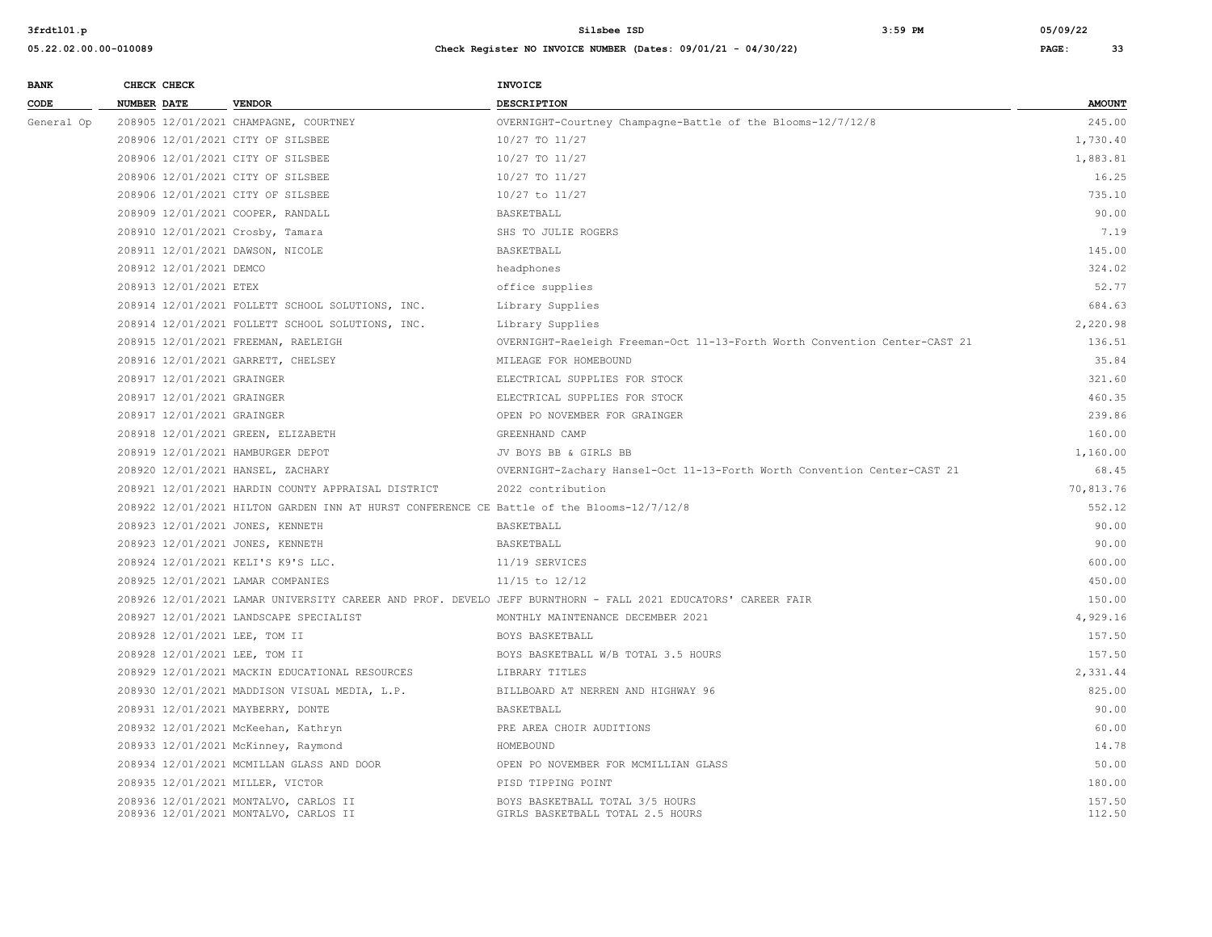| BANK CODE | CHECK NUMBER | CHECK DATE | VENDOR | INVOICE DESCRIPTION | AMOUNT |
|---|---|---|---|---|---|
| General Op | 208905 | 12/01/2021 | CHAMPAGNE, COURTNEY | OVERNIGHT-Courtney Champagne-Battle of the Blooms-12/7/12/8 | 245.00 |
| | 208906 | 12/01/2021 | CITY OF SILSBEE | 10/27 TO 11/27 | 1,730.40 |
| | 208906 | 12/01/2021 | CITY OF SILSBEE | 10/27 TO 11/27 | 1,883.81 |
| | 208906 | 12/01/2021 | CITY OF SILSBEE | 10/27 TO 11/27 | 16.25 |
| | 208906 | 12/01/2021 | CITY OF SILSBEE | 10/27 to 11/27 | 735.10 |
| | 208909 | 12/01/2021 | COOPER, RANDALL | BASKETBALL | 90.00 |
| | 208910 | 12/01/2021 | Crosby, Tamara | SHS TO JULIE ROGERS | 7.19 |
| | 208911 | 12/01/2021 | DAWSON, NICOLE | BASKETBALL | 145.00 |
| | 208912 | 12/01/2021 | DEMCO | headphones | 324.02 |
| | 208913 | 12/01/2021 | ETEX | office supplies | 52.77 |
| | 208914 | 12/01/2021 | FOLLETT SCHOOL SOLUTIONS, INC. | Library Supplies | 684.63 |
| | 208914 | 12/01/2021 | FOLLETT SCHOOL SOLUTIONS, INC. | Library Supplies | 2,220.98 |
| | 208915 | 12/01/2021 | FREEMAN, RAELEIGH | OVERNIGHT-Raeleigh Freeman-Oct 11-13-Forth Worth Convention Center-CAST 21 | 136.51 |
| | 208916 | 12/01/2021 | GARRETT, CHELSEY | MILEAGE FOR HOMEBOUND | 35.84 |
| | 208917 | 12/01/2021 | GRAINGER | ELECTRICAL SUPPLIES FOR STOCK | 321.60 |
| | 208917 | 12/01/2021 | GRAINGER | ELECTRICAL SUPPLIES FOR STOCK | 460.35 |
| | 208917 | 12/01/2021 | GRAINGER | OPEN PO NOVEMBER FOR GRAINGER | 239.86 |
| | 208918 | 12/01/2021 | GREEN, ELIZABETH | GREENHAND CAMP | 160.00 |
| | 208919 | 12/01/2021 | HAMBURGER DEPOT | JV BOYS BB & GIRLS BB | 1,160.00 |
| | 208920 | 12/01/2021 | HANSEL, ZACHARY | OVERNIGHT-Zachary Hansel-Oct 11-13-Forth Worth Convention Center-CAST 21 | 68.45 |
| | 208921 | 12/01/2021 | HARDIN COUNTY APPRAISAL DISTRICT | 2022 contribution | 70,813.76 |
| | 208922 | 12/01/2021 | HILTON GARDEN INN AT HURST CONFERENCE CE | Battle of the Blooms-12/7/12/8 | 552.12 |
| | 208923 | 12/01/2021 | JONES, KENNETH | BASKETBALL | 90.00 |
| | 208923 | 12/01/2021 | JONES, KENNETH | BASKETBALL | 90.00 |
| | 208924 | 12/01/2021 | KELI'S K9'S LLC. | 11/19 SERVICES | 600.00 |
| | 208925 | 12/01/2021 | LAMAR COMPANIES | 11/15 to 12/12 | 450.00 |
| | 208926 | 12/01/2021 | LAMAR UNIVERSITY CAREER AND PROF. DEVELO | JEFF BURNTHORN - FALL 2021 EDUCATORS' CAREER FAIR | 150.00 |
| | 208927 | 12/01/2021 | LANDSCAPE SPECIALIST | MONTHLY MAINTENANCE DECEMBER 2021 | 4,929.16 |
| | 208928 | 12/01/2021 | LEE, TOM II | BOYS BASKETBALL | 157.50 |
| | 208928 | 12/01/2021 | LEE, TOM II | BOYS BASKETBALL W/B TOTAL 3.5 HOURS | 157.50 |
| | 208929 | 12/01/2021 | MACKIN EDUCATIONAL RESOURCES | LIBRARY TITLES | 2,331.44 |
| | 208930 | 12/01/2021 | MADDISON VISUAL MEDIA, L.P. | BILLBOARD AT NERREN AND HIGHWAY 96 | 825.00 |
| | 208931 | 12/01/2021 | MAYBERRY, DONTE | BASKETBALL | 90.00 |
| | 208932 | 12/01/2021 | McKeehan, Kathryn | PRE AREA CHOIR AUDITIONS | 60.00 |
| | 208933 | 12/01/2021 | McKinney, Raymond | HOMEBOUND | 14.78 |
| | 208934 | 12/01/2021 | MCMILLAN GLASS AND DOOR | OPEN PO NOVEMBER FOR MCMILLIAN GLASS | 50.00 |
| | 208935 | 12/01/2021 | MILLER, VICTOR | PISD TIPPING POINT | 180.00 |
| | 208936 | 12/01/2021 | MONTALVO, CARLOS II | BOYS BASKETBALL TOTAL 3/5 HOURS | 157.50 |
| | 208936 | 12/01/2021 | MONTALVO, CARLOS II | GIRLS BASKETBALL TOTAL 2.5 HOURS | 112.50 |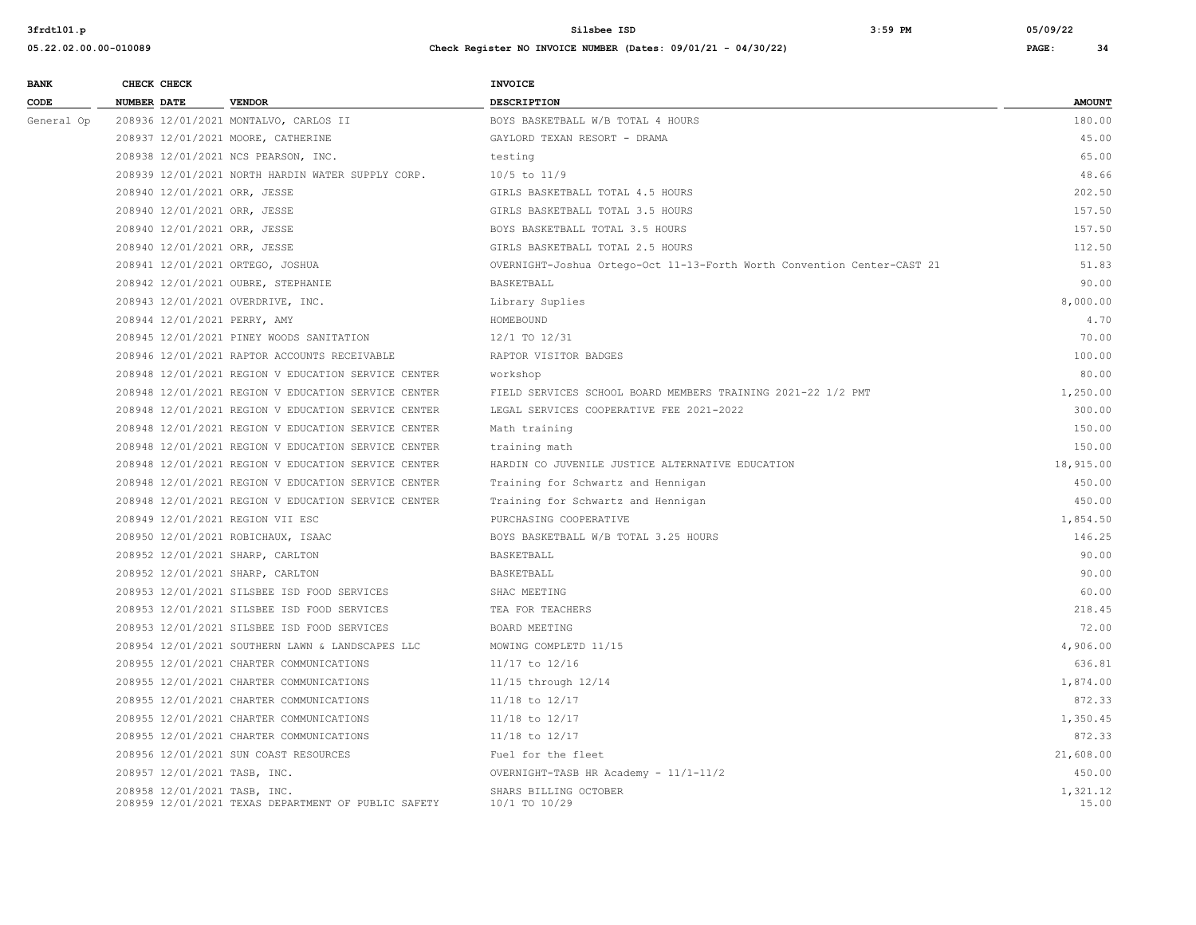| BANK CODE | CHECK NUMBER | CHECK DATE | VENDOR | INVOICE DESCRIPTION | AMOUNT |
|---|---|---|---|---|---|
| General Op | 208936 | 12/01/2021 | MONTALVO, CARLOS II | BOYS BASKETBALL W/B TOTAL 4 HOURS | 180.00 |
| | 208937 | 12/01/2021 | MOORE, CATHERINE | GAYLORD TEXAN RESORT - DRAMA | 45.00 |
| | 208938 | 12/01/2021 | NCS PEARSON, INC. | testing | 65.00 |
| | 208939 | 12/01/2021 | NORTH HARDIN WATER SUPPLY CORP. | 10/5 to 11/9 | 48.66 |
| | 208940 | 12/01/2021 | ORR, JESSE | GIRLS BASKETBALL TOTAL 4.5 HOURS | 202.50 |
| | 208940 | 12/01/2021 | ORR, JESSE | GIRLS BASKETBALL TOTAL 3.5 HOURS | 157.50 |
| | 208940 | 12/01/2021 | ORR, JESSE | BOYS BASKETBALL TOTAL 3.5 HOURS | 157.50 |
| | 208940 | 12/01/2021 | ORR, JESSE | GIRLS BASKETBALL TOTAL 2.5 HOURS | 112.50 |
| | 208941 | 12/01/2021 | ORTEGO, JOSHUA | OVERNIGHT-Joshua Ortego-Oct 11-13-Forth Worth Convention Center-CAST 21 | 51.83 |
| | 208942 | 12/01/2021 | OUBRE, STEPHANIE | BASKETBALL | 90.00 |
| | 208943 | 12/01/2021 | OVERDRIVE, INC. | Library Suplies | 8,000.00 |
| | 208944 | 12/01/2021 | PERRY, AMY | HOMEBOUND | 4.70 |
| | 208945 | 12/01/2021 | PINEY WOODS SANITATION | 12/1 TO 12/31 | 70.00 |
| | 208946 | 12/01/2021 | RAPTOR ACCOUNTS RECEIVABLE | RAPTOR VISITOR BADGES | 100.00 |
| | 208948 | 12/01/2021 | REGION V EDUCATION SERVICE CENTER | workshop | 80.00 |
| | 208948 | 12/01/2021 | REGION V EDUCATION SERVICE CENTER | FIELD SERVICES SCHOOL BOARD MEMBERS TRAINING 2021-22 1/2 PMT | 1,250.00 |
| | 208948 | 12/01/2021 | REGION V EDUCATION SERVICE CENTER | LEGAL SERVICES COOPERATIVE FEE 2021-2022 | 300.00 |
| | 208948 | 12/01/2021 | REGION V EDUCATION SERVICE CENTER | Math training | 150.00 |
| | 208948 | 12/01/2021 | REGION V EDUCATION SERVICE CENTER | training math | 150.00 |
| | 208948 | 12/01/2021 | REGION V EDUCATION SERVICE CENTER | HARDIN CO JUVENILE JUSTICE ALTERNATIVE EDUCATION | 18,915.00 |
| | 208948 | 12/01/2021 | REGION V EDUCATION SERVICE CENTER | Training for Schwartz and Hennigan | 450.00 |
| | 208948 | 12/01/2021 | REGION V EDUCATION SERVICE CENTER | Training for Schwartz and Hennigan | 450.00 |
| | 208949 | 12/01/2021 | REGION VII ESC | PURCHASING COOPERATIVE | 1,854.50 |
| | 208950 | 12/01/2021 | ROBICHAUX, ISAAC | BOYS BASKETBALL W/B TOTAL 3.25 HOURS | 146.25 |
| | 208952 | 12/01/2021 | SHARP, CARLTON | BASKETBALL | 90.00 |
| | 208952 | 12/01/2021 | SHARP, CARLTON | BASKETBALL | 90.00 |
| | 208953 | 12/01/2021 | SILSBEE ISD FOOD SERVICES | SHAC MEETING | 60.00 |
| | 208953 | 12/01/2021 | SILSBEE ISD FOOD SERVICES | TEA FOR TEACHERS | 218.45 |
| | 208953 | 12/01/2021 | SILSBEE ISD FOOD SERVICES | BOARD MEETING | 72.00 |
| | 208954 | 12/01/2021 | SOUTHERN LAWN & LANDSCAPES LLC | MOWING COMPLETD 11/15 | 4,906.00 |
| | 208955 | 12/01/2021 | CHARTER COMMUNICATIONS | 11/17 to 12/16 | 636.81 |
| | 208955 | 12/01/2021 | CHARTER COMMUNICATIONS | 11/15 through 12/14 | 1,874.00 |
| | 208955 | 12/01/2021 | CHARTER COMMUNICATIONS | 11/18 to 12/17 | 872.33 |
| | 208955 | 12/01/2021 | CHARTER COMMUNICATIONS | 11/18 to 12/17 | 1,350.45 |
| | 208955 | 12/01/2021 | CHARTER COMMUNICATIONS | 11/18 to 12/17 | 872.33 |
| | 208956 | 12/01/2021 | SUN COAST RESOURCES | Fuel for the fleet | 21,608.00 |
| | 208957 | 12/01/2021 | TASB, INC. | OVERNIGHT-TASB HR Academy - 11/1-11/2 | 450.00 |
| | 208958 | 12/01/2021 | TASB, INC. | SHARS BILLING OCTOBER | 1,321.12 |
| | 208959 | 12/01/2021 | TEXAS DEPARTMENT OF PUBLIC SAFETY | 10/1 TO 10/29 | 15.00 |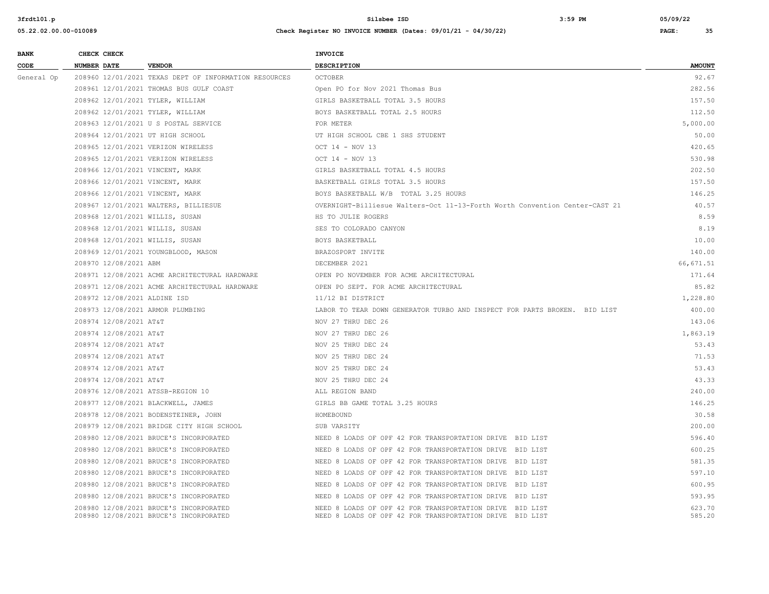| BANK CODE | CHECK NUMBER | CHECK DATE | VENDOR | INVOICE DESCRIPTION | AMOUNT |
|---|---|---|---|---|---|
| General Op | 208960 | 12/01/2021 | TEXAS DEPT OF INFORMATION RESOURCES | OCTOBER | 92.67 |
| | 208961 | 12/01/2021 | THOMAS BUS GULF COAST | Open PO for Nov 2021 Thomas Bus | 282.56 |
| | 208962 | 12/01/2021 | TYLER, WILLIAM | GIRLS BASKETBALL TOTAL 3.5 HOURS | 157.50 |
| | 208962 | 12/01/2021 | TYLER, WILLIAM | BOYS BASKETBALL TOTAL 2.5 HOURS | 112.50 |
| | 208963 | 12/01/2021 | U S POSTAL SERVICE | FOR METER | 5,000.00 |
| | 208964 | 12/01/2021 | UT HIGH SCHOOL | UT HIGH SCHOOL CBE 1 SHS STUDENT | 50.00 |
| | 208965 | 12/01/2021 | VERIZON WIRELESS | OCT 14 - NOV 13 | 420.65 |
| | 208965 | 12/01/2021 | VERIZON WIRELESS | OCT 14 - NOV 13 | 530.98 |
| | 208966 | 12/01/2021 | VINCENT, MARK | GIRLS BASKETBALL TOTAL 4.5 HOURS | 202.50 |
| | 208966 | 12/01/2021 | VINCENT, MARK | BASKETBALL GIRLS TOTAL 3.5 HOURS | 157.50 |
| | 208966 | 12/01/2021 | VINCENT, MARK | BOYS BASKETBALL W/B TOTAL 3.25 HOURS | 146.25 |
| | 208967 | 12/01/2021 | WALTERS, BILLIESUE | OVERNIGHT-Billiesue Walters-Oct 11-13-Forth Worth Convention Center-CAST 21 | 40.57 |
| | 208968 | 12/01/2021 | WILLIS, SUSAN | HS TO JULIE ROGERS | 8.59 |
| | 208968 | 12/01/2021 | WILLIS, SUSAN | SES TO COLORADO CANYON | 8.19 |
| | 208968 | 12/01/2021 | WILLIS, SUSAN | BOYS BASKETBALL | 10.00 |
| | 208969 | 12/01/2021 | YOUNGBLOOD, MASON | BRAZOSPORT INVITE | 140.00 |
| | 208970 | 12/08/2021 | ABM | DECEMBER 2021 | 66,671.51 |
| | 208971 | 12/08/2021 | ACME ARCHITECTURAL HARDWARE | OPEN PO NOVEMBER FOR ACME ARCHITECTURAL | 171.64 |
| | 208971 | 12/08/2021 | ACME ARCHITECTURAL HARDWARE | OPEN PO SEPT. FOR ACME ARCHITECTURAL | 85.82 |
| | 208972 | 12/08/2021 | ALDINE ISD | 11/12 BI DISTRICT | 1,228.80 |
| | 208973 | 12/08/2021 | ARMOR PLUMBING | LABOR TO TEAR DOWN GENERATOR TURBO AND INSPECT FOR PARTS BROKEN. BID LIST | 400.00 |
| | 208974 | 12/08/2021 | AT&T | NOV 27 THRU DEC 26 | 143.06 |
| | 208974 | 12/08/2021 | AT&T | NOV 27 THRU DEC 26 | 1,863.19 |
| | 208974 | 12/08/2021 | AT&T | NOV 25 THRU DEC 24 | 53.43 |
| | 208974 | 12/08/2021 | AT&T | NOV 25 THRU DEC 24 | 71.53 |
| | 208974 | 12/08/2021 | AT&T | NOV 25 THRU DEC 24 | 53.43 |
| | 208974 | 12/08/2021 | AT&T | NOV 25 THRU DEC 24 | 43.33 |
| | 208976 | 12/08/2021 | ATSSB-REGION 10 | ALL REGION BAND | 240.00 |
| | 208977 | 12/08/2021 | BLACKWELL, JAMES | GIRLS BB GAME TOTAL 3.25 HOURS | 146.25 |
| | 208978 | 12/08/2021 | BODENSTEINER, JOHN | HOMEBOUND | 30.58 |
| | 208979 | 12/08/2021 | BRIDGE CITY HIGH SCHOOL | SUB VARSITY | 200.00 |
| | 208980 | 12/08/2021 | BRUCE'S INCORPORATED | NEED 8 LOADS OF OPF 42 FOR TRANSPORTATION DRIVE BID LIST | 596.40 |
| | 208980 | 12/08/2021 | BRUCE'S INCORPORATED | NEED 8 LOADS OF OPF 42 FOR TRANSPORTATION DRIVE BID LIST | 600.25 |
| | 208980 | 12/08/2021 | BRUCE'S INCORPORATED | NEED 8 LOADS OF OPF 42 FOR TRANSPORTATION DRIVE BID LIST | 581.35 |
| | 208980 | 12/08/2021 | BRUCE'S INCORPORATED | NEED 8 LOADS OF OPF 42 FOR TRANSPORTATION DRIVE BID LIST | 597.10 |
| | 208980 | 12/08/2021 | BRUCE'S INCORPORATED | NEED 8 LOADS OF OPF 42 FOR TRANSPORTATION DRIVE BID LIST | 600.95 |
| | 208980 | 12/08/2021 | BRUCE'S INCORPORATED | NEED 8 LOADS OF OPF 42 FOR TRANSPORTATION DRIVE BID LIST | 593.95 |
| | 208980 | 12/08/2021 | BRUCE'S INCORPORATED | NEED 8 LOADS OF OPF 42 FOR TRANSPORTATION DRIVE BID LIST | 623.70 |
| | 208980 | 12/08/2021 | BRUCE'S INCORPORATED | NEED 8 LOADS OF OPF 42 FOR TRANSPORTATION DRIVE BID LIST | 585.20 |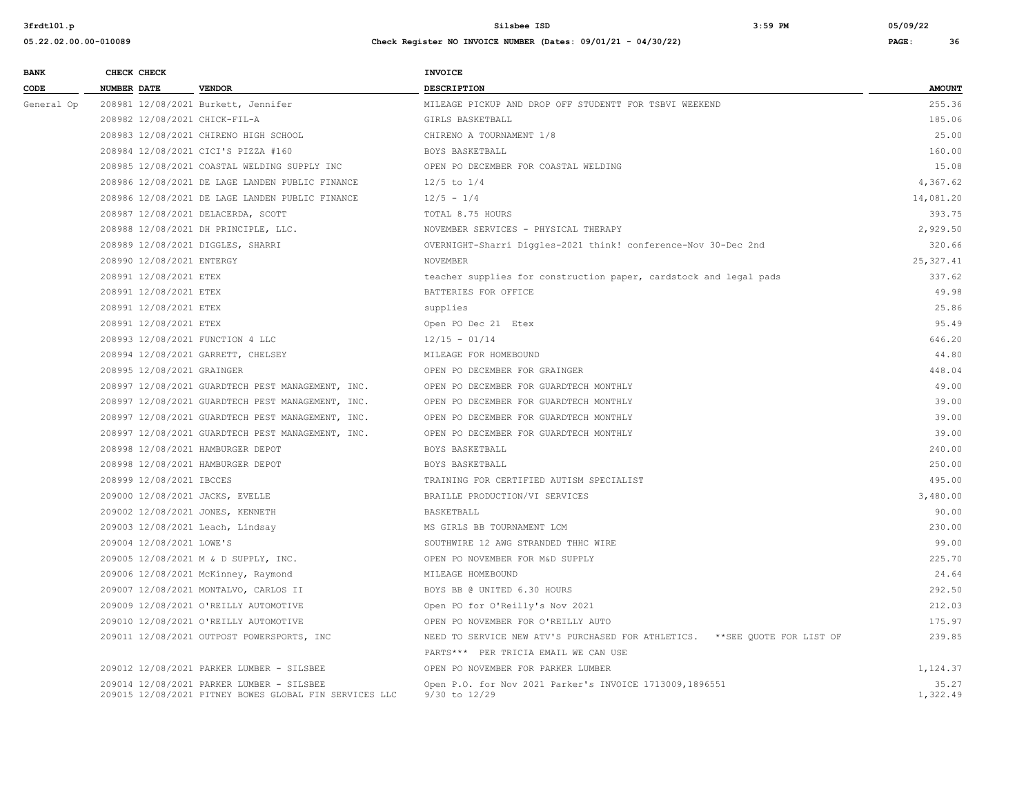| BANK CODE | CHECK NUMBER | CHECK DATE | VENDOR | INVOICE DESCRIPTION | AMOUNT |
|---|---|---|---|---|---|
| General Op | 208981 | 12/08/2021 | Burkett, Jennifer | MILEAGE PICKUP AND DROP OFF STUDENTT FOR TSBVI WEEKEND | 255.36 |
| | 208982 | 12/08/2021 | CHICK-FIL-A | GIRLS BASKETBALL | 185.06 |
| | 208983 | 12/08/2021 | CHIRENO HIGH SCHOOL | CHIRENO A TOURNAMENT 1/8 | 25.00 |
| | 208984 | 12/08/2021 | CICI'S PIZZA #160 | BOYS BASKETBALL | 160.00 |
| | 208985 | 12/08/2021 | COASTAL WELDING SUPPLY INC | OPEN PO DECEMBER FOR COASTAL WELDING | 15.08 |
| | 208986 | 12/08/2021 | DE LAGE LANDEN PUBLIC FINANCE | 12/5 to 1/4 | 4,367.62 |
| | 208986 | 12/08/2021 | DE LAGE LANDEN PUBLIC FINANCE | 12/5 - 1/4 | 14,081.20 |
| | 208987 | 12/08/2021 | DELACERDA, SCOTT | TOTAL 8.75 HOURS | 393.75 |
| | 208988 | 12/08/2021 | DH PRINCIPLE, LLC. | NOVEMBER SERVICES - PHYSICAL THERAPY | 2,929.50 |
| | 208989 | 12/08/2021 | DIGGLES, SHARRI | OVERNIGHT-Sharri Diggles-2021 think! conference-Nov 30-Dec 2nd | 320.66 |
| | 208990 | 12/08/2021 | ENTERGY | NOVEMBER | 25,327.41 |
| | 208991 | 12/08/2021 | ETEX | teacher supplies for construction paper, cardstock and legal pads | 337.62 |
| | 208991 | 12/08/2021 | ETEX | BATTERIES FOR OFFICE | 49.98 |
| | 208991 | 12/08/2021 | ETEX | supplies | 25.86 |
| | 208991 | 12/08/2021 | ETEX | Open PO Dec 21 Etex | 95.49 |
| | 208993 | 12/08/2021 | FUNCTION 4 LLC | 12/15 - 01/14 | 646.20 |
| | 208994 | 12/08/2021 | GARRETT, CHELSEY | MILEAGE FOR HOMEBOUND | 44.80 |
| | 208995 | 12/08/2021 | GRAINGER | OPEN PO DECEMBER FOR GRAINGER | 448.04 |
| | 208997 | 12/08/2021 | GUARDTECH PEST MANAGEMENT, INC. | OPEN PO DECEMBER FOR GUARDTECH MONTHLY | 49.00 |
| | 208997 | 12/08/2021 | GUARDTECH PEST MANAGEMENT, INC. | OPEN PO DECEMBER FOR GUARDTECH MONTHLY | 39.00 |
| | 208997 | 12/08/2021 | GUARDTECH PEST MANAGEMENT, INC. | OPEN PO DECEMBER FOR GUARDTECH MONTHLY | 39.00 |
| | 208997 | 12/08/2021 | GUARDTECH PEST MANAGEMENT, INC. | OPEN PO DECEMBER FOR GUARDTECH MONTHLY | 39.00 |
| | 208998 | 12/08/2021 | HAMBURGER DEPOT | BOYS BASKETBALL | 240.00 |
| | 208998 | 12/08/2021 | HAMBURGER DEPOT | BOYS BASKETBALL | 250.00 |
| | 208999 | 12/08/2021 | IBCCES | TRAINING FOR CERTIFIED AUTISM SPECIALIST | 495.00 |
| | 209000 | 12/08/2021 | JACKS, EVELLE | BRAILLE PRODUCTION/VI SERVICES | 3,480.00 |
| | 209002 | 12/08/2021 | JONES, KENNETH | BASKETBALL | 90.00 |
| | 209003 | 12/08/2021 | Leach, Lindsay | MS GIRLS BB TOURNAMENT LCM | 230.00 |
| | 209004 | 12/08/2021 | LOWE'S | SOUTHWIRE 12 AWG STRANDED THHC WIRE | 99.00 |
| | 209005 | 12/08/2021 | M & D SUPPLY, INC. | OPEN PO NOVEMBER FOR M&D SUPPLY | 225.70 |
| | 209006 | 12/08/2021 | McKinney, Raymond | MILEAGE HOMEBOUND | 24.64 |
| | 209007 | 12/08/2021 | MONTALVO, CARLOS II | BOYS BB @ UNITED 6.30 HOURS | 292.50 |
| | 209009 | 12/08/2021 | O'REILLY AUTOMOTIVE | Open PO for O'Reilly's Nov 2021 | 212.03 |
| | 209010 | 12/08/2021 | O'REILLY AUTOMOTIVE | OPEN PO NOVEMBER FOR O'REILLY AUTO | 175.97 |
| | 209011 | 12/08/2021 | OUTPOST POWERSPORTS, INC | NEED TO SERVICE NEW ATV'S PURCHASED FOR ATHLETICS. **SEE QUOTE FOR LIST OF PARTS*** PER TRICIA EMAIL WE CAN USE | 239.85 |
| | 209012 | 12/08/2021 | PARKER LUMBER - SILSBEE | OPEN PO NOVEMBER FOR PARKER LUMBER | 1,124.37 |
| | 209014 | 12/08/2021 | PARKER LUMBER - SILSBEE | Open P.O. for Nov 2021 Parker's INVOICE 1713009,1896551 | 35.27 |
| | 209015 | 12/08/2021 | PITNEY BOWES GLOBAL FIN SERVICES LLC | 9/30 to 12/29 | 1,322.49 |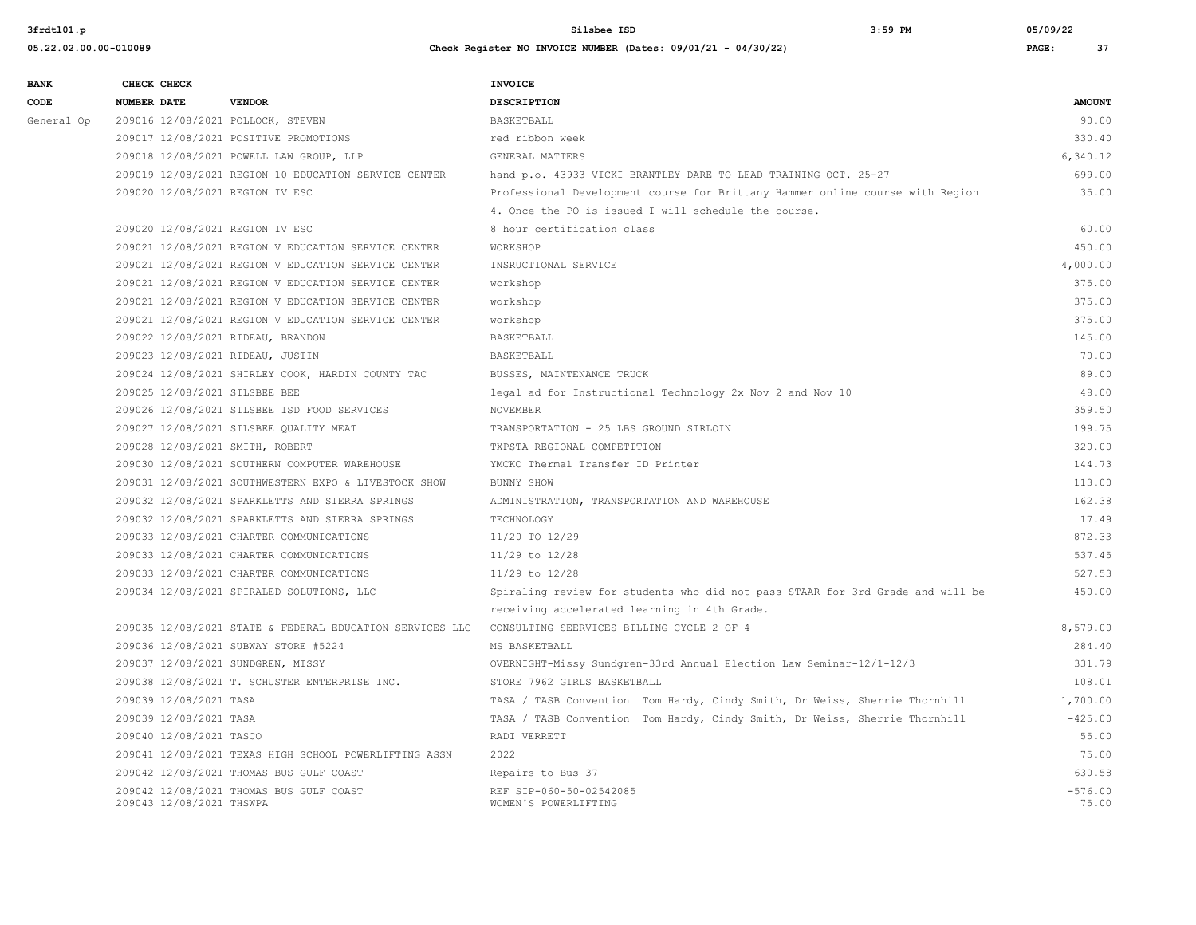**Silsbee ISD**

**Check Register NO INVOICE NUMBER (Dates: 09/01/21 - 04/30/22)**

| BANK CODE | CHECK NUMBER | CHECK DATE | VENDOR | INVOICE DESCRIPTION | AMOUNT |
|---|---|---|---|---|---|
| General Op | 209016 | 12/08/2021 | POLLOCK, STEVEN | BASKETBALL | 90.00 |
| | 209017 | 12/08/2021 | POSITIVE PROMOTIONS | red ribbon week | 330.40 |
| | 209018 | 12/08/2021 | POWELL LAW GROUP, LLP | GENERAL MATTERS | 6,340.12 |
| | 209019 | 12/08/2021 | REGION 10 EDUCATION SERVICE CENTER | hand p.o. 43933 VICKI BRANTLEY DARE TO LEAD TRAINING OCT. 25-27 | 699.00 |
| | 209020 | 12/08/2021 | REGION IV ESC | Professional Development course for Brittany Hammer online course with Region 4. Once the PO is issued I will schedule the course. | 35.00 |
| | 209020 | 12/08/2021 | REGION IV ESC | 8 hour certification class | 60.00 |
| | 209021 | 12/08/2021 | REGION V EDUCATION SERVICE CENTER | WORKSHOP | 450.00 |
| | 209021 | 12/08/2021 | REGION V EDUCATION SERVICE CENTER | INSRUCTIONAL SERVICE | 4,000.00 |
| | 209021 | 12/08/2021 | REGION V EDUCATION SERVICE CENTER | workshop | 375.00 |
| | 209021 | 12/08/2021 | REGION V EDUCATION SERVICE CENTER | workshop | 375.00 |
| | 209021 | 12/08/2021 | REGION V EDUCATION SERVICE CENTER | workshop | 375.00 |
| | 209022 | 12/08/2021 | RIDEAU, BRANDON | BASKETBALL | 145.00 |
| | 209023 | 12/08/2021 | RIDEAU, JUSTIN | BASKETBALL | 70.00 |
| | 209024 | 12/08/2021 | SHIRLEY COOK, HARDIN COUNTY TAC | BUSSES, MAINTENANCE TRUCK | 89.00 |
| | 209025 | 12/08/2021 | SILSBEE BEE | legal ad for Instructional Technology 2x Nov 2 and Nov 10 | 48.00 |
| | 209026 | 12/08/2021 | SILSBEE ISD FOOD SERVICES | NOVEMBER | 359.50 |
| | 209027 | 12/08/2021 | SILSBEE QUALITY MEAT | TRANSPORTATION - 25 LBS GROUND SIRLOIN | 199.75 |
| | 209028 | 12/08/2021 | SMITH, ROBERT | TXPSTA REGIONAL COMPETITION | 320.00 |
| | 209030 | 12/08/2021 | SOUTHERN COMPUTER WAREHOUSE | YMCKO Thermal Transfer ID Printer | 144.73 |
| | 209031 | 12/08/2021 | SOUTHWESTERN EXPO & LIVESTOCK SHOW | BUNNY SHOW | 113.00 |
| | 209032 | 12/08/2021 | SPARKLETTS AND SIERRA SPRINGS | ADMINISTRATION, TRANSPORTATION AND WAREHOUSE | 162.38 |
| | 209032 | 12/08/2021 | SPARKLETTS AND SIERRA SPRINGS | TECHNOLOGY | 17.49 |
| | 209033 | 12/08/2021 | CHARTER COMMUNICATIONS | 11/20 TO 12/29 | 872.33 |
| | 209033 | 12/08/2021 | CHARTER COMMUNICATIONS | 11/29 to 12/28 | 537.45 |
| | 209033 | 12/08/2021 | CHARTER COMMUNICATIONS | 11/29 to 12/28 | 527.53 |
| | 209034 | 12/08/2021 | SPIRALED SOLUTIONS, LLC | Spiraling review for students who did not pass STAAR for 3rd Grade and will be receiving accelerated learning in 4th Grade. | 450.00 |
| | 209035 | 12/08/2021 | STATE & FEDERAL EDUCATION SERVICES LLC | CONSULTING SEERVICES BILLING CYCLE 2 OF 4 | 8,579.00 |
| | 209036 | 12/08/2021 | SUBWAY STORE #5224 | MS BASKETBALL | 284.40 |
| | 209037 | 12/08/2021 | SUNDGREN, MISSY | OVERNIGHT-Missy Sundgren-33rd Annual Election Law Seminar-12/1-12/3 | 331.79 |
| | 209038 | 12/08/2021 | T. SCHUSTER ENTERPRISE INC. | STORE 7962 GIRLS BASKETBALL | 108.01 |
| | 209039 | 12/08/2021 | TASA | TASA / TASB Convention Tom Hardy, Cindy Smith, Dr Weiss, Sherrie Thornhill | 1,700.00 |
| | 209039 | 12/08/2021 | TASA | TASA / TASB Convention Tom Hardy, Cindy Smith, Dr Weiss, Sherrie Thornhill | -425.00 |
| | 209040 | 12/08/2021 | TASCO | RADI VERRETT | 55.00 |
| | 209041 | 12/08/2021 | TEXAS HIGH SCHOOL POWERLIFTING ASSN | 2022 | 75.00 |
| | 209042 | 12/08/2021 | THOMAS BUS GULF COAST | Repairs to Bus 37 | 630.58 |
| | 209042 | 12/08/2021 | THOMAS BUS GULF COAST | REF SIP-060-50-02542085 | -576.00 |
| | 209043 | 12/08/2021 | THSWPA | WOMEN'S POWERLIFTING | 75.00 |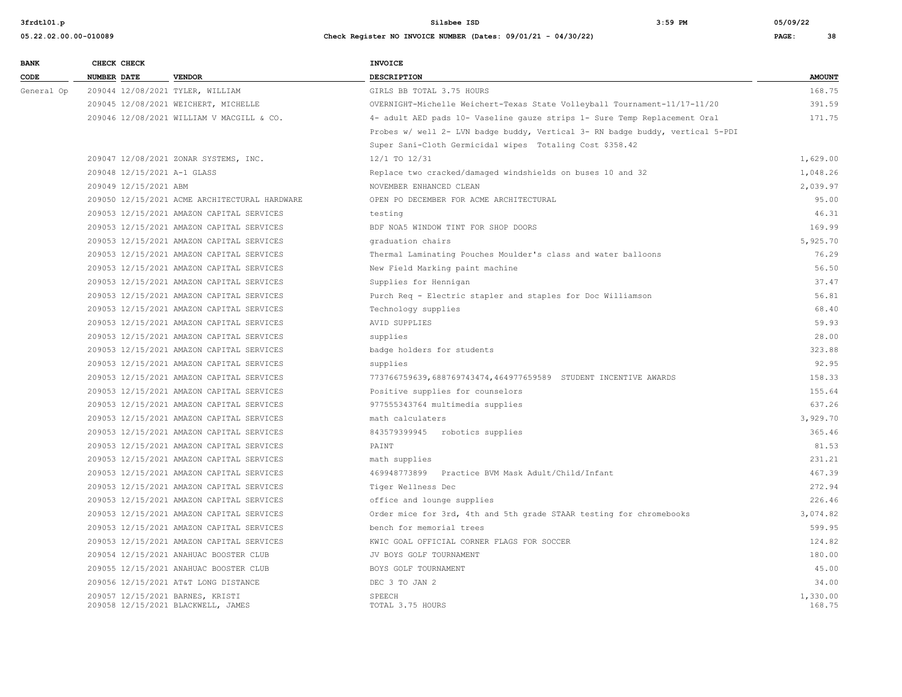| BANK CODE | CHECK NUMBER | CHECK DATE | VENDOR | INVOICE DESCRIPTION | AMOUNT |
|---|---|---|---|---|---|
| General Op | 209044 | 12/08/2021 | TYLER, WILLIAM | GIRLS BB TOTAL 3.75 HOURS | 168.75 |
| | 209045 | 12/08/2021 | WEICHERT, MICHELLE | OVERNIGHT-Michelle Weichert-Texas State Volleyball Tournament-11/17-11/20 | 391.59 |
| | 209046 | 12/08/2021 | WILLIAM V MACGILL & CO. | 4- adult AED pads 10- Vaseline gauze strips 1- Sure Temp Replacement Oral Probes w/ well 2- LVN badge buddy, Vertical 3- RN badge buddy, vertical 5-PDI Super Sani-Cloth Germicidal wipes Totaling Cost $358.42 | 171.75 |
| | 209047 | 12/08/2021 | ZONAR SYSTEMS, INC. | 12/1 TO 12/31 | 1,629.00 |
| | 209048 | 12/15/2021 | A-1 GLASS | Replace two cracked/damaged windshields on buses 10 and 32 | 1,048.26 |
| | 209049 | 12/15/2021 | ABM | NOVEMBER ENHANCED CLEAN | 2,039.97 |
| | 209050 | 12/15/2021 | ACME ARCHITECTURAL HARDWARE | OPEN PO DECEMBER FOR ACME ARCHITECTURAL | 95.00 |
| | 209053 | 12/15/2021 | AMAZON CAPITAL SERVICES | testing | 46.31 |
| | 209053 | 12/15/2021 | AMAZON CAPITAL SERVICES | BDF NOA5 WINDOW TINT FOR SHOP DOORS | 169.99 |
| | 209053 | 12/15/2021 | AMAZON CAPITAL SERVICES | graduation chairs | 5,925.70 |
| | 209053 | 12/15/2021 | AMAZON CAPITAL SERVICES | Thermal Laminating Pouches Moulder's class and water balloons | 76.29 |
| | 209053 | 12/15/2021 | AMAZON CAPITAL SERVICES | New Field Marking paint machine | 56.50 |
| | 209053 | 12/15/2021 | AMAZON CAPITAL SERVICES | Supplies for Hennigan | 37.47 |
| | 209053 | 12/15/2021 | AMAZON CAPITAL SERVICES | Purch Req - Electric stapler and staples for Doc Williamson | 56.81 |
| | 209053 | 12/15/2021 | AMAZON CAPITAL SERVICES | Technology supplies | 68.40 |
| | 209053 | 12/15/2021 | AMAZON CAPITAL SERVICES | AVID SUPPLIES | 59.93 |
| | 209053 | 12/15/2021 | AMAZON CAPITAL SERVICES | supplies | 28.00 |
| | 209053 | 12/15/2021 | AMAZON CAPITAL SERVICES | badge holders for students | 323.88 |
| | 209053 | 12/15/2021 | AMAZON CAPITAL SERVICES | supplies | 92.95 |
| | 209053 | 12/15/2021 | AMAZON CAPITAL SERVICES | 773766759639,688769743474,464977659589 STUDENT INCENTIVE AWARDS | 158.33 |
| | 209053 | 12/15/2021 | AMAZON CAPITAL SERVICES | Positive supplies for counselors | 155.64 |
| | 209053 | 12/15/2021 | AMAZON CAPITAL SERVICES | 977555343764 multimedia supplies | 637.26 |
| | 209053 | 12/15/2021 | AMAZON CAPITAL SERVICES | math calculaters | 3,929.70 |
| | 209053 | 12/15/2021 | AMAZON CAPITAL SERVICES | 843579399945 robotics supplies | 365.46 |
| | 209053 | 12/15/2021 | AMAZON CAPITAL SERVICES | PAINT | 81.53 |
| | 209053 | 12/15/2021 | AMAZON CAPITAL SERVICES | math supplies | 231.21 |
| | 209053 | 12/15/2021 | AMAZON CAPITAL SERVICES | 469948773899 Practice BVM Mask Adult/Child/Infant | 467.39 |
| | 209053 | 12/15/2021 | AMAZON CAPITAL SERVICES | Tiger Wellness Dec | 272.94 |
| | 209053 | 12/15/2021 | AMAZON CAPITAL SERVICES | office and lounge supplies | 226.46 |
| | 209053 | 12/15/2021 | AMAZON CAPITAL SERVICES | Order mice for 3rd, 4th and 5th grade STAAR testing for chromebooks | 3,074.82 |
| | 209053 | 12/15/2021 | AMAZON CAPITAL SERVICES | bench for memorial trees | 599.95 |
| | 209053 | 12/15/2021 | AMAZON CAPITAL SERVICES | KWIC GOAL OFFICIAL CORNER FLAGS FOR SOCCER | 124.82 |
| | 209054 | 12/15/2021 | ANAHUAC BOOSTER CLUB | JV BOYS GOLF TOURNAMENT | 180.00 |
| | 209055 | 12/15/2021 | ANAHUAC BOOSTER CLUB | BOYS GOLF TOURNAMENT | 45.00 |
| | 209056 | 12/15/2021 | AT&T LONG DISTANCE | DEC 3 TO JAN 2 | 34.00 |
| | 209057 | 12/15/2021 | BARNES, KRISTI | SPEECH | 1,330.00 |
| | 209058 | 12/15/2021 | BLACKWELL, JAMES | TOTAL 3.75 HOURS | 168.75 |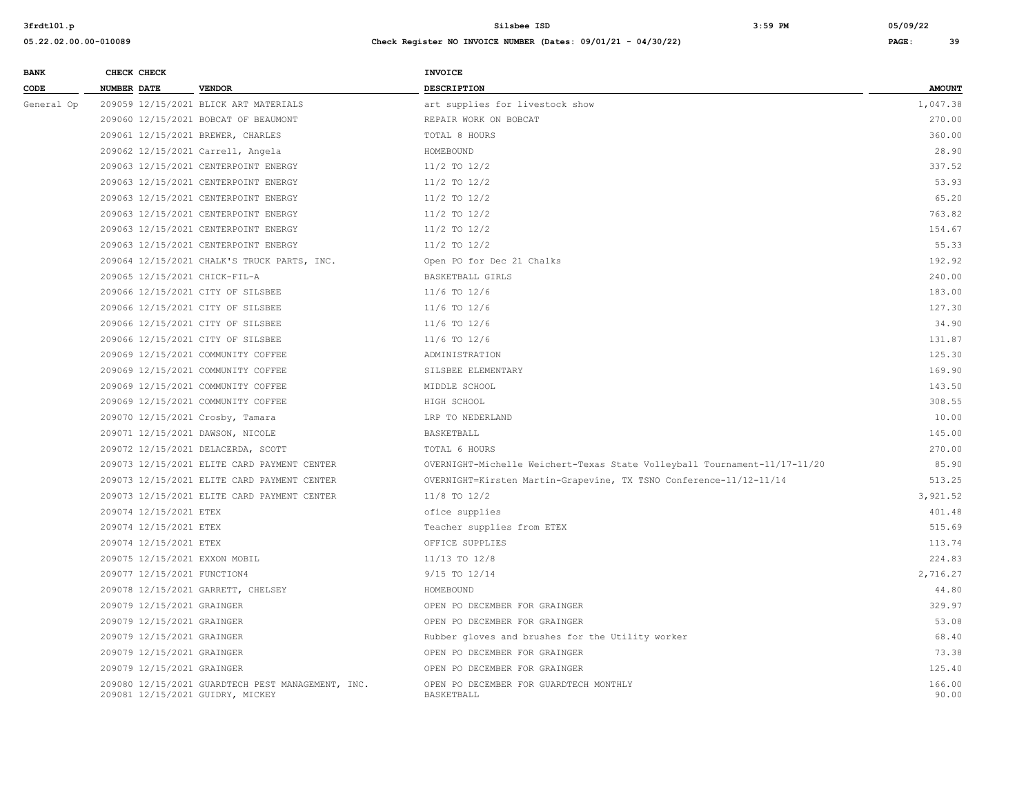**Silsbee ISD**

**Check Register NO INVOICE NUMBER (Dates: 09/01/21 - 04/30/22)**

| BANK CODE | CHECK NUMBER | CHECK DATE | VENDOR | INVOICE DESCRIPTION | AMOUNT |
|---|---|---|---|---|---|
| General Op | 209059 | 12/15/2021 | BLICK ART MATERIALS | art supplies for livestock show | 1,047.38 |
| | 209060 | 12/15/2021 | BOBCAT OF BEAUMONT | REPAIR WORK ON BOBCAT | 270.00 |
| | 209061 | 12/15/2021 | BREWER, CHARLES | TOTAL 8 HOURS | 360.00 |
| | 209062 | 12/15/2021 | Carrell, Angela | HOMEBOUND | 28.90 |
| | 209063 | 12/15/2021 | CENTERPOINT ENERGY | 11/2 TO 12/2 | 337.52 |
| | 209063 | 12/15/2021 | CENTERPOINT ENERGY | 11/2 TO 12/2 | 53.93 |
| | 209063 | 12/15/2021 | CENTERPOINT ENERGY | 11/2 TO 12/2 | 65.20 |
| | 209063 | 12/15/2021 | CENTERPOINT ENERGY | 11/2 TO 12/2 | 763.82 |
| | 209063 | 12/15/2021 | CENTERPOINT ENERGY | 11/2 TO 12/2 | 154.67 |
| | 209063 | 12/15/2021 | CENTERPOINT ENERGY | 11/2 TO 12/2 | 55.33 |
| | 209064 | 12/15/2021 | CHALK'S TRUCK PARTS, INC. | Open PO for Dec 21 Chalks | 192.92 |
| | 209065 | 12/15/2021 | CHICK-FIL-A | BASKETBALL GIRLS | 240.00 |
| | 209066 | 12/15/2021 | CITY OF SILSBEE | 11/6 TO 12/6 | 183.00 |
| | 209066 | 12/15/2021 | CITY OF SILSBEE | 11/6 TO 12/6 | 127.30 |
| | 209066 | 12/15/2021 | CITY OF SILSBEE | 11/6 TO 12/6 | 34.90 |
| | 209066 | 12/15/2021 | CITY OF SILSBEE | 11/6 TO 12/6 | 131.87 |
| | 209069 | 12/15/2021 | COMMUNITY COFFEE | ADMINISTRATION | 125.30 |
| | 209069 | 12/15/2021 | COMMUNITY COFFEE | SILSBEE ELEMENTARY | 169.90 |
| | 209069 | 12/15/2021 | COMMUNITY COFFEE | MIDDLE SCHOOL | 143.50 |
| | 209069 | 12/15/2021 | COMMUNITY COFFEE | HIGH SCHOOL | 308.55 |
| | 209070 | 12/15/2021 | Crosby, Tamara | LRP TO NEDERLAND | 10.00 |
| | 209071 | 12/15/2021 | DAWSON, NICOLE | BASKETBALL | 145.00 |
| | 209072 | 12/15/2021 | DELACERDA, SCOTT | TOTAL 6 HOURS | 270.00 |
| | 209073 | 12/15/2021 | ELITE CARD PAYMENT CENTER | OVERNIGHT-Michelle Weichert-Texas State Volleyball Tournament-11/17-11/20 | 85.90 |
| | 209073 | 12/15/2021 | ELITE CARD PAYMENT CENTER | OVERNIGHT=Kirsten Martin-Grapevine, TX TSNO Conference-11/12-11/14 | 513.25 |
| | 209073 | 12/15/2021 | ELITE CARD PAYMENT CENTER | 11/8 TO 12/2 | 3,921.52 |
| | 209074 | 12/15/2021 | ETEX | ofice supplies | 401.48 |
| | 209074 | 12/15/2021 | ETEX | Teacher supplies from ETEX | 515.69 |
| | 209074 | 12/15/2021 | ETEX | OFFICE SUPPLIES | 113.74 |
| | 209075 | 12/15/2021 | EXXON MOBIL | 11/13 TO 12/8 | 224.83 |
| | 209077 | 12/15/2021 | FUNCTION4 | 9/15 TO 12/14 | 2,716.27 |
| | 209078 | 12/15/2021 | GARRETT, CHELSEY | HOMEBOUND | 44.80 |
| | 209079 | 12/15/2021 | GRAINGER | OPEN PO DECEMBER FOR GRAINGER | 329.97 |
| | 209079 | 12/15/2021 | GRAINGER | OPEN PO DECEMBER FOR GRAINGER | 53.08 |
| | 209079 | 12/15/2021 | GRAINGER | Rubber gloves and brushes for the Utility worker | 68.40 |
| | 209079 | 12/15/2021 | GRAINGER | OPEN PO DECEMBER FOR GRAINGER | 73.38 |
| | 209079 | 12/15/2021 | GRAINGER | OPEN PO DECEMBER FOR GRAINGER | 125.40 |
| | 209080 | 12/15/2021 | GUARDTECH PEST MANAGEMENT, INC. | OPEN PO DECEMBER FOR GUARDTECH MONTHLY | 166.00 |
| | 209081 | 12/15/2021 | GUIDRY, MICKEY | BASKETBALL | 90.00 |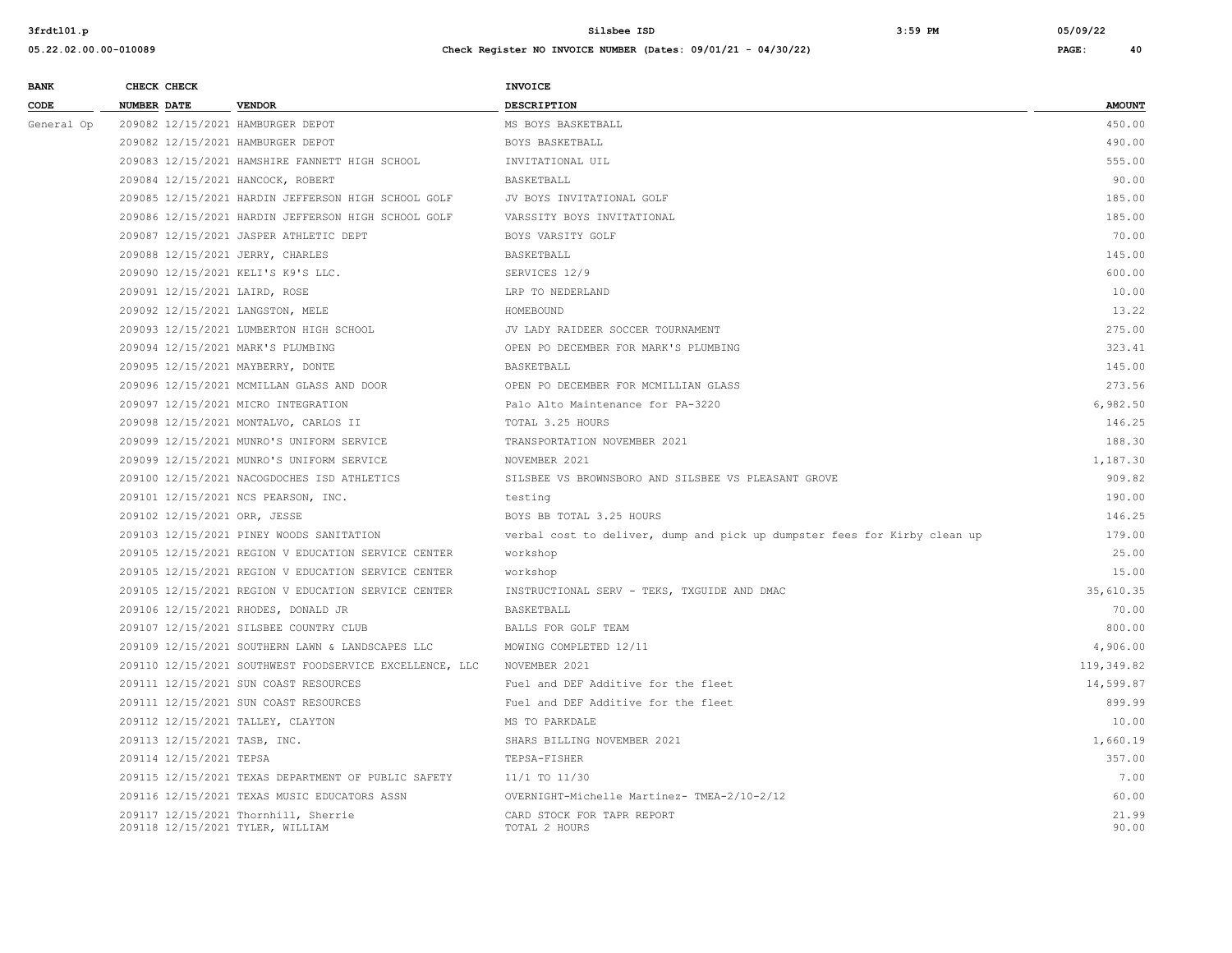| BANK CODE | CHECK NUMBER | CHECK DATE | VENDOR | INVOICE DESCRIPTION | AMOUNT |
|---|---|---|---|---|---|
| General Op | 209082 | 12/15/2021 | HAMBURGER DEPOT | MS BOYS BASKETBALL | 450.00 |
| | 209082 | 12/15/2021 | HAMBURGER DEPOT | BOYS BASKETBALL | 490.00 |
| | 209083 | 12/15/2021 | HAMSHIRE FANNETT HIGH SCHOOL | INVITATIONAL UIL | 555.00 |
| | 209084 | 12/15/2021 | HANCOCK, ROBERT | BASKETBALL | 90.00 |
| | 209085 | 12/15/2021 | HARDIN JEFFERSON HIGH SCHOOL GOLF | JV BOYS INVITATIONAL GOLF | 185.00 |
| | 209086 | 12/15/2021 | HARDIN JEFFERSON HIGH SCHOOL GOLF | VARSSITY BOYS INVITATIONAL | 185.00 |
| | 209087 | 12/15/2021 | JASPER ATHLETIC DEPT | BOYS VARSITY GOLF | 70.00 |
| | 209088 | 12/15/2021 | JERRY, CHARLES | BASKETBALL | 145.00 |
| | 209090 | 12/15/2021 | KELI'S K9'S LLC. | SERVICES 12/9 | 600.00 |
| | 209091 | 12/15/2021 | LAIRD, ROSE | LRP TO NEDERLAND | 10.00 |
| | 209092 | 12/15/2021 | LANGSTON, MELE | HOMEBOUND | 13.22 |
| | 209093 | 12/15/2021 | LUMBERTON HIGH SCHOOL | JV LADY RAIDEER SOCCER TOURNAMENT | 275.00 |
| | 209094 | 12/15/2021 | MARK'S PLUMBING | OPEN PO DECEMBER FOR MARK'S PLUMBING | 323.41 |
| | 209095 | 12/15/2021 | MAYBERRY, DONTE | BASKETBALL | 145.00 |
| | 209096 | 12/15/2021 | MCMILLAN GLASS AND DOOR | OPEN PO DECEMBER FOR MCMILLIAN GLASS | 273.56 |
| | 209097 | 12/15/2021 | MICRO INTEGRATION | Palo Alto Maintenance for PA-3220 | 6,982.50 |
| | 209098 | 12/15/2021 | MONTALVO, CARLOS II | TOTAL 3.25 HOURS | 146.25 |
| | 209099 | 12/15/2021 | MUNRO'S UNIFORM SERVICE | TRANSPORTATION NOVEMBER 2021 | 188.30 |
| | 209099 | 12/15/2021 | MUNRO'S UNIFORM SERVICE | NOVEMBER 2021 | 1,187.30 |
| | 209100 | 12/15/2021 | NACOGDOCHES ISD ATHLETICS | SILSBEE VS BROWNSBORO AND SILSBEE VS PLEASANT GROVE | 909.82 |
| | 209101 | 12/15/2021 | NCS PEARSON, INC. | testing | 190.00 |
| | 209102 | 12/15/2021 | ORR, JESSE | BOYS BB TOTAL 3.25 HOURS | 146.25 |
| | 209103 | 12/15/2021 | PINEY WOODS SANITATION | verbal cost to deliver, dump and pick up dumpster fees for Kirby clean up | 179.00 |
| | 209105 | 12/15/2021 | REGION V EDUCATION SERVICE CENTER | workshop | 25.00 |
| | 209105 | 12/15/2021 | REGION V EDUCATION SERVICE CENTER | workshop | 15.00 |
| | 209105 | 12/15/2021 | REGION V EDUCATION SERVICE CENTER | INSTRUCTIONAL SERV - TEKS, TXGUIDE AND DMAC | 35,610.35 |
| | 209106 | 12/15/2021 | RHODES, DONALD JR | BASKETBALL | 70.00 |
| | 209107 | 12/15/2021 | SILSBEE COUNTRY CLUB | BALLS FOR GOLF TEAM | 800.00 |
| | 209109 | 12/15/2021 | SOUTHERN LAWN & LANDSCAPES LLC | MOWING COMPLETED 12/11 | 4,906.00 |
| | 209110 | 12/15/2021 | SOUTHWEST FOODSERVICE EXCELLENCE, LLC | NOVEMBER 2021 | 119,349.82 |
| | 209111 | 12/15/2021 | SUN COAST RESOURCES | Fuel and DEF Additive for the fleet | 14,599.87 |
| | 209111 | 12/15/2021 | SUN COAST RESOURCES | Fuel and DEF Additive for the fleet | 899.99 |
| | 209112 | 12/15/2021 | TALLEY, CLAYTON | MS TO PARKDALE | 10.00 |
| | 209113 | 12/15/2021 | TASB, INC. | SHARS BILLING NOVEMBER 2021 | 1,660.19 |
| | 209114 | 12/15/2021 | TEPSA | TEPSA-FISHER | 357.00 |
| | 209115 | 12/15/2021 | TEXAS DEPARTMENT OF PUBLIC SAFETY | 11/1 TO 11/30 | 7.00 |
| | 209116 | 12/15/2021 | TEXAS MUSIC EDUCATORS ASSN | OVERNIGHT-Michelle Martinez- TMEA-2/10-2/12 | 60.00 |
| | 209117 | 12/15/2021 | Thornhill, Sherrie | CARD STOCK FOR TAPR REPORT | 21.99 |
| | 209118 | 12/15/2021 | TYLER, WILLIAM | TOTAL 2 HOURS | 90.00 |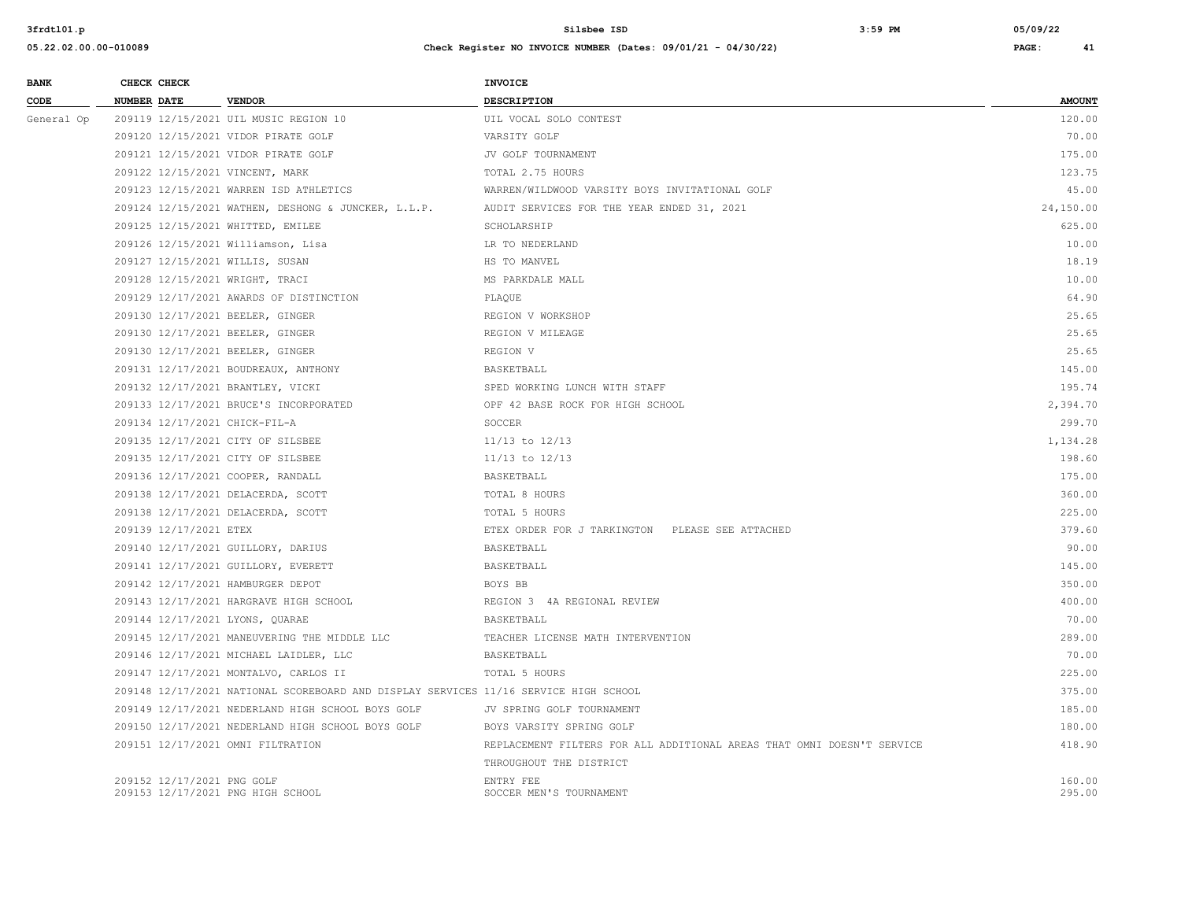| BANK CODE | CHECK NUMBER | CHECK DATE | VENDOR | INVOICE DESCRIPTION | AMOUNT |
|---|---|---|---|---|---|
| General Op | 209119 | 12/15/2021 | UIL MUSIC REGION 10 | UIL VOCAL SOLO CONTEST | 120.00 |
| | 209120 | 12/15/2021 | VIDOR PIRATE GOLF | VARSITY GOLF | 70.00 |
| | 209121 | 12/15/2021 | VIDOR PIRATE GOLF | JV GOLF TOURNAMENT | 175.00 |
| | 209122 | 12/15/2021 | VINCENT, MARK | TOTAL 2.75 HOURS | 123.75 |
| | 209123 | 12/15/2021 | WARREN ISD ATHLETICS | WARREN/WILDWOOD VARSITY BOYS INVITATIONAL GOLF | 45.00 |
| | 209124 | 12/15/2021 | WATHEN, DESHONG & JUNCKER, L.L.P. | AUDIT SERVICES FOR THE YEAR ENDED 31, 2021 | 24,150.00 |
| | 209125 | 12/15/2021 | WHITTED, EMILEE | SCHOLARSHIP | 625.00 |
| | 209126 | 12/15/2021 | Williamson, Lisa | LR TO NEDERLAND | 10.00 |
| | 209127 | 12/15/2021 | WILLIS, SUSAN | HS TO MANVEL | 18.19 |
| | 209128 | 12/15/2021 | WRIGHT, TRACI | MS PARKDALE MALL | 10.00 |
| | 209129 | 12/17/2021 | AWARDS OF DISTINCTION | PLAQUE | 64.90 |
| | 209130 | 12/17/2021 | BEELER, GINGER | REGION V WORKSHOP | 25.65 |
| | 209130 | 12/17/2021 | BEELER, GINGER | REGION V MILEAGE | 25.65 |
| | 209130 | 12/17/2021 | BEELER, GINGER | REGION V | 25.65 |
| | 209131 | 12/17/2021 | BOUDREAUX, ANTHONY | BASKETBALL | 145.00 |
| | 209132 | 12/17/2021 | BRANTLEY, VICKI | SPED WORKING LUNCH WITH STAFF | 195.74 |
| | 209133 | 12/17/2021 | BRUCE'S INCORPORATED | OPF 42 BASE ROCK FOR HIGH SCHOOL | 2,394.70 |
| | 209134 | 12/17/2021 | CHICK-FIL-A | SOCCER | 299.70 |
| | 209135 | 12/17/2021 | CITY OF SILSBEE | 11/13 to 12/13 | 1,134.28 |
| | 209135 | 12/17/2021 | CITY OF SILSBEE | 11/13 to 12/13 | 198.60 |
| | 209136 | 12/17/2021 | COOPER, RANDALL | BASKETBALL | 175.00 |
| | 209138 | 12/17/2021 | DELACERDA, SCOTT | TOTAL 8 HOURS | 360.00 |
| | 209138 | 12/17/2021 | DELACERDA, SCOTT | TOTAL 5 HOURS | 225.00 |
| | 209139 | 12/17/2021 | ETEX | ETEX ORDER FOR J TARKINGTON PLEASE SEE ATTACHED | 379.60 |
| | 209140 | 12/17/2021 | GUILLORY, DARIUS | BASKETBALL | 90.00 |
| | 209141 | 12/17/2021 | GUILLORY, EVERETT | BASKETBALL | 145.00 |
| | 209142 | 12/17/2021 | HAMBURGER DEPOT | BOYS BB | 350.00 |
| | 209143 | 12/17/2021 | HARGRAVE HIGH SCHOOL | REGION 3 4A REGIONAL REVIEW | 400.00 |
| | 209144 | 12/17/2021 | LYONS, QUARAE | BASKETBALL | 70.00 |
| | 209145 | 12/17/2021 | MANEUVERING THE MIDDLE LLC | TEACHER LICENSE MATH INTERVENTION | 289.00 |
| | 209146 | 12/17/2021 | MICHAEL LAIDLER, LLC | BASKETBALL | 70.00 |
| | 209147 | 12/17/2021 | MONTALVO, CARLOS II | TOTAL 5 HOURS | 225.00 |
| | 209148 | 12/17/2021 | NATIONAL SCOREBOARD AND DISPLAY SERVICES | 11/16 SERVICE HIGH SCHOOL | 375.00 |
| | 209149 | 12/17/2021 | NEDERLAND HIGH SCHOOL BOYS GOLF | JV SPRING GOLF TOURNAMENT | 185.00 |
| | 209150 | 12/17/2021 | NEDERLAND HIGH SCHOOL BOYS GOLF | BOYS VARSITY SPRING GOLF | 180.00 |
| | 209151 | 12/17/2021 | OMNI FILTRATION | REPLACEMENT FILTERS FOR ALL ADDITIONAL AREAS THAT OMNI DOESN'T SERVICE THROUGHOUT THE DISTRICT | 418.90 |
| | 209152 | 12/17/2021 | PNG GOLF | ENTRY FEE | 160.00 |
| | 209153 | 12/17/2021 | PNG HIGH SCHOOL | SOCCER MEN'S TOURNAMENT | 295.00 |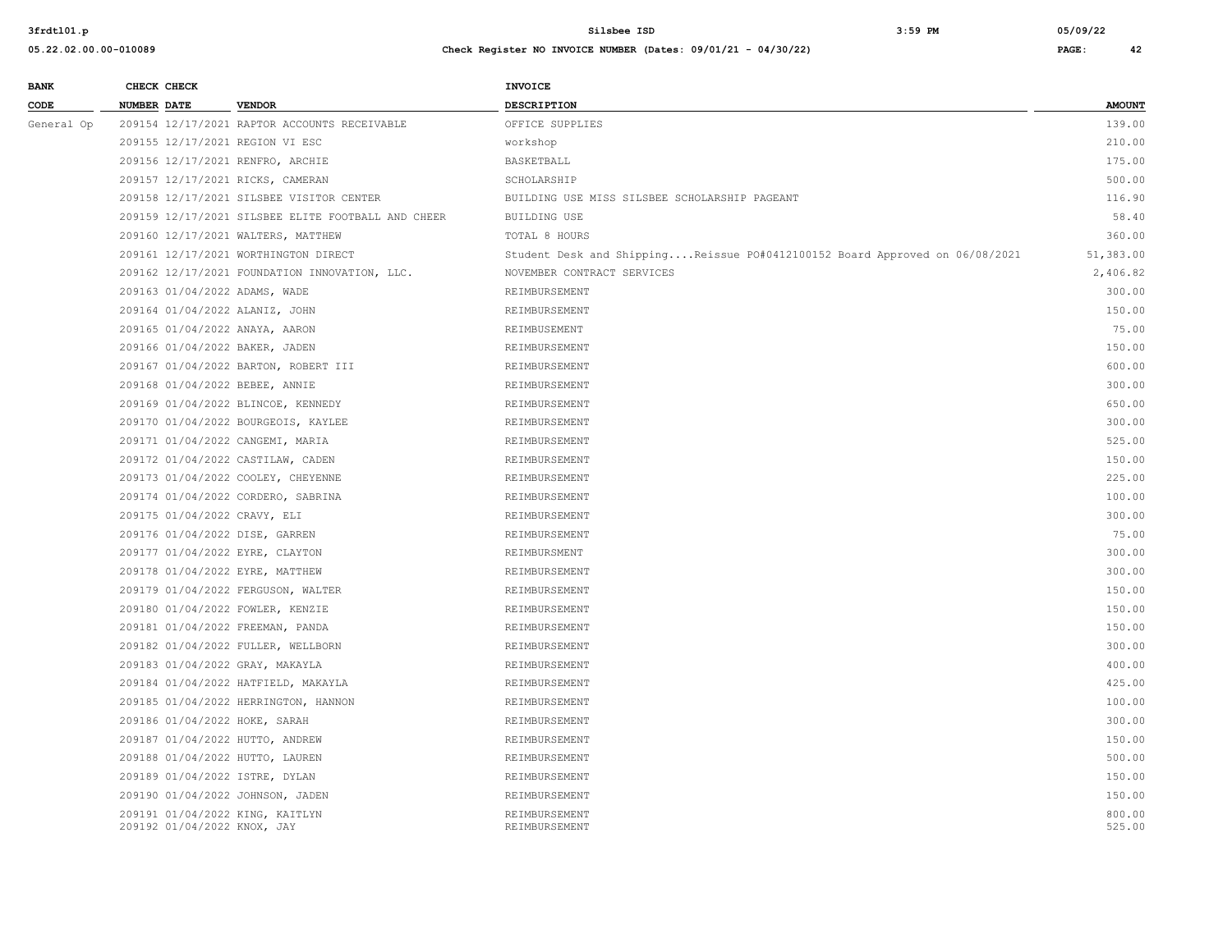| BANK CODE | CHECK NUMBER | CHECK DATE | VENDOR | INVOICE DESCRIPTION | AMOUNT |
|---|---|---|---|---|---|
| General Op | 209154 | 12/17/2021 | RAPTOR ACCOUNTS RECEIVABLE | OFFICE SUPPLIES | 139.00 |
| | 209155 | 12/17/2021 | REGION VI ESC | workshop | 210.00 |
| | 209156 | 12/17/2021 | RENFRO, ARCHIE | BASKETBALL | 175.00 |
| | 209157 | 12/17/2021 | RICKS, CAMERAN | SCHOLARSHIP | 500.00 |
| | 209158 | 12/17/2021 | SILSBEE VISITOR CENTER | BUILDING USE MISS SILSBEE SCHOLARSHIP PAGEANT | 116.90 |
| | 209159 | 12/17/2021 | SILSBEE ELITE FOOTBALL AND CHEER | BUILDING USE | 58.40 |
| | 209160 | 12/17/2021 | WALTERS, MATTHEW | TOTAL 8 HOURS | 360.00 |
| | 209161 | 12/17/2021 | WORTHINGTON DIRECT | Student Desk and Shipping....Reissue PO#0412100152 Board Approved on 06/08/2021 | 51,383.00 |
| | 209162 | 12/17/2021 | FOUNDATION INNOVATION, LLC. | NOVEMBER CONTRACT SERVICES | 2,406.82 |
| | 209163 | 01/04/2022 | ADAMS, WADE | REIMBURSEMENT | 300.00 |
| | 209164 | 01/04/2022 | ALANIZ, JOHN | REIMBURSEMENT | 150.00 |
| | 209165 | 01/04/2022 | ANAYA, AARON | REIMBUSEMENT | 75.00 |
| | 209166 | 01/04/2022 | BAKER, JADEN | REIMBURSEMENT | 150.00 |
| | 209167 | 01/04/2022 | BARTON, ROBERT III | REIMBURSEMENT | 600.00 |
| | 209168 | 01/04/2022 | BEBEE, ANNIE | REIMBURSEMENT | 300.00 |
| | 209169 | 01/04/2022 | BLINCOE, KENNEDY | REIMBURSEMENT | 650.00 |
| | 209170 | 01/04/2022 | BOURGEOIS, KAYLEE | REIMBURSEMENT | 300.00 |
| | 209171 | 01/04/2022 | CANGEMI, MARIA | REIMBURSEMENT | 525.00 |
| | 209172 | 01/04/2022 | CASTILAW, CADEN | REIMBURSEMENT | 150.00 |
| | 209173 | 01/04/2022 | COOLEY, CHEYENNE | REIMBURSEMENT | 225.00 |
| | 209174 | 01/04/2022 | CORDERO, SABRINA | REIMBURSEMENT | 100.00 |
| | 209175 | 01/04/2022 | CRAVY, ELI | REIMBURSEMENT | 300.00 |
| | 209176 | 01/04/2022 | DISE, GARREN | REIMBURSEMENT | 75.00 |
| | 209177 | 01/04/2022 | EYRE, CLAYTON | REIMBURSMENT | 300.00 |
| | 209178 | 01/04/2022 | EYRE, MATTHEW | REIMBURSEMENT | 300.00 |
| | 209179 | 01/04/2022 | FERGUSON, WALTER | REIMBURSEMENT | 150.00 |
| | 209180 | 01/04/2022 | FOWLER, KENZIE | REIMBURSEMENT | 150.00 |
| | 209181 | 01/04/2022 | FREEMAN, PANDA | REIMBURSEMENT | 150.00 |
| | 209182 | 01/04/2022 | FULLER, WELLBORN | REIMBURSEMENT | 300.00 |
| | 209183 | 01/04/2022 | GRAY, MAKAYLA | REIMBURSEMENT | 400.00 |
| | 209184 | 01/04/2022 | HATFIELD, MAKAYLA | REIMBURSEMENT | 425.00 |
| | 209185 | 01/04/2022 | HERRINGTON, HANNON | REIMBURSEMENT | 100.00 |
| | 209186 | 01/04/2022 | HOKE, SARAH | REIMBURSEMENT | 300.00 |
| | 209187 | 01/04/2022 | HUTTO, ANDREW | REIMBURSEMENT | 150.00 |
| | 209188 | 01/04/2022 | HUTTO, LAUREN | REIMBURSEMENT | 500.00 |
| | 209189 | 01/04/2022 | ISTRE, DYLAN | REIMBURSEMENT | 150.00 |
| | 209190 | 01/04/2022 | JOHNSON, JADEN | REIMBURSEMENT | 150.00 |
| | 209191 | 01/04/2022 | KING, KAITLYN | REIMBURSEMENT | 800.00 |
| | 209192 | 01/04/2022 | KNOX, JAY | REIMBURSEMENT | 525.00 |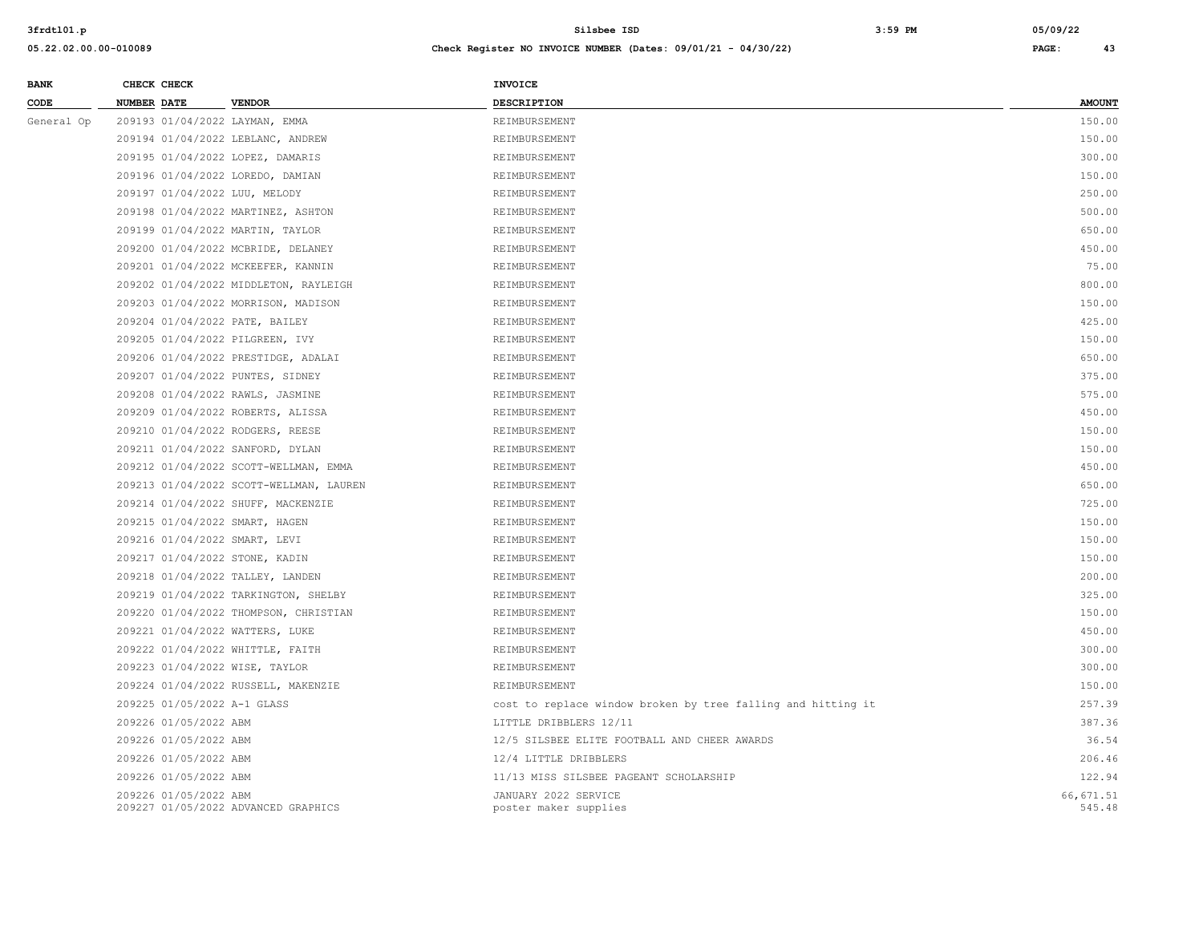| BANK CODE | CHECK NUMBER | CHECK DATE | VENDOR | INVOICE DESCRIPTION | AMOUNT |
|---|---|---|---|---|---|
| General Op | 209193 | 01/04/2022 | LAYMAN, EMMA | REIMBURSEMENT | 150.00 |
| | 209194 | 01/04/2022 | LEBLANC, ANDREW | REIMBURSEMENT | 150.00 |
| | 209195 | 01/04/2022 | LOPEZ, DAMARIS | REIMBURSEMENT | 300.00 |
| | 209196 | 01/04/2022 | LOREDO, DAMIAN | REIMBURSEMENT | 150.00 |
| | 209197 | 01/04/2022 | LUU, MELODY | REIMBURSEMENT | 250.00 |
| | 209198 | 01/04/2022 | MARTINEZ, ASHTON | REIMBURSEMENT | 500.00 |
| | 209199 | 01/04/2022 | MARTIN, TAYLOR | REIMBURSEMENT | 650.00 |
| | 209200 | 01/04/2022 | MCBRIDE, DELANEY | REIMBURSEMENT | 450.00 |
| | 209201 | 01/04/2022 | MCKEEFER, KANNIN | REIMBURSEMENT | 75.00 |
| | 209202 | 01/04/2022 | MIDDLETON, RAYLEIGH | REIMBURSEMENT | 800.00 |
| | 209203 | 01/04/2022 | MORRISON, MADISON | REIMBURSEMENT | 150.00 |
| | 209204 | 01/04/2022 | PATE, BAILEY | REIMBURSEMENT | 425.00 |
| | 209205 | 01/04/2022 | PILGREEN, IVY | REIMBURSEMENT | 150.00 |
| | 209206 | 01/04/2022 | PRESTIDGE, ADALAI | REIMBURSEMENT | 650.00 |
| | 209207 | 01/04/2022 | PUNTES, SIDNEY | REIMBURSEMENT | 375.00 |
| | 209208 | 01/04/2022 | RAWLS, JASMINE | REIMBURSEMENT | 575.00 |
| | 209209 | 01/04/2022 | ROBERTS, ALISSA | REIMBURSEMENT | 450.00 |
| | 209210 | 01/04/2022 | RODGERS, REESE | REIMBURSEMENT | 150.00 |
| | 209211 | 01/04/2022 | SANFORD, DYLAN | REIMBURSEMENT | 150.00 |
| | 209212 | 01/04/2022 | SCOTT-WELLMAN, EMMA | REIMBURSEMENT | 450.00 |
| | 209213 | 01/04/2022 | SCOTT-WELLMAN, LAUREN | REIMBURSEMENT | 650.00 |
| | 209214 | 01/04/2022 | SHUFF, MACKENZIE | REIMBURSEMENT | 725.00 |
| | 209215 | 01/04/2022 | SMART, HAGEN | REIMBURSEMENT | 150.00 |
| | 209216 | 01/04/2022 | SMART, LEVI | REIMBURSEMENT | 150.00 |
| | 209217 | 01/04/2022 | STONE, KADIN | REIMBURSEMENT | 150.00 |
| | 209218 | 01/04/2022 | TALLEY, LANDEN | REIMBURSEMENT | 200.00 |
| | 209219 | 01/04/2022 | TARKINGTON, SHELBY | REIMBURSEMENT | 325.00 |
| | 209220 | 01/04/2022 | THOMPSON, CHRISTIAN | REIMBURSEMENT | 150.00 |
| | 209221 | 01/04/2022 | WATTERS, LUKE | REIMBURSEMENT | 450.00 |
| | 209222 | 01/04/2022 | WHITTLE, FAITH | REIMBURSEMENT | 300.00 |
| | 209223 | 01/04/2022 | WISE, TAYLOR | REIMBURSEMENT | 300.00 |
| | 209224 | 01/04/2022 | RUSSELL, MAKENZIE | REIMBURSEMENT | 150.00 |
| | 209225 | 01/05/2022 | A-1 GLASS | cost to replace window broken by tree falling and hitting it | 257.39 |
| | 209226 | 01/05/2022 | ABM | LITTLE DRIBBLERS 12/11 | 387.36 |
| | 209226 | 01/05/2022 | ABM | 12/5 SILSBEE ELITE FOOTBALL AND CHEER AWARDS | 36.54 |
| | 209226 | 01/05/2022 | ABM | 12/4 LITTLE DRIBBLERS | 206.46 |
| | 209226 | 01/05/2022 | ABM | 11/13 MISS SILSBEE PAGEANT SCHOLARSHIP | 122.94 |
| | 209226 | 01/05/2022 | ABM | JANUARY 2022 SERVICE | 66,671.51 |
| | 209227 | 01/05/2022 | ADVANCED GRAPHICS | poster maker supplies | 545.48 |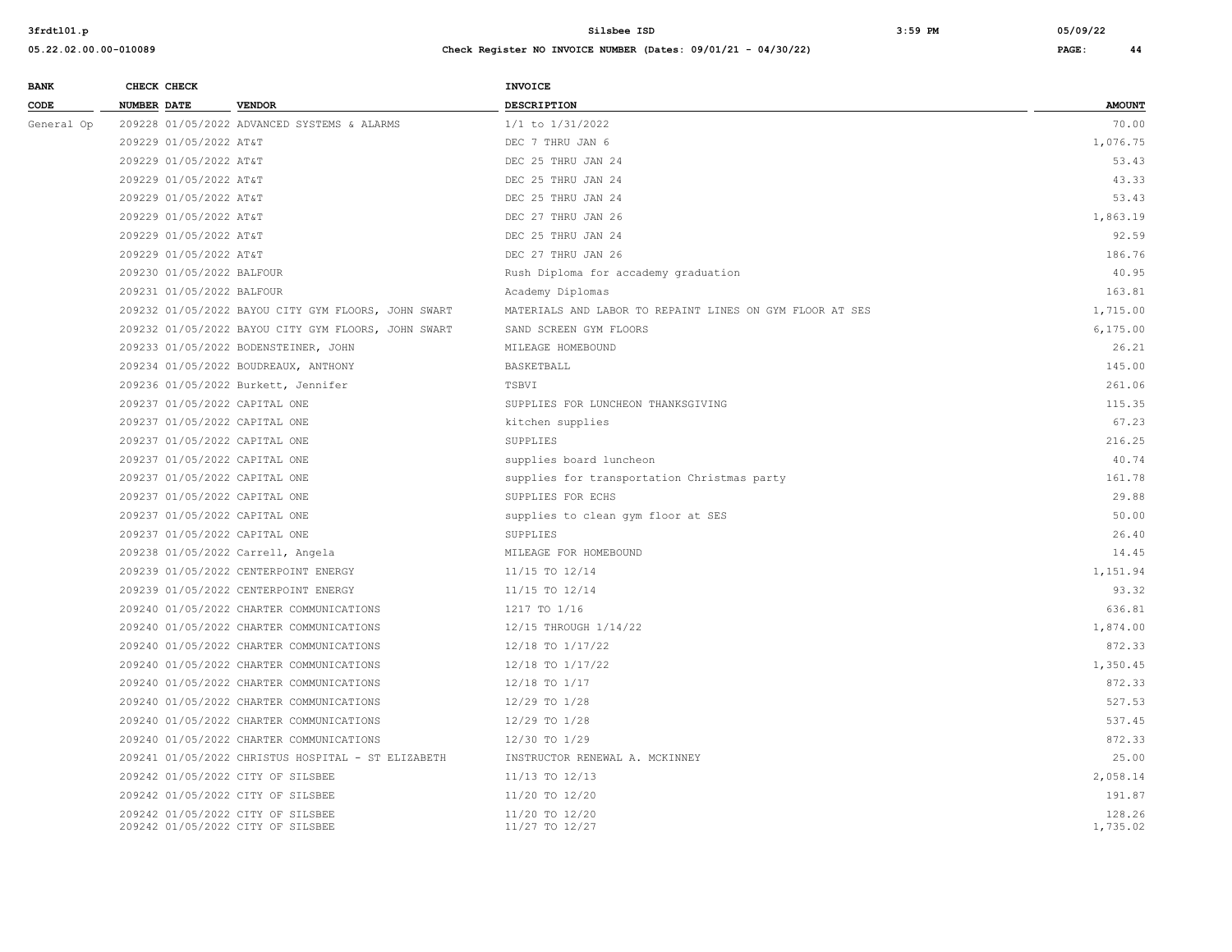| BANK CODE | CHECK NUMBER | CHECK DATE | VENDOR | INVOICE DESCRIPTION | AMOUNT |
|---|---|---|---|---|---|
| General Op | 209228 | 01/05/2022 | ADVANCED SYSTEMS & ALARMS | 1/1 to 1/31/2022 | 70.00 |
| | 209229 | 01/05/2022 | AT&T | DEC 7 THRU JAN 6 | 1,076.75 |
| | 209229 | 01/05/2022 | AT&T | DEC 25 THRU JAN 24 | 53.43 |
| | 209229 | 01/05/2022 | AT&T | DEC 25 THRU JAN 24 | 43.33 |
| | 209229 | 01/05/2022 | AT&T | DEC 25 THRU JAN 24 | 53.43 |
| | 209229 | 01/05/2022 | AT&T | DEC 27 THRU JAN 26 | 1,863.19 |
| | 209229 | 01/05/2022 | AT&T | DEC 25 THRU JAN 24 | 92.59 |
| | 209229 | 01/05/2022 | AT&T | DEC 27 THRU JAN 26 | 186.76 |
| | 209230 | 01/05/2022 | BALFOUR | Rush Diploma for accademy graduation | 40.95 |
| | 209231 | 01/05/2022 | BALFOUR | Academy Diplomas | 163.81 |
| | 209232 | 01/05/2022 | BAYOU CITY GYM FLOORS, JOHN SWART | MATERIALS AND LABOR TO REPAINT LINES ON GYM FLOOR AT SES | 1,715.00 |
| | 209232 | 01/05/2022 | BAYOU CITY GYM FLOORS, JOHN SWART | SAND SCREEN GYM FLOORS | 6,175.00 |
| | 209233 | 01/05/2022 | BODENSTEINER, JOHN | MILEAGE HOMEBOUND | 26.21 |
| | 209234 | 01/05/2022 | BOUDREAUX, ANTHONY | BASKETBALL | 145.00 |
| | 209236 | 01/05/2022 | Burkett, Jennifer | TSBVI | 261.06 |
| | 209237 | 01/05/2022 | CAPITAL ONE | SUPPLIES FOR LUNCHEON THANKSGIVING | 115.35 |
| | 209237 | 01/05/2022 | CAPITAL ONE | kitchen supplies | 67.23 |
| | 209237 | 01/05/2022 | CAPITAL ONE | SUPPLIES | 216.25 |
| | 209237 | 01/05/2022 | CAPITAL ONE | supplies board luncheon | 40.74 |
| | 209237 | 01/05/2022 | CAPITAL ONE | supplies for transportation Christmas party | 161.78 |
| | 209237 | 01/05/2022 | CAPITAL ONE | SUPPLIES FOR ECHS | 29.88 |
| | 209237 | 01/05/2022 | CAPITAL ONE | supplies to clean gym floor at SES | 50.00 |
| | 209237 | 01/05/2022 | CAPITAL ONE | SUPPLIES | 26.40 |
| | 209238 | 01/05/2022 | Carrell, Angela | MILEAGE FOR HOMEBOUND | 14.45 |
| | 209239 | 01/05/2022 | CENTERPOINT ENERGY | 11/15 TO 12/14 | 1,151.94 |
| | 209239 | 01/05/2022 | CENTERPOINT ENERGY | 11/15 TO 12/14 | 93.32 |
| | 209240 | 01/05/2022 | CHARTER COMMUNICATIONS | 1217 TO 1/16 | 636.81 |
| | 209240 | 01/05/2022 | CHARTER COMMUNICATIONS | 12/15 THROUGH 1/14/22 | 1,874.00 |
| | 209240 | 01/05/2022 | CHARTER COMMUNICATIONS | 12/18 TO 1/17/22 | 872.33 |
| | 209240 | 01/05/2022 | CHARTER COMMUNICATIONS | 12/18 TO 1/17/22 | 1,350.45 |
| | 209240 | 01/05/2022 | CHARTER COMMUNICATIONS | 12/18 TO 1/17 | 872.33 |
| | 209240 | 01/05/2022 | CHARTER COMMUNICATIONS | 12/29 TO 1/28 | 527.53 |
| | 209240 | 01/05/2022 | CHARTER COMMUNICATIONS | 12/29 TO 1/28 | 537.45 |
| | 209240 | 01/05/2022 | CHARTER COMMUNICATIONS | 12/30 TO 1/29 | 872.33 |
| | 209241 | 01/05/2022 | CHRISTUS HOSPITAL - ST ELIZABETH | INSTRUCTOR RENEWAL A. MCKINNEY | 25.00 |
| | 209242 | 01/05/2022 | CITY OF SILSBEE | 11/13 TO 12/13 | 2,058.14 |
| | 209242 | 01/05/2022 | CITY OF SILSBEE | 11/20 TO 12/20 | 191.87 |
| | 209242 | 01/05/2022 | CITY OF SILSBEE | 11/20 TO 12/20 | 128.26 |
| | 209242 | 01/05/2022 | CITY OF SILSBEE | 11/27 TO 12/27 | 1,735.02 |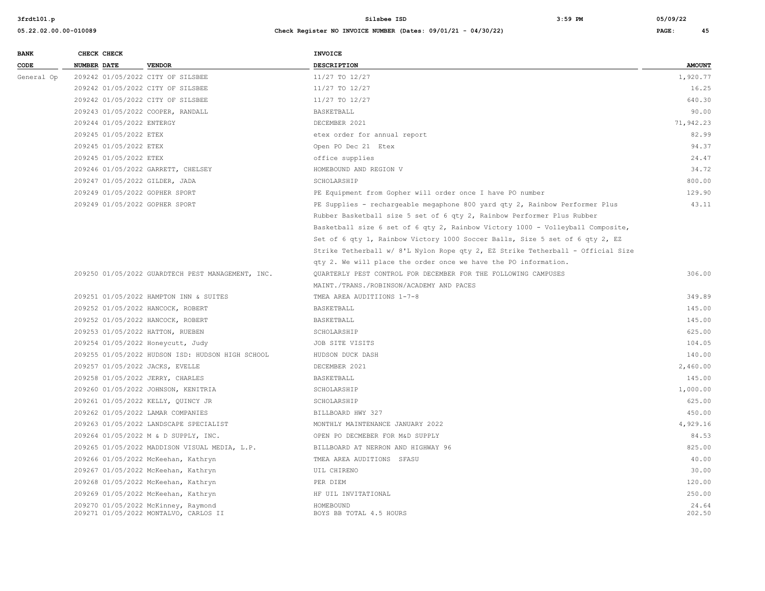**3frdtl01.p** | **Silsbee ISD** | **3:59 PM** | **05/09/22**

**05.22.02.00.00-010089** | **Check Register NO INVOICE NUMBER (Dates: 09/01/21 - 04/30/22)**

| BANK CODE | CHECK NUMBER | CHECK DATE | VENDOR | INVOICE DESCRIPTION | AMOUNT |
|---|---|---|---|---|---|
| General Op | 209242 | 01/05/2022 | CITY OF SILSBEE | 11/27 TO 12/27 | 1,920.77 |
| | 209242 | 01/05/2022 | CITY OF SILSBEE | 11/27 TO 12/27 | 16.25 |
| | 209242 | 01/05/2022 | CITY OF SILSBEE | 11/27 TO 12/27 | 640.30 |
| | 209243 | 01/05/2022 | COOPER, RANDALL | BASKETBALL | 90.00 |
| | 209244 | 01/05/2022 | ENTERGY | DECEMBER 2021 | 71,942.23 |
| | 209245 | 01/05/2022 | ETEX | etex order for annual report | 82.99 |
| | 209245 | 01/05/2022 | ETEX | Open PO Dec 21 Etex | 94.37 |
| | 209245 | 01/05/2022 | ETEX | office supplies | 24.47 |
| | 209246 | 01/05/2022 | GARRETT, CHELSEY | HOMEBOUND AND REGION V | 34.72 |
| | 209247 | 01/05/2022 | GILDER, JADA | SCHOLARSHIP | 800.00 |
| | 209249 | 01/05/2022 | GOPHER SPORT | PE Equipment from Gopher will order once I have PO number | 129.90 |
| | 209249 | 01/05/2022 | GOPHER SPORT | PE Supplies - rechargeable megaphone 800 yard qty 2, Rainbow Performer Plus Rubber Basketball size 5 set of 6 qty 2, Rainbow Performer Plus Rubber Basketball size 6 set of 6 qty 2, Rainbow Victory 1000 - Volleyball Composite, Set of 6 qty 1, Rainbow Victory 1000 Soccer Balls, Size 5 set of 6 qty 2, EZ Strike Tetherball w/ 8'L Nylon Rope qty 2, EZ Strike Tetherball - Official Size qty 2. We will place the order once we have the PO information. | 43.11 |
| | 209250 | 01/05/2022 | GUARDTECH PEST MANAGEMENT, INC. | QUARTERLY PEST CONTROL FOR DECEMBER FOR THE FOLLOWING CAMPUSES MAINT./TRANS./ROBINSON/ACADEMY AND PACES | 306.00 |
| | 209251 | 01/05/2022 | HAMPTON INN & SUITES | TMEA AREA AUDITIIONS 1-7-8 | 349.89 |
| | 209252 | 01/05/2022 | HANCOCK, ROBERT | BASKETBALL | 145.00 |
| | 209252 | 01/05/2022 | HANCOCK, ROBERT | BASKETBALL | 145.00 |
| | 209253 | 01/05/2022 | HATTON, RUEBEN | SCHOLARSHIP | 625.00 |
| | 209254 | 01/05/2022 | Honeycutt, Judy | JOB SITE VISITS | 104.05 |
| | 209255 | 01/05/2022 | HUDSON ISD: HUDSON HIGH SCHOOL | HUDSON DUCK DASH | 140.00 |
| | 209257 | 01/05/2022 | JACKS, EVELLE | DECEMBER 2021 | 2,460.00 |
| | 209258 | 01/05/2022 | JERRY, CHARLES | BASKETBALL | 145.00 |
| | 209260 | 01/05/2022 | JOHNSON, KENITRIA | SCHOLARSHIP | 1,000.00 |
| | 209261 | 01/05/2022 | KELLY, QUINCY JR | SCHOLARSHIP | 625.00 |
| | 209262 | 01/05/2022 | LAMAR COMPANIES | BILLBOARD HWY 327 | 450.00 |
| | 209263 | 01/05/2022 | LANDSCAPE SPECIALIST | MONTHLY MAINTENANCE JANUARY 2022 | 4,929.16 |
| | 209264 | 01/05/2022 | M & D SUPPLY, INC. | OPEN PO DECMEBER FOR M&D SUPPLY | 84.53 |
| | 209265 | 01/05/2022 | MADDISON VISUAL MEDIA, L.P. | BILLBOARD AT NERRON AND HIGHWAY 96 | 825.00 |
| | 209266 | 01/05/2022 | McKeehan, Kathryn | TMEA AREA AUDITIONS SFASU | 40.00 |
| | 209267 | 01/05/2022 | McKeehan, Kathryn | UIL CHIRENO | 30.00 |
| | 209268 | 01/05/2022 | McKeehan, Kathryn | PER DIEM | 120.00 |
| | 209269 | 01/05/2022 | McKeehan, Kathryn | HF UIL INVITATIONAL | 250.00 |
| | 209270 | 01/05/2022 | McKinney, Raymond | HOMEBOUND | 24.64 |
| | 209271 | 01/05/2022 | MONTALVO, CARLOS II | BOYS BB TOTAL 4.5 HOURS | 202.50 |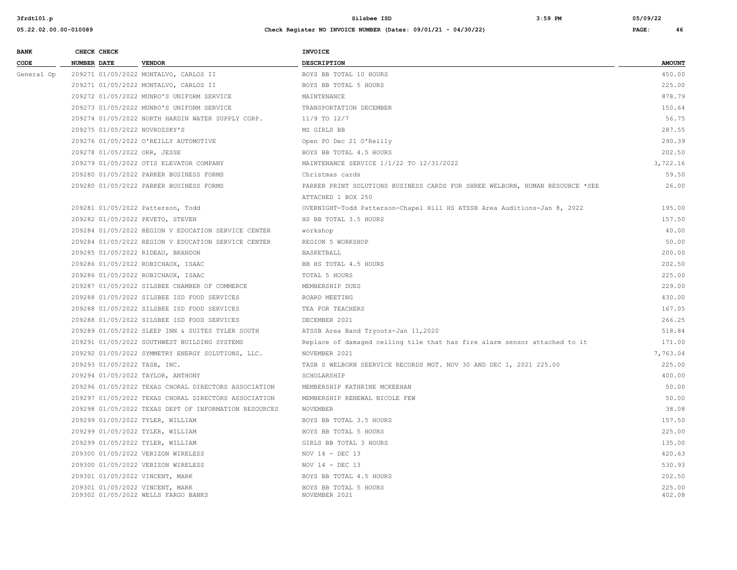| BANK CODE | CHECK NUMBER | CHECK DATE | VENDOR | INVOICE DESCRIPTION | AMOUNT |
|---|---|---|---|---|---|
| General Op | 209271 | 01/05/2022 | MONTALVO, CARLOS II | BOYS BB TOTAL 10 HOURS | 450.00 |
| | 209271 | 01/05/2022 | MONTALVO, CARLOS II | BOYS BB TOTAL 5 HOURS | 225.00 |
| | 209272 | 01/05/2022 | MUNRO'S UNIFORM SERVICE | MAINTENANCE | 878.79 |
| | 209273 | 01/05/2022 | MUNRO'S UNIFORM SERVICE | TRANSPORTATION DECEMBER | 150.64 |
| | 209274 | 01/05/2022 | NORTH HARDIN WATER SUPPLY CORP. | 11/9 TO 12/7 | 56.75 |
| | 209275 | 01/05/2022 | NOVROZSKY'S | MS GIRLS BB | 287.55 |
| | 209276 | 01/05/2022 | O'REILLY AUTOMOTIVE | Open PO Dec 21 O'Reilly | 290.39 |
| | 209278 | 01/05/2022 | ORR, JESSE | BOYS BB TOTAL 4.5 HOURS | 202.50 |
| | 209279 | 01/05/2022 | OTIS ELEVATOR COMPANY | MAINTENANCE SERVICE 1/1/22 TO 12/31/2022 | 3,722.16 |
| | 209280 | 01/05/2022 | PARKER BUSINESS FORMS | Christmas cards | 59.50 |
| | 209280 | 01/05/2022 | PARKER BUSINESS FORMS | PARKER PRINT SOLUTIONS BUSINESS CARDS FOR SHREE WELBORN, HUMAN RESOURCE *SEE ATTACHED 1 BOX 250 | 26.00 |
| | 209281 | 01/05/2022 | Patterson, Todd | OVERNIGHT-Todd Patterson-Chapel Hill HS ATSSB Area Auditions-Jan 8, 2022 | 195.00 |
| | 209282 | 01/05/2022 | PEVETO, STEVEN | HS BB TOTAL 3.5 HOURS | 157.50 |
| | 209284 | 01/05/2022 | REGION V EDUCATION SERVICE CENTER | workshop | 40.00 |
| | 209284 | 01/05/2022 | REGION V EDUCATION SERVICE CENTER | REGION 5 WORKSHOP | 50.00 |
| | 209285 | 01/05/2022 | RIDEAU, BRANDON | BASKETBALL | 200.00 |
| | 209286 | 01/05/2022 | ROBICHAUX, ISAAC | BB HS TOTAL 4.5 HOURS | 202.50 |
| | 209286 | 01/05/2022 | ROBICHAUX, ISAAC | TOTAL 5 HOURS | 225.00 |
| | 209287 | 01/05/2022 | SILSBEE CHAMBER OF COMMERCE | MEMBERSHIP DUES | 229.00 |
| | 209288 | 01/05/2022 | SILSBEE ISD FOOD SERVICES | BOARD MEETING | 430.00 |
| | 209288 | 01/05/2022 | SILSBEE ISD FOOD SERVICES | TEA FOR TEACHERS | 167.05 |
| | 209288 | 01/05/2022 | SILSBEE ISD FOOD SERVICES | DECEMBER 2021 | 266.25 |
| | 209289 | 01/05/2022 | SLEEP INN & SUITES TYLER SOUTH | ATSSB Area Band Tryouts-Jan 11,2020 | 518.84 |
| | 209291 | 01/05/2022 | SOUTHWEST BUILDING SYSTEMS | Replace of damaged ceiling tile that has fire alarm sensor attached to it | 171.00 |
| | 209292 | 01/05/2022 | SYMMETRY ENERGY SOLUTIONS, LLC. | NOVEMBER 2021 | 7,763.04 |
| | 209293 | 01/05/2022 | TASB, INC. | TASB S WELBORN SEERVICE RECORDS MGT. NOV 30 AND DEC 1, 2021 225.00 | 225.00 |
| | 209294 | 01/05/2022 | TAYLOR, ANTHONY | SCHOLARSHIP | 400.00 |
| | 209296 | 01/05/2022 | TEXAS CHORAL DIRECTORS ASSOCIATION | MEMBERSHIP KATHRINE MCKEEHAN | 50.00 |
| | 209297 | 01/05/2022 | TEXAS CHORAL DIRECTORS ASSOCIATION | MEMBERSHIP RENEWAL NICOLE FEW | 50.00 |
| | 209298 | 01/05/2022 | TEXAS DEPT OF INFORMATION RESOURCES | NOVEMBER | 38.08 |
| | 209299 | 01/05/2022 | TYLER, WILLIAM | BOYS BB TOTAL 3.5 HOURS | 157.50 |
| | 209299 | 01/05/2022 | TYLER, WILLIAM | BOYS BB TOTAL 5 HOURS | 225.00 |
| | 209299 | 01/05/2022 | TYLER, WILLIAM | GIRLS BB TOTAL 3 HOURS | 135.00 |
| | 209300 | 01/05/2022 | VERIZON WIRELESS | NOV 14 - DEC 13 | 420.63 |
| | 209300 | 01/05/2022 | VERIZON WIRELESS | NOV 14 - DEC 13 | 530.93 |
| | 209301 | 01/05/2022 | VINCENT, MARK | BOYS BB TOTAL 4.5 HOURS | 202.50 |
| | 209301 | 01/05/2022 | VINCENT, MARK | BOYS BB TOTAL 5 HOURS | 225.00 |
| | 209302 | 01/05/2022 | WELLS FARGO BANKS | NOVEMBER 2021 | 402.08 |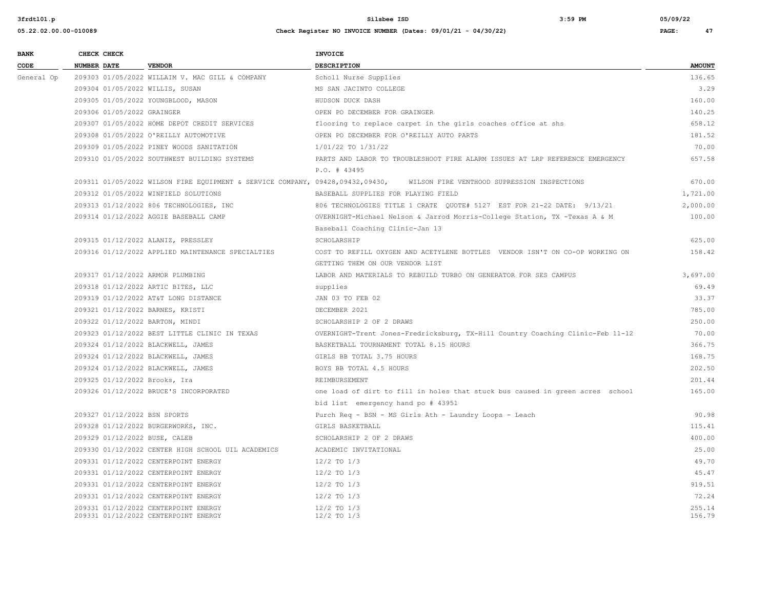| BANK CODE | CHECK NUMBER | CHECK DATE | VENDOR | INVOICE DESCRIPTION | AMOUNT |
|---|---|---|---|---|---|
| General Op | 209303 | 01/05/2022 | WILLAIM V. MAC GILL & COMPANY | Scholl Nurse Supplies | 136.65 |
| | 209304 | 01/05/2022 | WILLIS, SUSAN | MS SAN JACINTO COLLEGE | 3.29 |
| | 209305 | 01/05/2022 | YOUNGBLOOD, MASON | HUDSON DUCK DASH | 160.00 |
| | 209306 | 01/05/2022 | GRAINGER | OPEN PO DECEMBER FOR GRAINGER | 140.25 |
| | 209307 | 01/05/2022 | HOME DEPOT CREDIT SERVICES | flooring to replace carpet in the girls coaches office at shs | 658.12 |
| | 209308 | 01/05/2022 | O'REILLY AUTOMOTIVE | OPEN PO DECEMBER FOR O'REILLY AUTO PARTS | 181.52 |
| | 209309 | 01/05/2022 | PINEY WOODS SANITATION | 1/01/22 TO 1/31/22 | 70.00 |
| | 209310 | 01/05/2022 | SOUTHWEST BUILDING SYSTEMS | PARTS AND LABOR TO TROUBLESHOOT FIRE ALARM ISSUES AT LRP REFERENCE EMERGENCY P.O. # 43495 | 657.58 |
| | 209311 | 01/05/2022 | WILSON FIRE EQUIPMENT & SERVICE COMPANY, 09428,09432,09430, | WILSON FIRE VENTHOOD SUPRESSION INSPECTIONS | 670.00 |
| | 209312 | 01/05/2022 | WINFIELD SOLUTIONS | BASEBALL SUPPLIES FOR PLAYING FIELD | 1,721.00 |
| | 209313 | 01/12/2022 | 806 TECHNOLOGIES, INC | 806 TECHNOLOGIES TITLE 1 CRATE QUOTE# 5127 EST FOR 21-22 DATE: 9/13/21 | 2,000.00 |
| | 209314 | 01/12/2022 | AGGIE BASEBALL CAMP | OVERNIGHT-Michael Nelson & Jarrod Morris-College Station, TX -Texas A & M Baseball Coaching Clinic-Jan 13 | 100.00 |
| | 209315 | 01/12/2022 | ALANIZ, PRESSLEY | SCHOLARSHIP | 625.00 |
| | 209316 | 01/12/2022 | APPLIED MAINTENANCE SPECIALTIES | COST TO REFILL OXYGEN AND ACETYLENE BOTTLES VENDOR ISN'T ON CO-OP WORKING ON GETTING THEM ON OUR VENDOR LIST | 158.42 |
| | 209317 | 01/12/2022 | ARMOR PLUMBING | LABOR AND MATERIALS TO REBUILD TURBO ON GENERATOR FOR SES CAMPUS | 3,697.00 |
| | 209318 | 01/12/2022 | ARTIC BITES, LLC | supplies | 69.49 |
| | 209319 | 01/12/2022 | AT&T LONG DISTANCE | JAN 03 TO FEB 02 | 33.37 |
| | 209321 | 01/12/2022 | BARNES, KRISTI | DECEMBER 2021 | 785.00 |
| | 209322 | 01/12/2022 | BARTON, MINDI | SCHOLARSHIP 2 OF 2 DRAWS | 250.00 |
| | 209323 | 01/12/2022 | BEST LITTLE CLINIC IN TEXAS | OVERNIGHT-Trent Jones-Fredricksburg, TX-Hill Country Coaching Clinic-Feb 11-12 | 70.00 |
| | 209324 | 01/12/2022 | BLACKWELL, JAMES | BASKETBALL TOURNAMENT TOTAL 8.15 HOURS | 366.75 |
| | 209324 | 01/12/2022 | BLACKWELL, JAMES | GIRLS BB TOTAL 3.75 HOURS | 168.75 |
| | 209324 | 01/12/2022 | BLACKWELL, JAMES | BOYS BB TOTAL 4.5 HOURS | 202.50 |
| | 209325 | 01/12/2022 | Brooks, Ira | REIMBURSEMENT | 201.44 |
| | 209326 | 01/12/2022 | BRUCE'S INCORPORATED | one load of dirt to fill in holes that stuck bus caused in green acres school bid list emergency hand po # 43951 | 165.00 |
| | 209327 | 01/12/2022 | BSN SPORTS | Purch Req - BSN - MS Girls Ath - Laundry Loops - Leach | 90.98 |
| | 209328 | 01/12/2022 | BURGERWORKS, INC. | GIRLS BASKETBALL | 115.41 |
| | 209329 | 01/12/2022 | BUSE, CALEB | SCHOLARSHIP 2 OF 2 DRAWS | 400.00 |
| | 209330 | 01/12/2022 | CENTER HIGH SCHOOL UIL ACADEMICS | ACADEMIC INVITATIONAL | 25.00 |
| | 209331 | 01/12/2022 | CENTERPOINT ENERGY | 12/2 TO 1/3 | 49.70 |
| | 209331 | 01/12/2022 | CENTERPOINT ENERGY | 12/2 TO 1/3 | 45.47 |
| | 209331 | 01/12/2022 | CENTERPOINT ENERGY | 12/2 TO 1/3 | 919.51 |
| | 209331 | 01/12/2022 | CENTERPOINT ENERGY | 12/2 TO 1/3 | 72.24 |
| | 209331 | 01/12/2022 | CENTERPOINT ENERGY | 12/2 TO 1/3 | 255.14 |
| | 209331 | 01/12/2022 | CENTERPOINT ENERGY | 12/2 TO 1/3 | 156.79 |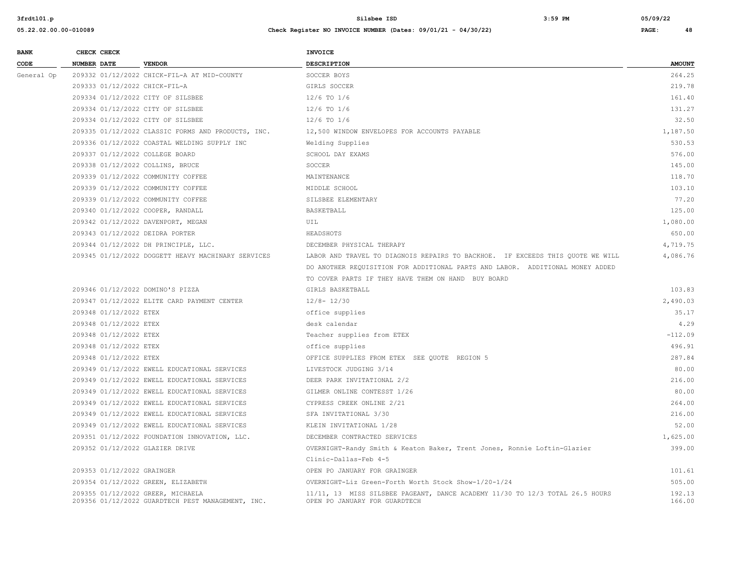| BANK CODE | CHECK NUMBER | CHECK DATE | VENDOR | INVOICE DESCRIPTION | AMOUNT |
|---|---|---|---|---|---|
| General Op | 209332 | 01/12/2022 | CHICK-FIL-A AT MID-COUNTY | SOCCER BOYS | 264.25 |
| | 209333 | 01/12/2022 | CHICK-FIL-A | GIRLS SOCCER | 219.78 |
| | 209334 | 01/12/2022 | CITY OF SILSBEE | 12/6 TO 1/6 | 161.40 |
| | 209334 | 01/12/2022 | CITY OF SILSBEE | 12/6 TO 1/6 | 131.27 |
| | 209334 | 01/12/2022 | CITY OF SILSBEE | 12/6 TO 1/6 | 32.50 |
| | 209335 | 01/12/2022 | CLASSIC FORMS AND PRODUCTS, INC. | 12,500 WINDOW ENVELOPES FOR ACCOUNTS PAYABLE | 1,187.50 |
| | 209336 | 01/12/2022 | COASTAL WELDING SUPPLY INC | Welding Supplies | 530.53 |
| | 209337 | 01/12/2022 | COLLEGE BOARD | SCHOOL DAY EXAMS | 576.00 |
| | 209338 | 01/12/2022 | COLLINS, BRUCE | SOCCER | 145.00 |
| | 209339 | 01/12/2022 | COMMUNITY COFFEE | MAINTENANCE | 118.70 |
| | 209339 | 01/12/2022 | COMMUNITY COFFEE | MIDDLE SCHOOL | 103.10 |
| | 209339 | 01/12/2022 | COMMUNITY COFFEE | SILSBEE ELEMENTARY | 77.20 |
| | 209340 | 01/12/2022 | COOPER, RANDALL | BASKETBALL | 125.00 |
| | 209342 | 01/12/2022 | DAVENPORT, MEGAN | UIL | 1,080.00 |
| | 209343 | 01/12/2022 | DEIDRA PORTER | HEADSHOTS | 650.00 |
| | 209344 | 01/12/2022 | DH PRINCIPLE, LLC. | DECEMBER PHYSICAL THERAPY | 4,719.75 |
| | 209345 | 01/12/2022 | DOGGETT HEAVY MACHINARY SERVICES | LABOR AND TRAVEL TO DIAGNOIS REPAIRS TO BACKHOE. IF EXCEEDS THIS QUOTE WE WILL DO ANOTHER REQUISITION FOR ADDITIONAL PARTS AND LABOR. ADDITIONAL MONEY ADDED TO COVER PARTS IF THEY HAVE THEM ON HAND BUY BOARD | 4,086.76 |
| | 209346 | 01/12/2022 | DOMINO'S PIZZA | GIRLS BASKETBALL | 103.83 |
| | 209347 | 01/12/2022 | ELITE CARD PAYMENT CENTER | 12/8- 12/30 | 2,490.03 |
| | 209348 | 01/12/2022 | ETEX | office supplies | 35.17 |
| | 209348 | 01/12/2022 | ETEX | desk calendar | 4.29 |
| | 209348 | 01/12/2022 | ETEX | Teacher supplies from ETEX | -112.09 |
| | 209348 | 01/12/2022 | ETEX | office supplies | 496.91 |
| | 209348 | 01/12/2022 | ETEX | OFFICE SUPPLIES FROM ETEX SEE QUOTE REGION 5 | 287.84 |
| | 209349 | 01/12/2022 | EWELL EDUCATIONAL SERVICES | LIVESTOCK JUDGING 3/14 | 80.00 |
| | 209349 | 01/12/2022 | EWELL EDUCATIONAL SERVICES | DEER PARK INVITATIONAL 2/2 | 216.00 |
| | 209349 | 01/12/2022 | EWELL EDUCATIONAL SERVICES | GILMER ONLINE CONTESST 1/26 | 80.00 |
| | 209349 | 01/12/2022 | EWELL EDUCATIONAL SERVICES | CYPRESS CREEK ONLINE 2/21 | 264.00 |
| | 209349 | 01/12/2022 | EWELL EDUCATIONAL SERVICES | SFA INVITATIONAL 3/30 | 216.00 |
| | 209349 | 01/12/2022 | EWELL EDUCATIONAL SERVICES | KLEIN INVITATIONAL 1/28 | 52.00 |
| | 209351 | 01/12/2022 | FOUNDATION INNOVATION, LLC. | DECEMBER CONTRACTED SERVICES | 1,625.00 |
| | 209352 | 01/12/2022 | GLAZIER DRIVE | OVERNIGHT-Randy Smith & Keaton Baker, Trent Jones, Ronnie Loftin-Glazier Clinic-Dallas-Feb 4-5 | 399.00 |
| | 209353 | 01/12/2022 | GRAINGER | OPEN PO JANUARY FOR GRAINGER | 101.61 |
| | 209354 | 01/12/2022 | GREEN, ELIZABETH | OVERNIGHT-Liz Green-Forth Worth Stock Show-1/20-1/24 | 505.00 |
| | 209355 | 01/12/2022 | GREER, MICHAELA | 11/11, 13 MISS SILSBEE PAGEANT, DANCE ACADEMY 11/30 TO 12/3 TOTAL 26.5 HOURS | 192.13 |
| | 209356 | 01/12/2022 | GUARDTECH PEST MANAGEMENT, INC. | OPEN PO JANUARY FOR GUARDTECH | 166.00 |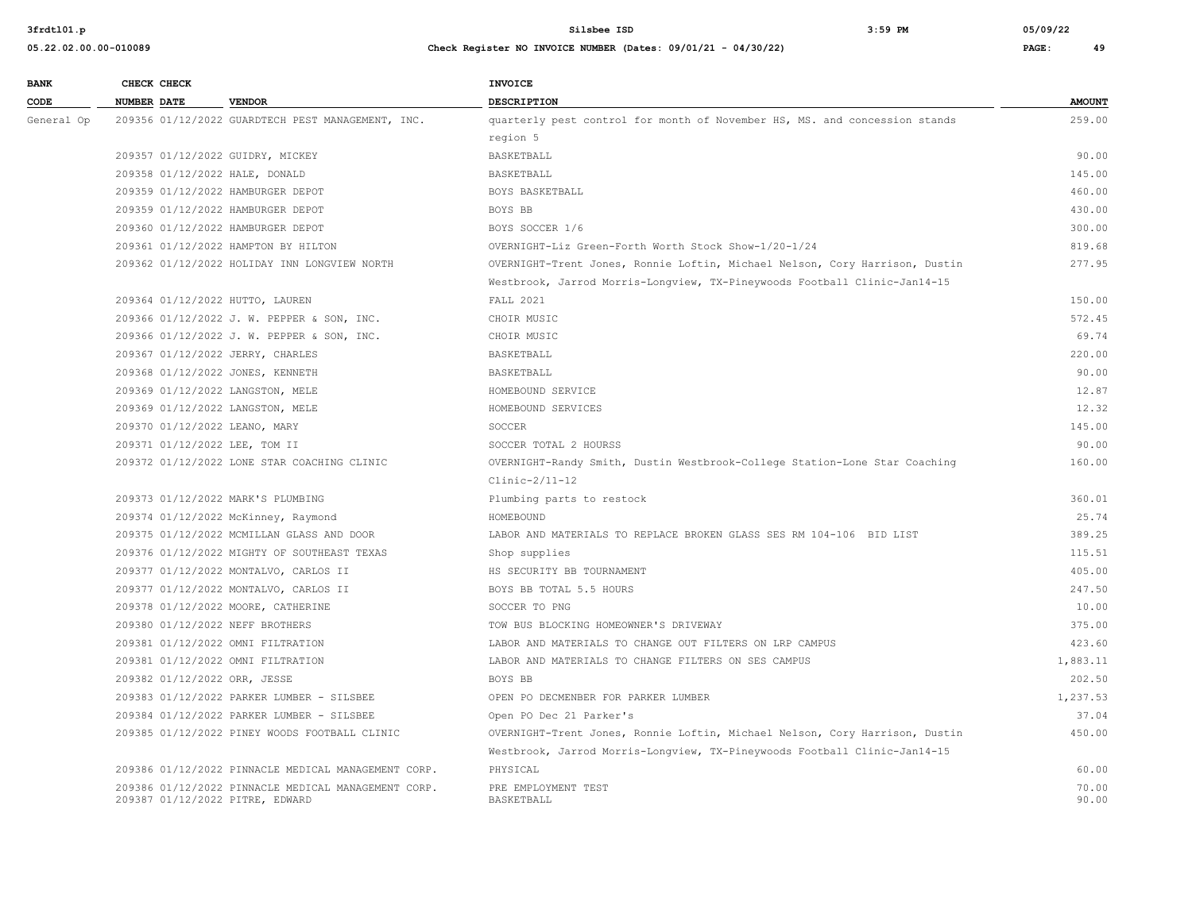| BANK CODE | CHECK NUMBER | CHECK DATE | VENDOR | INVOICE DESCRIPTION | AMOUNT |
|---|---|---|---|---|---|
| General Op | 209356 | 01/12/2022 | GUARDTECH PEST MANAGEMENT, INC. | quarterly pest control for month of November HS, MS. and concession stands region 5 | 259.00 |
| | 209357 | 01/12/2022 | GUIDRY, MICKEY | BASKETBALL | 90.00 |
| | 209358 | 01/12/2022 | HALE, DONALD | BASKETBALL | 145.00 |
| | 209359 | 01/12/2022 | HAMBURGER DEPOT | BOYS BASKETBALL | 460.00 |
| | 209359 | 01/12/2022 | HAMBURGER DEPOT | BOYS BB | 430.00 |
| | 209360 | 01/12/2022 | HAMBURGER DEPOT | BOYS SOCCER 1/6 | 300.00 |
| | 209361 | 01/12/2022 | HAMPTON BY HILTON | OVERNIGHT-Liz Green-Forth Worth Stock Show-1/20-1/24 | 819.68 |
| | 209362 | 01/12/2022 | HOLIDAY INN LONGVIEW NORTH | OVERNIGHT-Trent Jones, Ronnie Loftin, Michael Nelson, Cory Harrison, Dustin Westbrook, Jarrod Morris-Longview, TX-Pineywoods Football Clinic-Jan14-15 | 277.95 |
| | 209364 | 01/12/2022 | HUTTO, LAUREN | FALL 2021 | 150.00 |
| | 209366 | 01/12/2022 | J. W. PEPPER & SON, INC. | CHOIR MUSIC | 572.45 |
| | 209366 | 01/12/2022 | J. W. PEPPER & SON, INC. | CHOIR MUSIC | 69.74 |
| | 209367 | 01/12/2022 | JERRY, CHARLES | BASKETBALL | 220.00 |
| | 209368 | 01/12/2022 | JONES, KENNETH | BASKETBALL | 90.00 |
| | 209369 | 01/12/2022 | LANGSTON, MELE | HOMEBOUND SERVICE | 12.87 |
| | 209369 | 01/12/2022 | LANGSTON, MELE | HOMEBOUND SERVICES | 12.32 |
| | 209370 | 01/12/2022 | LEANO, MARY | SOCCER | 145.00 |
| | 209371 | 01/12/2022 | LEE, TOM II | SOCCER TOTAL 2 HOURSS | 90.00 |
| | 209372 | 01/12/2022 | LONE STAR COACHING CLINIC | OVERNIGHT-Randy Smith, Dustin Westbrook-College Station-Lone Star Coaching Clinic-2/11-12 | 160.00 |
| | 209373 | 01/12/2022 | MARK'S PLUMBING | Plumbing parts to restock | 360.01 |
| | 209374 | 01/12/2022 | McKinney, Raymond | HOMEBOUND | 25.74 |
| | 209375 | 01/12/2022 | MCMILLAN GLASS AND DOOR | LABOR AND MATERIALS TO REPLACE BROKEN GLASS SES RM 104-106 BID LIST | 389.25 |
| | 209376 | 01/12/2022 | MIGHTY OF SOUTHEAST TEXAS | Shop supplies | 115.51 |
| | 209377 | 01/12/2022 | MONTALVO, CARLOS II | HS SECURITY BB TOURNAMENT | 405.00 |
| | 209377 | 01/12/2022 | MONTALVO, CARLOS II | BOYS BB TOTAL 5.5 HOURS | 247.50 |
| | 209378 | 01/12/2022 | MOORE, CATHERINE | SOCCER TO PNG | 10.00 |
| | 209380 | 01/12/2022 | NEFF BROTHERS | TOW BUS BLOCKING HOMEOWNER'S DRIVEWAY | 375.00 |
| | 209381 | 01/12/2022 | OMNI FILTRATION | LABOR AND MATERIALS TO CHANGE OUT FILTERS ON LRP CAMPUS | 423.60 |
| | 209381 | 01/12/2022 | OMNI FILTRATION | LABOR AND MATERIALS TO CHANGE FILTERS ON SES CAMPUS | 1,883.11 |
| | 209382 | 01/12/2022 | ORR, JESSE | BOYS BB | 202.50 |
| | 209383 | 01/12/2022 | PARKER LUMBER - SILSBEE | OPEN PO DECMENBER FOR PARKER LUMBER | 1,237.53 |
| | 209384 | 01/12/2022 | PARKER LUMBER - SILSBEE | Open PO Dec 21 Parker's | 37.04 |
| | 209385 | 01/12/2022 | PINEY WOODS FOOTBALL CLINIC | OVERNIGHT-Trent Jones, Ronnie Loftin, Michael Nelson, Cory Harrison, Dustin Westbrook, Jarrod Morris-Longview, TX-Pineywoods Football Clinic-Jan14-15 | 450.00 |
| | 209386 | 01/12/2022 | PINNACLE MEDICAL MANAGEMENT CORP. | PHYSICAL | 60.00 |
| | 209386 | 01/12/2022 | PINNACLE MEDICAL MANAGEMENT CORP. | PRE EMPLOYMENT TEST | 70.00 |
| | 209387 | 01/12/2022 | PITRE, EDWARD | BASKETBALL | 90.00 |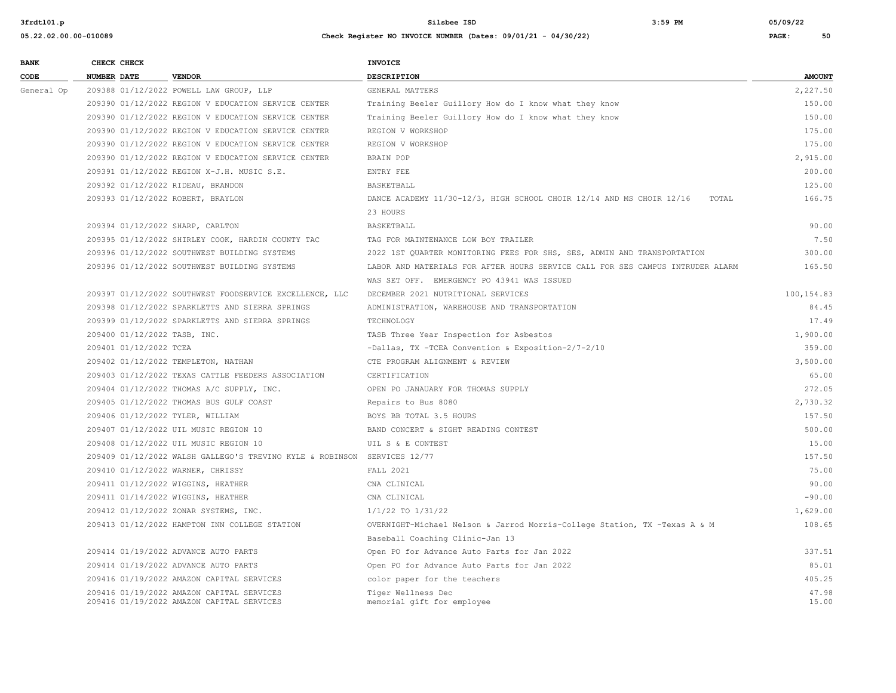| BANK CODE | CHECK NUMBER | CHECK DATE | VENDOR | INVOICE DESCRIPTION | AMOUNT |
|---|---|---|---|---|---|
| General Op | 209388 | 01/12/2022 | POWELL LAW GROUP, LLP | GENERAL MATTERS | 2,227.50 |
| | 209390 | 01/12/2022 | REGION V EDUCATION SERVICE CENTER | Training Beeler Guillory How do I know what they know | 150.00 |
| | 209390 | 01/12/2022 | REGION V EDUCATION SERVICE CENTER | Training Beeler Guillory How do I know what they know | 150.00 |
| | 209390 | 01/12/2022 | REGION V EDUCATION SERVICE CENTER | REGION V WORKSHOP | 175.00 |
| | 209390 | 01/12/2022 | REGION V EDUCATION SERVICE CENTER | REGION V WORKSHOP | 175.00 |
| | 209390 | 01/12/2022 | REGION V EDUCATION SERVICE CENTER | BRAIN POP | 2,915.00 |
| | 209391 | 01/12/2022 | REGION X-J.H. MUSIC S.E. | ENTRY FEE | 200.00 |
| | 209392 | 01/12/2022 | RIDEAU, BRANDON | BASKETBALL | 125.00 |
| | 209393 | 01/12/2022 | ROBERT, BRAYLON | DANCE ACADEMY 11/30-12/3, HIGH SCHOOL CHOIR 12/14 AND MS CHOIR 12/16 TOTAL 23 HOURS | 166.75 |
| | 209394 | 01/12/2022 | SHARP, CARLTON | BASKETBALL | 90.00 |
| | 209395 | 01/12/2022 | SHIRLEY COOK, HARDIN COUNTY TAC | TAG FOR MAINTENANCE LOW BOY TRAILER | 7.50 |
| | 209396 | 01/12/2022 | SOUTHWEST BUILDING SYSTEMS | 2022 1ST QUARTER MONITORING FEES FOR SHS, SES, ADMIN AND TRANSPORTATION | 300.00 |
| | 209396 | 01/12/2022 | SOUTHWEST BUILDING SYSTEMS | LABOR AND MATERIALS FOR AFTER HOURS SERVICE CALL FOR SES CAMPUS INTRUDER ALARM WAS SET OFF. EMERGENCY PO 43941 WAS ISSUED | 165.50 |
| | 209397 | 01/12/2022 | SOUTHWEST FOODSERVICE EXCELLENCE, LLC | DECEMBER 2021 NUTRITIONAL SERVICES | 100,154.83 |
| | 209398 | 01/12/2022 | SPARKLETTS AND SIERRA SPRINGS | ADMINISTRATION, WAREHOUSE AND TRANSPORTATION | 84.45 |
| | 209399 | 01/12/2022 | SPARKLETTS AND SIERRA SPRINGS | TECHNOLOGY | 17.49 |
| | 209400 | 01/12/2022 | TASB, INC. | TASB Three Year Inspection for Asbestos | 1,900.00 |
| | 209401 | 01/12/2022 | TCEA | -Dallas, TX -TCEA Convention & Exposition-2/7-2/10 | 359.00 |
| | 209402 | 01/12/2022 | TEMPLETON, NATHAN | CTE PROGRAM ALIGNMENT & REVIEW | 3,500.00 |
| | 209403 | 01/12/2022 | TEXAS CATTLE FEEDERS ASSOCIATION | CERTIFICATION | 65.00 |
| | 209404 | 01/12/2022 | THOMAS A/C SUPPLY, INC. | OPEN PO JANAUARY FOR THOMAS SUPPLY | 272.05 |
| | 209405 | 01/12/2022 | THOMAS BUS GULF COAST | Repairs to Bus 8080 | 2,730.32 |
| | 209406 | 01/12/2022 | TYLER, WILLIAM | BOYS BB TOTAL 3.5 HOURS | 157.50 |
| | 209407 | 01/12/2022 | UIL MUSIC REGION 10 | BAND CONCERT & SIGHT READING CONTEST | 500.00 |
| | 209408 | 01/12/2022 | UIL MUSIC REGION 10 | UIL S & E CONTEST | 15.00 |
| | 209409 | 01/12/2022 | WALSH GALLEGO'S TREVINO KYLE & ROBINSON | SERVICES 12/77 | 157.50 |
| | 209410 | 01/12/2022 | WARNER, CHRISSY | FALL 2021 | 75.00 |
| | 209411 | 01/12/2022 | WIGGINS, HEATHER | CNA CLINICAL | 90.00 |
| | 209411 | 01/14/2022 | WIGGINS, HEATHER | CNA CLINICAL | -90.00 |
| | 209412 | 01/12/2022 | ZONAR SYSTEMS, INC. | 1/1/22 TO 1/31/22 | 1,629.00 |
| | 209413 | 01/12/2022 | HAMPTON INN COLLEGE STATION | OVERNIGHT-Michael Nelson & Jarrod Morris-College Station, TX -Texas A & M Baseball Coaching Clinic-Jan 13 | 108.65 |
| | 209414 | 01/19/2022 | ADVANCE AUTO PARTS | Open PO for Advance Auto Parts for Jan 2022 | 337.51 |
| | 209414 | 01/19/2022 | ADVANCE AUTO PARTS | Open PO for Advance Auto Parts for Jan 2022 | 85.01 |
| | 209416 | 01/19/2022 | AMAZON CAPITAL SERVICES | color paper for the teachers | 405.25 |
| | 209416 | 01/19/2022 | AMAZON CAPITAL SERVICES | Tiger Wellness Dec | 47.98 |
| | 209416 | 01/19/2022 | AMAZON CAPITAL SERVICES | memorial gift for employee | 15.00 |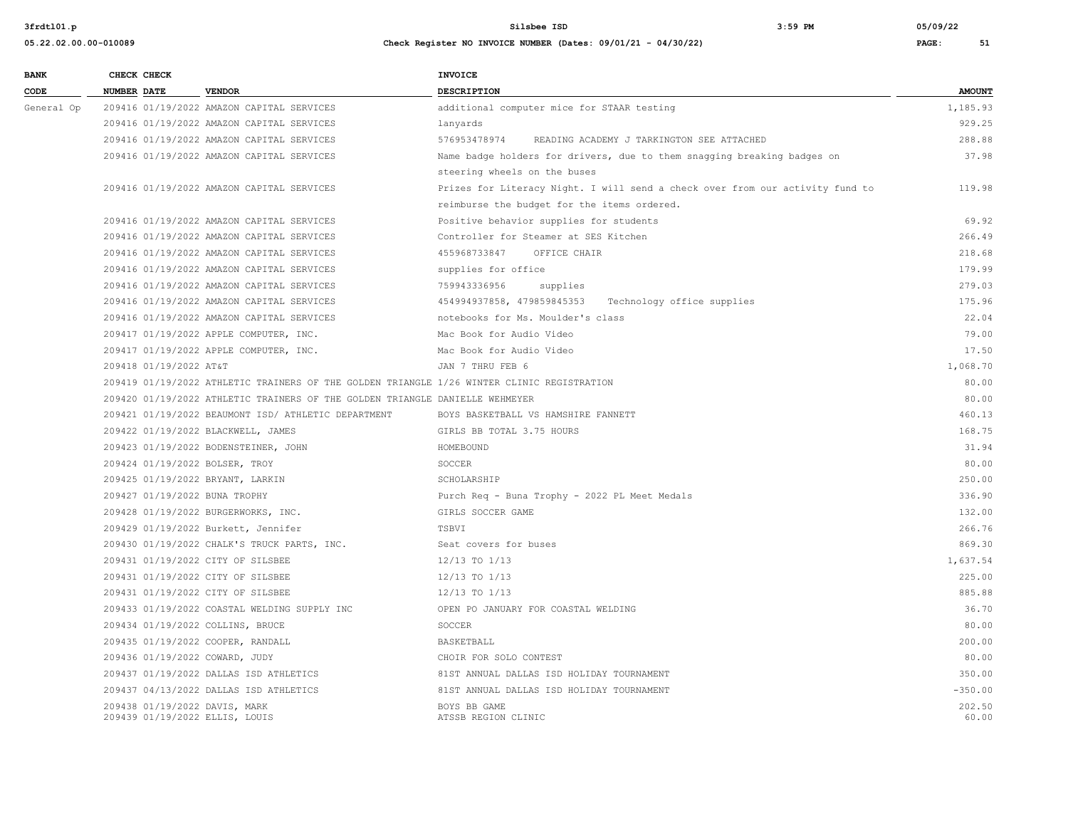| BANK CODE | CHECK NUMBER | CHECK DATE | VENDOR | INVOICE DESCRIPTION | AMOUNT |
|---|---|---|---|---|---|
| General Op | 209416 | 01/19/2022 | AMAZON CAPITAL SERVICES | additional computer mice for STAAR testing | 1,185.93 |
| | 209416 | 01/19/2022 | AMAZON CAPITAL SERVICES | lanyards | 929.25 |
| | 209416 | 01/19/2022 | AMAZON CAPITAL SERVICES | 576953478974 READING ACADEMY J TARKINGTON SEE ATTACHED | 288.88 |
| | 209416 | 01/19/2022 | AMAZON CAPITAL SERVICES | Name badge holders for drivers, due to them snagging breaking badges on steering wheels on the buses | 37.98 |
| | 209416 | 01/19/2022 | AMAZON CAPITAL SERVICES | Prizes for Literacy Night. I will send a check over from our activity fund to reimburse the budget for the items ordered. | 119.98 |
| | 209416 | 01/19/2022 | AMAZON CAPITAL SERVICES | Positive behavior supplies for students | 69.92 |
| | 209416 | 01/19/2022 | AMAZON CAPITAL SERVICES | Controller for Steamer at SES Kitchen | 266.49 |
| | 209416 | 01/19/2022 | AMAZON CAPITAL SERVICES | 455968733847 OFFICE CHAIR | 218.68 |
| | 209416 | 01/19/2022 | AMAZON CAPITAL SERVICES | supplies for office | 179.99 |
| | 209416 | 01/19/2022 | AMAZON CAPITAL SERVICES | 759943336956 supplies | 279.03 |
| | 209416 | 01/19/2022 | AMAZON CAPITAL SERVICES | 454994937858, 479859845353 Technology office supplies | 175.96 |
| | 209416 | 01/19/2022 | AMAZON CAPITAL SERVICES | notebooks for Ms. Moulder's class | 22.04 |
| | 209417 | 01/19/2022 | APPLE COMPUTER, INC. | Mac Book for Audio Video | 79.00 |
| | 209417 | 01/19/2022 | APPLE COMPUTER, INC. | Mac Book for Audio Video | 17.50 |
| | 209418 | 01/19/2022 | AT&T | JAN 7 THRU FEB 6 | 1,068.70 |
| | 209419 | 01/19/2022 | ATHLETIC TRAINERS OF THE GOLDEN TRIANGLE | 1/26 WINTER CLINIC REGISTRATION | 80.00 |
| | 209420 | 01/19/2022 | ATHLETIC TRAINERS OF THE GOLDEN TRIANGLE | DANIELLE WEHMEYER | 80.00 |
| | 209421 | 01/19/2022 | BEAUMONT ISD/ ATHLETIC DEPARTMENT | BOYS BASKETBALL VS HAMSHIRE FANNETT | 460.13 |
| | 209422 | 01/19/2022 | BLACKWELL, JAMES | GIRLS BB TOTAL 3.75 HOURS | 168.75 |
| | 209423 | 01/19/2022 | BODENSTEINER, JOHN | HOMEBOUND | 31.94 |
| | 209424 | 01/19/2022 | BOLSER, TROY | SOCCER | 80.00 |
| | 209425 | 01/19/2022 | BRYANT, LARKIN | SCHOLARSHIP | 250.00 |
| | 209427 | 01/19/2022 | BUNA TROPHY | Purch Req - Buna Trophy - 2022 PL Meet Medals | 336.90 |
| | 209428 | 01/19/2022 | BURGERWORKS, INC. | GIRLS SOCCER GAME | 132.00 |
| | 209429 | 01/19/2022 | Burkett, Jennifer | TSBVI | 266.76 |
| | 209430 | 01/19/2022 | CHALK'S TRUCK PARTS, INC. | Seat covers for buses | 869.30 |
| | 209431 | 01/19/2022 | CITY OF SILSBEE | 12/13 TO 1/13 | 1,637.54 |
| | 209431 | 01/19/2022 | CITY OF SILSBEE | 12/13 TO 1/13 | 225.00 |
| | 209431 | 01/19/2022 | CITY OF SILSBEE | 12/13 TO 1/13 | 885.88 |
| | 209433 | 01/19/2022 | COASTAL WELDING SUPPLY INC | OPEN PO JANUARY FOR COASTAL WELDING | 36.70 |
| | 209434 | 01/19/2022 | COLLINS, BRUCE | SOCCER | 80.00 |
| | 209435 | 01/19/2022 | COOPER, RANDALL | BASKETBALL | 200.00 |
| | 209436 | 01/19/2022 | COWARD, JUDY | CHOIR FOR SOLO CONTEST | 80.00 |
| | 209437 | 01/19/2022 | DALLAS ISD ATHLETICS | 81ST ANNUAL DALLAS ISD HOLIDAY TOURNAMENT | 350.00 |
| | 209437 | 04/13/2022 | DALLAS ISD ATHLETICS | 81ST ANNUAL DALLAS ISD HOLIDAY TOURNAMENT | -350.00 |
| | 209438 | 01/19/2022 | DAVIS, MARK | BOYS BB GAME | 202.50 |
| | 209439 | 01/19/2022 | ELLIS, LOUIS | ATSSB REGION CLINIC | 60.00 |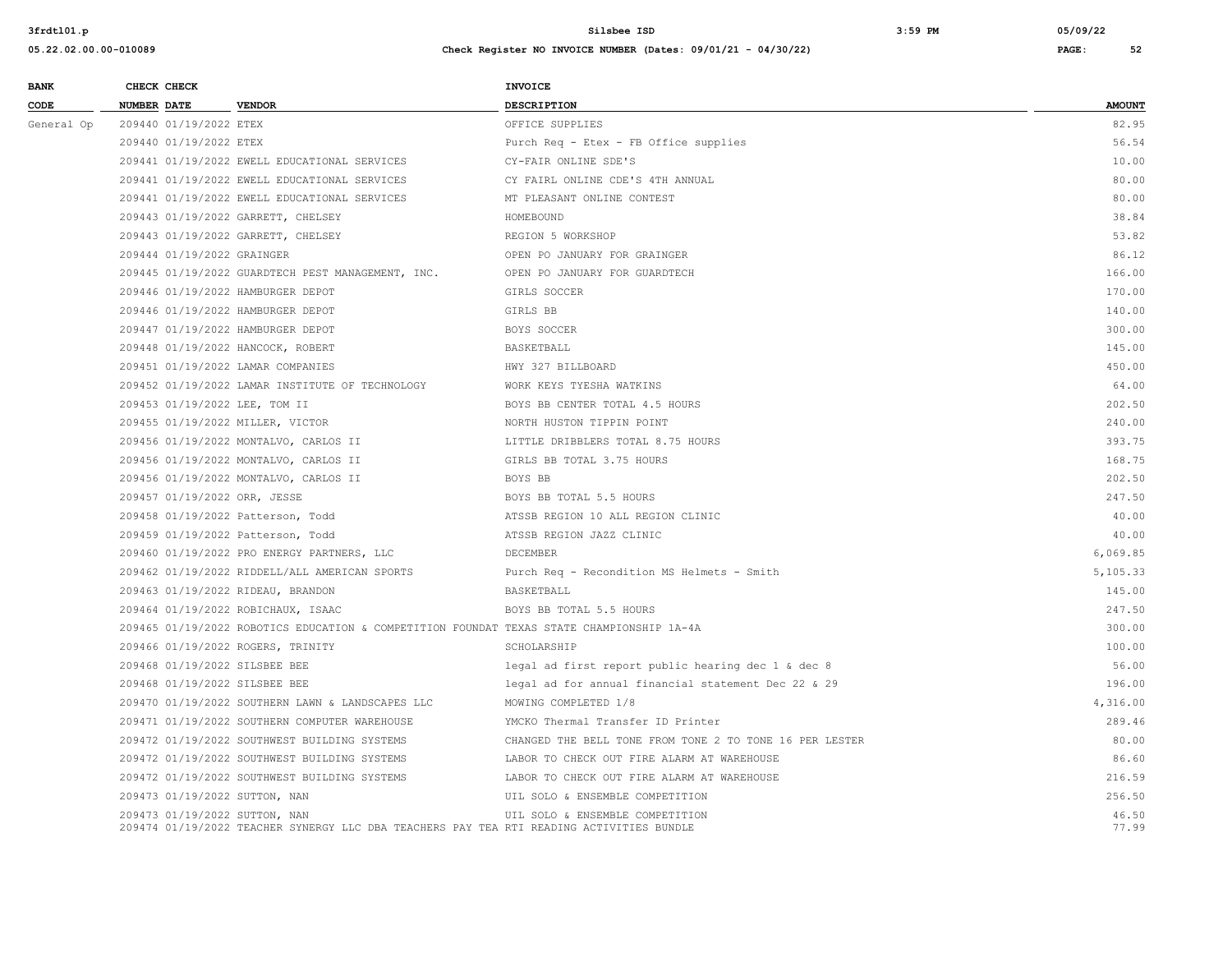| BANK CODE | CHECK NUMBER | CHECK DATE | VENDOR | INVOICE DESCRIPTION | AMOUNT |
|---|---|---|---|---|---|
| General Op | 209440 | 01/19/2022 | ETEX | OFFICE SUPPLIES | 82.95 |
| | 209440 | 01/19/2022 | ETEX | Purch Req - Etex - FB Office supplies | 56.54 |
| | 209441 | 01/19/2022 | EWELL EDUCATIONAL SERVICES | CY-FAIR ONLINE SDE'S | 10.00 |
| | 209441 | 01/19/2022 | EWELL EDUCATIONAL SERVICES | CY FAIRL ONLINE CDE'S 4TH ANNUAL | 80.00 |
| | 209441 | 01/19/2022 | EWELL EDUCATIONAL SERVICES | MT PLEASANT ONLINE CONTEST | 80.00 |
| | 209443 | 01/19/2022 | GARRETT, CHELSEY | HOMEBOUND | 38.84 |
| | 209443 | 01/19/2022 | GARRETT, CHELSEY | REGION 5 WORKSHOP | 53.82 |
| | 209444 | 01/19/2022 | GRAINGER | OPEN PO JANUARY FOR GRAINGER | 86.12 |
| | 209445 | 01/19/2022 | GUARDTECH PEST MANAGEMENT, INC. | OPEN PO JANUARY FOR GUARDTECH | 166.00 |
| | 209446 | 01/19/2022 | HAMBURGER DEPOT | GIRLS SOCCER | 170.00 |
| | 209446 | 01/19/2022 | HAMBURGER DEPOT | GIRLS BB | 140.00 |
| | 209447 | 01/19/2022 | HAMBURGER DEPOT | BOYS SOCCER | 300.00 |
| | 209448 | 01/19/2022 | HANCOCK, ROBERT | BASKETBALL | 145.00 |
| | 209451 | 01/19/2022 | LAMAR COMPANIES | HWY 327 BILLBOARD | 450.00 |
| | 209452 | 01/19/2022 | LAMAR INSTITUTE OF TECHNOLOGY | WORK KEYS TYESHA WATKINS | 64.00 |
| | 209453 | 01/19/2022 | LEE, TOM II | BOYS BB CENTER TOTAL 4.5 HOURS | 202.50 |
| | 209455 | 01/19/2022 | MILLER, VICTOR | NORTH HUSTON TIPPIN POINT | 240.00 |
| | 209456 | 01/19/2022 | MONTALVO, CARLOS II | LITTLE DRIBBLERS TOTAL 8.75 HOURS | 393.75 |
| | 209456 | 01/19/2022 | MONTALVO, CARLOS II | GIRLS BB TOTAL 3.75 HOURS | 168.75 |
| | 209456 | 01/19/2022 | MONTALVO, CARLOS II | BOYS BB | 202.50 |
| | 209457 | 01/19/2022 | ORR, JESSE | BOYS BB TOTAL 5.5 HOURS | 247.50 |
| | 209458 | 01/19/2022 | Patterson, Todd | ATSSB REGION 10 ALL REGION CLINIC | 40.00 |
| | 209459 | 01/19/2022 | Patterson, Todd | ATSSB REGION JAZZ CLINIC | 40.00 |
| | 209460 | 01/19/2022 | PRO ENERGY PARTNERS, LLC | DECEMBER | 6,069.85 |
| | 209462 | 01/19/2022 | RIDDELL/ALL AMERICAN SPORTS | Purch Req - Recondition MS Helmets - Smith | 5,105.33 |
| | 209463 | 01/19/2022 | RIDEAU, BRANDON | BASKETBALL | 145.00 |
| | 209464 | 01/19/2022 | ROBICHAUX, ISAAC | BOYS BB TOTAL 5.5 HOURS | 247.50 |
| | 209465 | 01/19/2022 | ROBOTICS EDUCATION & COMPETITION FOUNDAT | TEXAS STATE CHAMPIONSHIP 1A-4A | 300.00 |
| | 209466 | 01/19/2022 | ROGERS, TRINITY | SCHOLARSHIP | 100.00 |
| | 209468 | 01/19/2022 | SILSBEE BEE | legal ad first report public hearing dec 1 & dec 8 | 56.00 |
| | 209468 | 01/19/2022 | SILSBEE BEE | legal ad for annual financial statement Dec 22 & 29 | 196.00 |
| | 209470 | 01/19/2022 | SOUTHERN LAWN & LANDSCAPES LLC | MOWING COMPLETED 1/8 | 4,316.00 |
| | 209471 | 01/19/2022 | SOUTHERN COMPUTER WAREHOUSE | YMCKO Thermal Transfer ID Printer | 289.46 |
| | 209472 | 01/19/2022 | SOUTHWEST BUILDING SYSTEMS | CHANGED THE BELL TONE FROM TONE 2 TO TONE 16 PER LESTER | 80.00 |
| | 209472 | 01/19/2022 | SOUTHWEST BUILDING SYSTEMS | LABOR TO CHECK OUT FIRE ALARM AT WAREHOUSE | 86.60 |
| | 209472 | 01/19/2022 | SOUTHWEST BUILDING SYSTEMS | LABOR TO CHECK OUT FIRE ALARM AT WAREHOUSE | 216.59 |
| | 209473 | 01/19/2022 | SUTTON, NAN | UIL SOLO & ENSEMBLE COMPETITION | 256.50 |
| | 209473 | 01/19/2022 | SUTTON, NAN | UIL SOLO & ENSEMBLE COMPETITION | 46.50 |
| | 209474 | 01/19/2022 | TEACHER SYNERGY LLC DBA TEACHERS PAY TEA | RTI READING ACTIVITIES BUNDLE | 77.99 |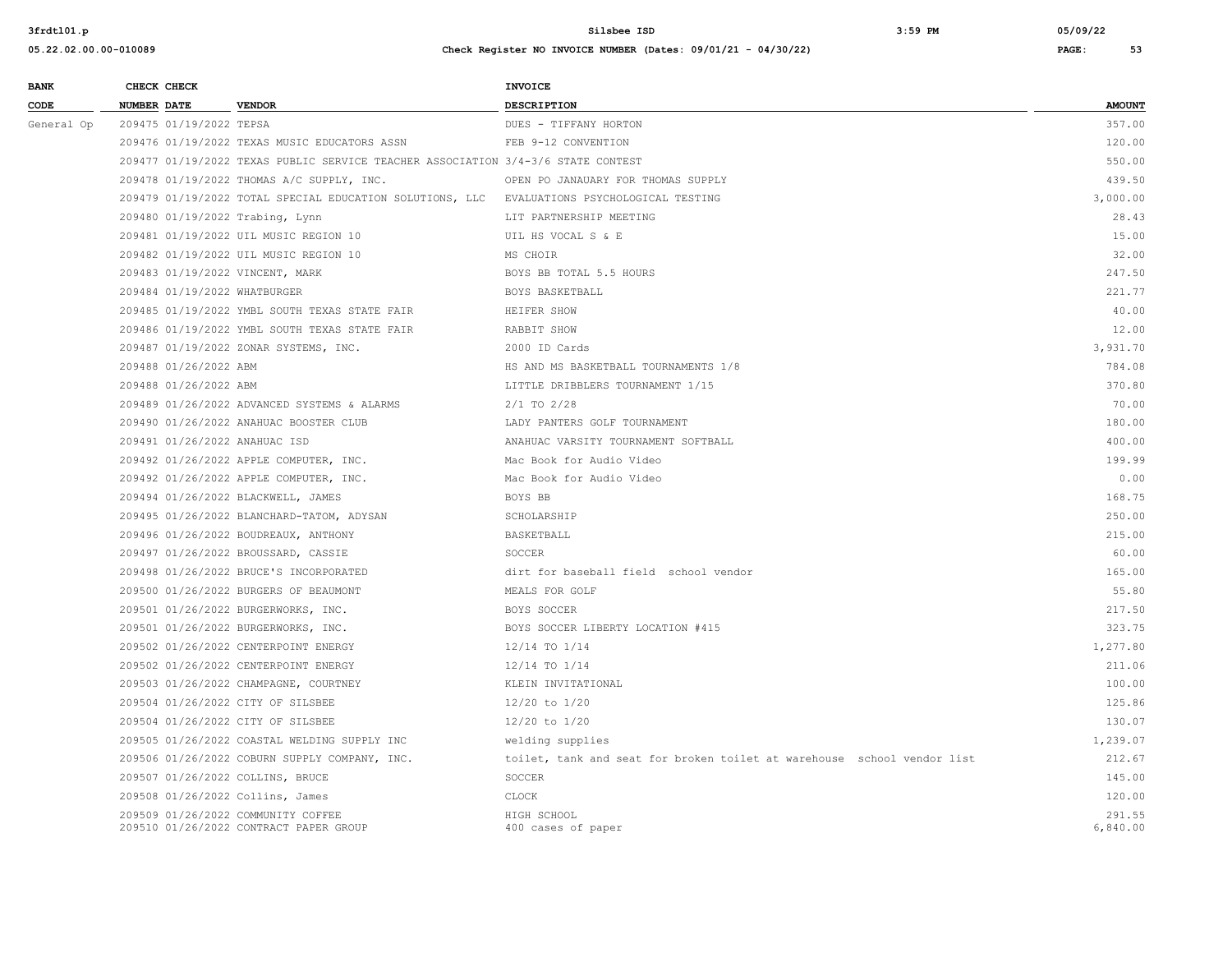| BANK CODE | CHECK NUMBER | CHECK DATE | VENDOR | INVOICE DESCRIPTION | AMOUNT |
|---|---|---|---|---|---|
| General Op | 209475 | 01/19/2022 | TEPSA | DUES - TIFFANY HORTON | 357.00 |
| | 209476 | 01/19/2022 | TEXAS MUSIC EDUCATORS ASSN | FEB 9-12 CONVENTION | 120.00 |
| | 209477 | 01/19/2022 | TEXAS PUBLIC SERVICE TEACHER ASSOCIATION | 3/4-3/6 STATE CONTEST | 550.00 |
| | 209478 | 01/19/2022 | THOMAS A/C SUPPLY, INC. | OPEN PO JANAUARY FOR THOMAS SUPPLY | 439.50 |
| | 209479 | 01/19/2022 | TOTAL SPECIAL EDUCATION SOLUTIONS, LLC | EVALUATIONS PSYCHOLOGICAL TESTING | 3,000.00 |
| | 209480 | 01/19/2022 | Trabing, Lynn | LIT PARTNERSHIP MEETING | 28.43 |
| | 209481 | 01/19/2022 | UIL MUSIC REGION 10 | UIL HS VOCAL S & E | 15.00 |
| | 209482 | 01/19/2022 | UIL MUSIC REGION 10 | MS CHOIR | 32.00 |
| | 209483 | 01/19/2022 | VINCENT, MARK | BOYS BB TOTAL 5.5 HOURS | 247.50 |
| | 209484 | 01/19/2022 | WHATBURGER | BOYS BASKETBALL | 221.77 |
| | 209485 | 01/19/2022 | YMBL SOUTH TEXAS STATE FAIR | HEIFER SHOW | 40.00 |
| | 209486 | 01/19/2022 | YMBL SOUTH TEXAS STATE FAIR | RABBIT SHOW | 12.00 |
| | 209487 | 01/19/2022 | ZONAR SYSTEMS, INC. | 2000 ID Cards | 3,931.70 |
| | 209488 | 01/26/2022 | ABM | HS AND MS BASKETBALL TOURNAMENTS 1/8 | 784.08 |
| | 209488 | 01/26/2022 | ABM | LITTLE DRIBBLERS TOURNAMENT 1/15 | 370.80 |
| | 209489 | 01/26/2022 | ADVANCED SYSTEMS & ALARMS | 2/1 TO 2/28 | 70.00 |
| | 209490 | 01/26/2022 | ANAHUAC BOOSTER CLUB | LADY PANTERS GOLF TOURNAMENT | 180.00 |
| | 209491 | 01/26/2022 | ANAHUAC ISD | ANAHUAC VARSITY TOURNAMENT SOFTBALL | 400.00 |
| | 209492 | 01/26/2022 | APPLE COMPUTER, INC. | Mac Book for Audio Video | 199.99 |
| | 209492 | 01/26/2022 | APPLE COMPUTER, INC. | Mac Book for Audio Video | 0.00 |
| | 209494 | 01/26/2022 | BLACKWELL, JAMES | BOYS BB | 168.75 |
| | 209495 | 01/26/2022 | BLANCHARD-TATOM, ADYSAN | SCHOLARSHIP | 250.00 |
| | 209496 | 01/26/2022 | BOUDREAUX, ANTHONY | BASKETBALL | 215.00 |
| | 209497 | 01/26/2022 | BROUSSARD, CASSIE | SOCCER | 60.00 |
| | 209498 | 01/26/2022 | BRUCE'S INCORPORATED | dirt for baseball field school vendor | 165.00 |
| | 209500 | 01/26/2022 | BURGERS OF BEAUMONT | MEALS FOR GOLF | 55.80 |
| | 209501 | 01/26/2022 | BURGERWORKS, INC. | BOYS SOCCER | 217.50 |
| | 209501 | 01/26/2022 | BURGERWORKS, INC. | BOYS SOCCER LIBERTY LOCATION #415 | 323.75 |
| | 209502 | 01/26/2022 | CENTERPOINT ENERGY | 12/14 TO 1/14 | 1,277.80 |
| | 209502 | 01/26/2022 | CENTERPOINT ENERGY | 12/14 TO 1/14 | 211.06 |
| | 209503 | 01/26/2022 | CHAMPAGNE, COURTNEY | KLEIN INVITATIONAL | 100.00 |
| | 209504 | 01/26/2022 | CITY OF SILSBEE | 12/20 to 1/20 | 125.86 |
| | 209504 | 01/26/2022 | CITY OF SILSBEE | 12/20 to 1/20 | 130.07 |
| | 209505 | 01/26/2022 | COASTAL WELDING SUPPLY INC | welding supplies | 1,239.07 |
| | 209506 | 01/26/2022 | COBURN SUPPLY COMPANY, INC. | toilet, tank and seat for broken toilet at warehouse school vendor list | 212.67 |
| | 209507 | 01/26/2022 | COLLINS, BRUCE | SOCCER | 145.00 |
| | 209508 | 01/26/2022 | Collins, James | CLOCK | 120.00 |
| | 209509 | 01/26/2022 | COMMUNITY COFFEE | HIGH SCHOOL | 291.55 |
| | 209510 | 01/26/2022 | CONTRACT PAPER GROUP | 400 cases of paper | 6,840.00 |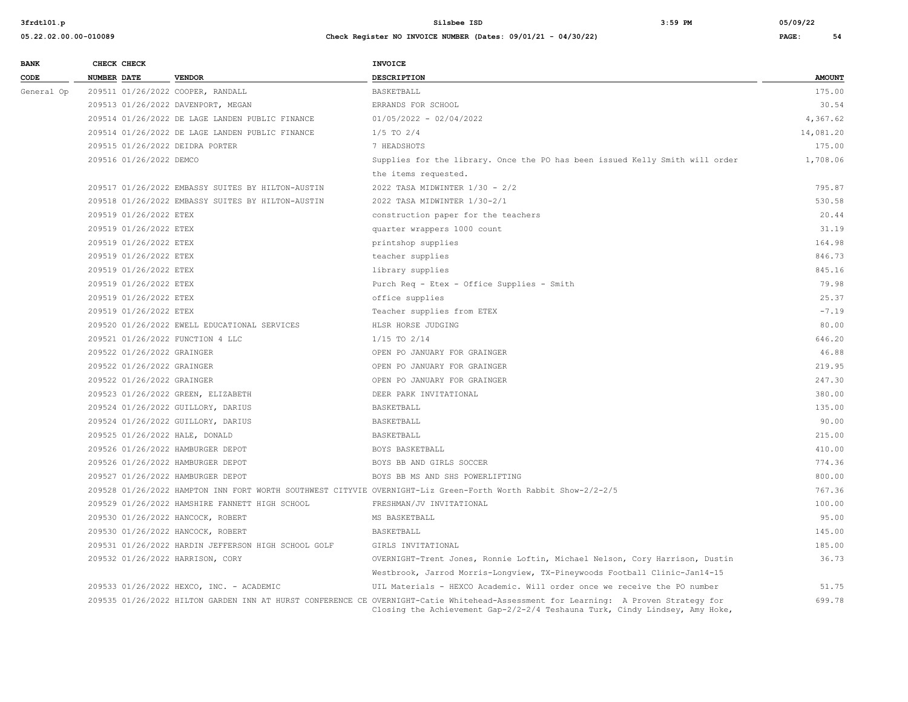| BANK CODE | CHECK NUMBER | CHECK DATE | VENDOR | INVOICE DESCRIPTION | AMOUNT |
|---|---|---|---|---|---|
| General Op | 209511 | 01/26/2022 | COOPER, RANDALL | BASKETBALL | 175.00 |
| | 209513 | 01/26/2022 | DAVENPORT, MEGAN | ERRANDS FOR SCHOOL | 30.54 |
| | 209514 | 01/26/2022 | DE LAGE LANDEN PUBLIC FINANCE | 01/05/2022 - 02/04/2022 | 4,367.62 |
| | 209514 | 01/26/2022 | DE LAGE LANDEN PUBLIC FINANCE | 1/5 TO 2/4 | 14,081.20 |
| | 209515 | 01/26/2022 | DEIDRA PORTER | 7 HEADSHOTS | 175.00 |
| | 209516 | 01/26/2022 | DEMCO | Supplies for the library. Once the PO has been issued Kelly Smith will order the items requested. | 1,708.06 |
| | 209517 | 01/26/2022 | EMBASSY SUITES BY HILTON-AUSTIN | 2022 TASA MIDWINTER 1/30 - 2/2 | 795.87 |
| | 209518 | 01/26/2022 | EMBASSY SUITES BY HILTON-AUSTIN | 2022 TASA MIDWINTER 1/30-2/1 | 530.58 |
| | 209519 | 01/26/2022 | ETEX | construction paper for the teachers | 20.44 |
| | 209519 | 01/26/2022 | ETEX | quarter wrappers 1000 count | 31.19 |
| | 209519 | 01/26/2022 | ETEX | printshop supplies | 164.98 |
| | 209519 | 01/26/2022 | ETEX | teacher supplies | 846.73 |
| | 209519 | 01/26/2022 | ETEX | library supplies | 845.16 |
| | 209519 | 01/26/2022 | ETEX | Purch Req - Etex - Office Supplies - Smith | 79.98 |
| | 209519 | 01/26/2022 | ETEX | office supplies | 25.37 |
| | 209519 | 01/26/2022 | ETEX | Teacher supplies from ETEX | -7.19 |
| | 209520 | 01/26/2022 | EWELL EDUCATIONAL SERVICES | HLSR HORSE JUDGING | 80.00 |
| | 209521 | 01/26/2022 | FUNCTION 4 LLC | 1/15 TO 2/14 | 646.20 |
| | 209522 | 01/26/2022 | GRAINGER | OPEN PO JANUARY FOR GRAINGER | 46.88 |
| | 209522 | 01/26/2022 | GRAINGER | OPEN PO JANUARY FOR GRAINGER | 219.95 |
| | 209522 | 01/26/2022 | GRAINGER | OPEN PO JANUARY FOR GRAINGER | 247.30 |
| | 209523 | 01/26/2022 | GREEN, ELIZABETH | DEER PARK INVITATIONAL | 380.00 |
| | 209524 | 01/26/2022 | GUILLORY, DARIUS | BASKETBALL | 135.00 |
| | 209524 | 01/26/2022 | GUILLORY, DARIUS | BASKETBALL | 90.00 |
| | 209525 | 01/26/2022 | HALE, DONALD | BASKETBALL | 215.00 |
| | 209526 | 01/26/2022 | HAMBURGER DEPOT | BOYS BASKETBALL | 410.00 |
| | 209526 | 01/26/2022 | HAMBURGER DEPOT | BOYS BB AND GIRLS SOCCER | 774.36 |
| | 209527 | 01/26/2022 | HAMBURGER DEPOT | BOYS BB MS AND SHS POWERLIFTING | 800.00 |
| | 209528 | 01/26/2022 | HAMPTON INN FORT WORTH SOUTHWEST CITYVIE | OVERNIGHT-Liz Green-Forth Worth Rabbit Show-2/2-2/5 | 767.36 |
| | 209529 | 01/26/2022 | HAMSHIRE FANNETT HIGH SCHOOL | FRESHMAN/JV INVITATIONAL | 100.00 |
| | 209530 | 01/26/2022 | HANCOCK, ROBERT | MS BASKETBALL | 95.00 |
| | 209530 | 01/26/2022 | HANCOCK, ROBERT | BASKETBALL | 145.00 |
| | 209531 | 01/26/2022 | HARDIN JEFFERSON HIGH SCHOOL GOLF | GIRLS INVITATIONAL | 185.00 |
| | 209532 | 01/26/2022 | HARRISON, CORY | OVERNIGHT-Trent Jones, Ronnie Loftin, Michael Nelson, Cory Harrison, Dustin Westbrook, Jarrod Morris-Longview, TX-Pineywoods Football Clinic-Jan14-15 | 36.73 |
| | 209533 | 01/26/2022 | HEXCO, INC. - ACADEMIC | UIL Materials - HEXCO Academic. Will order once we receive the PO number | 51.75 |
| | 209535 | 01/26/2022 | HILTON GARDEN INN AT HURST CONFERENCE CE | OVERNIGHT-Catie Whitehead-Assessment for Learning: A Proven Strategy for Closing the Achievement Gap-2/2-2/4 Teshauna Turk, Cindy Lindsey, Amy Hoke, | 699.78 |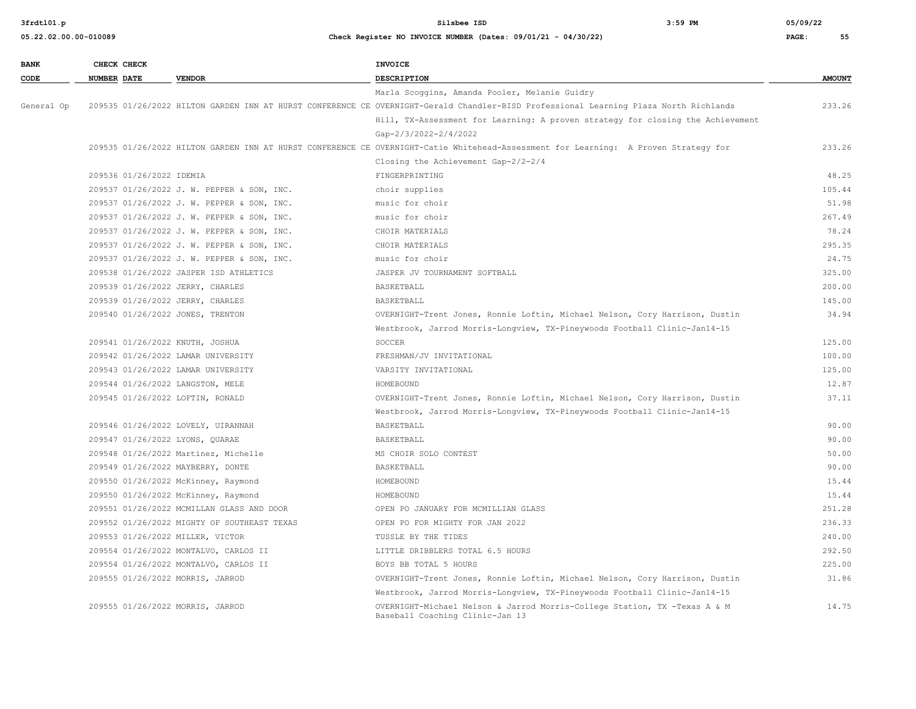| BANK CODE | CHECK NUMBER | CHECK DATE | VENDOR | INVOICE DESCRIPTION | AMOUNT |
|---|---|---|---|---|---|
| | | | | Marla Scoggins, Amanda Pooler, Melanie Guidry | |
| General Op | 209535 | 01/26/2022 | HILTON GARDEN INN AT HURST CONFERENCE CE | OVERNIGHT-Gerald Chandler-BISD Professional Learning Plaza North Richlands Hill, TX-Assessment for Learning: A proven strategy for closing the Achievement Gap-2/3/2022-2/4/2022 | 233.26 |
| | 209535 | 01/26/2022 | HILTON GARDEN INN AT HURST CONFERENCE CE | OVERNIGHT-Catie Whitehead-Assessment for Learning: A Proven Strategy for Closing the Achievement Gap-2/2-2/4 | 233.26 |
| | 209536 | 01/26/2022 | IDEMIA | FINGERPRINTING | 48.25 |
| | 209537 | 01/26/2022 | J. W. PEPPER & SON, INC. | choir supplies | 105.44 |
| | 209537 | 01/26/2022 | J. W. PEPPER & SON, INC. | music for choir | 51.98 |
| | 209537 | 01/26/2022 | J. W. PEPPER & SON, INC. | music for choir | 267.49 |
| | 209537 | 01/26/2022 | J. W. PEPPER & SON, INC. | CHOIR MATERIALS | 78.24 |
| | 209537 | 01/26/2022 | J. W. PEPPER & SON, INC. | CHOIR MATERIALS | 295.35 |
| | 209537 | 01/26/2022 | J. W. PEPPER & SON, INC. | music for choir | 24.75 |
| | 209538 | 01/26/2022 | JASPER ISD ATHLETICS | JASPER JV TOURNAMENT SOFTBALL | 325.00 |
| | 209539 | 01/26/2022 | JERRY, CHARLES | BASKETBALL | 200.00 |
| | 209539 | 01/26/2022 | JERRY, CHARLES | BASKETBALL | 145.00 |
| | 209540 | 01/26/2022 | JONES, TRENTON | OVERNIGHT-Trent Jones, Ronnie Loftin, Michael Nelson, Cory Harrison, Dustin Westbrook, Jarrod Morris-Longview, TX-Pineywoods Football Clinic-Jan14-15 | 34.94 |
| | 209541 | 01/26/2022 | KNUTH, JOSHUA | SOCCER | 125.00 |
| | 209542 | 01/26/2022 | LAMAR UNIVERSITY | FRESHMAN/JV INVITATIONAL | 100.00 |
| | 209543 | 01/26/2022 | LAMAR UNIVERSITY | VARSITY INVITATIONAL | 125.00 |
| | 209544 | 01/26/2022 | LANGSTON, MELE | HOMEBOUND | 12.87 |
| | 209545 | 01/26/2022 | LOFTIN, RONALD | OVERNIGHT-Trent Jones, Ronnie Loftin, Michael Nelson, Cory Harrison, Dustin Westbrook, Jarrod Morris-Longview, TX-Pineywoods Football Clinic-Jan14-15 | 37.11 |
| | 209546 | 01/26/2022 | LOVELY, UIRANNAH | BASKETBALL | 90.00 |
| | 209547 | 01/26/2022 | LYONS, QUARAE | BASKETBALL | 90.00 |
| | 209548 | 01/26/2022 | Martinez, Michelle | MS CHOIR SOLO CONTEST | 50.00 |
| | 209549 | 01/26/2022 | MAYBERRY, DONTE | BASKETBALL | 90.00 |
| | 209550 | 01/26/2022 | McKinney, Raymond | HOMEBOUND | 15.44 |
| | 209550 | 01/26/2022 | McKinney, Raymond | HOMEBOUND | 15.44 |
| | 209551 | 01/26/2022 | MCMILLAN GLASS AND DOOR | OPEN PO JANUARY FOR MCMILLIAN GLASS | 251.28 |
| | 209552 | 01/26/2022 | MIGHTY OF SOUTHEAST TEXAS | OPEN PO FOR MIGHTY FOR JAN 2022 | 236.33 |
| | 209553 | 01/26/2022 | MILLER, VICTOR | TUSSLE BY THE TIDES | 240.00 |
| | 209554 | 01/26/2022 | MONTALVO, CARLOS II | LITTLE DRIBBLERS TOTAL 6.5 HOURS | 292.50 |
| | 209554 | 01/26/2022 | MONTALVO, CARLOS II | BOYS BB TOTAL 5 HOURS | 225.00 |
| | 209555 | 01/26/2022 | MORRIS, JARROD | OVERNIGHT-Trent Jones, Ronnie Loftin, Michael Nelson, Cory Harrison, Dustin Westbrook, Jarrod Morris-Longview, TX-Pineywoods Football Clinic-Jan14-15 | 31.86 |
| | 209555 | 01/26/2022 | MORRIS, JARROD | OVERNIGHT-Michael Nelson & Jarrod Morris-College Station, TX -Texas A & M Baseball Coaching Clinic-Jan 13 | 14.75 |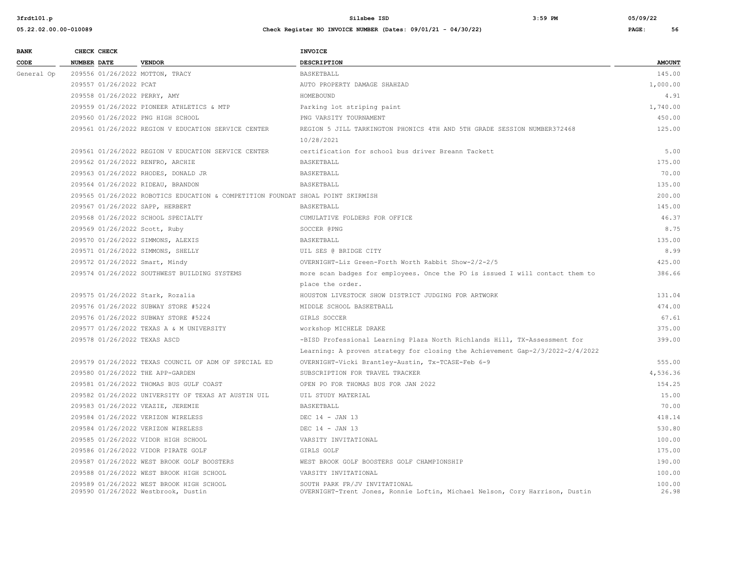| BANK CODE | CHECK NUMBER | CHECK DATE | VENDOR | INVOICE DESCRIPTION | AMOUNT |
|---|---|---|---|---|---|
| General Op | 209556 | 01/26/2022 | MOTTON, TRACY | BASKETBALL | 145.00 |
| | 209557 | 01/26/2022 | PCAT | AUTO PROPERTY DAMAGE SHAHZAD | 1,000.00 |
| | 209558 | 01/26/2022 | PERRY, AMY | HOMEBOUND | 4.91 |
| | 209559 | 01/26/2022 | PIONEER ATHLETICS & MTP | Parking lot striping paint | 1,740.00 |
| | 209560 | 01/26/2022 | PNG HIGH SCHOOL | PNG VARSITY TOURNAMENT | 450.00 |
| | 209561 | 01/26/2022 | REGION V EDUCATION SERVICE CENTER | REGION 5 JILL TARKINGTON PHONICS 4TH AND 5TH GRADE SESSION NUMBER372468 10/28/2021 | 125.00 |
| | 209561 | 01/26/2022 | REGION V EDUCATION SERVICE CENTER | certification for school bus driver Breann Tackett | 5.00 |
| | 209562 | 01/26/2022 | RENFRO, ARCHIE | BASKETBALL | 175.00 |
| | 209563 | 01/26/2022 | RHODES, DONALD JR | BASKETBALL | 70.00 |
| | 209564 | 01/26/2022 | RIDEAU, BRANDON | BASKETBALL | 135.00 |
| | 209565 | 01/26/2022 | ROBOTICS EDUCATION & COMPETITION FOUNDAT | SHOAL POINT SKIRMISH | 200.00 |
| | 209567 | 01/26/2022 | SAPP, HERBERT | BASKETBALL | 145.00 |
| | 209568 | 01/26/2022 | SCHOOL SPECIALTY | CUMULATIVE FOLDERS FOR OFFICE | 46.37 |
| | 209569 | 01/26/2022 | Scott, Ruby | SOCCER @PNG | 8.75 |
| | 209570 | 01/26/2022 | SIMMONS, ALEXIS | BASKETBALL | 135.00 |
| | 209571 | 01/26/2022 | SIMMONS, SHELLY | UIL SES @ BRIDGE CITY | 8.99 |
| | 209572 | 01/26/2022 | Smart, Mindy | OVERNIGHT-Liz Green-Forth Worth Rabbit Show-2/2-2/5 | 425.00 |
| | 209574 | 01/26/2022 | SOUTHWEST BUILDING SYSTEMS | more scan badges for employees. Once the PO is issued I will contact them to place the order. | 386.66 |
| | 209575 | 01/26/2022 | Stark, Rozalia | HOUSTON LIVESTOCK SHOW DISTRICT JUDGING FOR ARTWORK | 131.04 |
| | 209576 | 01/26/2022 | SUBWAY STORE #5224 | MIDDLE SCHOOL BASKETBALL | 474.00 |
| | 209576 | 01/26/2022 | SUBWAY STORE #5224 | GIRLS SOCCER | 67.61 |
| | 209577 | 01/26/2022 | TEXAS A & M UNIVERSITY | workshop MICHELE DRAKE | 375.00 |
| | 209578 | 01/26/2022 | TEXAS ASCD | -BISD Professional Learning Plaza North Richlands Hill, TX-Assessment for Learning: A proven strategy for closing the Achievement Gap-2/3/2022-2/4/2022 | 399.00 |
| | 209579 | 01/26/2022 | TEXAS COUNCIL OF ADM OF SPECIAL ED | OVERNIGHT-Vicki Brantley-Austin, Tx-TCASE-Feb 6-9 | 555.00 |
| | 209580 | 01/26/2022 | THE APP-GARDEN | SUBSCRIPTION FOR TRAVEL TRACKER | 4,536.36 |
| | 209581 | 01/26/2022 | THOMAS BUS GULF COAST | OPEN PO FOR THOMAS BUS FOR JAN 2022 | 154.25 |
| | 209582 | 01/26/2022 | UNIVERSITY OF TEXAS AT AUSTIN UIL | UIL STUDY MATERIAL | 15.00 |
| | 209583 | 01/26/2022 | VEAZIE, JEREMIE | BASKETBALL | 70.00 |
| | 209584 | 01/26/2022 | VERIZON WIRELESS | DEC 14 - JAN 13 | 418.14 |
| | 209584 | 01/26/2022 | VERIZON WIRELESS | DEC 14 - JAN 13 | 530.80 |
| | 209585 | 01/26/2022 | VIDOR HIGH SCHOOL | VARSITY INVITATIONAL | 100.00 |
| | 209586 | 01/26/2022 | VIDOR PIRATE GOLF | GIRLS GOLF | 175.00 |
| | 209587 | 01/26/2022 | WEST BROOK GOLF BOOSTERS | WEST BROOK GOLF BOOSTERS GOLF CHAMPIONSHIP | 190.00 |
| | 209588 | 01/26/2022 | WEST BROOK HIGH SCHOOL | VARSITY INVITATIONAL | 100.00 |
| | 209589 | 01/26/2022 | WEST BROOK HIGH SCHOOL | SOUTH PARK FR/JV INVITATIONAL | 100.00 |
| | 209590 | 01/26/2022 | Westbrook, Dustin | OVERNIGHT-Trent Jones, Ronnie Loftin, Michael Nelson, Cory Harrison, Dustin | 26.98 |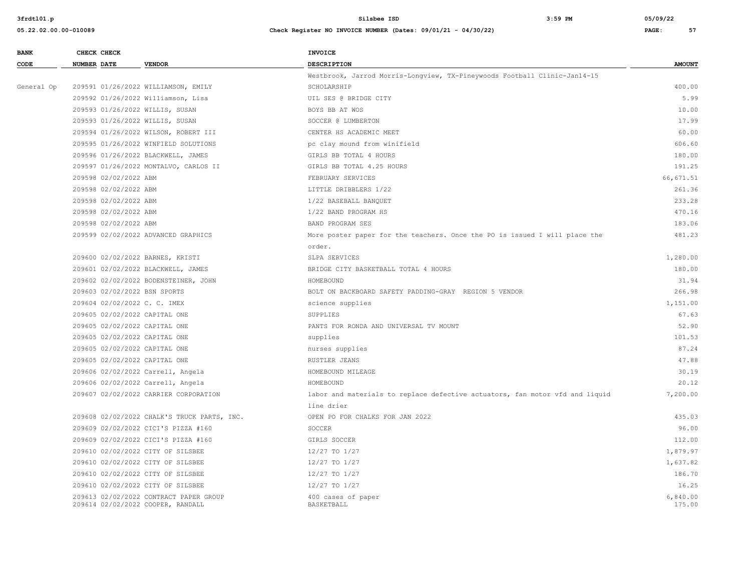| BANK CODE | CHECK NUMBER | CHECK DATE | VENDOR | INVOICE DESCRIPTION | AMOUNT |
|---|---|---|---|---|---|
| | | | | Westbrook, Jarrod Morris-Longview, TX-Pineywoods Football Clinic-Jan14-15 | |
| General Op | 209591 | 01/26/2022 | WILLIAMSON, EMILY | SCHOLARSHIP | 400.00 |
| | 209592 | 01/26/2022 | Williamson, Lisa | UIL SES @ BRIDGE CITY | 5.99 |
| | 209593 | 01/26/2022 | WILLIS, SUSAN | BOYS BB AT WOS | 10.00 |
| | 209593 | 01/26/2022 | WILLIS, SUSAN | SOCCER @ LUMBERTON | 17.99 |
| | 209594 | 01/26/2022 | WILSON, ROBERT III | CENTER HS ACADEMIC MEET | 60.00 |
| | 209595 | 01/26/2022 | WINFIELD SOLUTIONS | pc clay mound from winifield | 606.60 |
| | 209596 | 01/26/2022 | BLACKWELL, JAMES | GIRLS BB TOTAL 4 HOURS | 180.00 |
| | 209597 | 01/26/2022 | MONTALVO, CARLOS II | GIRLS BB TOTAL 4.25 HOURS | 191.25 |
| | 209598 | 02/02/2022 | ABM | FEBRUARY SERVICES | 66,671.51 |
| | 209598 | 02/02/2022 | ABM | LITTLE DRIBBLERS 1/22 | 261.36 |
| | 209598 | 02/02/2022 | ABM | 1/22 BASEBALL BANQUET | 233.28 |
| | 209598 | 02/02/2022 | ABM | 1/22 BAND PROGRAM HS | 470.16 |
| | 209598 | 02/02/2022 | ABM | BAND PROGRAM SES | 183.06 |
| | 209599 | 02/02/2022 | ADVANCED GRAPHICS | More poster paper for the teachers. Once the PO is issued I will place the order. | 481.23 |
| | 209600 | 02/02/2022 | BARNES, KRISTI | SLPA SERVICES | 1,280.00 |
| | 209601 | 02/02/2022 | BLACKWELL, JAMES | BRIDGE CITY BASKETBALL TOTAL 4 HOURS | 180.00 |
| | 209602 | 02/02/2022 | BODENSTEINER, JOHN | HOMEBOUND | 31.94 |
| | 209603 | 02/02/2022 | BSN SPORTS | BOLT ON BACKBOARD SAFETY PADDING-GRAY REGION 5 VENDOR | 266.98 |
| | 209604 | 02/02/2022 | C. C. IMEX | science supplies | 1,151.00 |
| | 209605 | 02/02/2022 | CAPITAL ONE | SUPPLIES | 67.63 |
| | 209605 | 02/02/2022 | CAPITAL ONE | PANTS FOR RONDA AND UNIVERSAL TV MOUNT | 52.90 |
| | 209605 | 02/02/2022 | CAPITAL ONE | supplies | 101.53 |
| | 209605 | 02/02/2022 | CAPITAL ONE | nurses supplies | 87.24 |
| | 209605 | 02/02/2022 | CAPITAL ONE | RUSTLER JEANS | 47.88 |
| | 209606 | 02/02/2022 | Carrell, Angela | HOMEBOUND MILEAGE | 30.19 |
| | 209606 | 02/02/2022 | Carrell, Angela | HOMEBOUND | 20.12 |
| | 209607 | 02/02/2022 | CARRIER CORPORATION | labor and materials to replace defective actuators, fan motor vfd and liquid line drier | 7,200.00 |
| | 209608 | 02/02/2022 | CHALK'S TRUCK PARTS, INC. | OPEN PO FOR CHALKS FOR JAN 2022 | 435.03 |
| | 209609 | 02/02/2022 | CICI'S PIZZA #160 | SOCCER | 96.00 |
| | 209609 | 02/02/2022 | CICI'S PIZZA #160 | GIRLS SOCCER | 112.00 |
| | 209610 | 02/02/2022 | CITY OF SILSBEE | 12/27 TO 1/27 | 1,879.97 |
| | 209610 | 02/02/2022 | CITY OF SILSBEE | 12/27 TO 1/27 | 1,637.82 |
| | 209610 | 02/02/2022 | CITY OF SILSBEE | 12/27 TO 1/27 | 186.70 |
| | 209610 | 02/02/2022 | CITY OF SILSBEE | 12/27 TO 1/27 | 16.25 |
| | 209613 | 02/02/2022 | CONTRACT PAPER GROUP | 400 cases of paper | 6,840.00 |
| | 209614 | 02/02/2022 | COOPER, RANDALL | BASKETBALL | 175.00 |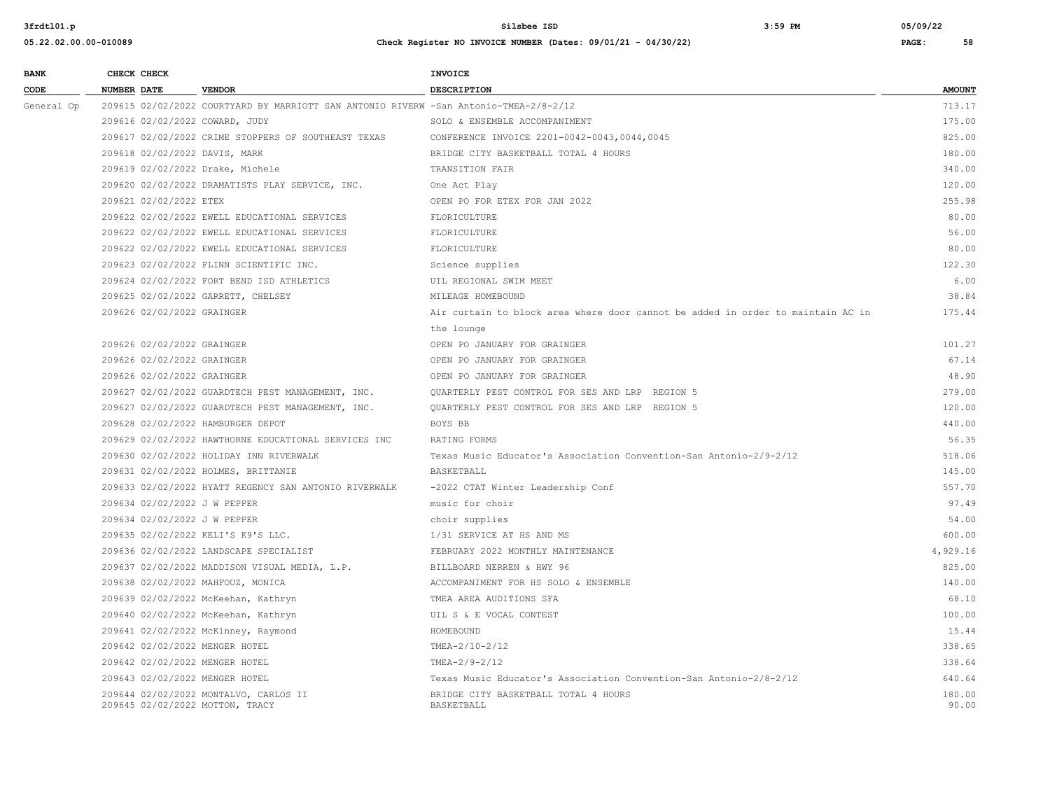| BANK CODE | CHECK NUMBER | CHECK DATE | VENDOR | INVOICE DESCRIPTION | AMOUNT |
|---|---|---|---|---|---|
| General Op | 209615 | 02/02/2022 | COURTYARD BY MARRIOTT SAN ANTONIO RIVERW | -San Antonio-TMEA-2/8-2/12 | 713.17 |
| | 209616 | 02/02/2022 | COWARD, JUDY | SOLO & ENSEMBLE ACCOMPANIMENT | 175.00 |
| | 209617 | 02/02/2022 | CRIME STOPPERS OF SOUTHEAST TEXAS | CONFERENCE INVOICE 2201-0042-0043,0044,0045 | 825.00 |
| | 209618 | 02/02/2022 | DAVIS, MARK | BRIDGE CITY BASKETBALL TOTAL 4 HOURS | 180.00 |
| | 209619 | 02/02/2022 | Drake, Michele | TRANSITION FAIR | 340.00 |
| | 209620 | 02/02/2022 | DRAMATISTS PLAY SERVICE, INC. | One Act Play | 120.00 |
| | 209621 | 02/02/2022 | ETEX | OPEN PO FOR ETEX FOR JAN 2022 | 255.98 |
| | 209622 | 02/02/2022 | EWELL EDUCATIONAL SERVICES | FLORICULTURE | 80.00 |
| | 209622 | 02/02/2022 | EWELL EDUCATIONAL SERVICES | FLORICULTURE | 56.00 |
| | 209622 | 02/02/2022 | EWELL EDUCATIONAL SERVICES | FLORICULTURE | 80.00 |
| | 209623 | 02/02/2022 | FLINN SCIENTIFIC INC. | Science supplies | 122.30 |
| | 209624 | 02/02/2022 | FORT BEND ISD ATHLETICS | UIL REGIONAL SWIM MEET | 6.00 |
| | 209625 | 02/02/2022 | GARRETT, CHELSEY | MILEAGE HOMEBOUND | 38.84 |
| | 209626 | 02/02/2022 | GRAINGER | Air curtain to block area where door cannot be added in order to maintain AC in the lounge | 175.44 |
| | 209626 | 02/02/2022 | GRAINGER | OPEN PO JANUARY FOR GRAINGER | 101.27 |
| | 209626 | 02/02/2022 | GRAINGER | OPEN PO JANUARY FOR GRAINGER | 67.14 |
| | 209626 | 02/02/2022 | GRAINGER | OPEN PO JANUARY FOR GRAINGER | 48.90 |
| | 209627 | 02/02/2022 | GUARDTECH PEST MANAGEMENT, INC. | QUARTERLY PEST CONTROL FOR SES AND LRP REGION 5 | 279.00 |
| | 209627 | 02/02/2022 | GUARDTECH PEST MANAGEMENT, INC. | QUARTERLY PEST CONTROL FOR SES AND LRP REGION 5 | 120.00 |
| | 209628 | 02/02/2022 | HAMBURGER DEPOT | BOYS BB | 440.00 |
| | 209629 | 02/02/2022 | HAWTHORNE EDUCATIONAL SERVICES INC | RATING FORMS | 56.35 |
| | 209630 | 02/02/2022 | HOLIDAY INN RIVERWALK | Texas Music Educator's Association Convention-San Antonio-2/9-2/12 | 518.06 |
| | 209631 | 02/02/2022 | HOLMES, BRITTANIE | BASKETBALL | 145.00 |
| | 209633 | 02/02/2022 | HYATT REGENCY SAN ANTONIO RIVERWALK | -2022 CTAT Winter Leadership Conf | 557.70 |
| | 209634 | 02/02/2022 | J W PEPPER | music for choir | 97.49 |
| | 209634 | 02/02/2022 | J W PEPPER | choir supplies | 54.00 |
| | 209635 | 02/02/2022 | KELI'S K9'S LLC. | 1/31 SERVICE AT HS AND MS | 600.00 |
| | 209636 | 02/02/2022 | LANDSCAPE SPECIALIST | FEBRUARY 2022 MONTHLY MAINTENANCE | 4,929.16 |
| | 209637 | 02/02/2022 | MADDISON VISUAL MEDIA, L.P. | BILLBOARD NERREN & HWY 96 | 825.00 |
| | 209638 | 02/02/2022 | MAHFOUZ, MONICA | ACCOMPANIMENT FOR HS SOLO & ENSEMBLE | 140.00 |
| | 209639 | 02/02/2022 | McKeehan, Kathryn | TMEA AREA AUDITIONS SFA | 68.10 |
| | 209640 | 02/02/2022 | McKeehan, Kathryn | UIL S & E VOCAL CONTEST | 100.00 |
| | 209641 | 02/02/2022 | McKinney, Raymond | HOMEBOUND | 15.44 |
| | 209642 | 02/02/2022 | MENGER HOTEL | TMEA-2/10-2/12 | 338.65 |
| | 209642 | 02/02/2022 | MENGER HOTEL | TMEA-2/9-2/12 | 338.64 |
| | 209643 | 02/02/2022 | MENGER HOTEL | Texas Music Educator's Association Convention-San Antonio-2/8-2/12 | 640.64 |
| | 209644 | 02/02/2022 | MONTALVO, CARLOS II | BRIDGE CITY BASKETBALL TOTAL 4 HOURS | 180.00 |
| | 209645 | 02/02/2022 | MOTTON, TRACY | BASKETBALL | 90.00 |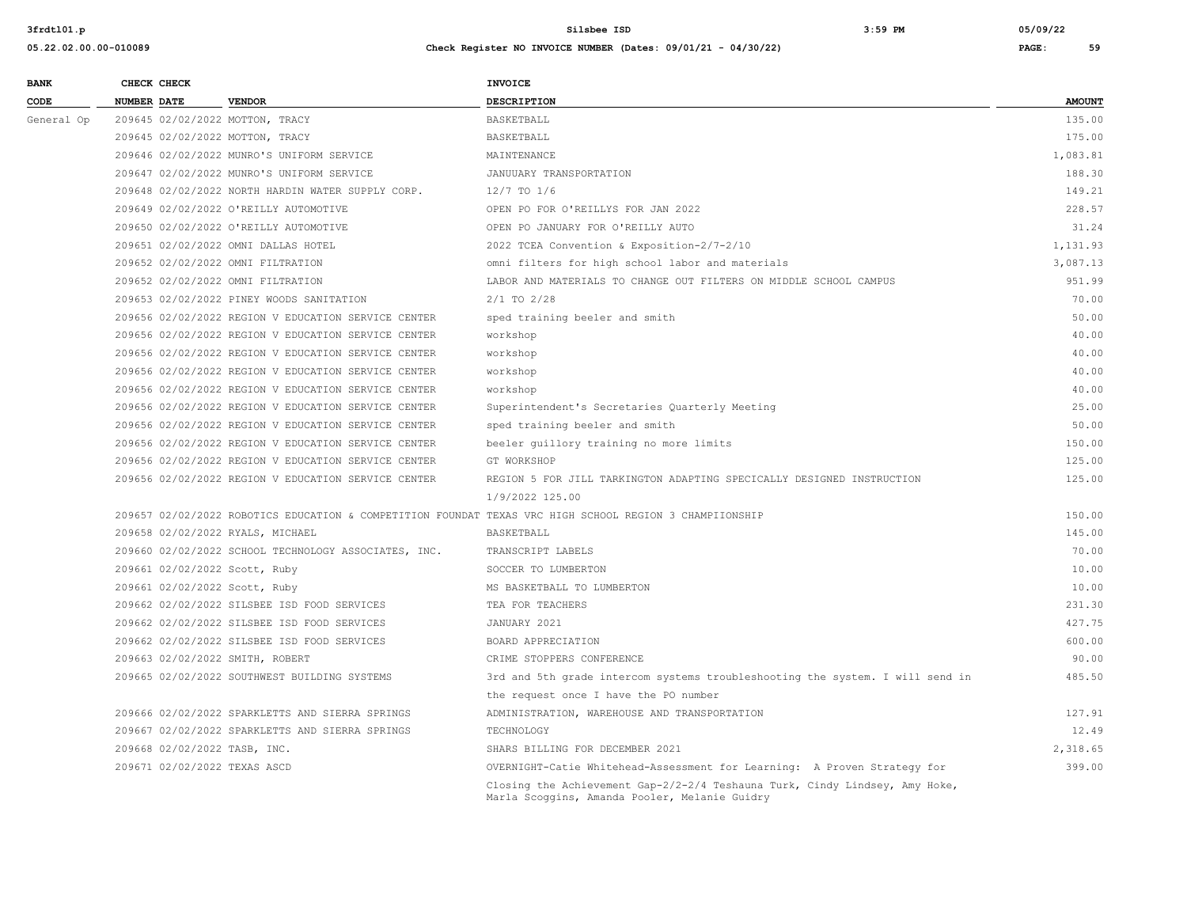| BANK CODE | CHECK NUMBER | CHECK DATE | VENDOR | INVOICE DESCRIPTION | AMOUNT |
|---|---|---|---|---|---|
| General Op | 209645 | 02/02/2022 | MOTTON, TRACY | BASKETBALL | 135.00 |
| | 209645 | 02/02/2022 | MOTTON, TRACY | BASKETBALL | 175.00 |
| | 209646 | 02/02/2022 | MUNRO'S UNIFORM SERVICE | MAINTENANCE | 1,083.81 |
| | 209647 | 02/02/2022 | MUNRO'S UNIFORM SERVICE | JANUUARY TRANSPORTATION | 188.30 |
| | 209648 | 02/02/2022 | NORTH HARDIN WATER SUPPLY CORP. | 12/7 TO 1/6 | 149.21 |
| | 209649 | 02/02/2022 | O'REILLY AUTOMOTIVE | OPEN PO FOR O'REILLYS FOR JAN 2022 | 228.57 |
| | 209650 | 02/02/2022 | O'REILLY AUTOMOTIVE | OPEN PO JANUARY FOR O'REILLY AUTO | 31.24 |
| | 209651 | 02/02/2022 | OMNI DALLAS HOTEL | 2022 TCEA Convention & Exposition-2/7-2/10 | 1,131.93 |
| | 209652 | 02/02/2022 | OMNI FILTRATION | omni filters for high school labor and materials | 3,087.13 |
| | 209652 | 02/02/2022 | OMNI FILTRATION | LABOR AND MATERIALS TO CHANGE OUT FILTERS ON MIDDLE SCHOOL CAMPUS | 951.99 |
| | 209653 | 02/02/2022 | PINEY WOODS SANITATION | 2/1 TO 2/28 | 70.00 |
| | 209656 | 02/02/2022 | REGION V EDUCATION SERVICE CENTER | sped training beeler and smith | 50.00 |
| | 209656 | 02/02/2022 | REGION V EDUCATION SERVICE CENTER | workshop | 40.00 |
| | 209656 | 02/02/2022 | REGION V EDUCATION SERVICE CENTER | workshop | 40.00 |
| | 209656 | 02/02/2022 | REGION V EDUCATION SERVICE CENTER | workshop | 40.00 |
| | 209656 | 02/02/2022 | REGION V EDUCATION SERVICE CENTER | workshop | 40.00 |
| | 209656 | 02/02/2022 | REGION V EDUCATION SERVICE CENTER | Superintendent's Secretaries Quarterly Meeting | 25.00 |
| | 209656 | 02/02/2022 | REGION V EDUCATION SERVICE CENTER | sped training beeler and smith | 50.00 |
| | 209656 | 02/02/2022 | REGION V EDUCATION SERVICE CENTER | beeler guillory training no more limits | 150.00 |
| | 209656 | 02/02/2022 | REGION V EDUCATION SERVICE CENTER | GT WORKSHOP | 125.00 |
| | 209656 | 02/02/2022 | REGION V EDUCATION SERVICE CENTER | REGION 5 FOR JILL TARKINGTON ADAPTING SPECICALLY DESIGNED INSTRUCTION 1/9/2022 125.00 | 125.00 |
| | 209657 | 02/02/2022 | ROBOTICS EDUCATION & COMPETITION FOUNDAT | TEXAS VRC HIGH SCHOOL REGION 3 CHAMPIIONSHIP | 150.00 |
| | 209658 | 02/02/2022 | RYALS, MICHAEL | BASKETBALL | 145.00 |
| | 209660 | 02/02/2022 | SCHOOL TECHNOLOGY ASSOCIATES, INC. | TRANSCRIPT LABELS | 70.00 |
| | 209661 | 02/02/2022 | Scott, Ruby | SOCCER TO LUMBERTON | 10.00 |
| | 209661 | 02/02/2022 | Scott, Ruby | MS BASKETBALL TO LUMBERTON | 10.00 |
| | 209662 | 02/02/2022 | SILSBEE ISD FOOD SERVICES | TEA FOR TEACHERS | 231.30 |
| | 209662 | 02/02/2022 | SILSBEE ISD FOOD SERVICES | JANUARY 2021 | 427.75 |
| | 209662 | 02/02/2022 | SILSBEE ISD FOOD SERVICES | BOARD APPRECIATION | 600.00 |
| | 209663 | 02/02/2022 | SMITH, ROBERT | CRIME STOPPERS CONFERENCE | 90.00 |
| | 209665 | 02/02/2022 | SOUTHWEST BUILDING SYSTEMS | 3rd and 5th grade intercom systems troubleshooting the system. I will send in the request once I have the PO number | 485.50 |
| | 209666 | 02/02/2022 | SPARKLETTS AND SIERRA SPRINGS | ADMINISTRATION, WAREHOUSE AND TRANSPORTATION | 127.91 |
| | 209667 | 02/02/2022 | SPARKLETTS AND SIERRA SPRINGS | TECHNOLOGY | 12.49 |
| | 209668 | 02/02/2022 | TASB, INC. | SHARS BILLING FOR DECEMBER 2021 | 2,318.65 |
| | 209671 | 02/02/2022 | TEXAS ASCD | OVERNIGHT-Catie Whitehead-Assessment for Learning: A Proven Strategy for Closing the Achievement Gap-2/2-2/4 Teshauna Turk, Cindy Lindsey, Amy Hoke, Marla Scoggins, Amanda Pooler, Melanie Guidry | 399.00 |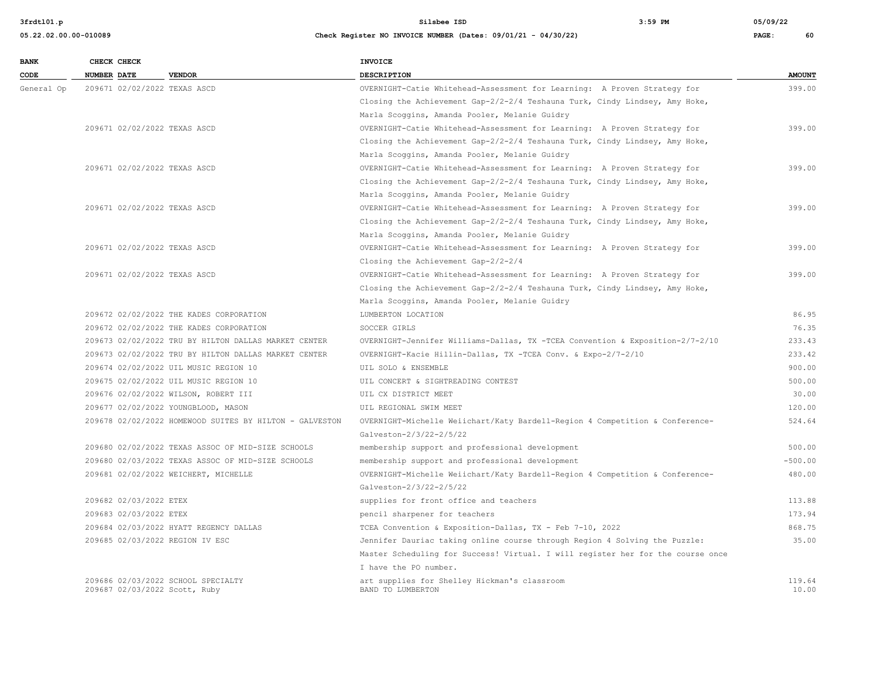**Check Register NO INVOICE NUMBER (Dates: 09/01/21 - 04/30/22)**

| BANK CODE | CHECK NUMBER | CHECK DATE | VENDOR | INVOICE DESCRIPTION | AMOUNT |
|---|---|---|---|---|---|
| General Op | 209671 | 02/02/2022 | TEXAS ASCD | OVERNIGHT-Catie Whitehead-Assessment for Learning: A Proven Strategy for Closing the Achievement Gap-2/2-2/4 Teshauna Turk, Cindy Lindsey, Amy Hoke, Marla Scoggins, Amanda Pooler, Melanie Guidry | 399.00 |
| | 209671 | 02/02/2022 | TEXAS ASCD | OVERNIGHT-Catie Whitehead-Assessment for Learning: A Proven Strategy for Closing the Achievement Gap-2/2-2/4 Teshauna Turk, Cindy Lindsey, Amy Hoke, Marla Scoggins, Amanda Pooler, Melanie Guidry | 399.00 |
| | 209671 | 02/02/2022 | TEXAS ASCD | OVERNIGHT-Catie Whitehead-Assessment for Learning: A Proven Strategy for Closing the Achievement Gap-2/2-2/4 Teshauna Turk, Cindy Lindsey, Amy Hoke, Marla Scoggins, Amanda Pooler, Melanie Guidry | 399.00 |
| | 209671 | 02/02/2022 | TEXAS ASCD | OVERNIGHT-Catie Whitehead-Assessment for Learning: A Proven Strategy for Closing the Achievement Gap-2/2-2/4 Teshauna Turk, Cindy Lindsey, Amy Hoke, Marla Scoggins, Amanda Pooler, Melanie Guidry | 399.00 |
| | 209671 | 02/02/2022 | TEXAS ASCD | OVERNIGHT-Catie Whitehead-Assessment for Learning: A Proven Strategy for Closing the Achievement Gap-2/2-2/4 | 399.00 |
| | 209671 | 02/02/2022 | TEXAS ASCD | OVERNIGHT-Catie Whitehead-Assessment for Learning: A Proven Strategy for Closing the Achievement Gap-2/2-2/4 Teshauna Turk, Cindy Lindsey, Amy Hoke, Marla Scoggins, Amanda Pooler, Melanie Guidry | 399.00 |
| | 209672 | 02/02/2022 | THE KADES CORPORATION | LUMBERTON LOCATION | 86.95 |
| | 209672 | 02/02/2022 | THE KADES CORPORATION | SOCCER GIRLS | 76.35 |
| | 209673 | 02/02/2022 | TRU BY HILTON DALLAS MARKET CENTER | OVERNIGHT-Jennifer Williams-Dallas, TX -TCEA Convention & Exposition-2/7-2/10 | 233.43 |
| | 209673 | 02/02/2022 | TRU BY HILTON DALLAS MARKET CENTER | OVERNIGHT-Kacie Hillin-Dallas, TX -TCEA Conv. & Expo-2/7-2/10 | 233.42 |
| | 209674 | 02/02/2022 | UIL MUSIC REGION 10 | UIL SOLO & ENSEMBLE | 900.00 |
| | 209675 | 02/02/2022 | UIL MUSIC REGION 10 | UIL CONCERT & SIGHTREADING CONTEST | 500.00 |
| | 209676 | 02/02/2022 | WILSON, ROBERT III | UIL CX DISTRICT MEET | 30.00 |
| | 209677 | 02/02/2022 | YOUNGBLOOD, MASON | UIL REGIONAL SWIM MEET | 120.00 |
| | 209678 | 02/02/2022 | HOMEWOOD SUITES BY HILTON - GALVESTON | OVERNIGHT-Michelle Weiichart/Katy Bardell-Region 4 Competition & Conference-Galveston-2/3/22-2/5/22 | 524.64 |
| | 209680 | 02/02/2022 | TEXAS ASSOC OF MID-SIZE SCHOOLS | membership support and professional development | 500.00 |
| | 209680 | 02/03/2022 | TEXAS ASSOC OF MID-SIZE SCHOOLS | membership support and professional development | -500.00 |
| | 209681 | 02/02/2022 | WEICHERT, MICHELLE | OVERNIGHT-Michelle Weiichart/Katy Bardell-Region 4 Competition & Conference-Galveston-2/3/22-2/5/22 | 480.00 |
| | 209682 | 02/03/2022 | ETEX | supplies for front office and teachers | 113.88 |
| | 209683 | 02/03/2022 | ETEX | pencil sharpener for teachers | 173.94 |
| | 209684 | 02/03/2022 | HYATT REGENCY DALLAS | TCEA Convention & Exposition-Dallas, TX - Feb 7-10, 2022 | 868.75 |
| | 209685 | 02/03/2022 | REGION IV ESC | Jennifer Dauriac taking online course through Region 4 Solving the Puzzle: Master Scheduling for Success! Virtual. I will register her for the course once I have the PO number. | 35.00 |
| | 209686 | 02/03/2022 | SCHOOL SPECIALTY | art supplies for Shelley Hickman's classroom | 119.64 |
| | 209687 | 02/03/2022 | Scott, Ruby | BAND TO LUMBERTON | 10.00 |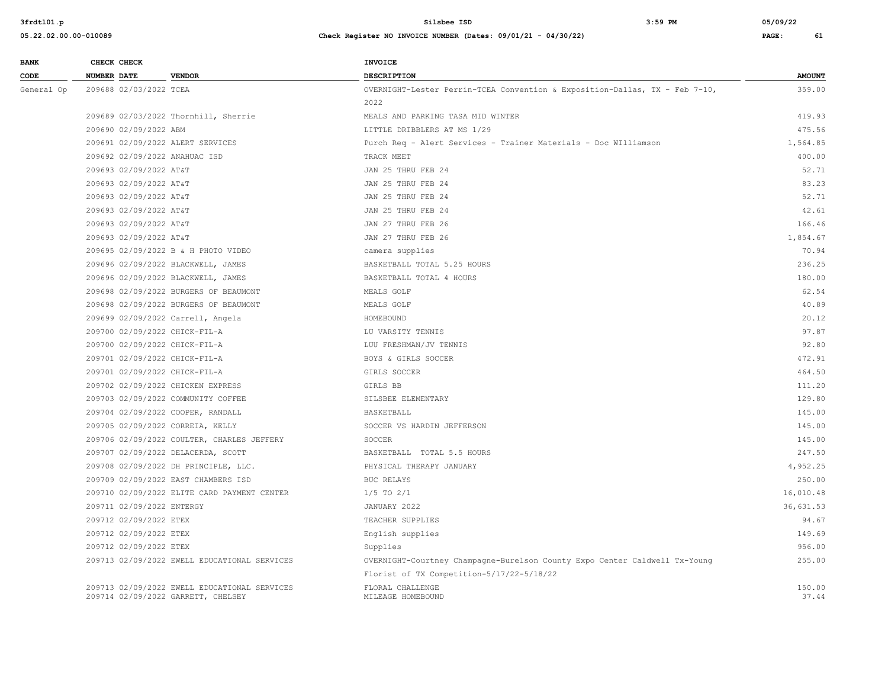| BANK CODE | CHECK NUMBER | CHECK DATE | VENDOR | INVOICE DESCRIPTION | AMOUNT |
|---|---|---|---|---|---|
| General Op | 209688 | 02/03/2022 | TCEA | OVERNIGHT-Lester Perrin-TCEA Convention & Exposition-Dallas, TX - Feb 7-10, 2022 | 359.00 |
| | 209689 | 02/03/2022 | Thornhill, Sherrie | MEALS AND PARKING TASA MID WINTER | 419.93 |
| | 209690 | 02/09/2022 | ABM | LITTLE DRIBBLERS AT MS 1/29 | 475.56 |
| | 209691 | 02/09/2022 | ALERT SERVICES | Purch Req - Alert Services - Trainer Materials - Doc WIlliamson | 1,564.85 |
| | 209692 | 02/09/2022 | ANAHUAC ISD | TRACK MEET | 400.00 |
| | 209693 | 02/09/2022 | AT&T | JAN 25 THRU FEB 24 | 52.71 |
| | 209693 | 02/09/2022 | AT&T | JAN 25 THRU FEB 24 | 83.23 |
| | 209693 | 02/09/2022 | AT&T | JAN 25 THRU FEB 24 | 52.71 |
| | 209693 | 02/09/2022 | AT&T | JAN 25 THRU FEB 24 | 42.61 |
| | 209693 | 02/09/2022 | AT&T | JAN 27 THRU FEB 26 | 166.46 |
| | 209693 | 02/09/2022 | AT&T | JAN 27 THRU FEB 26 | 1,854.67 |
| | 209695 | 02/09/2022 | B & H PHOTO VIDEO | camera supplies | 70.94 |
| | 209696 | 02/09/2022 | BLACKWELL, JAMES | BASKETBALL TOTAL 5.25 HOURS | 236.25 |
| | 209696 | 02/09/2022 | BLACKWELL, JAMES | BASKETBALL TOTAL 4 HOURS | 180.00 |
| | 209698 | 02/09/2022 | BURGERS OF BEAUMONT | MEALS GOLF | 62.54 |
| | 209698 | 02/09/2022 | BURGERS OF BEAUMONT | MEALS GOLF | 40.89 |
| | 209699 | 02/09/2022 | Carrell, Angela | HOMEBOUND | 20.12 |
| | 209700 | 02/09/2022 | CHICK-FIL-A | LU VARSITY TENNIS | 97.87 |
| | 209700 | 02/09/2022 | CHICK-FIL-A | LUU FRESHMAN/JV TENNIS | 92.80 |
| | 209701 | 02/09/2022 | CHICK-FIL-A | BOYS & GIRLS SOCCER | 472.91 |
| | 209701 | 02/09/2022 | CHICK-FIL-A | GIRLS SOCCER | 464.50 |
| | 209702 | 02/09/2022 | CHICKEN EXPRESS | GIRLS BB | 111.20 |
| | 209703 | 02/09/2022 | COMMUNITY COFFEE | SILSBEE ELEMENTARY | 129.80 |
| | 209704 | 02/09/2022 | COOPER, RANDALL | BASKETBALL | 145.00 |
| | 209705 | 02/09/2022 | CORREIA, KELLY | SOCCER VS HARDIN JEFFERSON | 145.00 |
| | 209706 | 02/09/2022 | COULTER, CHARLES JEFFERY | SOCCER | 145.00 |
| | 209707 | 02/09/2022 | DELACERDA, SCOTT | BASKETBALL TOTAL 5.5 HOURS | 247.50 |
| | 209708 | 02/09/2022 | DH PRINCIPLE, LLC. | PHYSICAL THERAPY JANUARY | 4,952.25 |
| | 209709 | 02/09/2022 | EAST CHAMBERS ISD | BUC RELAYS | 250.00 |
| | 209710 | 02/09/2022 | ELITE CARD PAYMENT CENTER | 1/5 TO 2/1 | 16,010.48 |
| | 209711 | 02/09/2022 | ENTERGY | JANUARY 2022 | 36,631.53 |
| | 209712 | 02/09/2022 | ETEX | TEACHER SUPPLIES | 94.67 |
| | 209712 | 02/09/2022 | ETEX | English supplies | 149.69 |
| | 209712 | 02/09/2022 | ETEX | Supplies | 956.00 |
| | 209713 | 02/09/2022 | EWELL EDUCATIONAL SERVICES | OVERNIGHT-Courtney Champagne-Burelson County Expo Center Caldwell Tx-Young Florist of TX Competition-5/17/22-5/18/22 | 255.00 |
| | 209713 | 02/09/2022 | EWELL EDUCATIONAL SERVICES | FLORAL CHALLENGE | 150.00 |
| | 209714 | 02/09/2022 | GARRETT, CHELSEY | MILEAGE HOMEBOUND | 37.44 |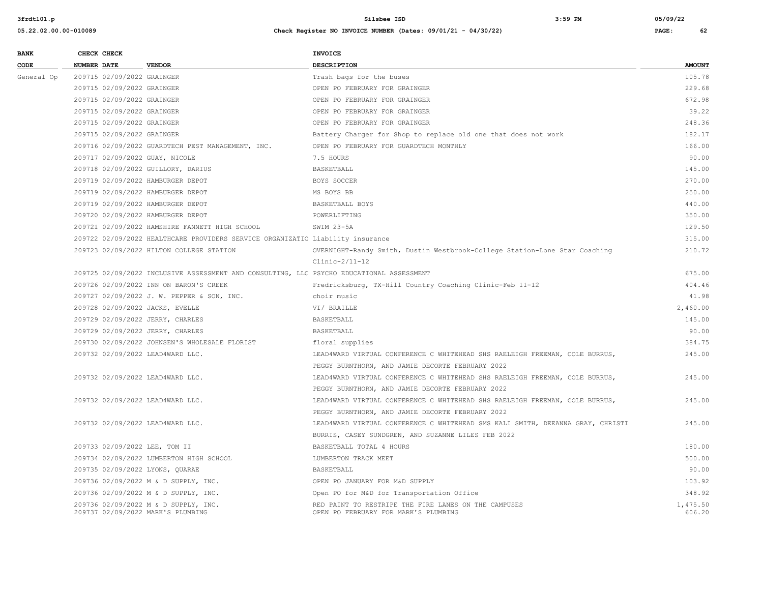| BANK CODE | CHECK NUMBER | CHECK DATE | VENDOR | INVOICE DESCRIPTION | AMOUNT |
|---|---|---|---|---|---|
| General Op | 209715 | 02/09/2022 | GRAINGER | Trash bags for the buses | 105.78 |
| | 209715 | 02/09/2022 | GRAINGER | OPEN PO FEBRUARY FOR GRAINGER | 229.68 |
| | 209715 | 02/09/2022 | GRAINGER | OPEN PO FEBRUARY FOR GRAINGER | 672.98 |
| | 209715 | 02/09/2022 | GRAINGER | OPEN PO FEBRUARY FOR GRAINGER | 39.22 |
| | 209715 | 02/09/2022 | GRAINGER | OPEN PO FEBRUARY FOR GRAINGER | 248.36 |
| | 209715 | 02/09/2022 | GRAINGER | Battery Charger for Shop to replace old one that does not work | 182.17 |
| | 209716 | 02/09/2022 | GUARDTECH PEST MANAGEMENT, INC. | OPEN PO FEBRUARY FOR GUARDTECH MONTHLY | 166.00 |
| | 209717 | 02/09/2022 | GUAY, NICOLE | 7.5 HOURS | 90.00 |
| | 209718 | 02/09/2022 | GUILLORY, DARIUS | BASKETBALL | 145.00 |
| | 209719 | 02/09/2022 | HAMBURGER DEPOT | BOYS SOCCER | 270.00 |
| | 209719 | 02/09/2022 | HAMBURGER DEPOT | MS BOYS BB | 250.00 |
| | 209719 | 02/09/2022 | HAMBURGER DEPOT | BASKETBALL BOYS | 440.00 |
| | 209720 | 02/09/2022 | HAMBURGER DEPOT | POWERLIFTING | 350.00 |
| | 209721 | 02/09/2022 | HAMSHIRE FANNETT HIGH SCHOOL | SWIM 23-5A | 129.50 |
| | 209722 | 02/09/2022 | HEALTHCARE PROVIDERS SERVICE ORGANIZATIO | Liability insurance | 315.00 |
| | 209723 | 02/09/2022 | HILTON COLLEGE STATION | OVERNIGHT-Randy Smith, Dustin Westbrook-College Station-Lone Star Coaching Clinic-2/11-12 | 210.72 |
| | 209725 | 02/09/2022 | INCLUSIVE ASSESSMENT AND CONSULTING, LLC | PSYCHO EDUCATIONAL ASSESSMENT | 675.00 |
| | 209726 | 02/09/2022 | INN ON BARON'S CREEK | Fredricksburg, TX-Hill Country Coaching Clinic-Feb 11-12 | 404.46 |
| | 209727 | 02/09/2022 | J. W. PEPPER & SON, INC. | choir music | 41.98 |
| | 209728 | 02/09/2022 | JACKS, EVELLE | VI/ BRAILLE | 2,460.00 |
| | 209729 | 02/09/2022 | JERRY, CHARLES | BASKETBALL | 145.00 |
| | 209729 | 02/09/2022 | JERRY, CHARLES | BASKETBALL | 90.00 |
| | 209730 | 02/09/2022 | JOHNSEN'S WHOLESALE FLORIST | floral supplies | 384.75 |
| | 209732 | 02/09/2022 | LEAD4WARD LLC. | LEAD4WARD VIRTUAL CONFERENCE C WHITEHEAD SHS RAELEIGH FREEMAN, COLE BURRUS, PEGGY BURNTHORN, AND JAMIE DECORTE FEBRUARY 2022 | 245.00 |
| | 209732 | 02/09/2022 | LEAD4WARD LLC. | LEAD4WARD VIRTUAL CONFERENCE C WHITEHEAD SHS RAELEIGH FREEMAN, COLE BURRUS, PEGGY BURNTHORN, AND JAMIE DECORTE FEBRUARY 2022 | 245.00 |
| | 209732 | 02/09/2022 | LEAD4WARD LLC. | LEAD4WARD VIRTUAL CONFERENCE C WHITEHEAD SHS RAELEIGH FREEMAN, COLE BURRUS, PEGGY BURNTHORN, AND JAMIE DECORTE FEBRUARY 2022 | 245.00 |
| | 209732 | 02/09/2022 | LEAD4WARD LLC. | LEAD4WARD VIRTUAL CONFERENCE C WHITEHEAD SMS KALI SMITH, DEEANNA GRAY, CHRISTI BURRIS, CASEY SUNDGREN, AND SUZANNE LILES FEB 2022 | 245.00 |
| | 209733 | 02/09/2022 | LEE, TOM II | BASKETBALL TOTAL 4 HOURS | 180.00 |
| | 209734 | 02/09/2022 | LUMBERTON HIGH SCHOOL | LUMBERTON TRACK MEET | 500.00 |
| | 209735 | 02/09/2022 | LYONS, QUARAE | BASKETBALL | 90.00 |
| | 209736 | 02/09/2022 | M & D SUPPLY, INC. | OPEN PO JANUARY FOR M&D SUPPLY | 103.92 |
| | 209736 | 02/09/2022 | M & D SUPPLY, INC. | Open PO for M&D for Transportation Office | 348.92 |
| | 209736 | 02/09/2022 | M & D SUPPLY, INC. | RED PAINT TO RESTRIPE THE FIRE LANES ON THE CAMPUSES | 1,475.50 |
| | 209737 | 02/09/2022 | MARK'S PLUMBING | OPEN PO FEBRUARY FOR MARK'S PLUMBING | 606.20 |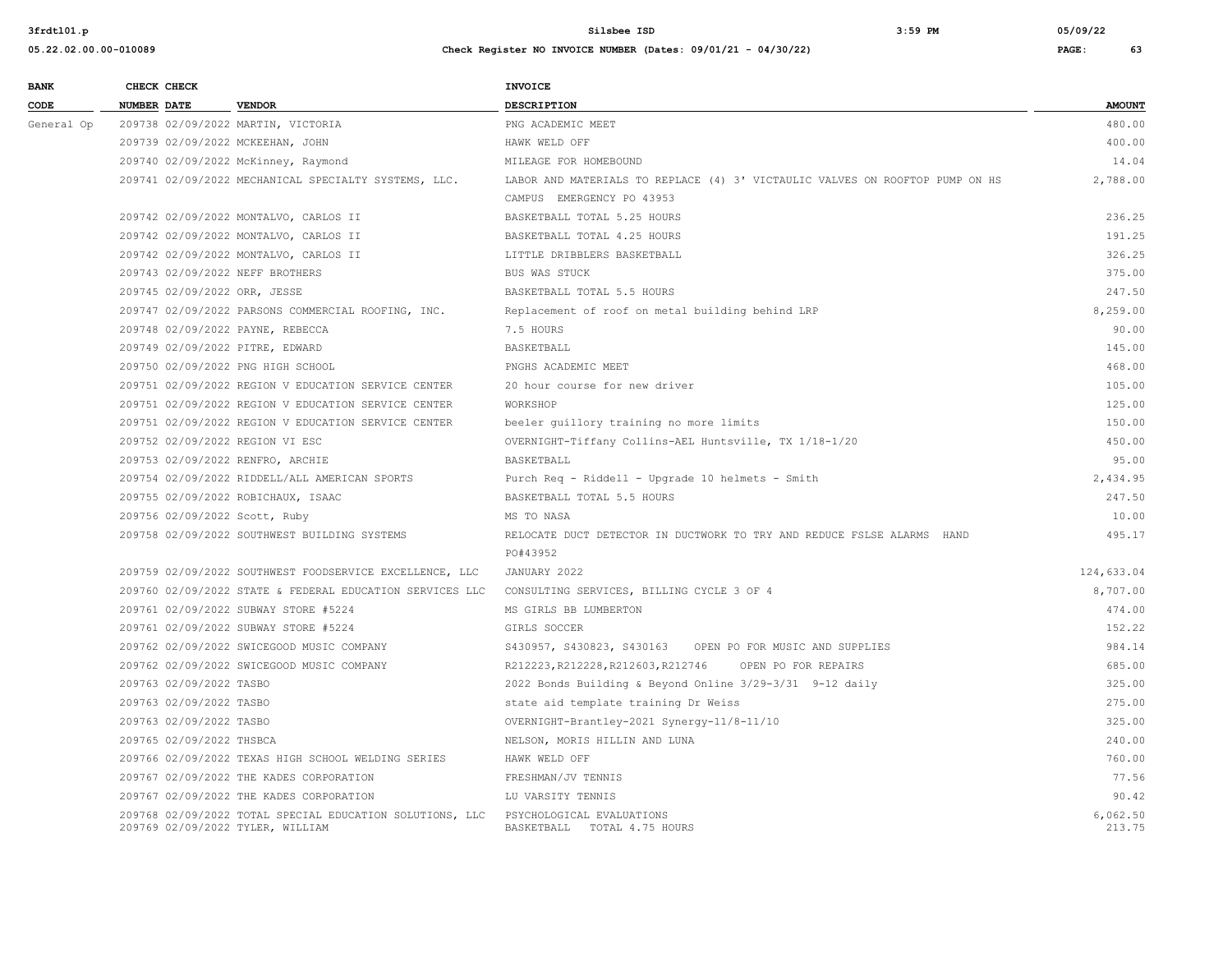| BANK CODE | CHECK NUMBER | CHECK DATE | VENDOR | INVOICE DESCRIPTION | AMOUNT |
|---|---|---|---|---|---|
| General Op | 209738 | 02/09/2022 | MARTIN, VICTORIA | PNG ACADEMIC MEET | 480.00 |
| | 209739 | 02/09/2022 | MCKEEHAN, JOHN | HAWK WELD OFF | 400.00 |
| | 209740 | 02/09/2022 | McKinney, Raymond | MILEAGE FOR HOMEBOUND | 14.04 |
| | 209741 | 02/09/2022 | MECHANICAL SPECIALTY SYSTEMS, LLC. | LABOR AND MATERIALS TO REPLACE (4) 3' VICTAULIC VALVES ON ROOFTOP PUMP ON HS CAMPUS EMERGENCY PO 43953 | 2,788.00 |
| | 209742 | 02/09/2022 | MONTALVO, CARLOS II | BASKETBALL TOTAL 5.25 HOURS | 236.25 |
| | 209742 | 02/09/2022 | MONTALVO, CARLOS II | BASKETBALL TOTAL 4.25 HOURS | 191.25 |
| | 209742 | 02/09/2022 | MONTALVO, CARLOS II | LITTLE DRIBBLERS BASKETBALL | 326.25 |
| | 209743 | 02/09/2022 | NEFF BROTHERS | BUS WAS STUCK | 375.00 |
| | 209745 | 02/09/2022 | ORR, JESSE | BASKETBALL TOTAL 5.5 HOURS | 247.50 |
| | 209747 | 02/09/2022 | PARSONS COMMERCIAL ROOFING, INC. | Replacement of roof on metal building behind LRP | 8,259.00 |
| | 209748 | 02/09/2022 | PAYNE, REBECCA | 7.5 HOURS | 90.00 |
| | 209749 | 02/09/2022 | PITRE, EDWARD | BASKETBALL | 145.00 |
| | 209750 | 02/09/2022 | PNG HIGH SCHOOL | PNGHS ACADEMIC MEET | 468.00 |
| | 209751 | 02/09/2022 | REGION V EDUCATION SERVICE CENTER | 20 hour course for new driver | 105.00 |
| | 209751 | 02/09/2022 | REGION V EDUCATION SERVICE CENTER | WORKSHOP | 125.00 |
| | 209751 | 02/09/2022 | REGION V EDUCATION SERVICE CENTER | beeler guillory training no more limits | 150.00 |
| | 209752 | 02/09/2022 | REGION VI ESC | OVERNIGHT-Tiffany Collins-AEL Huntsville, TX 1/18-1/20 | 450.00 |
| | 209753 | 02/09/2022 | RENFRO, ARCHIE | BASKETBALL | 95.00 |
| | 209754 | 02/09/2022 | RIDDELL/ALL AMERICAN SPORTS | Purch Req - Riddell - Upgrade 10 helmets - Smith | 2,434.95 |
| | 209755 | 02/09/2022 | ROBICHAUX, ISAAC | BASKETBALL TOTAL 5.5 HOURS | 247.50 |
| | 209756 | 02/09/2022 | Scott, Ruby | MS TO NASA | 10.00 |
| | 209758 | 02/09/2022 | SOUTHWEST BUILDING SYSTEMS | RELOCATE DUCT DETECTOR IN DUCTWORK TO TRY AND REDUCE FSLSE ALARMS HAND PO#43952 | 495.17 |
| | 209759 | 02/09/2022 | SOUTHWEST FOODSERVICE EXCELLENCE, LLC | JANUARY 2022 | 124,633.04 |
| | 209760 | 02/09/2022 | STATE & FEDERAL EDUCATION SERVICES LLC | CONSULTING SERVICES, BILLING CYCLE 3 OF 4 | 8,707.00 |
| | 209761 | 02/09/2022 | SUBWAY STORE #5224 | MS GIRLS BB LUMBERTON | 474.00 |
| | 209761 | 02/09/2022 | SUBWAY STORE #5224 | GIRLS SOCCER | 152.22 |
| | 209762 | 02/09/2022 | SWICEGOOD MUSIC COMPANY | S430957, S430823, S430163 OPEN PO FOR MUSIC AND SUPPLIES | 984.14 |
| | 209762 | 02/09/2022 | SWICEGOOD MUSIC COMPANY | R212223,R212228,R212603,R212746 OPEN PO FOR REPAIRS | 685.00 |
| | 209763 | 02/09/2022 | TASBO | 2022 Bonds Building & Beyond Online 3/29-3/31 9-12 daily | 325.00 |
| | 209763 | 02/09/2022 | TASBO | state aid template training Dr Weiss | 275.00 |
| | 209763 | 02/09/2022 | TASBO | OVERNIGHT-Brantley-2021 Synergy-11/8-11/10 | 325.00 |
| | 209765 | 02/09/2022 | THSBCA | NELSON, MORIS HILLIN AND LUNA | 240.00 |
| | 209766 | 02/09/2022 | TEXAS HIGH SCHOOL WELDING SERIES | HAWK WELD OFF | 760.00 |
| | 209767 | 02/09/2022 | THE KADES CORPORATION | FRESHMAN/JV TENNIS | 77.56 |
| | 209767 | 02/09/2022 | THE KADES CORPORATION | LU VARSITY TENNIS | 90.42 |
| | 209768 | 02/09/2022 | TOTAL SPECIAL EDUCATION SOLUTIONS, LLC | PSYCHOLOGICAL EVALUATIONS | 6,062.50 |
| | 209769 | 02/09/2022 | TYLER, WILLIAM | BASKETBALL TOTAL 4.75 HOURS | 213.75 |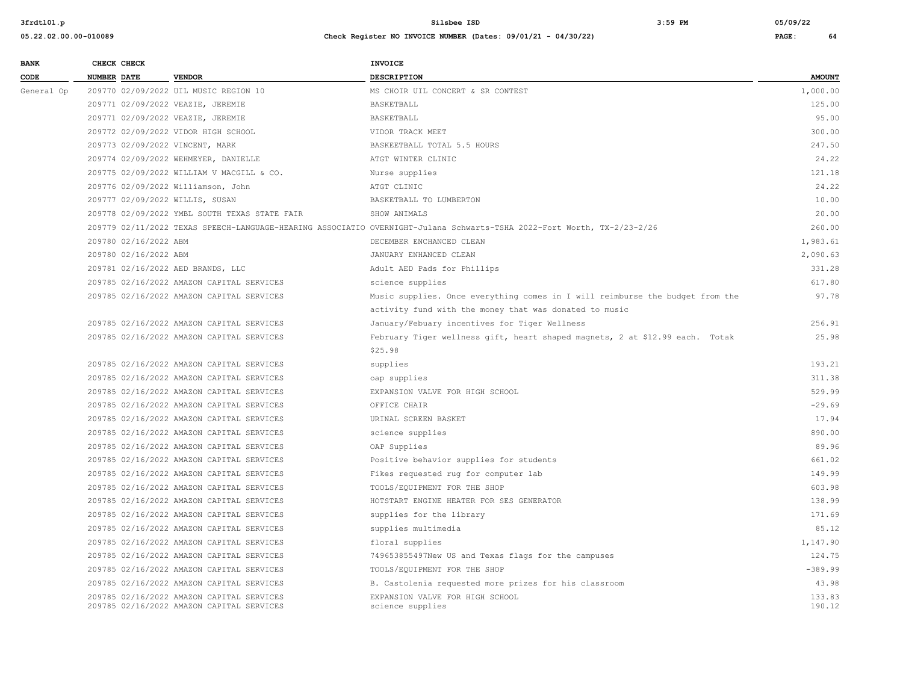| BANK CODE | CHECK NUMBER | CHECK DATE | VENDOR | INVOICE DESCRIPTION | AMOUNT |
|---|---|---|---|---|---|
| General Op | 209770 | 02/09/2022 | UIL MUSIC REGION 10 | MS CHOIR UIL CONCERT & SR CONTEST | 1,000.00 |
| | 209771 | 02/09/2022 | VEAZIE, JEREMIE | BASKETBALL | 125.00 |
| | 209771 | 02/09/2022 | VEAZIE, JEREMIE | BASKETBALL | 95.00 |
| | 209772 | 02/09/2022 | VIDOR HIGH SCHOOL | VIDOR TRACK MEET | 300.00 |
| | 209773 | 02/09/2022 | VINCENT, MARK | BASKEETBALL TOTAL 5.5 HOURS | 247.50 |
| | 209774 | 02/09/2022 | WEHMEYER, DANIELLE | ATGT WINTER CLINIC | 24.22 |
| | 209775 | 02/09/2022 | WILLIAM V MACGILL & CO. | Nurse supplies | 121.18 |
| | 209776 | 02/09/2022 | Williamson, John | ATGT CLINIC | 24.22 |
| | 209777 | 02/09/2022 | WILLIS, SUSAN | BASKETBALL TO LUMBERTON | 10.00 |
| | 209778 | 02/09/2022 | YMBL SOUTH TEXAS STATE FAIR | SHOW ANIMALS | 20.00 |
| | 209779 | 02/11/2022 | TEXAS SPEECH-LANGUAGE-HEARING ASSOCIATIO | OVERNIGHT-Julana Schwarts-TSHA 2022-Fort Worth, TX-2/23-2/26 | 260.00 |
| | 209780 | 02/16/2022 | ABM | DECEMBER ENCHANCED CLEAN | 1,983.61 |
| | 209780 | 02/16/2022 | ABM | JANUARY ENHANCED CLEAN | 2,090.63 |
| | 209781 | 02/16/2022 | AED BRANDS, LLC | Adult AED Pads for Phillips | 331.28 |
| | 209785 | 02/16/2022 | AMAZON CAPITAL SERVICES | science supplies | 617.80 |
| | 209785 | 02/16/2022 | AMAZON CAPITAL SERVICES | Music supplies. Once everything comes in I will reimburse the budget from the activity fund with the money that was donated to music | 97.78 |
| | 209785 | 02/16/2022 | AMAZON CAPITAL SERVICES | January/Febuary incentives for Tiger Wellness | 256.91 |
| | 209785 | 02/16/2022 | AMAZON CAPITAL SERVICES | February Tiger wellness gift, heart shaped magnets, 2 at $12.99 each. Totak $25.98 | 25.98 |
| | 209785 | 02/16/2022 | AMAZON CAPITAL SERVICES | supplies | 193.21 |
| | 209785 | 02/16/2022 | AMAZON CAPITAL SERVICES | oap supplies | 311.38 |
| | 209785 | 02/16/2022 | AMAZON CAPITAL SERVICES | EXPANSION VALVE FOR HIGH SCHOOL | 529.99 |
| | 209785 | 02/16/2022 | AMAZON CAPITAL SERVICES | OFFICE CHAIR | -29.69 |
| | 209785 | 02/16/2022 | AMAZON CAPITAL SERVICES | URINAL SCREEN BASKET | 17.94 |
| | 209785 | 02/16/2022 | AMAZON CAPITAL SERVICES | science supplies | 890.00 |
| | 209785 | 02/16/2022 | AMAZON CAPITAL SERVICES | OAP Supplies | 89.96 |
| | 209785 | 02/16/2022 | AMAZON CAPITAL SERVICES | Positive behavior supplies for students | 661.02 |
| | 209785 | 02/16/2022 | AMAZON CAPITAL SERVICES | Fikes requested rug for computer lab | 149.99 |
| | 209785 | 02/16/2022 | AMAZON CAPITAL SERVICES | TOOLS/EQUIPMENT FOR THE SHOP | 603.98 |
| | 209785 | 02/16/2022 | AMAZON CAPITAL SERVICES | HOTSTART ENGINE HEATER FOR SES GENERATOR | 138.99 |
| | 209785 | 02/16/2022 | AMAZON CAPITAL SERVICES | supplies for the library | 171.69 |
| | 209785 | 02/16/2022 | AMAZON CAPITAL SERVICES | supplies multimedia | 85.12 |
| | 209785 | 02/16/2022 | AMAZON CAPITAL SERVICES | floral supplies | 1,147.90 |
| | 209785 | 02/16/2022 | AMAZON CAPITAL SERVICES | 749653855497New US and Texas flags for the campuses | 124.75 |
| | 209785 | 02/16/2022 | AMAZON CAPITAL SERVICES | TOOLS/EQUIPMENT FOR THE SHOP | -389.99 |
| | 209785 | 02/16/2022 | AMAZON CAPITAL SERVICES | B. Castolenia requested more prizes for his classroom | 43.98 |
| | 209785 | 02/16/2022 | AMAZON CAPITAL SERVICES | EXPANSION VALVE FOR HIGH SCHOOL | 133.83 |
| | 209785 | 02/16/2022 | AMAZON CAPITAL SERVICES | science supplies | 190.12 |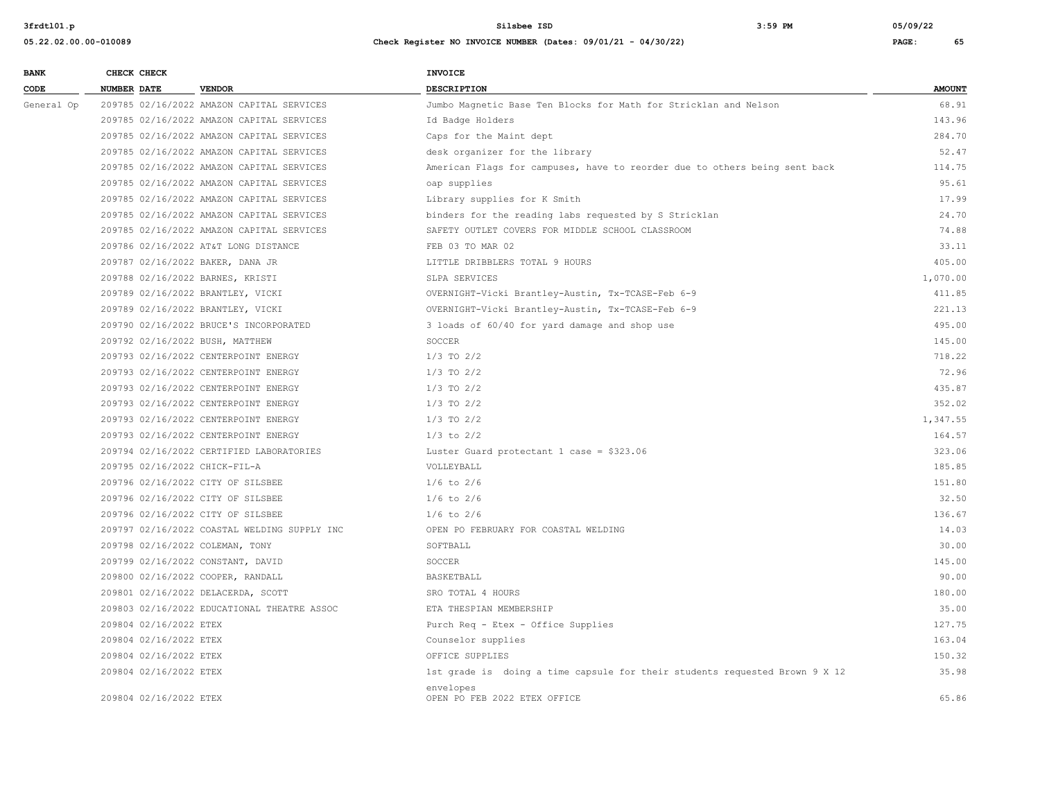| BANK CODE | CHECK NUMBER | CHECK DATE | VENDOR | INVOICE DESCRIPTION | AMOUNT |
|---|---|---|---|---|---|
| General Op | 209785 | 02/16/2022 | AMAZON CAPITAL SERVICES | Jumbo Magnetic Base Ten Blocks for Math for Stricklan and Nelson | 68.91 |
| | 209785 | 02/16/2022 | AMAZON CAPITAL SERVICES | Id Badge Holders | 143.96 |
| | 209785 | 02/16/2022 | AMAZON CAPITAL SERVICES | Caps for the Maint dept | 284.70 |
| | 209785 | 02/16/2022 | AMAZON CAPITAL SERVICES | desk organizer for the library | 52.47 |
| | 209785 | 02/16/2022 | AMAZON CAPITAL SERVICES | American Flags for campuses, have to reorder due to others being sent back | 114.75 |
| | 209785 | 02/16/2022 | AMAZON CAPITAL SERVICES | oap supplies | 95.61 |
| | 209785 | 02/16/2022 | AMAZON CAPITAL SERVICES | Library supplies for K Smith | 17.99 |
| | 209785 | 02/16/2022 | AMAZON CAPITAL SERVICES | binders for the reading labs requested by S Stricklan | 24.70 |
| | 209785 | 02/16/2022 | AMAZON CAPITAL SERVICES | SAFETY OUTLET COVERS FOR MIDDLE SCHOOL CLASSROOM | 74.88 |
| | 209786 | 02/16/2022 | AT&T LONG DISTANCE | FEB 03 TO MAR 02 | 33.11 |
| | 209787 | 02/16/2022 | BAKER, DANA JR | LITTLE DRIBBLERS TOTAL 9 HOURS | 405.00 |
| | 209788 | 02/16/2022 | BARNES, KRISTI | SLPA SERVICES | 1,070.00 |
| | 209789 | 02/16/2022 | BRANTLEY, VICKI | OVERNIGHT-Vicki Brantley-Austin, Tx-TCASE-Feb 6-9 | 411.85 |
| | 209789 | 02/16/2022 | BRANTLEY, VICKI | OVERNIGHT-Vicki Brantley-Austin, Tx-TCASE-Feb 6-9 | 221.13 |
| | 209790 | 02/16/2022 | BRUCE'S INCORPORATED | 3 loads of 60/40 for yard damage and shop use | 495.00 |
| | 209792 | 02/16/2022 | BUSH, MATTHEW | SOCCER | 145.00 |
| | 209793 | 02/16/2022 | CENTERPOINT ENERGY | 1/3 TO 2/2 | 718.22 |
| | 209793 | 02/16/2022 | CENTERPOINT ENERGY | 1/3 TO 2/2 | 72.96 |
| | 209793 | 02/16/2022 | CENTERPOINT ENERGY | 1/3 TO 2/2 | 435.87 |
| | 209793 | 02/16/2022 | CENTERPOINT ENERGY | 1/3 TO 2/2 | 352.02 |
| | 209793 | 02/16/2022 | CENTERPOINT ENERGY | 1/3 TO 2/2 | 1,347.55 |
| | 209793 | 02/16/2022 | CENTERPOINT ENERGY | 1/3 to 2/2 | 164.57 |
| | 209794 | 02/16/2022 | CERTIFIED LABORATORIES | Luster Guard protectant 1 case = $323.06 | 323.06 |
| | 209795 | 02/16/2022 | CHICK-FIL-A | VOLLEYBALL | 185.85 |
| | 209796 | 02/16/2022 | CITY OF SILSBEE | 1/6 to 2/6 | 151.80 |
| | 209796 | 02/16/2022 | CITY OF SILSBEE | 1/6 to 2/6 | 32.50 |
| | 209796 | 02/16/2022 | CITY OF SILSBEE | 1/6 to 2/6 | 136.67 |
| | 209797 | 02/16/2022 | COASTAL WELDING SUPPLY INC | OPEN PO FEBRUARY FOR COASTAL WELDING | 14.03 |
| | 209798 | 02/16/2022 | COLEMAN, TONY | SOFTBALL | 30.00 |
| | 209799 | 02/16/2022 | CONSTANT, DAVID | SOCCER | 145.00 |
| | 209800 | 02/16/2022 | COOPER, RANDALL | BASKETBALL | 90.00 |
| | 209801 | 02/16/2022 | DELACERDA, SCOTT | SRO TOTAL 4 HOURS | 180.00 |
| | 209803 | 02/16/2022 | EDUCATIONAL THEATRE ASSOC | ETA THESPIAN MEMBERSHIP | 35.00 |
| | 209804 | 02/16/2022 | ETEX | Purch Req - Etex - Office Supplies | 127.75 |
| | 209804 | 02/16/2022 | ETEX | Counselor supplies | 163.04 |
| | 209804 | 02/16/2022 | ETEX | OFFICE SUPPLIES | 150.32 |
| | 209804 | 02/16/2022 | ETEX | 1st grade is doing a time capsule for their students requested Brown 9 X 12 envelopes | 35.98 |
| | 209804 | 02/16/2022 | ETEX | OPEN PO FEB 2022 ETEX OFFICE | 65.86 |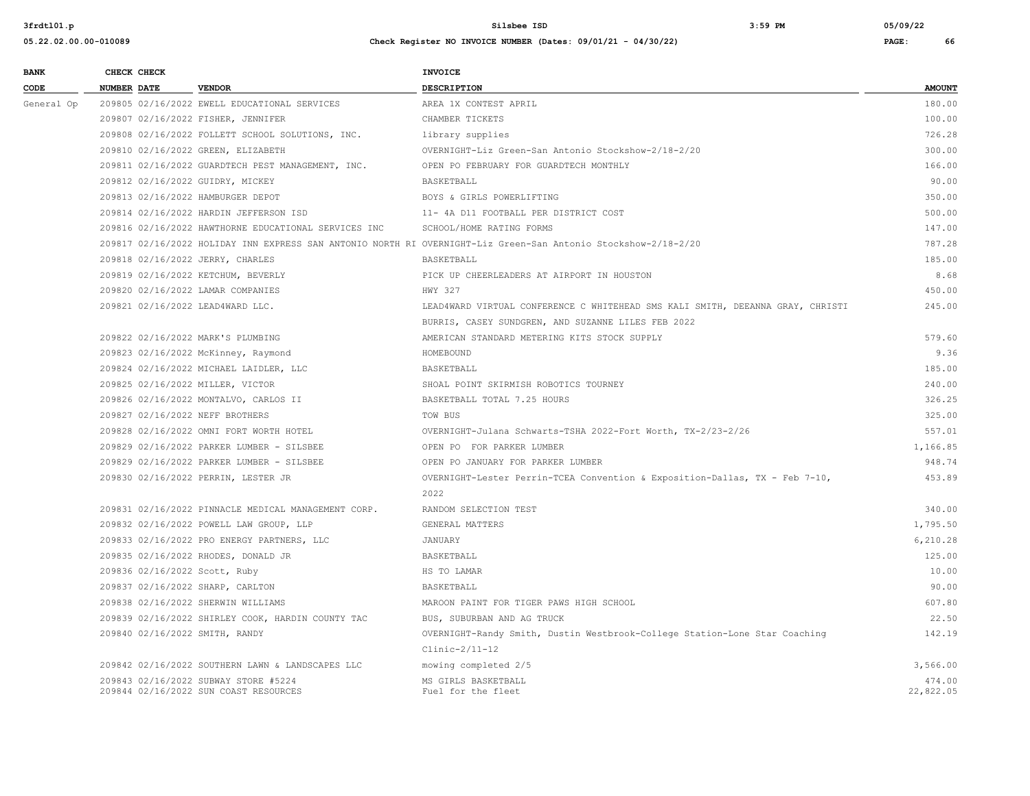| BANK CODE | CHECK NUMBER | CHECK DATE | VENDOR | INVOICE DESCRIPTION | AMOUNT |
| --- | --- | --- | --- | --- | --- |
| General Op | 209805 | 02/16/2022 | EWELL EDUCATIONAL SERVICES | AREA 1X CONTEST APRIL | 180.00 |
| | 209807 | 02/16/2022 | FISHER, JENNIFER | CHAMBER TICKETS | 100.00 |
| | 209808 | 02/16/2022 | FOLLETT SCHOOL SOLUTIONS, INC. | library supplies | 726.28 |
| | 209810 | 02/16/2022 | GREEN, ELIZABETH | OVERNIGHT-Liz Green-San Antonio Stockshow-2/18-2/20 | 300.00 |
| | 209811 | 02/16/2022 | GUARDTECH PEST MANAGEMENT, INC. | OPEN PO FEBRUARY FOR GUARDTECH MONTHLY | 166.00 |
| | 209812 | 02/16/2022 | GUIDRY, MICKEY | BASKETBALL | 90.00 |
| | 209813 | 02/16/2022 | HAMBURGER DEPOT | BOYS & GIRLS POWERLIFTING | 350.00 |
| | 209814 | 02/16/2022 | HARDIN JEFFERSON ISD | 11- 4A D11 FOOTBALL PER DISTRICT COST | 500.00 |
| | 209816 | 02/16/2022 | HAWTHORNE EDUCATIONAL SERVICES INC | SCHOOL/HOME RATING FORMS | 147.00 |
| | 209817 | 02/16/2022 | HOLIDAY INN EXPRESS SAN ANTONIO NORTH RI | OVERNIGHT-Liz Green-San Antonio Stockshow-2/18-2/20 | 787.28 |
| | 209818 | 02/16/2022 | JERRY, CHARLES | BASKETBALL | 185.00 |
| | 209819 | 02/16/2022 | KETCHUM, BEVERLY | PICK UP CHEERLEADERS AT AIRPORT IN HOUSTON | 8.68 |
| | 209820 | 02/16/2022 | LAMAR COMPANIES | HWY 327 | 450.00 |
| | 209821 | 02/16/2022 | LEAD4WARD LLC. | LEAD4WARD VIRTUAL CONFERENCE C WHITEHEAD SMS KALI SMITH, DEEANNA GRAY, CHRISTI BURRIS, CASEY SUNDGREN, AND SUZANNE LILES FEB 2022 | 245.00 |
| | 209822 | 02/16/2022 | MARK'S PLUMBING | AMERICAN STANDARD METERING KITS STOCK SUPPLY | 579.60 |
| | 209823 | 02/16/2022 | McKinney, Raymond | HOMEBOUND | 9.36 |
| | 209824 | 02/16/2022 | MICHAEL LAIDLER, LLC | BASKETBALL | 185.00 |
| | 209825 | 02/16/2022 | MILLER, VICTOR | SHOAL POINT SKIRMISH ROBOTICS TOURNEY | 240.00 |
| | 209826 | 02/16/2022 | MONTALVO, CARLOS II | BASKETBALL TOTAL 7.25 HOURS | 326.25 |
| | 209827 | 02/16/2022 | NEFF BROTHERS | TOW BUS | 325.00 |
| | 209828 | 02/16/2022 | OMNI FORT WORTH HOTEL | OVERNIGHT-Julana Schwarts-TSHA 2022-Fort Worth, TX-2/23-2/26 | 557.01 |
| | 209829 | 02/16/2022 | PARKER LUMBER - SILSBEE | OPEN PO FOR PARKER LUMBER | 1,166.85 |
| | 209829 | 02/16/2022 | PARKER LUMBER - SILSBEE | OPEN PO JANUARY FOR PARKER LUMBER | 948.74 |
| | 209830 | 02/16/2022 | PERRIN, LESTER JR | OVERNIGHT-Lester Perrin-TCEA Convention & Exposition-Dallas, TX - Feb 7-10, 2022 | 453.89 |
| | 209831 | 02/16/2022 | PINNACLE MEDICAL MANAGEMENT CORP. | RANDOM SELECTION TEST | 340.00 |
| | 209832 | 02/16/2022 | POWELL LAW GROUP, LLP | GENERAL MATTERS | 1,795.50 |
| | 209833 | 02/16/2022 | PRO ENERGY PARTNERS, LLC | JANUARY | 6,210.28 |
| | 209835 | 02/16/2022 | RHODES, DONALD JR | BASKETBALL | 125.00 |
| | 209836 | 02/16/2022 | Scott, Ruby | HS TO LAMAR | 10.00 |
| | 209837 | 02/16/2022 | SHARP, CARLTON | BASKETBALL | 90.00 |
| | 209838 | 02/16/2022 | SHERWIN WILLIAMS | MAROON PAINT FOR TIGER PAWS HIGH SCHOOL | 607.80 |
| | 209839 | 02/16/2022 | SHIRLEY COOK, HARDIN COUNTY TAC | BUS, SUBURBAN AND AG TRUCK | 22.50 |
| | 209840 | 02/16/2022 | SMITH, RANDY | OVERNIGHT-Randy Smith, Dustin Westbrook-College Station-Lone Star Coaching Clinic-2/11-12 | 142.19 |
| | 209842 | 02/16/2022 | SOUTHERN LAWN & LANDSCAPES LLC | mowing completed 2/5 | 3,566.00 |
| | 209843 | 02/16/2022 | SUBWAY STORE #5224 | MS GIRLS BASKETBALL | 474.00 |
| | 209844 | 02/16/2022 | SUN COAST RESOURCES | Fuel for the fleet | 22,822.05 |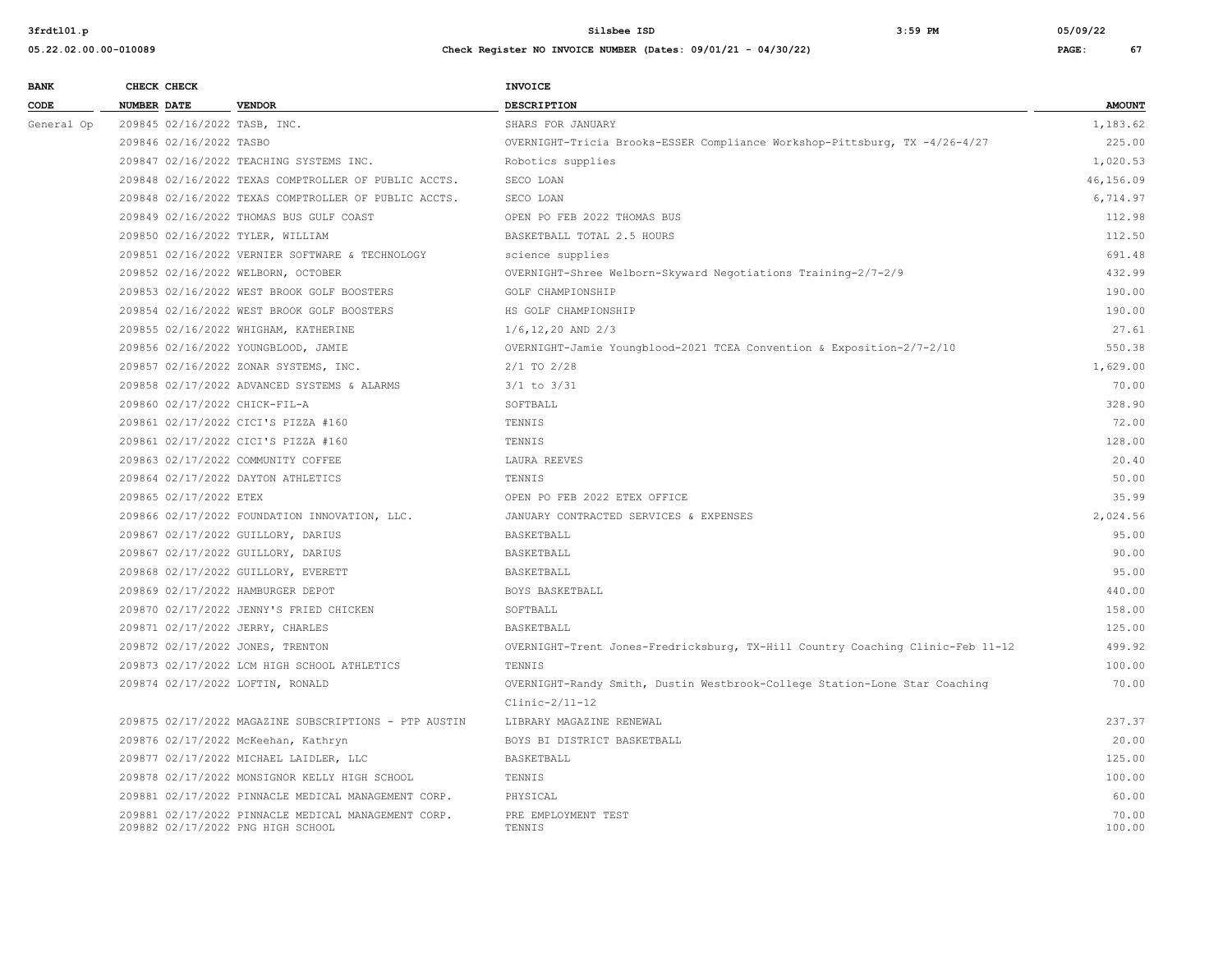| BANK CODE | CHECK NUMBER | CHECK DATE | VENDOR | INVOICE DESCRIPTION | AMOUNT |
|---|---|---|---|---|---|
| General Op | 209845 | 02/16/2022 | TASB, INC. | SHARS FOR JANUARY | 1,183.62 |
| | 209846 | 02/16/2022 | TASBO | OVERNIGHT-Tricia Brooks-ESSER Compliance Workshop-Pittsburg, TX -4/26-4/27 | 225.00 |
| | 209847 | 02/16/2022 | TEACHING SYSTEMS INC. | Robotics supplies | 1,020.53 |
| | 209848 | 02/16/2022 | TEXAS COMPTROLLER OF PUBLIC ACCTS. | SECO LOAN | 46,156.09 |
| | 209848 | 02/16/2022 | TEXAS COMPTROLLER OF PUBLIC ACCTS. | SECO LOAN | 6,714.97 |
| | 209849 | 02/16/2022 | THOMAS BUS GULF COAST | OPEN PO FEB 2022 THOMAS BUS | 112.98 |
| | 209850 | 02/16/2022 | TYLER, WILLIAM | BASKETBALL TOTAL 2.5 HOURS | 112.50 |
| | 209851 | 02/16/2022 | VERNIER SOFTWARE & TECHNOLOGY | science supplies | 691.48 |
| | 209852 | 02/16/2022 | WELBORN, OCTOBER | OVERNIGHT-Shree Welborn-Skyward Negotiations Training-2/7-2/9 | 432.99 |
| | 209853 | 02/16/2022 | WEST BROOK GOLF BOOSTERS | GOLF CHAMPIONSHIP | 190.00 |
| | 209854 | 02/16/2022 | WEST BROOK GOLF BOOSTERS | HS GOLF CHAMPIONSHIP | 190.00 |
| | 209855 | 02/16/2022 | WHIGHAM, KATHERINE | 1/6,12,20 AND 2/3 | 27.61 |
| | 209856 | 02/16/2022 | YOUNGBLOOD, JAMIE | OVERNIGHT-Jamie Youngblood-2021 TCEA Convention & Exposition-2/7-2/10 | 550.38 |
| | 209857 | 02/16/2022 | ZONAR SYSTEMS, INC. | 2/1 TO 2/28 | 1,629.00 |
| | 209858 | 02/17/2022 | ADVANCED SYSTEMS & ALARMS | 3/1 to 3/31 | 70.00 |
| | 209860 | 02/17/2022 | CHICK-FIL-A | SOFTBALL | 328.90 |
| | 209861 | 02/17/2022 | CICI'S PIZZA #160 | TENNIS | 72.00 |
| | 209861 | 02/17/2022 | CICI'S PIZZA #160 | TENNIS | 128.00 |
| | 209863 | 02/17/2022 | COMMUNITY COFFEE | LAURA REEVES | 20.40 |
| | 209864 | 02/17/2022 | DAYTON ATHLETICS | TENNIS | 50.00 |
| | 209865 | 02/17/2022 | ETEX | OPEN PO FEB 2022 ETEX OFFICE | 35.99 |
| | 209866 | 02/17/2022 | FOUNDATION INNOVATION, LLC. | JANUARY CONTRACTED SERVICES & EXPENSES | 2,024.56 |
| | 209867 | 02/17/2022 | GUILLORY, DARIUS | BASKETBALL | 95.00 |
| | 209867 | 02/17/2022 | GUILLORY, DARIUS | BASKETBALL | 90.00 |
| | 209868 | 02/17/2022 | GUILLORY, EVERETT | BASKETBALL | 95.00 |
| | 209869 | 02/17/2022 | HAMBURGER DEPOT | BOYS BASKETBALL | 440.00 |
| | 209870 | 02/17/2022 | JENNY'S FRIED CHICKEN | SOFTBALL | 158.00 |
| | 209871 | 02/17/2022 | JERRY, CHARLES | BASKETBALL | 125.00 |
| | 209872 | 02/17/2022 | JONES, TRENTON | OVERNIGHT-Trent Jones-Fredricksburg, TX-Hill Country Coaching Clinic-Feb 11-12 | 499.92 |
| | 209873 | 02/17/2022 | LCM HIGH SCHOOL ATHLETICS | TENNIS | 100.00 |
| | 209874 | 02/17/2022 | LOFTIN, RONALD | OVERNIGHT-Randy Smith, Dustin Westbrook-College Station-Lone Star Coaching Clinic-2/11-12 | 70.00 |
| | 209875 | 02/17/2022 | MAGAZINE SUBSCRIPTIONS - PTP AUSTIN | LIBRARY MAGAZINE RENEWAL | 237.37 |
| | 209876 | 02/17/2022 | McKeehan, Kathryn | BOYS BI DISTRICT BASKETBALL | 20.00 |
| | 209877 | 02/17/2022 | MICHAEL LAIDLER, LLC | BASKETBALL | 125.00 |
| | 209878 | 02/17/2022 | MONSIGNOR KELLY HIGH SCHOOL | TENNIS | 100.00 |
| | 209881 | 02/17/2022 | PINNACLE MEDICAL MANAGEMENT CORP. | PHYSICAL | 60.00 |
| | 209881 | 02/17/2022 | PINNACLE MEDICAL MANAGEMENT CORP. | PRE EMPLOYMENT TEST | 70.00 |
| | 209882 | 02/17/2022 | PNG HIGH SCHOOL | TENNIS | 100.00 |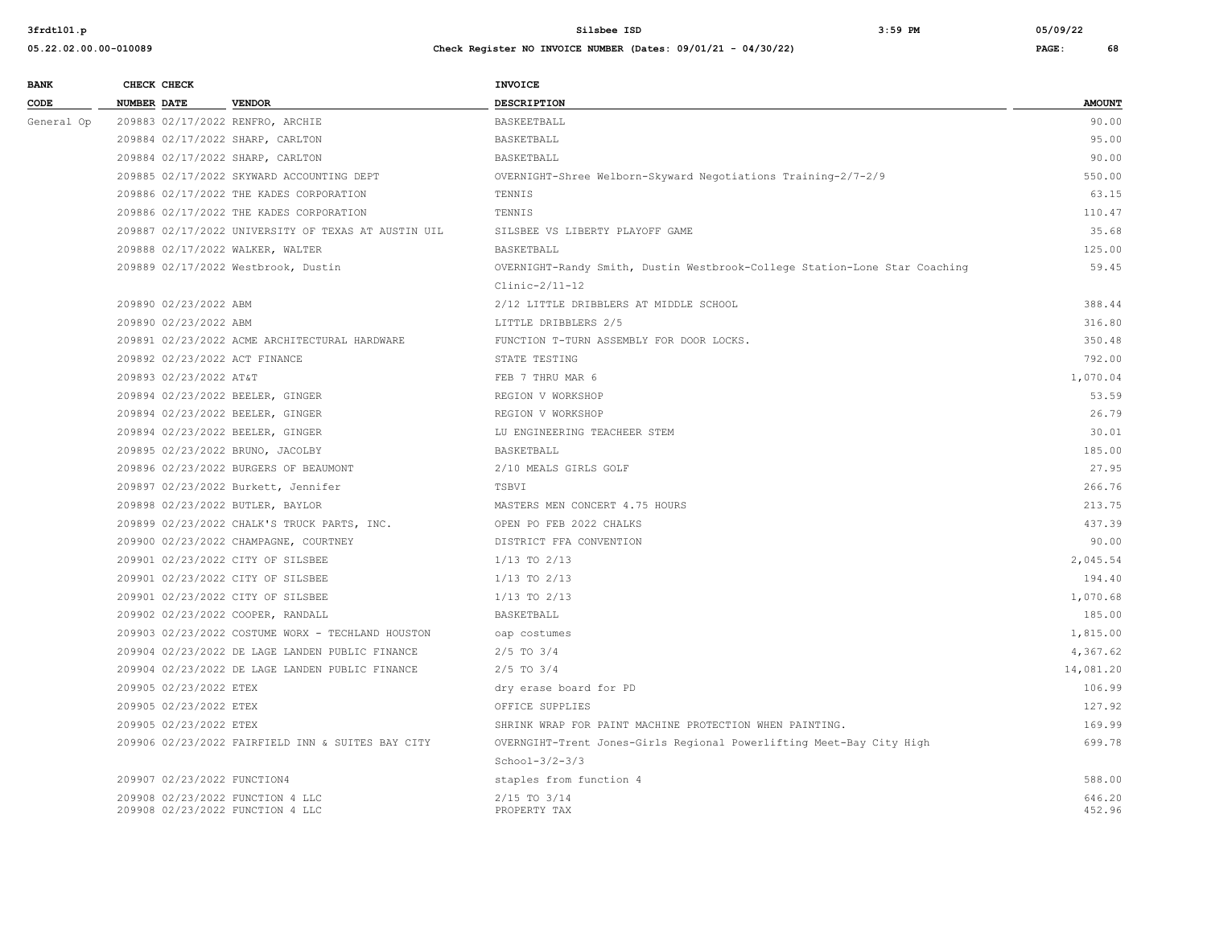| BANK CODE | CHECK NUMBER | CHECK DATE | VENDOR | INVOICE DESCRIPTION | AMOUNT |
|---|---|---|---|---|---|
| General Op | 209883 | 02/17/2022 | RENFRO, ARCHIE | BASKEETBALL | 90.00 |
| | 209884 | 02/17/2022 | SHARP, CARLTON | BASKETBALL | 95.00 |
| | 209884 | 02/17/2022 | SHARP, CARLTON | BASKETBALL | 90.00 |
| | 209885 | 02/17/2022 | SKYWARD ACCOUNTING DEPT | OVERNIGHT-Shree Welborn-Skyward Negotiations Training-2/7-2/9 | 550.00 |
| | 209886 | 02/17/2022 | THE KADES CORPORATION | TENNIS | 63.15 |
| | 209886 | 02/17/2022 | THE KADES CORPORATION | TENNIS | 110.47 |
| | 209887 | 02/17/2022 | UNIVERSITY OF TEXAS AT AUSTIN UIL | SILSBEE VS LIBERTY PLAYOFF GAME | 35.68 |
| | 209888 | 02/17/2022 | WALKER, WALTER | BASKETBALL | 125.00 |
| | 209889 | 02/17/2022 | Westbrook, Dustin | OVERNIGHT-Randy Smith, Dustin Westbrook-College Station-Lone Star Coaching Clinic-2/11-12 | 59.45 |
| | 209890 | 02/23/2022 | ABM | 2/12 LITTLE DRIBBLERS AT MIDDLE SCHOOL | 388.44 |
| | 209890 | 02/23/2022 | ABM | LITTLE DRIBBLERS 2/5 | 316.80 |
| | 209891 | 02/23/2022 | ACME ARCHITECTURAL HARDWARE | FUNCTION T-TURN ASSEMBLY FOR DOOR LOCKS. | 350.48 |
| | 209892 | 02/23/2022 | ACT FINANCE | STATE TESTING | 792.00 |
| | 209893 | 02/23/2022 | AT&T | FEB 7 THRU MAR 6 | 1,070.04 |
| | 209894 | 02/23/2022 | BEELER, GINGER | REGION V WORKSHOP | 53.59 |
| | 209894 | 02/23/2022 | BEELER, GINGER | REGION V WORKSHOP | 26.79 |
| | 209894 | 02/23/2022 | BEELER, GINGER | LU ENGINEERING TEACHEER STEM | 30.01 |
| | 209895 | 02/23/2022 | BRUNO, JACOLBY | BASKETBALL | 185.00 |
| | 209896 | 02/23/2022 | BURGERS OF BEAUMONT | 2/10 MEALS GIRLS GOLF | 27.95 |
| | 209897 | 02/23/2022 | Burkett, Jennifer | TSBVI | 266.76 |
| | 209898 | 02/23/2022 | BUTLER, BAYLOR | MASTERS MEN CONCERT 4.75 HOURS | 213.75 |
| | 209899 | 02/23/2022 | CHALK'S TRUCK PARTS, INC. | OPEN PO FEB 2022 CHALKS | 437.39 |
| | 209900 | 02/23/2022 | CHAMPAGNE, COURTNEY | DISTRICT FFA CONVENTION | 90.00 |
| | 209901 | 02/23/2022 | CITY OF SILSBEE | 1/13 TO 2/13 | 2,045.54 |
| | 209901 | 02/23/2022 | CITY OF SILSBEE | 1/13 TO 2/13 | 194.40 |
| | 209901 | 02/23/2022 | CITY OF SILSBEE | 1/13 TO 2/13 | 1,070.68 |
| | 209902 | 02/23/2022 | COOPER, RANDALL | BASKETBALL | 185.00 |
| | 209903 | 02/23/2022 | COSTUME WORX - TECHLAND HOUSTON | oap costumes | 1,815.00 |
| | 209904 | 02/23/2022 | DE LAGE LANDEN PUBLIC FINANCE | 2/5 TO 3/4 | 4,367.62 |
| | 209904 | 02/23/2022 | DE LAGE LANDEN PUBLIC FINANCE | 2/5 TO 3/4 | 14,081.20 |
| | 209905 | 02/23/2022 | ETEX | dry erase board for PD | 106.99 |
| | 209905 | 02/23/2022 | ETEX | OFFICE SUPPLIES | 127.92 |
| | 209905 | 02/23/2022 | ETEX | SHRINK WRAP FOR PAINT MACHINE PROTECTION WHEN PAINTING. | 169.99 |
| | 209906 | 02/23/2022 | FAIRFIELD INN & SUITES BAY CITY | OVERNGIHT-Trent Jones-Girls Regional Powerlifting Meet-Bay City High School-3/2-3/3 | 699.78 |
| | 209907 | 02/23/2022 | FUNCTION4 | staples from function 4 | 588.00 |
| | 209908 | 02/23/2022 | FUNCTION 4 LLC | 2/15 TO 3/14 | 646.20 |
| | 209908 | 02/23/2022 | FUNCTION 4 LLC | PROPERTY TAX | 452.96 |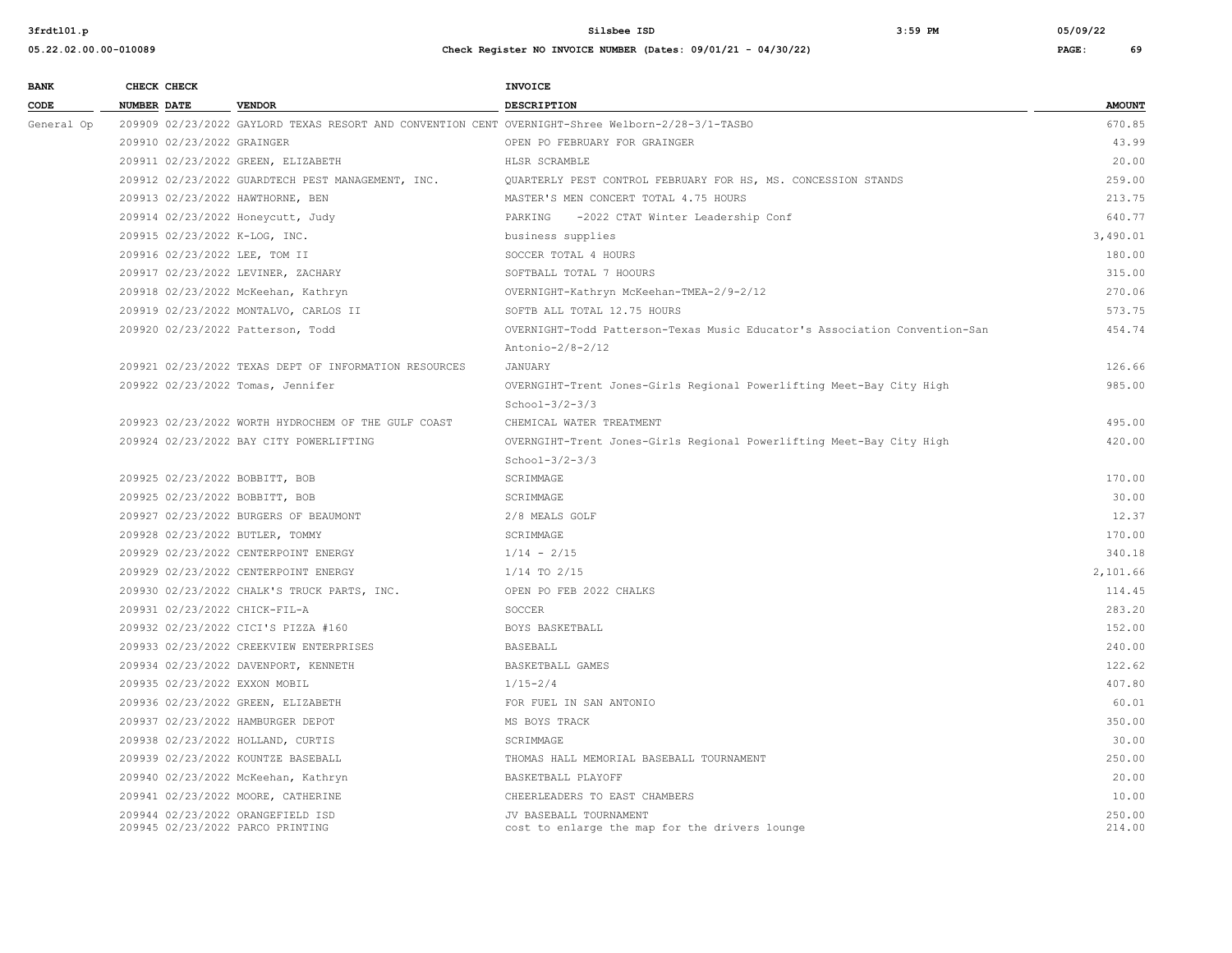**Silsbee ISD**

**Check Register NO INVOICE NUMBER (Dates: 09/01/21 - 04/30/22)**

| BANK CODE | CHECK NUMBER | CHECK DATE | VENDOR | INVOICE DESCRIPTION | AMOUNT |
|---|---|---|---|---|---|
| General Op | 209909 | 02/23/2022 | GAYLORD TEXAS RESORT AND CONVENTION CENT | OVERNIGHT-Shree Welborn-2/28-3/1-TASBO | 670.85 |
| | 209910 | 02/23/2022 | GRAINGER | OPEN PO FEBRUARY FOR GRAINGER | 43.99 |
| | 209911 | 02/23/2022 | GREEN, ELIZABETH | HLSR SCRAMBLE | 20.00 |
| | 209912 | 02/23/2022 | GUARDTECH PEST MANAGEMENT, INC. | QUARTERLY PEST CONTROL FEBRUARY FOR HS, MS. CONCESSION STANDS | 259.00 |
| | 209913 | 02/23/2022 | HAWTHORNE, BEN | MASTER'S MEN CONCERT TOTAL 4.75 HOURS | 213.75 |
| | 209914 | 02/23/2022 | Honeycutt, Judy | PARKING -2022 CTAT Winter Leadership Conf | 640.77 |
| | 209915 | 02/23/2022 | K-LOG, INC. | business supplies | 3,490.01 |
| | 209916 | 02/23/2022 | LEE, TOM II | SOCCER TOTAL 4 HOURS | 180.00 |
| | 209917 | 02/23/2022 | LEVINER, ZACHARY | SOFTBALL TOTAL 7 HOOURS | 315.00 |
| | 209918 | 02/23/2022 | McKeehan, Kathryn | OVERNIGHT-Kathryn McKeehan-TMEA-2/9-2/12 | 270.06 |
| | 209919 | 02/23/2022 | MONTALVO, CARLOS II | SOFTB ALL TOTAL 12.75 HOURS | 573.75 |
| | 209920 | 02/23/2022 | Patterson, Todd | OVERNIGHT-Todd Patterson-Texas Music Educator's Association Convention-San Antonio-2/8-2/12 | 454.74 |
| | 209921 | 02/23/2022 | TEXAS DEPT OF INFORMATION RESOURCES | JANUARY | 126.66 |
| | 209922 | 02/23/2022 | Tomas, Jennifer | OVERNGIHT-Trent Jones-Girls Regional Powerlifting Meet-Bay City High School-3/2-3/3 | 985.00 |
| | 209923 | 02/23/2022 | WORTH HYDROCHEM OF THE GULF COAST | CHEMICAL WATER TREATMENT | 495.00 |
| | 209924 | 02/23/2022 | BAY CITY POWERLIFTING | OVERNGIHT-Trent Jones-Girls Regional Powerlifting Meet-Bay City High School-3/2-3/3 | 420.00 |
| | 209925 | 02/23/2022 | BOBBITT, BOB | SCRIMMAGE | 170.00 |
| | 209925 | 02/23/2022 | BOBBITT, BOB | SCRIMMAGE | 30.00 |
| | 209927 | 02/23/2022 | BURGERS OF BEAUMONT | 2/8 MEALS GOLF | 12.37 |
| | 209928 | 02/23/2022 | BUTLER, TOMMY | SCRIMMAGE | 170.00 |
| | 209929 | 02/23/2022 | CENTERPOINT ENERGY | 1/14 - 2/15 | 340.18 |
| | 209929 | 02/23/2022 | CENTERPOINT ENERGY | 1/14 TO 2/15 | 2,101.66 |
| | 209930 | 02/23/2022 | CHALK'S TRUCK PARTS, INC. | OPEN PO FEB 2022 CHALKS | 114.45 |
| | 209931 | 02/23/2022 | CHICK-FIL-A | SOCCER | 283.20 |
| | 209932 | 02/23/2022 | CICI'S PIZZA #160 | BOYS BASKETBALL | 152.00 |
| | 209933 | 02/23/2022 | CREEKVIEW ENTERPRISES | BASEBALL | 240.00 |
| | 209934 | 02/23/2022 | DAVENPORT, KENNETH | BASKETBALL GAMES | 122.62 |
| | 209935 | 02/23/2022 | EXXON MOBIL | 1/15-2/4 | 407.80 |
| | 209936 | 02/23/2022 | GREEN, ELIZABETH | FOR FUEL IN SAN ANTONIO | 60.01 |
| | 209937 | 02/23/2022 | HAMBURGER DEPOT | MS BOYS TRACK | 350.00 |
| | 209938 | 02/23/2022 | HOLLAND, CURTIS | SCRIMMAGE | 30.00 |
| | 209939 | 02/23/2022 | KOUNTZE BASEBALL | THOMAS HALL MEMORIAL BASEBALL TOURNAMENT | 250.00 |
| | 209940 | 02/23/2022 | McKeehan, Kathryn | BASKETBALL PLAYOFF | 20.00 |
| | 209941 | 02/23/2022 | MOORE, CATHERINE | CHEERLEADERS TO EAST CHAMBERS | 10.00 |
| | 209944 | 02/23/2022 | ORANGEFIELD ISD | JV BASEBALL TOURNAMENT | 250.00 |
| | 209945 | 02/23/2022 | PARCO PRINTING | cost to enlarge the map for the drivers lounge | 214.00 |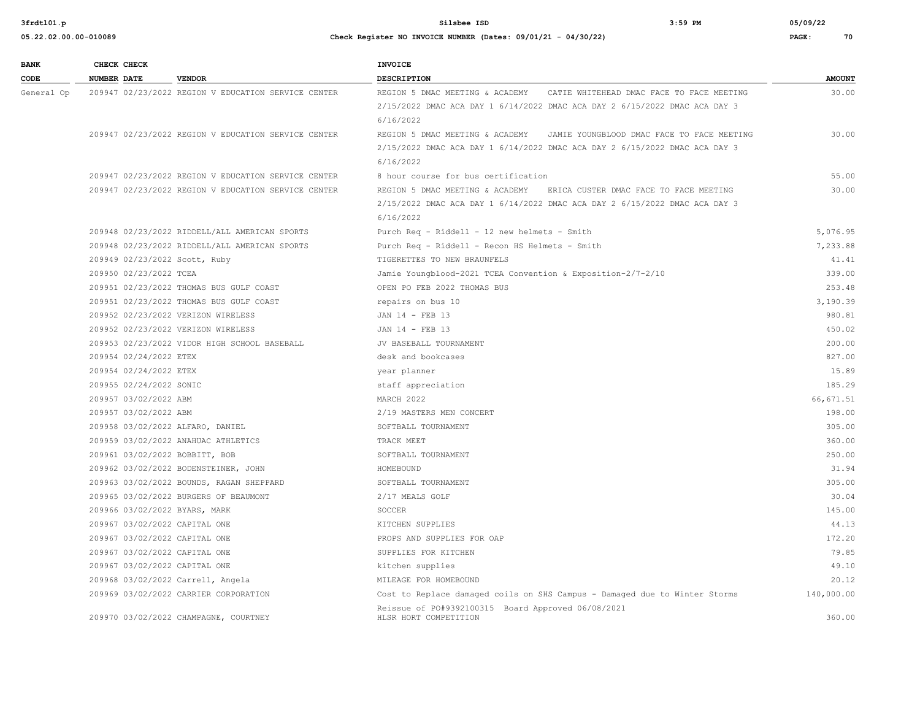| BANK CODE | CHECK NUMBER | CHECK DATE | VENDOR | INVOICE DESCRIPTION | AMOUNT |
|---|---|---|---|---|---|
| General Op | 209947 | 02/23/2022 | REGION V EDUCATION SERVICE CENTER | REGION 5 DMAC MEETING & ACADEMY CATIE WHITEHEAD DMAC FACE TO FACE MEETING 2/15/2022 DMAC ACA DAY 1 6/14/2022 DMAC ACA DAY 2 6/15/2022 DMAC ACA DAY 3 6/16/2022 | 30.00 |
| | 209947 | 02/23/2022 | REGION V EDUCATION SERVICE CENTER | REGION 5 DMAC MEETING & ACADEMY JAMIE YOUNGBLOOD DMAC FACE TO FACE MEETING 2/15/2022 DMAC ACA DAY 1 6/14/2022 DMAC ACA DAY 2 6/15/2022 DMAC ACA DAY 3 6/16/2022 | 30.00 |
| | 209947 | 02/23/2022 | REGION V EDUCATION SERVICE CENTER | 8 hour course for bus certification | 55.00 |
| | 209947 | 02/23/2022 | REGION V EDUCATION SERVICE CENTER | REGION 5 DMAC MEETING & ACADEMY ERICA CUSTER DMAC FACE TO FACE MEETING 2/15/2022 DMAC ACA DAY 1 6/14/2022 DMAC ACA DAY 2 6/15/2022 DMAC ACA DAY 3 6/16/2022 | 30.00 |
| | 209948 | 02/23/2022 | RIDDELL/ALL AMERICAN SPORTS | Purch Req - Riddell - 12 new helmets - Smith | 5,076.95 |
| | 209948 | 02/23/2022 | RIDDELL/ALL AMERICAN SPORTS | Purch Req - Riddell - Recon HS Helmets - Smith | 7,233.88 |
| | 209949 | 02/23/2022 | Scott, Ruby | TIGERETTES TO NEW BRAUNFELS | 41.41 |
| | 209950 | 02/23/2022 | TCEA | Jamie Youngblood-2021 TCEA Convention & Exposition-2/7-2/10 | 339.00 |
| | 209951 | 02/23/2022 | THOMAS BUS GULF COAST | OPEN PO FEB 2022 THOMAS BUS | 253.48 |
| | 209951 | 02/23/2022 | THOMAS BUS GULF COAST | repairs on bus 10 | 3,190.39 |
| | 209952 | 02/23/2022 | VERIZON WIRELESS | JAN 14 - FEB 13 | 980.81 |
| | 209952 | 02/23/2022 | VERIZON WIRELESS | JAN 14 - FEB 13 | 450.02 |
| | 209953 | 02/23/2022 | VIDOR HIGH SCHOOL BASEBALL | JV BASEBALL TOURNAMENT | 200.00 |
| | 209954 | 02/24/2022 | ETEX | desk and bookcases | 827.00 |
| | 209954 | 02/24/2022 | ETEX | year planner | 15.89 |
| | 209955 | 02/24/2022 | SONIC | staff appreciation | 185.29 |
| | 209957 | 03/02/2022 | ABM | MARCH 2022 | 66,671.51 |
| | 209957 | 03/02/2022 | ABM | 2/19 MASTERS MEN CONCERT | 198.00 |
| | 209958 | 03/02/2022 | ALFARO, DANIEL | SOFTBALL TOURNAMENT | 305.00 |
| | 209959 | 03/02/2022 | ANAHUAC ATHLETICS | TRACK MEET | 360.00 |
| | 209961 | 03/02/2022 | BOBBITT, BOB | SOFTBALL TOURNAMENT | 250.00 |
| | 209962 | 03/02/2022 | BODENSTEINER, JOHN | HOMEBOUND | 31.94 |
| | 209963 | 03/02/2022 | BOUNDS, RAGAN SHEPPARD | SOFTBALL TOURNAMENT | 305.00 |
| | 209965 | 03/02/2022 | BURGERS OF BEAUMONT | 2/17 MEALS GOLF | 30.04 |
| | 209966 | 03/02/2022 | BYARS, MARK | SOCCER | 145.00 |
| | 209967 | 03/02/2022 | CAPITAL ONE | KITCHEN SUPPLIES | 44.13 |
| | 209967 | 03/02/2022 | CAPITAL ONE | PROPS AND SUPPLIES FOR OAP | 172.20 |
| | 209967 | 03/02/2022 | CAPITAL ONE | SUPPLIES FOR KITCHEN | 79.85 |
| | 209967 | 03/02/2022 | CAPITAL ONE | kitchen supplies | 49.10 |
| | 209968 | 03/02/2022 | Carrell, Angela | MILEAGE FOR HOMEBOUND | 20.12 |
| | 209969 | 03/02/2022 | CARRIER CORPORATION | Cost to Replace damaged coils on SHS Campus - Damaged due to Winter Storms Reissue of PO#9392100315 Board Approved 06/08/2021 | 140,000.00 |
| | 209970 | 03/02/2022 | CHAMPAGNE, COURTNEY | HLSR HORT COMPETITION | 360.00 |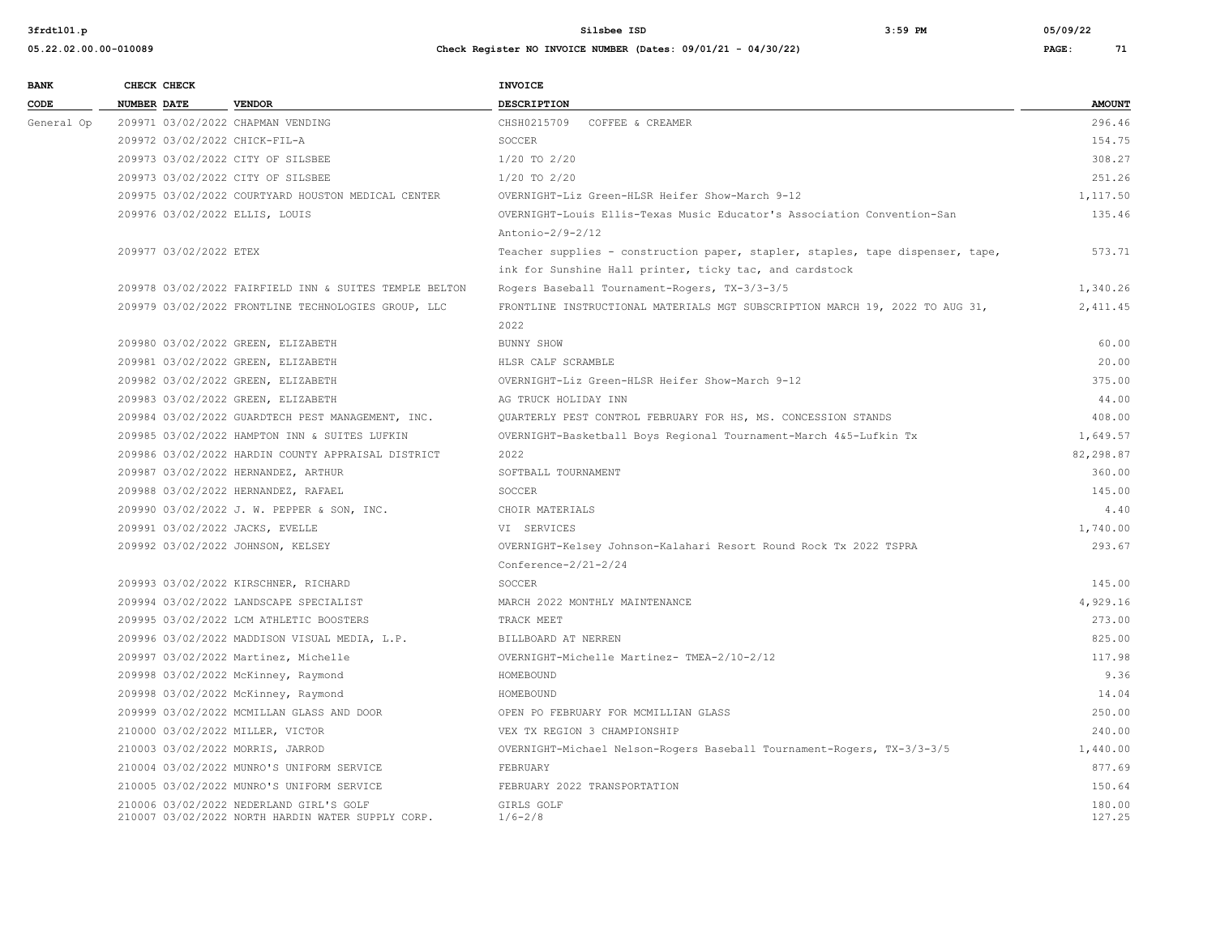| BANK CODE | CHECK NUMBER | CHECK DATE | VENDOR | INVOICE DESCRIPTION | AMOUNT |
|---|---|---|---|---|---|
| General Op | 209971 | 03/02/2022 | CHAPMAN VENDING | CHSH0215709 COFFEE & CREAMER | 296.46 |
| | 209972 | 03/02/2022 | CHICK-FIL-A | SOCCER | 154.75 |
| | 209973 | 03/02/2022 | CITY OF SILSBEE | 1/20 TO 2/20 | 308.27 |
| | 209973 | 03/02/2022 | CITY OF SILSBEE | 1/20 TO 2/20 | 251.26 |
| | 209975 | 03/02/2022 | COURTYARD HOUSTON MEDICAL CENTER | OVERNIGHT-Liz Green-HLSR Heifer Show-March 9-12 | 1,117.50 |
| | 209976 | 03/02/2022 | ELLIS, LOUIS | OVERNIGHT-Louis Ellis-Texas Music Educator's Association Convention-San Antonio-2/9-2/12 | 135.46 |
| | 209977 | 03/02/2022 | ETEX | Teacher supplies - construction paper, stapler, staples, tape dispenser, tape, ink for Sunshine Hall printer, ticky tac, and cardstock | 573.71 |
| | 209978 | 03/02/2022 | FAIRFIELD INN & SUITES TEMPLE BELTON | Rogers Baseball Tournament-Rogers, TX-3/3-3/5 | 1,340.26 |
| | 209979 | 03/02/2022 | FRONTLINE TECHNOLOGIES GROUP, LLC | FRONTLINE INSTRUCTIONAL MATERIALS MGT SUBSCRIPTION MARCH 19, 2022 TO AUG 31, 2022 | 2,411.45 |
| | 209980 | 03/02/2022 | GREEN, ELIZABETH | BUNNY SHOW | 60.00 |
| | 209981 | 03/02/2022 | GREEN, ELIZABETH | HLSR CALF SCRAMBLE | 20.00 |
| | 209982 | 03/02/2022 | GREEN, ELIZABETH | OVERNIGHT-Liz Green-HLSR Heifer Show-March 9-12 | 375.00 |
| | 209983 | 03/02/2022 | GREEN, ELIZABETH | AG TRUCK HOLIDAY INN | 44.00 |
| | 209984 | 03/02/2022 | GUARDTECH PEST MANAGEMENT, INC. | QUARTERLY PEST CONTROL FEBRUARY FOR HS, MS. CONCESSION STANDS | 408.00 |
| | 209985 | 03/02/2022 | HAMPTON INN & SUITES LUFKIN | OVERNIGHT-Basketball Boys Regional Tournament-March 4&5-Lufkin Tx | 1,649.57 |
| | 209986 | 03/02/2022 | HARDIN COUNTY APPRAISAL DISTRICT | 2022 | 82,298.87 |
| | 209987 | 03/02/2022 | HERNANDEZ, ARTHUR | SOFTBALL TOURNAMENT | 360.00 |
| | 209988 | 03/02/2022 | HERNANDEZ, RAFAEL | SOCCER | 145.00 |
| | 209990 | 03/02/2022 | J. W. PEPPER & SON, INC. | CHOIR MATERIALS | 4.40 |
| | 209991 | 03/02/2022 | JACKS, EVELLE | VI SERVICES | 1,740.00 |
| | 209992 | 03/02/2022 | JOHNSON, KELSEY | OVERNIGHT-Kelsey Johnson-Kalahari Resort Round Rock Tx 2022 TSPRA Conference-2/21-2/24 | 293.67 |
| | 209993 | 03/02/2022 | KIRSCHNER, RICHARD | SOCCER | 145.00 |
| | 209994 | 03/02/2022 | LANDSCAPE SPECIALIST | MARCH 2022 MONTHLY MAINTENANCE | 4,929.16 |
| | 209995 | 03/02/2022 | LCM ATHLETIC BOOSTERS | TRACK MEET | 273.00 |
| | 209996 | 03/02/2022 | MADDISON VISUAL MEDIA, L.P. | BILLBOARD AT NERREN | 825.00 |
| | 209997 | 03/02/2022 | Martinez, Michelle | OVERNIGHT-Michelle Martinez- TMEA-2/10-2/12 | 117.98 |
| | 209998 | 03/02/2022 | McKinney, Raymond | HOMEBOUND | 9.36 |
| | 209998 | 03/02/2022 | McKinney, Raymond | HOMEBOUND | 14.04 |
| | 209999 | 03/02/2022 | MCMILLAN GLASS AND DOOR | OPEN PO FEBRUARY FOR MCMILLIAN GLASS | 250.00 |
| | 210000 | 03/02/2022 | MILLER, VICTOR | VEX TX REGION 3 CHAMPIONSHIP | 240.00 |
| | 210003 | 03/02/2022 | MORRIS, JARROD | OVERNIGHT-Michael Nelson-Rogers Baseball Tournament-Rogers, TX-3/3-3/5 | 1,440.00 |
| | 210004 | 03/02/2022 | MUNRO'S UNIFORM SERVICE | FEBRUARY | 877.69 |
| | 210005 | 03/02/2022 | MUNRO'S UNIFORM SERVICE | FEBRUARY 2022 TRANSPORTATION | 150.64 |
| | 210006 | 03/02/2022 | NEDERLAND GIRL'S GOLF | GIRLS GOLF | 180.00 |
| | 210007 | 03/02/2022 | NORTH HARDIN WATER SUPPLY CORP. | 1/6-2/8 | 127.25 |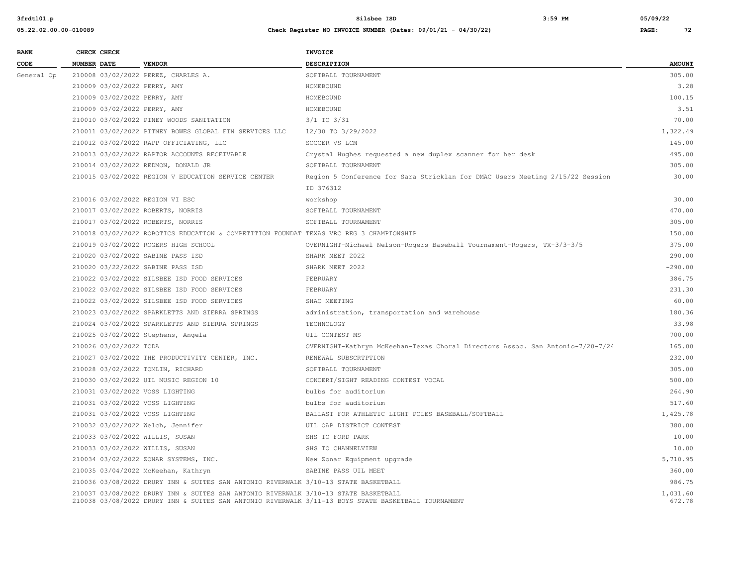| BANK CODE | CHECK NUMBER | CHECK DATE | VENDOR | INVOICE DESCRIPTION | AMOUNT |
|---|---|---|---|---|---|
| General Op | 210008 | 03/02/2022 | PEREZ, CHARLES A. | SOFTBALL TOURNAMENT | 305.00 |
| | 210009 | 03/02/2022 | PERRY, AMY | HOMEBOUND | 3.28 |
| | 210009 | 03/02/2022 | PERRY, AMY | HOMEBOUND | 100.15 |
| | 210009 | 03/02/2022 | PERRY, AMY | HOMEBOUND | 3.51 |
| | 210010 | 03/02/2022 | PINEY WOODS SANITATION | 3/1 TO 3/31 | 70.00 |
| | 210011 | 03/02/2022 | PITNEY BOWES GLOBAL FIN SERVICES LLC | 12/30 TO 3/29/2022 | 1,322.49 |
| | 210012 | 03/02/2022 | RAPP OFFICIATING, LLC | SOCCER VS LCM | 145.00 |
| | 210013 | 03/02/2022 | RAPTOR ACCOUNTS RECEIVABLE | Crystal Hughes requested a new duplex scanner for her desk | 495.00 |
| | 210014 | 03/02/2022 | REDMON, DONALD JR | SOFTBALL TOURNAMENT | 305.00 |
| | 210015 | 03/02/2022 | REGION V EDUCATION SERVICE CENTER | Region 5 Conference for Sara Stricklan for DMAC Users Meeting 2/15/22 Session ID 376312 | 30.00 |
| | 210016 | 03/02/2022 | REGION VI ESC | workshop | 30.00 |
| | 210017 | 03/02/2022 | ROBERTS, NORRIS | SOFTBALL TOURNAMENT | 470.00 |
| | 210017 | 03/02/2022 | ROBERTS, NORRIS | SOFTBALL TOURNAMENT | 305.00 |
| | 210018 | 03/02/2022 | ROBOTICS EDUCATION & COMPETITION FOUNDAT | TEXAS VRC REG 3 CHAMPIONSHIP | 150.00 |
| | 210019 | 03/02/2022 | ROGERS HIGH SCHOOL | OVERNIGHT-Michael Nelson-Rogers Baseball Tournament-Rogers, TX-3/3-3/5 | 375.00 |
| | 210020 | 03/02/2022 | SABINE PASS ISD | SHARK MEET 2022 | 290.00 |
| | 210020 | 03/22/2022 | SABINE PASS ISD | SHARK MEET 2022 | -290.00 |
| | 210022 | 03/02/2022 | SILSBEE ISD FOOD SERVICES | FEBRUARY | 386.75 |
| | 210022 | 03/02/2022 | SILSBEE ISD FOOD SERVICES | FEBRUARY | 231.30 |
| | 210022 | 03/02/2022 | SILSBEE ISD FOOD SERVICES | SHAC MEETING | 60.00 |
| | 210023 | 03/02/2022 | SPARKLETTS AND SIERRA SPRINGS | administration, transportation and warehouse | 180.36 |
| | 210024 | 03/02/2022 | SPARKLETTS AND SIERRA SPRINGS | TECHNOLOGY | 33.98 |
| | 210025 | 03/02/2022 | Stephens, Angela | UIL CONTEST MS | 700.00 |
| | 210026 | 03/02/2022 | TCDA | OVERNIGHT-Kathryn McKeehan-Texas Choral Directors Assoc. San Antonio-7/20-7/24 | 165.00 |
| | 210027 | 03/02/2022 | THE PRODUCTIVITY CENTER, INC. | RENEWAL SUBSCRTPTION | 232.00 |
| | 210028 | 03/02/2022 | TOMLIN, RICHARD | SOFTBALL TOURNAMENT | 305.00 |
| | 210030 | 03/02/2022 | UIL MUSIC REGION 10 | CONCERT/SIGHT READING CONTEST VOCAL | 500.00 |
| | 210031 | 03/02/2022 | VOSS LIGHTING | bulbs for auditorium | 264.90 |
| | 210031 | 03/02/2022 | VOSS LIGHTING | bulbs for auditorium | 517.60 |
| | 210031 | 03/02/2022 | VOSS LIGHTING | BALLAST FOR ATHLETIC LIGHT POLES BASEBALL/SOFTBALL | 1,425.78 |
| | 210032 | 03/02/2022 | Welch, Jennifer | UIL OAP DISTRICT CONTEST | 380.00 |
| | 210033 | 03/02/2022 | WILLIS, SUSAN | SHS TO FORD PARK | 10.00 |
| | 210033 | 03/02/2022 | WILLIS, SUSAN | SHS TO CHANNELVIEW | 10.00 |
| | 210034 | 03/02/2022 | ZONAR SYSTEMS, INC. | New Zonar Equipment upgrade | 5,710.95 |
| | 210035 | 03/04/2022 | McKeehan, Kathryn | SABINE PASS UIL MEET | 360.00 |
| | 210036 | 03/08/2022 | DRURY INN & SUITES SAN ANTONIO RIVERWALK | 3/10-13 STATE BASKETBALL | 986.75 |
| | 210037 | 03/08/2022 | DRURY INN & SUITES SAN ANTONIO RIVERWALK | 3/10-13 STATE BASKETBALL | 1,031.60 |
| | 210038 | 03/08/2022 | DRURY INN & SUITES SAN ANTONIO RIVERWALK | 3/11-13 BOYS STATE BASKETBALL TOURNAMENT | 672.78 |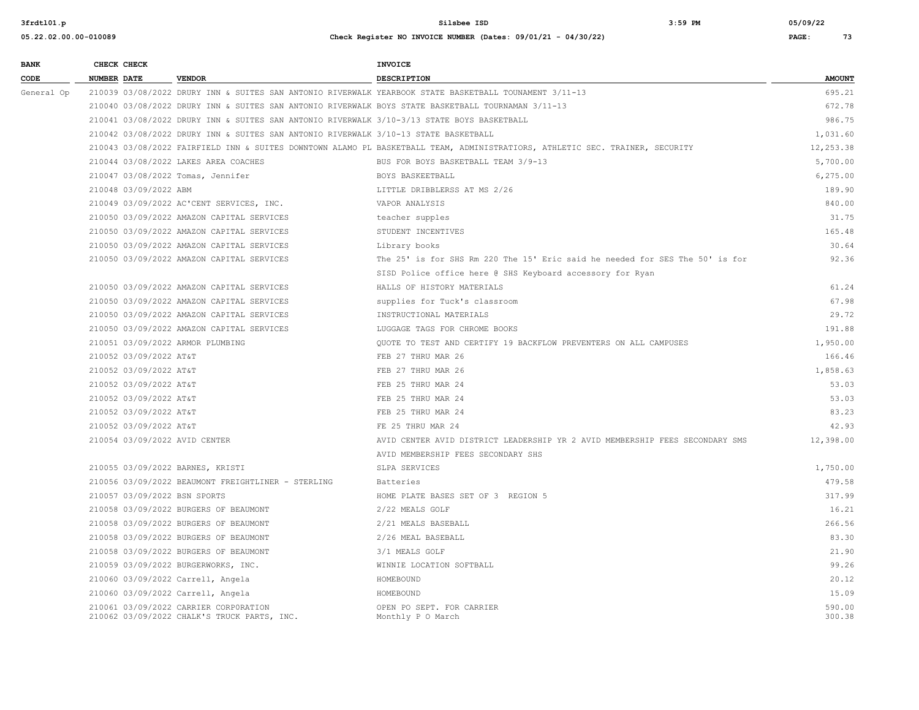**Check Register NO INVOICE NUMBER (Dates: 09/01/21 - 04/30/22)**

| BANK CODE | CHECK NUMBER | CHECK DATE | VENDOR | INVOICE DESCRIPTION | AMOUNT |
|---|---|---|---|---|---|
| General Op | 210039 | 03/08/2022 | DRURY INN & SUITES SAN ANTONIO RIVERWALK | YEARBOOK STATE BASKETBALL TOUNAMENT 3/11-13 | 695.21 |
| | 210040 | 03/08/2022 | DRURY INN & SUITES SAN ANTONIO RIVERWALK | BOYS STATE BASKETBALL TOURNAMAN 3/11-13 | 672.78 |
| | 210041 | 03/08/2022 | DRURY INN & SUITES SAN ANTONIO RIVERWALK | 3/10-3/13 STATE BOYS BASKETBALL | 986.75 |
| | 210042 | 03/08/2022 | DRURY INN & SUITES SAN ANTONIO RIVERWALK | 3/10-13 STATE BASKETBALL | 1,031.60 |
| | 210043 | 03/08/2022 | FAIRFIELD INN & SUITES DOWNTOWN ALAMO PL | BASKETBALL TEAM, ADMINISTRATIORS, ATHLETIC SEC. TRAINER, SECURITY | 12,253.38 |
| | 210044 | 03/08/2022 | LAKES AREA COACHES | BUS FOR BOYS BASKETBALL TEAM 3/9-13 | 5,700.00 |
| | 210047 | 03/08/2022 | Tomas, Jennifer | BOYS BASKEETBALL | 6,275.00 |
| | 210048 | 03/09/2022 | ABM | LITTLE DRIBBLERSS AT MS 2/26 | 189.90 |
| | 210049 | 03/09/2022 | AC'CENT SERVICES, INC. | VAPOR ANALYSIS | 840.00 |
| | 210050 | 03/09/2022 | AMAZON CAPITAL SERVICES | teacher supples | 31.75 |
| | 210050 | 03/09/2022 | AMAZON CAPITAL SERVICES | STUDENT INCENTIVES | 165.48 |
| | 210050 | 03/09/2022 | AMAZON CAPITAL SERVICES | Library books | 30.64 |
| | 210050 | 03/09/2022 | AMAZON CAPITAL SERVICES | The 25' is for SHS Rm 220 The 15' Eric said he needed for SES The 50' is for SISD Police office here @ SHS Keyboard accessory for Ryan | 92.36 |
| | 210050 | 03/09/2022 | AMAZON CAPITAL SERVICES | HALLS OF HISTORY MATERIALS | 61.24 |
| | 210050 | 03/09/2022 | AMAZON CAPITAL SERVICES | supplies for Tuck's classroom | 67.98 |
| | 210050 | 03/09/2022 | AMAZON CAPITAL SERVICES | INSTRUCTIONAL MATERIALS | 29.72 |
| | 210050 | 03/09/2022 | AMAZON CAPITAL SERVICES | LUGGAGE TAGS FOR CHROME BOOKS | 191.88 |
| | 210051 | 03/09/2022 | ARMOR PLUMBING | QUOTE TO TEST AND CERTIFY 19 BACKFLOW PREVENTERS ON ALL CAMPUSES | 1,950.00 |
| | 210052 | 03/09/2022 | AT&T | FEB 27 THRU MAR 26 | 166.46 |
| | 210052 | 03/09/2022 | AT&T | FEB 27 THRU MAR 26 | 1,858.63 |
| | 210052 | 03/09/2022 | AT&T | FEB 25 THRU MAR 24 | 53.03 |
| | 210052 | 03/09/2022 | AT&T | FEB 25 THRU MAR 24 | 53.03 |
| | 210052 | 03/09/2022 | AT&T | FEB 25 THRU MAR 24 | 83.23 |
| | 210052 | 03/09/2022 | AT&T | FE 25 THRU MAR 24 | 42.93 |
| | 210054 | 03/09/2022 | AVID CENTER | AVID CENTER AVID DISTRICT LEADERSHIP YR 2 AVID MEMBERSHIP FEES SECONDARY SMS AVID MEMBERSHIP FEES SECONDARY SHS | 12,398.00 |
| | 210055 | 03/09/2022 | BARNES, KRISTI | SLPA SERVICES | 1,750.00 |
| | 210056 | 03/09/2022 | BEAUMONT FREIGHTLINER - STERLING | Batteries | 479.58 |
| | 210057 | 03/09/2022 | BSN SPORTS | HOME PLATE BASES SET OF 3 REGION 5 | 317.99 |
| | 210058 | 03/09/2022 | BURGERS OF BEAUMONT | 2/22 MEALS GOLF | 16.21 |
| | 210058 | 03/09/2022 | BURGERS OF BEAUMONT | 2/21 MEALS BASEBALL | 266.56 |
| | 210058 | 03/09/2022 | BURGERS OF BEAUMONT | 2/26 MEAL BASEBALL | 83.30 |
| | 210058 | 03/09/2022 | BURGERS OF BEAUMONT | 3/1 MEALS GOLF | 21.90 |
| | 210059 | 03/09/2022 | BURGERWORKS, INC. | WINNIE LOCATION SOFTBALL | 99.26 |
| | 210060 | 03/09/2022 | Carrell, Angela | HOMEBOUND | 20.12 |
| | 210060 | 03/09/2022 | Carrell, Angela | HOMEBOUND | 15.09 |
| | 210061 | 03/09/2022 | CARRIER CORPORATION | OPEN PO SEPT. FOR CARRIER | 590.00 |
| | 210062 | 03/09/2022 | CHALK'S TRUCK PARTS, INC. | Monthly P O March | 300.38 |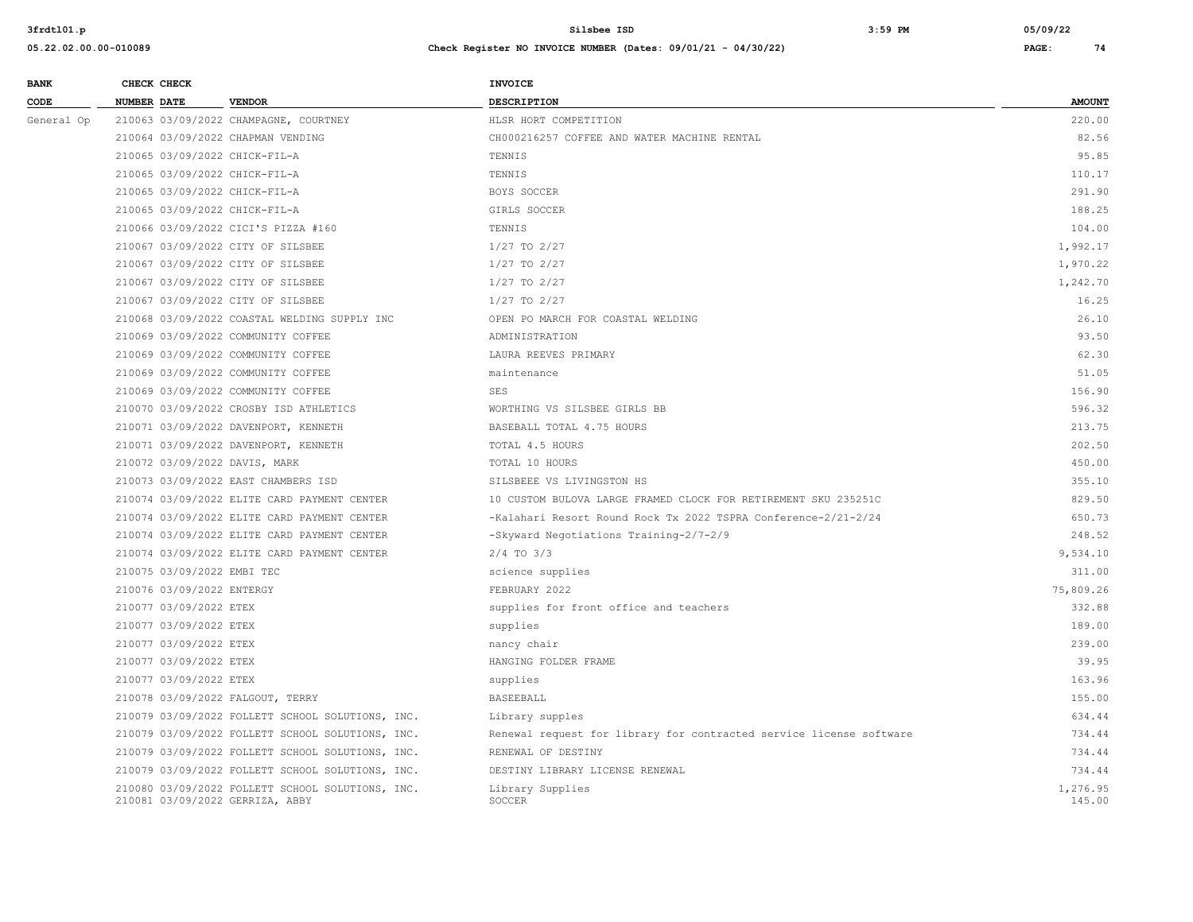| BANK CODE | CHECK NUMBER | CHECK DATE | VENDOR | INVOICE DESCRIPTION | AMOUNT |
|---|---|---|---|---|---|
| General Op | 210063 | 03/09/2022 | CHAMPAGNE, COURTNEY | HLSR HORT COMPETITION | 220.00 |
| | 210064 | 03/09/2022 | CHAPMAN VENDING | CH000216257 COFFEE AND WATER MACHINE RENTAL | 82.56 |
| | 210065 | 03/09/2022 | CHICK-FIL-A | TENNIS | 95.85 |
| | 210065 | 03/09/2022 | CHICK-FIL-A | TENNIS | 110.17 |
| | 210065 | 03/09/2022 | CHICK-FIL-A | BOYS SOCCER | 291.90 |
| | 210065 | 03/09/2022 | CHICK-FIL-A | GIRLS SOCCER | 188.25 |
| | 210066 | 03/09/2022 | CICI'S PIZZA #160 | TENNIS | 104.00 |
| | 210067 | 03/09/2022 | CITY OF SILSBEE | 1/27 TO 2/27 | 1,992.17 |
| | 210067 | 03/09/2022 | CITY OF SILSBEE | 1/27 TO 2/27 | 1,970.22 |
| | 210067 | 03/09/2022 | CITY OF SILSBEE | 1/27 TO 2/27 | 1,242.70 |
| | 210067 | 03/09/2022 | CITY OF SILSBEE | 1/27 TO 2/27 | 16.25 |
| | 210068 | 03/09/2022 | COASTAL WELDING SUPPLY INC | OPEN PO MARCH FOR COASTAL WELDING | 26.10 |
| | 210069 | 03/09/2022 | COMMUNITY COFFEE | ADMINISTRATION | 93.50 |
| | 210069 | 03/09/2022 | COMMUNITY COFFEE | LAURA REEVES PRIMARY | 62.30 |
| | 210069 | 03/09/2022 | COMMUNITY COFFEE | maintenance | 51.05 |
| | 210069 | 03/09/2022 | COMMUNITY COFFEE | SES | 156.90 |
| | 210070 | 03/09/2022 | CROSBY ISD ATHLETICS | WORTHING VS SILSBEE GIRLS BB | 596.32 |
| | 210071 | 03/09/2022 | DAVENPORT, KENNETH | BASEBALL TOTAL 4.75 HOURS | 213.75 |
| | 210071 | 03/09/2022 | DAVENPORT, KENNETH | TOTAL 4.5 HOURS | 202.50 |
| | 210072 | 03/09/2022 | DAVIS, MARK | TOTAL 10 HOURS | 450.00 |
| | 210073 | 03/09/2022 | EAST CHAMBERS ISD | SILSBEEE VS LIVINGSTON HS | 355.10 |
| | 210074 | 03/09/2022 | ELITE CARD PAYMENT CENTER | 10 CUSTOM BULOVA LARGE FRAMED CLOCK FOR RETIREMENT SKU 235251C | 829.50 |
| | 210074 | 03/09/2022 | ELITE CARD PAYMENT CENTER | -Kalahari Resort Round Rock Tx 2022 TSPRA Conference-2/21-2/24 | 650.73 |
| | 210074 | 03/09/2022 | ELITE CARD PAYMENT CENTER | -Skyward Negotiations Training-2/7-2/9 | 248.52 |
| | 210074 | 03/09/2022 | ELITE CARD PAYMENT CENTER | 2/4 TO 3/3 | 9,534.10 |
| | 210075 | 03/09/2022 | EMBI TEC | science supplies | 311.00 |
| | 210076 | 03/09/2022 | ENTERGY | FEBRUARY 2022 | 75,809.26 |
| | 210077 | 03/09/2022 | ETEX | supplies for front office and teachers | 332.88 |
| | 210077 | 03/09/2022 | ETEX | supplies | 189.00 |
| | 210077 | 03/09/2022 | ETEX | nancy chair | 239.00 |
| | 210077 | 03/09/2022 | ETEX | HANGING FOLDER FRAME | 39.95 |
| | 210077 | 03/09/2022 | ETEX | supplies | 163.96 |
| | 210078 | 03/09/2022 | FALGOUT, TERRY | BASEEBALL | 155.00 |
| | 210079 | 03/09/2022 | FOLLETT SCHOOL SOLUTIONS, INC. | Library supples | 634.44 |
| | 210079 | 03/09/2022 | FOLLETT SCHOOL SOLUTIONS, INC. | Renewal request for library for contracted service license software | 734.44 |
| | 210079 | 03/09/2022 | FOLLETT SCHOOL SOLUTIONS, INC. | RENEWAL OF DESTINY | 734.44 |
| | 210079 | 03/09/2022 | FOLLETT SCHOOL SOLUTIONS, INC. | DESTINY LIBRARY LICENSE RENEWAL | 734.44 |
| | 210080 | 03/09/2022 | FOLLETT SCHOOL SOLUTIONS, INC. | Library Supplies | 1,276.95 |
| | 210081 | 03/09/2022 | GERRIZA, ABBY | SOCCER | 145.00 |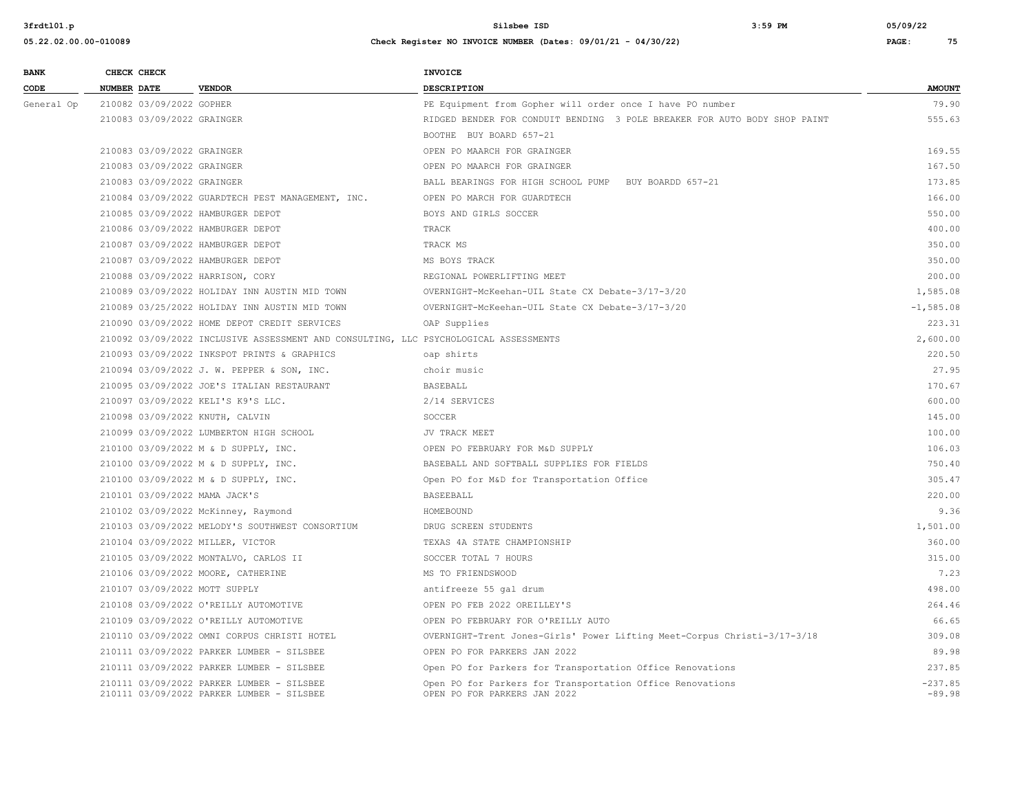| BANK CODE | CHECK NUMBER | CHECK DATE | VENDOR | INVOICE DESCRIPTION | AMOUNT |
|---|---|---|---|---|---|
| General Op | 210082 | 03/09/2022 | GOPHER | PE Equipment from Gopher will order once I have PO number | 79.90 |
| | 210083 | 03/09/2022 | GRAINGER | RIDGED BENDER FOR CONDUIT BENDING 3 POLE BREAKER FOR AUTO BODY SHOP PAINT BOOTHE BUY BOARD 657-21 | 555.63 |
| | 210083 | 03/09/2022 | GRAINGER | OPEN PO MAARCH FOR GRAINGER | 169.55 |
| | 210083 | 03/09/2022 | GRAINGER | OPEN PO MAARCH FOR GRAINGER | 167.50 |
| | 210083 | 03/09/2022 | GRAINGER | BALL BEARINGS FOR HIGH SCHOOL PUMP BUY BOARDD 657-21 | 173.85 |
| | 210084 | 03/09/2022 | GUARDTECH PEST MANAGEMENT, INC. | OPEN PO MARCH FOR GUARDTECH | 166.00 |
| | 210085 | 03/09/2022 | HAMBURGER DEPOT | BOYS AND GIRLS SOCCER | 550.00 |
| | 210086 | 03/09/2022 | HAMBURGER DEPOT | TRACK | 400.00 |
| | 210087 | 03/09/2022 | HAMBURGER DEPOT | TRACK MS | 350.00 |
| | 210087 | 03/09/2022 | HAMBURGER DEPOT | MS BOYS TRACK | 350.00 |
| | 210088 | 03/09/2022 | HARRISON, CORY | REGIONAL POWERLIFTING MEET | 200.00 |
| | 210089 | 03/09/2022 | HOLIDAY INN AUSTIN MID TOWN | OVERNIGHT-McKeehan-UIL State CX Debate-3/17-3/20 | 1,585.08 |
| | 210089 | 03/25/2022 | HOLIDAY INN AUSTIN MID TOWN | OVERNIGHT-McKeehan-UIL State CX Debate-3/17-3/20 | -1,585.08 |
| | 210090 | 03/09/2022 | HOME DEPOT CREDIT SERVICES | OAP Supplies | 223.31 |
| | 210092 | 03/09/2022 | INCLUSIVE ASSESSMENT AND CONSULTING, LLC | PSYCHOLOGICAL ASSESSMENTS | 2,600.00 |
| | 210093 | 03/09/2022 | INKSPOT PRINTS & GRAPHICS | oap shirts | 220.50 |
| | 210094 | 03/09/2022 | J. W. PEPPER & SON, INC. | choir music | 27.95 |
| | 210095 | 03/09/2022 | JOE'S ITALIAN RESTAURANT | BASEBALL | 170.67 |
| | 210097 | 03/09/2022 | KELI'S K9'S LLC. | 2/14 SERVICES | 600.00 |
| | 210098 | 03/09/2022 | KNUTH, CALVIN | SOCCER | 145.00 |
| | 210099 | 03/09/2022 | LUMBERTON HIGH SCHOOL | JV TRACK MEET | 100.00 |
| | 210100 | 03/09/2022 | M & D SUPPLY, INC. | OPEN PO FEBRUARY FOR M&D SUPPLY | 106.03 |
| | 210100 | 03/09/2022 | M & D SUPPLY, INC. | BASEBALL AND SOFTBALL SUPPLIES FOR FIELDS | 750.40 |
| | 210100 | 03/09/2022 | M & D SUPPLY, INC. | Open PO for M&D for Transportation Office | 305.47 |
| | 210101 | 03/09/2022 | MAMA JACK'S | BASEEBALL | 220.00 |
| | 210102 | 03/09/2022 | McKinney, Raymond | HOMEBOUND | 9.36 |
| | 210103 | 03/09/2022 | MELODY'S SOUTHWEST CONSORTIUM | DRUG SCREEN STUDENTS | 1,501.00 |
| | 210104 | 03/09/2022 | MILLER, VICTOR | TEXAS 4A STATE CHAMPIONSHIP | 360.00 |
| | 210105 | 03/09/2022 | MONTALVO, CARLOS II | SOCCER TOTAL 7 HOURS | 315.00 |
| | 210106 | 03/09/2022 | MOORE, CATHERINE | MS TO FRIENDSWOOD | 7.23 |
| | 210107 | 03/09/2022 | MOTT SUPPLY | antifreeze 55 gal drum | 498.00 |
| | 210108 | 03/09/2022 | O'REILLY AUTOMOTIVE | OPEN PO FEB 2022 OREILLEY'S | 264.46 |
| | 210109 | 03/09/2022 | O'REILLY AUTOMOTIVE | OPEN PO FEBRUARY FOR O'REILLY AUTO | 66.65 |
| | 210110 | 03/09/2022 | OMNI CORPUS CHRISTI HOTEL | OVERNIGHT-Trent Jones-Girls' Power Lifting Meet-Corpus Christi-3/17-3/18 | 309.08 |
| | 210111 | 03/09/2022 | PARKER LUMBER - SILSBEE | OPEN PO FOR PARKERS JAN 2022 | 89.98 |
| | 210111 | 03/09/2022 | PARKER LUMBER - SILSBEE | Open PO for Parkers for Transportation Office Renovations | 237.85 |
| | 210111 | 03/09/2022 | PARKER LUMBER - SILSBEE | Open PO for Parkers for Transportation Office Renovations | -237.85 |
| | 210111 | 03/09/2022 | PARKER LUMBER - SILSBEE | OPEN PO FOR PARKERS JAN 2022 | -89.98 |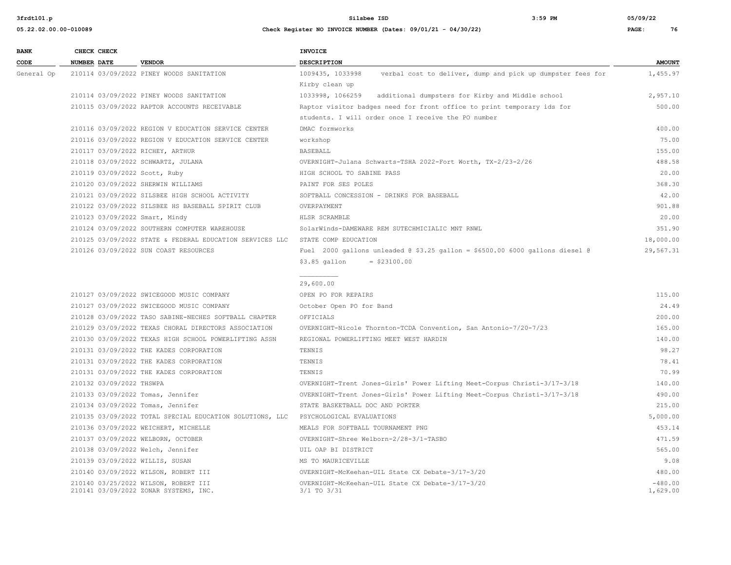| BANK CODE | CHECK NUMBER | CHECK DATE | VENDOR | INVOICE DESCRIPTION | AMOUNT |
|---|---|---|---|---|---|
| General Op | 210114 | 03/09/2022 | PINEY WOODS SANITATION | 1009435, 1033998 verbal cost to deliver, dump and pick up dumpster fees for Kirby clean up | 1,455.97 |
| | 210114 | 03/09/2022 | PINEY WOODS SANITATION | 1033998, 1066259 additional dumpsters for Kirby and Middle school | 2,957.10 |
| | 210115 | 03/09/2022 | RAPTOR ACCOUNTS RECEIVABLE | Raptor visitor badges need for front office to print temporary ids for students. I will order once I receive the PO number | 500.00 |
| | 210116 | 03/09/2022 | REGION V EDUCATION SERVICE CENTER | DMAC formworks | 400.00 |
| | 210116 | 03/09/2022 | REGION V EDUCATION SERVICE CENTER | workshop | 75.00 |
| | 210117 | 03/09/2022 | RICHEY, ARTHUR | BASEBALL | 155.00 |
| | 210118 | 03/09/2022 | SCHWARTZ, JULANA | OVERNIGHT-Julana Schwarts-TSHA 2022-Fort Worth, TX-2/23-2/26 | 488.58 |
| | 210119 | 03/09/2022 | Scott, Ruby | HIGH SCHOOL TO SABINE PASS | 20.00 |
| | 210120 | 03/09/2022 | SHERWIN WILLIAMS | PAINT FOR SES POLES | 368.30 |
| | 210121 | 03/09/2022 | SILSBEE HIGH SCHOOL ACTIVITY | SOFTBALL CONCESSION - DRINKS FOR BASEBALL | 42.00 |
| | 210122 | 03/09/2022 | SILSBEE HS BASEBALL SPIRIT CLUB | OVERPAYMENT | 901.88 |
| | 210123 | 03/09/2022 | Smart, Mindy | HLSR SCRAMBLE | 20.00 |
| | 210124 | 03/09/2022 | SOUTHERN COMPUTER WAREHOUSE | SolarWinds-DAMEWARE REM SUTECHMICIALIC MNT RNWL | 351.90 |
| | 210125 | 03/09/2022 | STATE & FEDERAL EDUCATION SERVICES LLC | STATE COMP EDUCATION | 18,000.00 |
| | 210126 | 03/09/2022 | SUN COAST RESOURCES | Fuel 2000 gallons unleaded @ $3.25 gallon = $6500.00 6000 gallons diesel @ $3.85 gallon = $23100.00 _________ 29,600.00 | 29,567.31 |
| | 210127 | 03/09/2022 | SWICEGOOD MUSIC COMPANY | OPEN PO FOR REPAIRS | 115.00 |
| | 210127 | 03/09/2022 | SWICEGOOD MUSIC COMPANY | October Open PO for Band | 24.49 |
| | 210128 | 03/09/2022 | TASO SABINE-NECHES SOFTBALL CHAPTER | OFFICIALS | 200.00 |
| | 210129 | 03/09/2022 | TEXAS CHORAL DIRECTORS ASSOCIATION | OVERNIGHT-Nicole Thornton-TCDA Convention, San Antonio-7/20-7/23 | 165.00 |
| | 210130 | 03/09/2022 | TEXAS HIGH SCHOOL POWERLIFTING ASSN | REGIONAL POWERLIFTING MEET WEST HARDIN | 140.00 |
| | 210131 | 03/09/2022 | THE KADES CORPORATION | TENNIS | 98.27 |
| | 210131 | 03/09/2022 | THE KADES CORPORATION | TENNIS | 78.41 |
| | 210131 | 03/09/2022 | THE KADES CORPORATION | TENNIS | 70.99 |
| | 210132 | 03/09/2022 | THSWPA | OVERNIGHT-Trent Jones-Girls' Power Lifting Meet-Corpus Christi-3/17-3/18 | 140.00 |
| | 210133 | 03/09/2022 | Tomas, Jennifer | OVERNIGHT-Trent Jones-Girls' Power Lifting Meet-Corpus Christi-3/17-3/18 | 490.00 |
| | 210134 | 03/09/2022 | Tomas, Jennifer | STATE BASKETBALL DOC AND PORTER | 215.00 |
| | 210135 | 03/09/2022 | TOTAL SPECIAL EDUCATION SOLUTIONS, LLC | PSYCHOLOGICAL EVALUATIONS | 5,000.00 |
| | 210136 | 03/09/2022 | WEICHERT, MICHELLE | MEALS FOR SOFTBALL TOURNAMENT PNG | 453.14 |
| | 210137 | 03/09/2022 | WELBORN, OCTOBER | OVERNIGHT-Shree Welborn-2/28-3/1-TASBO | 471.59 |
| | 210138 | 03/09/2022 | Welch, Jennifer | UIL OAP BI DISTRICT | 565.00 |
| | 210139 | 03/09/2022 | WILLIS, SUSAN | MS TO MAURICEVILLE | 9.08 |
| | 210140 | 03/09/2022 | WILSON, ROBERT III | OVERNIGHT-McKeehan-UIL State CX Debate-3/17-3/20 | 480.00 |
| | 210140 | 03/25/2022 | WILSON, ROBERT III | OVERNIGHT-McKeehan-UIL State CX Debate-3/17-3/20 | -480.00 |
| | 210141 | 03/09/2022 | ZONAR SYSTEMS, INC. | 3/1 TO 3/31 | 1,629.00 |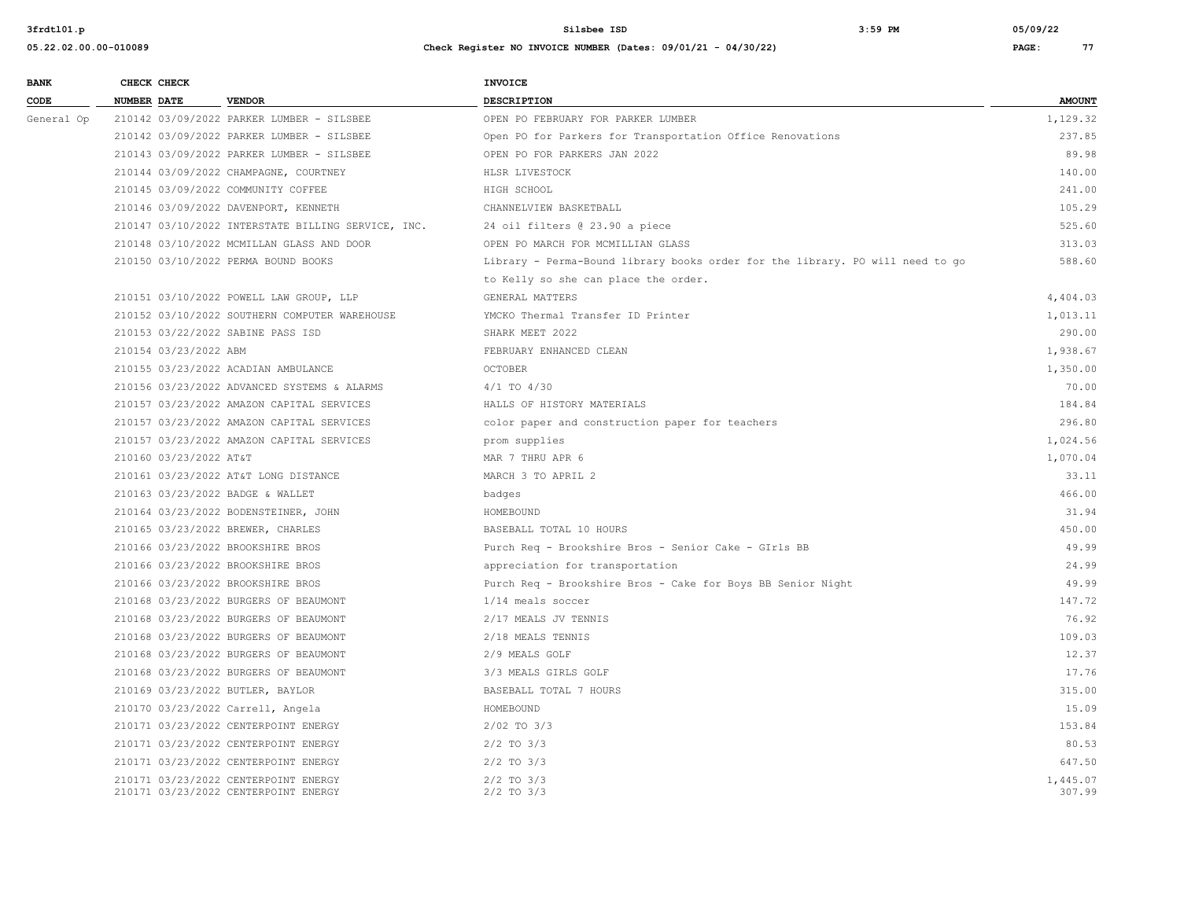| BANK CODE | CHECK NUMBER | CHECK DATE | VENDOR | INVOICE DESCRIPTION | AMOUNT |
|---|---|---|---|---|---|
| General Op | 210142 | 03/09/2022 | PARKER LUMBER - SILSBEE | OPEN PO FEBRUARY FOR PARKER LUMBER | 1,129.32 |
| | 210142 | 03/09/2022 | PARKER LUMBER - SILSBEE | Open PO for Parkers for Transportation Office Renovations | 237.85 |
| | 210143 | 03/09/2022 | PARKER LUMBER - SILSBEE | OPEN PO FOR PARKERS JAN 2022 | 89.98 |
| | 210144 | 03/09/2022 | CHAMPAGNE, COURTNEY | HLSR LIVESTOCK | 140.00 |
| | 210145 | 03/09/2022 | COMMUNITY COFFEE | HIGH SCHOOL | 241.00 |
| | 210146 | 03/09/2022 | DAVENPORT, KENNETH | CHANNELVIEW BASKETBALL | 105.29 |
| | 210147 | 03/10/2022 | INTERSTATE BILLING SERVICE, INC. | 24 oil filters @ 23.90 a piece | 525.60 |
| | 210148 | 03/10/2022 | MCMILLAN GLASS AND DOOR | OPEN PO MARCH FOR MCMILLIAN GLASS | 313.03 |
| | 210150 | 03/10/2022 | PERMA BOUND BOOKS | Library - Perma-Bound library books order for the library. PO will need to go to Kelly so she can place the order. | 588.60 |
| | 210151 | 03/10/2022 | POWELL LAW GROUP, LLP | GENERAL MATTERS | 4,404.03 |
| | 210152 | 03/10/2022 | SOUTHERN COMPUTER WAREHOUSE | YMCKO Thermal Transfer ID Printer | 1,013.11 |
| | 210153 | 03/22/2022 | SABINE PASS ISD | SHARK MEET 2022 | 290.00 |
| | 210154 | 03/23/2022 | ABM | FEBRUARY ENHANCED CLEAN | 1,938.67 |
| | 210155 | 03/23/2022 | ACADIAN AMBULANCE | OCTOBER | 1,350.00 |
| | 210156 | 03/23/2022 | ADVANCED SYSTEMS & ALARMS | 4/1 TO 4/30 | 70.00 |
| | 210157 | 03/23/2022 | AMAZON CAPITAL SERVICES | HALLS OF HISTORY MATERIALS | 184.84 |
| | 210157 | 03/23/2022 | AMAZON CAPITAL SERVICES | color paper and construction paper for teachers | 296.80 |
| | 210157 | 03/23/2022 | AMAZON CAPITAL SERVICES | prom supplies | 1,024.56 |
| | 210160 | 03/23/2022 | AT&T | MAR 7 THRU APR 6 | 1,070.04 |
| | 210161 | 03/23/2022 | AT&T LONG DISTANCE | MARCH 3 TO APRIL 2 | 33.11 |
| | 210163 | 03/23/2022 | BADGE & WALLET | badges | 466.00 |
| | 210164 | 03/23/2022 | BODENSTEINER, JOHN | HOMEBOUND | 31.94 |
| | 210165 | 03/23/2022 | BREWER, CHARLES | BASEBALL TOTAL 10 HOURS | 450.00 |
| | 210166 | 03/23/2022 | BROOKSHIRE BROS | Purch Req - Brookshire Bros - Senior Cake - GIrls BB | 49.99 |
| | 210166 | 03/23/2022 | BROOKSHIRE BROS | appreciation for transportation | 24.99 |
| | 210166 | 03/23/2022 | BROOKSHIRE BROS | Purch Req - Brookshire Bros - Cake for Boys BB Senior Night | 49.99 |
| | 210168 | 03/23/2022 | BURGERS OF BEAUMONT | 1/14 meals soccer | 147.72 |
| | 210168 | 03/23/2022 | BURGERS OF BEAUMONT | 2/17 MEALS JV TENNIS | 76.92 |
| | 210168 | 03/23/2022 | BURGERS OF BEAUMONT | 2/18 MEALS TENNIS | 109.03 |
| | 210168 | 03/23/2022 | BURGERS OF BEAUMONT | 2/9 MEALS GOLF | 12.37 |
| | 210168 | 03/23/2022 | BURGERS OF BEAUMONT | 3/3 MEALS GIRLS GOLF | 17.76 |
| | 210169 | 03/23/2022 | BUTLER, BAYLOR | BASEBALL TOTAL 7 HOURS | 315.00 |
| | 210170 | 03/23/2022 | Carrell, Angela | HOMEBOUND | 15.09 |
| | 210171 | 03/23/2022 | CENTERPOINT ENERGY | 2/02 TO 3/3 | 153.84 |
| | 210171 | 03/23/2022 | CENTERPOINT ENERGY | 2/2 TO 3/3 | 80.53 |
| | 210171 | 03/23/2022 | CENTERPOINT ENERGY | 2/2 TO 3/3 | 647.50 |
| | 210171 | 03/23/2022 | CENTERPOINT ENERGY | 2/2 TO 3/3 | 1,445.07 |
| | 210171 | 03/23/2022 | CENTERPOINT ENERGY | 2/2 TO 3/3 | 307.99 |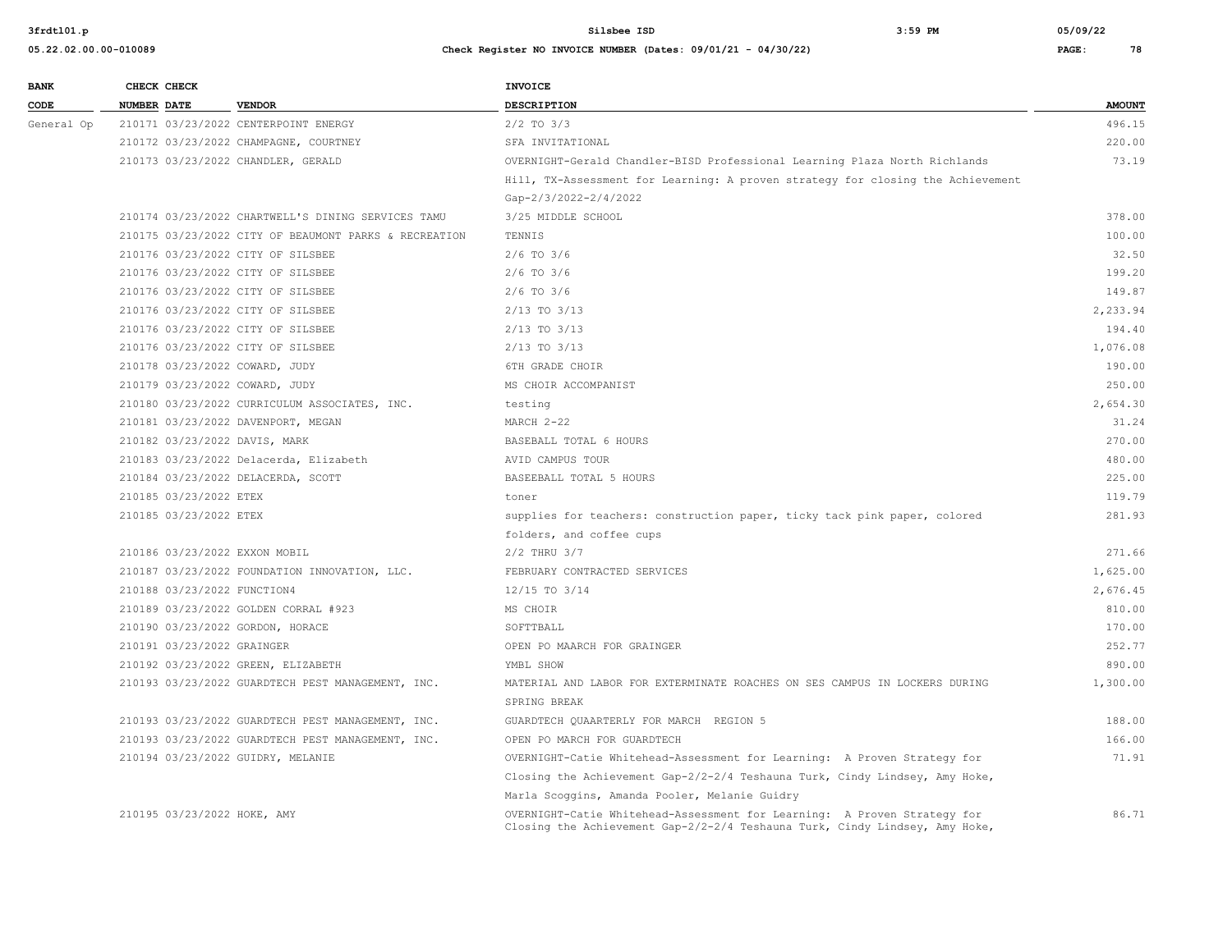| BANK CODE | CHECK NUMBER | CHECK DATE | VENDOR | INVOICE DESCRIPTION | AMOUNT |
|---|---|---|---|---|---|
| General Op | 210171 | 03/23/2022 | CENTERPOINT ENERGY | 2/2 TO 3/3 | 496.15 |
| | 210172 | 03/23/2022 | CHAMPAGNE, COURTNEY | SFA INVITATIONAL | 220.00 |
| | 210173 | 03/23/2022 | CHANDLER, GERALD | OVERNIGHT-Gerald Chandler-BISD Professional Learning Plaza North Richlands Hill, TX-Assessment for Learning: A proven strategy for closing the Achievement Gap-2/3/2022-2/4/2022 | 73.19 |
| | 210174 | 03/23/2022 | CHARTWELL'S DINING SERVICES TAMU | 3/25 MIDDLE SCHOOL | 378.00 |
| | 210175 | 03/23/2022 | CITY OF BEAUMONT PARKS & RECREATION | TENNIS | 100.00 |
| | 210176 | 03/23/2022 | CITY OF SILSBEE | 2/6 TO 3/6 | 32.50 |
| | 210176 | 03/23/2022 | CITY OF SILSBEE | 2/6 TO 3/6 | 199.20 |
| | 210176 | 03/23/2022 | CITY OF SILSBEE | 2/6 TO 3/6 | 149.87 |
| | 210176 | 03/23/2022 | CITY OF SILSBEE | 2/13 TO 3/13 | 2,233.94 |
| | 210176 | 03/23/2022 | CITY OF SILSBEE | 2/13 TO 3/13 | 194.40 |
| | 210176 | 03/23/2022 | CITY OF SILSBEE | 2/13 TO 3/13 | 1,076.08 |
| | 210178 | 03/23/2022 | COWARD, JUDY | 6TH GRADE CHOIR | 190.00 |
| | 210179 | 03/23/2022 | COWARD, JUDY | MS CHOIR ACCOMPANIST | 250.00 |
| | 210180 | 03/23/2022 | CURRICULUM ASSOCIATES, INC. | testing | 2,654.30 |
| | 210181 | 03/23/2022 | DAVENPORT, MEGAN | MARCH 2-22 | 31.24 |
| | 210182 | 03/23/2022 | DAVIS, MARK | BASEBALL TOTAL 6 HOURS | 270.00 |
| | 210183 | 03/23/2022 | Delacerda, Elizabeth | AVID CAMPUS TOUR | 480.00 |
| | 210184 | 03/23/2022 | DELACERDA, SCOTT | BASEEBALL TOTAL 5 HOURS | 225.00 |
| | 210185 | 03/23/2022 | ETEX | toner | 119.79 |
| | 210185 | 03/23/2022 | ETEX | supplies for teachers: construction paper, ticky tack pink paper, colored folders, and coffee cups | 281.93 |
| | 210186 | 03/23/2022 | EXXON MOBIL | 2/2 THRU 3/7 | 271.66 |
| | 210187 | 03/23/2022 | FOUNDATION INNOVATION, LLC. | FEBRUARY CONTRACTED SERVICES | 1,625.00 |
| | 210188 | 03/23/2022 | FUNCTION4 | 12/15 TO 3/14 | 2,676.45 |
| | 210189 | 03/23/2022 | GOLDEN CORRAL #923 | MS CHOIR | 810.00 |
| | 210190 | 03/23/2022 | GORDON, HORACE | SOFTBALL | 170.00 |
| | 210191 | 03/23/2022 | GRAINGER | OPEN PO MAARCH FOR GRAINGER | 252.77 |
| | 210192 | 03/23/2022 | GREEN, ELIZABETH | YMBL SHOW | 890.00 |
| | 210193 | 03/23/2022 | GUARDTECH PEST MANAGEMENT, INC. | MATERIAL AND LABOR FOR EXTERMINATE ROACHES ON SES CAMPUS IN LOCKERS DURING SPRING BREAK | 1,300.00 |
| | 210193 | 03/23/2022 | GUARDTECH PEST MANAGEMENT, INC. | GUARDTECH QUAARTERLY FOR MARCH REGION 5 | 188.00 |
| | 210193 | 03/23/2022 | GUARDTECH PEST MANAGEMENT, INC. | OPEN PO MARCH FOR GUARDTECH | 166.00 |
| | 210194 | 03/23/2022 | GUIDRY, MELANIE | OVERNIGHT-Catie Whitehead-Assessment for Learning: A Proven Strategy for Closing the Achievement Gap-2/2-2/4 Teshauna Turk, Cindy Lindsey, Amy Hoke, Marla Scoggins, Amanda Pooler, Melanie Guidry | 71.91 |
| | 210195 | 03/23/2022 | HOKE, AMY | OVERNIGHT-Catie Whitehead-Assessment for Learning: A Proven Strategy for Closing the Achievement Gap-2/2-2/4 Teshauna Turk, Cindy Lindsey, Amy Hoke, | 86.71 |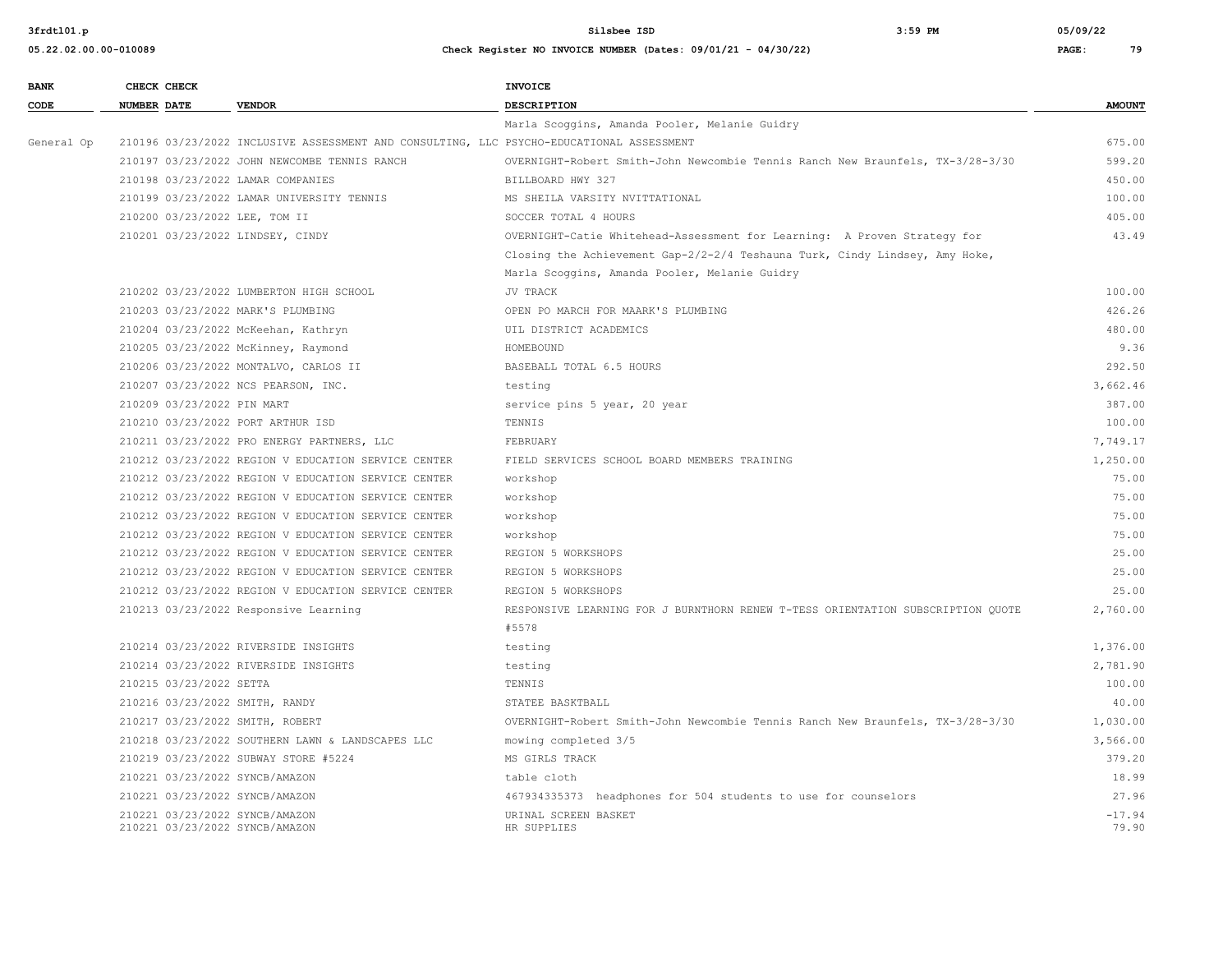| BANK CODE | CHECK NUMBER | CHECK DATE | VENDOR | INVOICE DESCRIPTION | AMOUNT |
|---|---|---|---|---|---|
| | | | | Marla Scoggins, Amanda Pooler, Melanie Guidry | |
| General Op | 210196 | 03/23/2022 | INCLUSIVE ASSESSMENT AND CONSULTING, LLC | PSYCHO-EDUCATIONAL ASSESSMENT | 675.00 |
| | 210197 | 03/23/2022 | JOHN NEWCOMBE TENNIS RANCH | OVERNIGHT-Robert Smith-John Newcombie Tennis Ranch New Braunfels, TX-3/28-3/30 | 599.20 |
| | 210198 | 03/23/2022 | LAMAR COMPANIES | BILLBOARD HWY 327 | 450.00 |
| | 210199 | 03/23/2022 | LAMAR UNIVERSITY TENNIS | MS SHEILA VARSITY NVITTATIONAL | 100.00 |
| | 210200 | 03/23/2022 | LEE, TOM II | SOCCER TOTAL 4 HOURS | 405.00 |
| | 210201 | 03/23/2022 | LINDSEY, CINDY | OVERNIGHT-Catie Whitehead-Assessment for Learning: A Proven Strategy for Closing the Achievement Gap-2/2-2/4 Teshauna Turk, Cindy Lindsey, Amy Hoke, Marla Scoggins, Amanda Pooler, Melanie Guidry | 43.49 |
| | 210202 | 03/23/2022 | LUMBERTON HIGH SCHOOL | JV TRACK | 100.00 |
| | 210203 | 03/23/2022 | MARK'S PLUMBING | OPEN PO MARCH FOR MAARK'S PLUMBING | 426.26 |
| | 210204 | 03/23/2022 | McKeehan, Kathryn | UIL DISTRICT ACADEMICS | 480.00 |
| | 210205 | 03/23/2022 | McKinney, Raymond | HOMEBOUND | 9.36 |
| | 210206 | 03/23/2022 | MONTALVO, CARLOS II | BASEBALL TOTAL 6.5 HOURS | 292.50 |
| | 210207 | 03/23/2022 | NCS PEARSON, INC. | testing | 3,662.46 |
| | 210209 | 03/23/2022 | PIN MART | service pins 5 year, 20 year | 387.00 |
| | 210210 | 03/23/2022 | PORT ARTHUR ISD | TENNIS | 100.00 |
| | 210211 | 03/23/2022 | PRO ENERGY PARTNERS, LLC | FEBRUARY | 7,749.17 |
| | 210212 | 03/23/2022 | REGION V EDUCATION SERVICE CENTER | FIELD SERVICES SCHOOL BOARD MEMBERS TRAINING | 1,250.00 |
| | 210212 | 03/23/2022 | REGION V EDUCATION SERVICE CENTER | workshop | 75.00 |
| | 210212 | 03/23/2022 | REGION V EDUCATION SERVICE CENTER | workshop | 75.00 |
| | 210212 | 03/23/2022 | REGION V EDUCATION SERVICE CENTER | workshop | 75.00 |
| | 210212 | 03/23/2022 | REGION V EDUCATION SERVICE CENTER | workshop | 75.00 |
| | 210212 | 03/23/2022 | REGION V EDUCATION SERVICE CENTER | REGION 5 WORKSHOPS | 25.00 |
| | 210212 | 03/23/2022 | REGION V EDUCATION SERVICE CENTER | REGION 5 WORKSHOPS | 25.00 |
| | 210212 | 03/23/2022 | REGION V EDUCATION SERVICE CENTER | REGION 5 WORKSHOPS | 25.00 |
| | 210213 | 03/23/2022 | Responsive Learning | RESPONSIVE LEARNING FOR J BURNTHORN RENEW T-TESS ORIENTATION SUBSCRIPTION QUOTE #5578 | 2,760.00 |
| | 210214 | 03/23/2022 | RIVERSIDE INSIGHTS | testing | 1,376.00 |
| | 210214 | 03/23/2022 | RIVERSIDE INSIGHTS | testing | 2,781.90 |
| | 210215 | 03/23/2022 | SETTA | TENNIS | 100.00 |
| | 210216 | 03/23/2022 | SMITH, RANDY | STATEE BASKTBALL | 40.00 |
| | 210217 | 03/23/2022 | SMITH, ROBERT | OVERNIGHT-Robert Smith-John Newcombie Tennis Ranch New Braunfels, TX-3/28-3/30 | 1,030.00 |
| | 210218 | 03/23/2022 | SOUTHERN LAWN & LANDSCAPES LLC | mowing completed 3/5 | 3,566.00 |
| | 210219 | 03/23/2022 | SUBWAY STORE #5224 | MS GIRLS TRACK | 379.20 |
| | 210221 | 03/23/2022 | SYNCB/AMAZON | table cloth | 18.99 |
| | 210221 | 03/23/2022 | SYNCB/AMAZON | 467934335373 headphones for 504 students to use for counselors | 27.96 |
| | 210221 | 03/23/2022 | SYNCB/AMAZON | URINAL SCREEN BASKET | -17.94 |
| | 210221 | 03/23/2022 | SYNCB/AMAZON | HR SUPPLIES | 79.90 |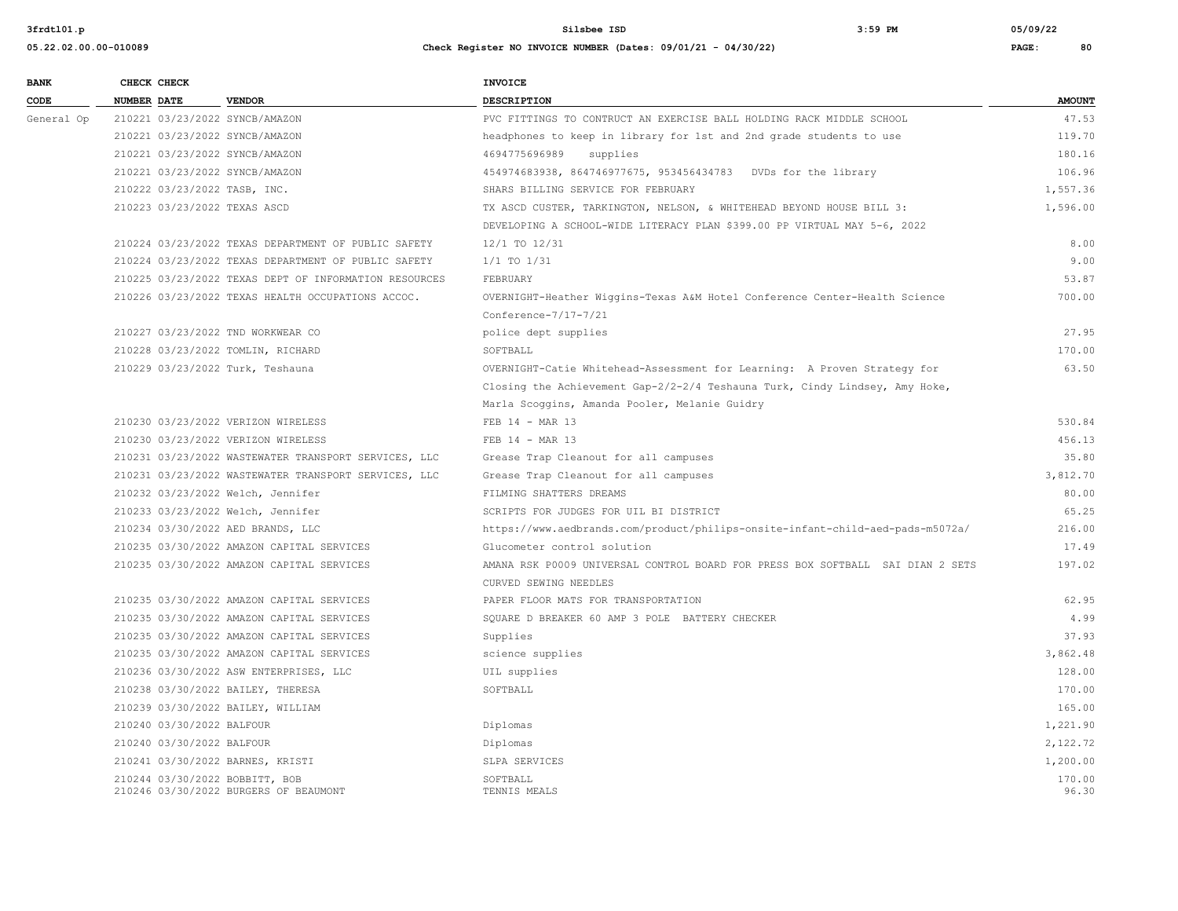| BANK CODE | CHECK NUMBER | CHECK DATE | VENDOR | INVOICE DESCRIPTION | AMOUNT |
|---|---|---|---|---|---|
| General Op | 210221 | 03/23/2022 | SYNCB/AMAZON | PVC FITTINGS TO CONTRUCT AN EXERCISE BALL HOLDING RACK MIDDLE SCHOOL | 47.53 |
| | 210221 | 03/23/2022 | SYNCB/AMAZON | headphones to keep in library for 1st and 2nd grade students to use | 119.70 |
| | 210221 | 03/23/2022 | SYNCB/AMAZON | 4694775696989 supplies | 180.16 |
| | 210221 | 03/23/2022 | SYNCB/AMAZON | 454974683938, 864746977675, 953456434783 DVDs for the library | 106.96 |
| | 210222 | 03/23/2022 | TASB, INC. | SHARS BILLING SERVICE FOR FEBRUARY | 1,557.36 |
| | 210223 | 03/23/2022 | TEXAS ASCD | TX ASCD CUSTER, TARKINGTON, NELSON, & WHITEHEAD BEYOND HOUSE BILL 3: DEVELOPING A SCHOOL-WIDE LITERACY PLAN $399.00 PP VIRTUAL MAY 5-6, 2022 | 1,596.00 |
| | 210224 | 03/23/2022 | TEXAS DEPARTMENT OF PUBLIC SAFETY | 12/1 TO 12/31 | 8.00 |
| | 210224 | 03/23/2022 | TEXAS DEPARTMENT OF PUBLIC SAFETY | 1/1 TO 1/31 | 9.00 |
| | 210225 | 03/23/2022 | TEXAS DEPT OF INFORMATION RESOURCES | FEBRUARY | 53.87 |
| | 210226 | 03/23/2022 | TEXAS HEALTH OCCUPATIONS ACCOC. | OVERNIGHT-Heather Wiggins-Texas A&M Hotel Conference Center-Health Science Conference-7/17-7/21 | 700.00 |
| | 210227 | 03/23/2022 | TND WORKWEAR CO | police dept supplies | 27.95 |
| | 210228 | 03/23/2022 | TOMLIN, RICHARD | SOFTBALL | 170.00 |
| | 210229 | 03/23/2022 | Turk, Teshauna | OVERNIGHT-Catie Whitehead-Assessment for Learning: A Proven Strategy for Closing the Achievement Gap-2/2-2/4 Teshauna Turk, Cindy Lindsey, Amy Hoke, Marla Scoggins, Amanda Pooler, Melanie Guidry | 63.50 |
| | 210230 | 03/23/2022 | VERIZON WIRELESS | FEB 14 - MAR 13 | 530.84 |
| | 210230 | 03/23/2022 | VERIZON WIRELESS | FEB 14 - MAR 13 | 456.13 |
| | 210231 | 03/23/2022 | WASTEWATER TRANSPORT SERVICES, LLC | Grease Trap Cleanout for all campuses | 35.80 |
| | 210231 | 03/23/2022 | WASTEWATER TRANSPORT SERVICES, LLC | Grease Trap Cleanout for all campuses | 3,812.70 |
| | 210232 | 03/23/2022 | Welch, Jennifer | FILMING SHATTERS DREAMS | 80.00 |
| | 210233 | 03/23/2022 | Welch, Jennifer | SCRIPTS FOR JUDGES FOR UIL BI DISTRICT | 65.25 |
| | 210234 | 03/30/2022 | AED BRANDS, LLC | https://www.aedbrands.com/product/philips-onsite-infant-child-aed-pads-m5072a/ | 216.00 |
| | 210235 | 03/30/2022 | AMAZON CAPITAL SERVICES | Glucometer control solution | 17.49 |
| | 210235 | 03/30/2022 | AMAZON CAPITAL SERVICES | AMANA RSK P0009 UNIVERSAL CONTROL BOARD FOR PRESS BOX SOFTBALL SAI DIAN 2 SETS CURVED SEWING NEEDLES | 197.02 |
| | 210235 | 03/30/2022 | AMAZON CAPITAL SERVICES | PAPER FLOOR MATS FOR TRANSPORTATION | 62.95 |
| | 210235 | 03/30/2022 | AMAZON CAPITAL SERVICES | SQUARE D BREAKER 60 AMP 3 POLE BATTERY CHECKER | 4.99 |
| | 210235 | 03/30/2022 | AMAZON CAPITAL SERVICES | Supplies | 37.93 |
| | 210235 | 03/30/2022 | AMAZON CAPITAL SERVICES | science supplies | 3,862.48 |
| | 210236 | 03/30/2022 | ASW ENTERPRISES, LLC | UIL supplies | 128.00 |
| | 210238 | 03/30/2022 | BAILEY, THERESA | SOFTBALL | 170.00 |
| | 210239 | 03/30/2022 | BAILEY, WILLIAM | | 165.00 |
| | 210240 | 03/30/2022 | BALFOUR | Diplomas | 1,221.90 |
| | 210240 | 03/30/2022 | BALFOUR | Diplomas | 2,122.72 |
| | 210241 | 03/30/2022 | BARNES, KRISTI | SLPA SERVICES | 1,200.00 |
| | 210244 | 03/30/2022 | BOBBITT, BOB | SOFTBALL | 170.00 |
| | 210246 | 03/30/2022 | BURGERS OF BEAUMONT | TENNIS MEALS | 96.30 |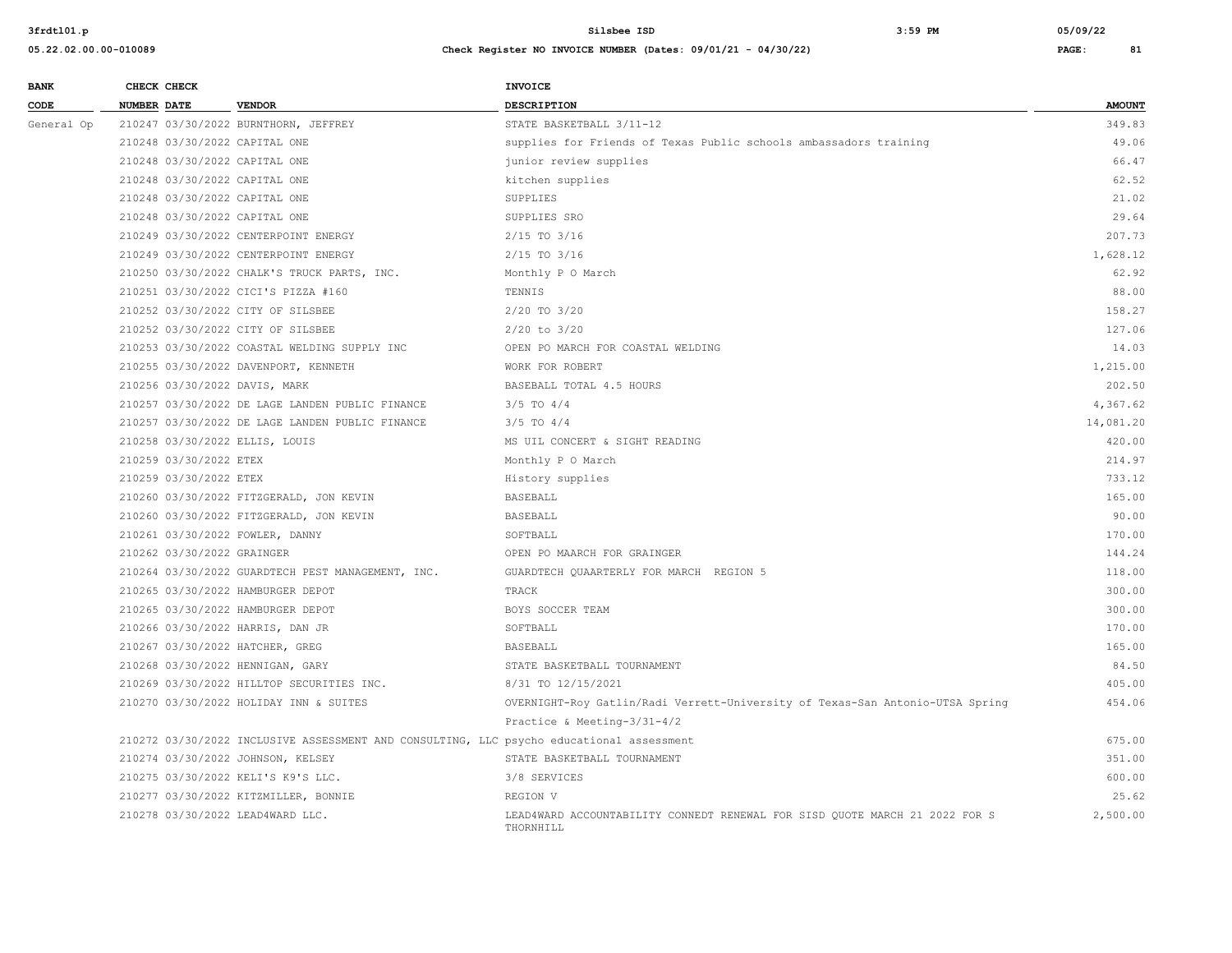| BANK CODE | CHECK NUMBER | CHECK DATE | VENDOR | INVOICE DESCRIPTION | AMOUNT |
|---|---|---|---|---|---|
| General Op | 210247 | 03/30/2022 | BURNTHORN, JEFFREY | STATE BASKETBALL 3/11-12 | 349.83 |
| | 210248 | 03/30/2022 | CAPITAL ONE | supplies for Friends of Texas Public schools ambassadors training | 49.06 |
| | 210248 | 03/30/2022 | CAPITAL ONE | junior review supplies | 66.47 |
| | 210248 | 03/30/2022 | CAPITAL ONE | kitchen supplies | 62.52 |
| | 210248 | 03/30/2022 | CAPITAL ONE | SUPPLIES | 21.02 |
| | 210248 | 03/30/2022 | CAPITAL ONE | SUPPLIES SRO | 29.64 |
| | 210249 | 03/30/2022 | CENTERPOINT ENERGY | 2/15 TO 3/16 | 207.73 |
| | 210249 | 03/30/2022 | CENTERPOINT ENERGY | 2/15 TO 3/16 | 1,628.12 |
| | 210250 | 03/30/2022 | CHALK'S TRUCK PARTS, INC. | Monthly P O March | 62.92 |
| | 210251 | 03/30/2022 | CICI'S PIZZA #160 | TENNIS | 88.00 |
| | 210252 | 03/30/2022 | CITY OF SILSBEE | 2/20 TO 3/20 | 158.27 |
| | 210252 | 03/30/2022 | CITY OF SILSBEE | 2/20 to 3/20 | 127.06 |
| | 210253 | 03/30/2022 | COASTAL WELDING SUPPLY INC | OPEN PO MARCH FOR COASTAL WELDING | 14.03 |
| | 210255 | 03/30/2022 | DAVENPORT, KENNETH | WORK FOR ROBERT | 1,215.00 |
| | 210256 | 03/30/2022 | DAVIS, MARK | BASEBALL TOTAL 4.5 HOURS | 202.50 |
| | 210257 | 03/30/2022 | DE LAGE LANDEN PUBLIC FINANCE | 3/5 TO 4/4 | 4,367.62 |
| | 210257 | 03/30/2022 | DE LAGE LANDEN PUBLIC FINANCE | 3/5 TO 4/4 | 14,081.20 |
| | 210258 | 03/30/2022 | ELLIS, LOUIS | MS UIL CONCERT & SIGHT READING | 420.00 |
| | 210259 | 03/30/2022 | ETEX | Monthly P O March | 214.97 |
| | 210259 | 03/30/2022 | ETEX | History supplies | 733.12 |
| | 210260 | 03/30/2022 | FITZGERALD, JON KEVIN | BASEBALL | 165.00 |
| | 210260 | 03/30/2022 | FITZGERALD, JON KEVIN | BASEBALL | 90.00 |
| | 210261 | 03/30/2022 | FOWLER, DANNY | SOFTBALL | 170.00 |
| | 210262 | 03/30/2022 | GRAINGER | OPEN PO MAARCH FOR GRAINGER | 144.24 |
| | 210264 | 03/30/2022 | GUARDTECH PEST MANAGEMENT, INC. | GUARDTECH QUAARTERLY FOR MARCH REGION 5 | 118.00 |
| | 210265 | 03/30/2022 | HAMBURGER DEPOT | TRACK | 300.00 |
| | 210265 | 03/30/2022 | HAMBURGER DEPOT | BOYS SOCCER TEAM | 300.00 |
| | 210266 | 03/30/2022 | HARRIS, DAN JR | SOFTBALL | 170.00 |
| | 210267 | 03/30/2022 | HATCHER, GREG | BASEBALL | 165.00 |
| | 210268 | 03/30/2022 | HENNIGAN, GARY | STATE BASKETBALL TOURNAMENT | 84.50 |
| | 210269 | 03/30/2022 | HILLTOP SECURITIES INC. | 8/31 TO 12/15/2021 | 405.00 |
| | 210270 | 03/30/2022 | HOLIDAY INN & SUITES | OVERNIGHT-Roy Gatlin/Radi Verrett-University of Texas-San Antonio-UTSA Spring Practice & Meeting-3/31-4/2 | 454.06 |
| | 210272 | 03/30/2022 | INCLUSIVE ASSESSMENT AND CONSULTING, LLC | psycho educational assessment | 675.00 |
| | 210274 | 03/30/2022 | JOHNSON, KELSEY | STATE BASKETBALL TOURNAMENT | 351.00 |
| | 210275 | 03/30/2022 | KELI'S K9'S LLC. | 3/8 SERVICES | 600.00 |
| | 210277 | 03/30/2022 | KITZMILLER, BONNIE | REGION V | 25.62 |
| | 210278 | 03/30/2022 | LEAD4WARD LLC. | LEAD4WARD ACCOUNTABILITY CONNEDT RENEWAL FOR SISD QUOTE MARCH 21 2022 FOR S THORNHILL | 2,500.00 |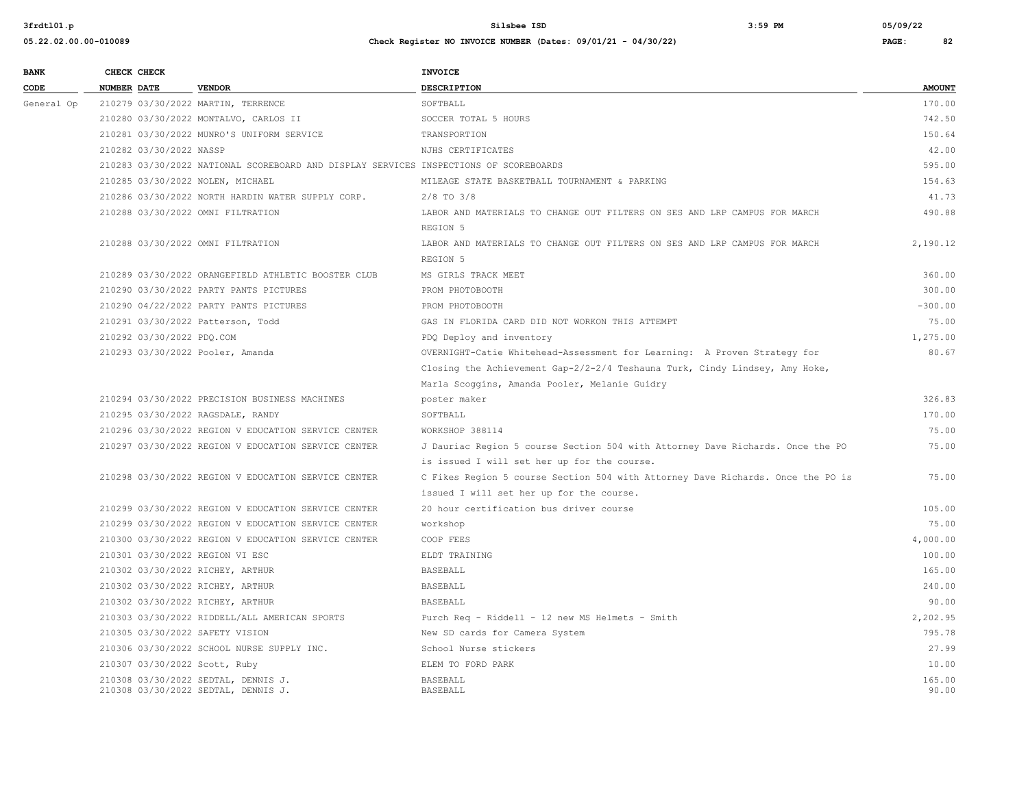| BANK CODE | CHECK NUMBER | CHECK DATE | VENDOR | INVOICE DESCRIPTION | AMOUNT |
|---|---|---|---|---|---|
| General Op | 210279 | 03/30/2022 | MARTIN, TERRENCE | SOFTBALL | 170.00 |
| | 210280 | 03/30/2022 | MONTALVO, CARLOS II | SOCCER TOTAL 5 HOURS | 742.50 |
| | 210281 | 03/30/2022 | MUNRO'S UNIFORM SERVICE | TRANSPORTION | 150.64 |
| | 210282 | 03/30/2022 | NASSP | NJHS CERTIFICATES | 42.00 |
| | 210283 | 03/30/2022 | NATIONAL SCOREBOARD AND DISPLAY SERVICES | INSPECTIONS OF SCOREBOARDS | 595.00 |
| | 210285 | 03/30/2022 | NOLEN, MICHAEL | MILEAGE STATE BASKETBALL TOURNAMENT & PARKING | 154.63 |
| | 210286 | 03/30/2022 | NORTH HARDIN WATER SUPPLY CORP. | 2/8 TO 3/8 | 41.73 |
| | 210288 | 03/30/2022 | OMNI FILTRATION | LABOR AND MATERIALS TO CHANGE OUT FILTERS ON SES AND LRP CAMPUS FOR MARCH REGION 5 | 490.88 |
| | 210288 | 03/30/2022 | OMNI FILTRATION | LABOR AND MATERIALS TO CHANGE OUT FILTERS ON SES AND LRP CAMPUS FOR MARCH REGION 5 | 2,190.12 |
| | 210289 | 03/30/2022 | ORANGEFIELD ATHLETIC BOOSTER CLUB | MS GIRLS TRACK MEET | 360.00 |
| | 210290 | 03/30/2022 | PARTY PANTS PICTURES | PROM PHOTOBOOTH | 300.00 |
| | 210290 | 04/22/2022 | PARTY PANTS PICTURES | PROM PHOTOBOOTH | -300.00 |
| | 210291 | 03/30/2022 | Patterson, Todd | GAS IN FLORIDA CARD DID NOT WORKON THIS ATTEMPT | 75.00 |
| | 210292 | 03/30/2022 | PDQ.COM | PDQ Deploy and inventory | 1,275.00 |
| | 210293 | 03/30/2022 | Pooler, Amanda | OVERNIGHT-Catie Whitehead-Assessment for Learning: A Proven Strategy for Closing the Achievement Gap-2/2-2/4 Teshauna Turk, Cindy Lindsey, Amy Hoke, Marla Scoggins, Amanda Pooler, Melanie Guidry | 80.67 |
| | 210294 | 03/30/2022 | PRECISION BUSINESS MACHINES | poster maker | 326.83 |
| | 210295 | 03/30/2022 | RAGSDALE, RANDY | SOFTBALL | 170.00 |
| | 210296 | 03/30/2022 | REGION V EDUCATION SERVICE CENTER | WORKSHOP 388114 | 75.00 |
| | 210297 | 03/30/2022 | REGION V EDUCATION SERVICE CENTER | J Dauriac Region 5 course Section 504 with Attorney Dave Richards. Once the PO is issued I will set her up for the course. | 75.00 |
| | 210298 | 03/30/2022 | REGION V EDUCATION SERVICE CENTER | C Fikes Region 5 course Section 504 with Attorney Dave Richards. Once the PO is issued I will set her up for the course. | 75.00 |
| | 210299 | 03/30/2022 | REGION V EDUCATION SERVICE CENTER | 20 hour certification bus driver course | 105.00 |
| | 210299 | 03/30/2022 | REGION V EDUCATION SERVICE CENTER | workshop | 75.00 |
| | 210300 | 03/30/2022 | REGION V EDUCATION SERVICE CENTER | COOP FEES | 4,000.00 |
| | 210301 | 03/30/2022 | REGION VI ESC | ELDT TRAINING | 100.00 |
| | 210302 | 03/30/2022 | RICHEY, ARTHUR | BASEBALL | 165.00 |
| | 210302 | 03/30/2022 | RICHEY, ARTHUR | BASEBALL | 240.00 |
| | 210302 | 03/30/2022 | RICHEY, ARTHUR | BASEBALL | 90.00 |
| | 210303 | 03/30/2022 | RIDDELL/ALL AMERICAN SPORTS | Purch Req - Riddell - 12 new MS Helmets - Smith | 2,202.95 |
| | 210305 | 03/30/2022 | SAFETY VISION | New SD cards for Camera System | 795.78 |
| | 210306 | 03/30/2022 | SCHOOL NURSE SUPPLY INC. | School Nurse stickers | 27.99 |
| | 210307 | 03/30/2022 | Scott, Ruby | ELEM TO FORD PARK | 10.00 |
| | 210308 | 03/30/2022 | SEDTAL, DENNIS J. | BASEBALL | 165.00 |
| | 210308 | 03/30/2022 | SEDTAL, DENNIS J. | BASEBALL | 90.00 |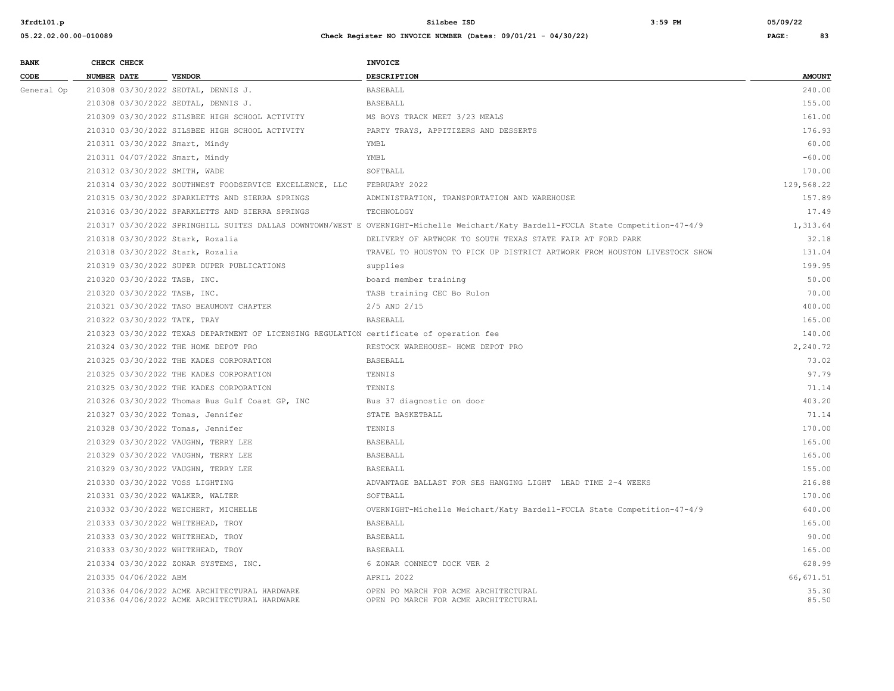| BANK CODE | CHECK NUMBER | CHECK DATE | VENDOR | INVOICE DESCRIPTION | AMOUNT |
|---|---|---|---|---|---|
| General Op | 210308 | 03/30/2022 | SEDTAL, DENNIS J. | BASEBALL | 240.00 |
| | 210308 | 03/30/2022 | SEDTAL, DENNIS J. | BASEBALL | 155.00 |
| | 210309 | 03/30/2022 | SILSBEE HIGH SCHOOL ACTIVITY | MS BOYS TRACK MEET 3/23 MEALS | 161.00 |
| | 210310 | 03/30/2022 | SILSBEE HIGH SCHOOL ACTIVITY | PARTY TRAYS, APPITIZERS AND DESSERTS | 176.93 |
| | 210311 | 03/30/2022 | Smart, Mindy | YMBL | 60.00 |
| | 210311 | 04/07/2022 | Smart, Mindy | YMBL | -60.00 |
| | 210312 | 03/30/2022 | SMITH, WADE | SOFTBALL | 170.00 |
| | 210314 | 03/30/2022 | SOUTHWEST FOODSERVICE EXCELLENCE, LLC | FEBRUARY 2022 | 129,568.22 |
| | 210315 | 03/30/2022 | SPARKLETTS AND SIERRA SPRINGS | ADMINISTRATION, TRANSPORTATION AND WAREHOUSE | 157.89 |
| | 210316 | 03/30/2022 | SPARKLETTS AND SIERRA SPRINGS | TECHNOLOGY | 17.49 |
| | 210317 | 03/30/2022 | SPRINGHILL SUITES DALLAS DOWNTOWN/WEST E | OVERNIGHT-Michelle Weichart/Katy Bardell-FCCLA State Competition-47-4/9 | 1,313.64 |
| | 210318 | 03/30/2022 | Stark, Rozalia | DELIVERY OF ARTWORK TO SOUTH TEXAS STATE FAIR AT FORD PARK | 32.18 |
| | 210318 | 03/30/2022 | Stark, Rozalia | TRAVEL TO HOUSTON TO PICK UP DISTRICT ARTWORK FROM HOUSTON LIVESTOCK SHOW | 131.04 |
| | 210319 | 03/30/2022 | SUPER DUPER PUBLICATIONS | supplies | 199.95 |
| | 210320 | 03/30/2022 | TASB, INC. | board member training | 50.00 |
| | 210320 | 03/30/2022 | TASB, INC. | TASB training CEC Bo Rulon | 70.00 |
| | 210321 | 03/30/2022 | TASO BEAUMONT CHAPTER | 2/5 AND 2/15 | 400.00 |
| | 210322 | 03/30/2022 | TATE, TRAY | BASEBALL | 165.00 |
| | 210323 | 03/30/2022 | TEXAS DEPARTMENT OF LICENSING REGULATION | certificate of operation fee | 140.00 |
| | 210324 | 03/30/2022 | THE HOME DEPOT PRO | RESTOCK WAREHOUSE- HOME DEPOT PRO | 2,240.72 |
| | 210325 | 03/30/2022 | THE KADES CORPORATION | BASEBALL | 73.02 |
| | 210325 | 03/30/2022 | THE KADES CORPORATION | TENNIS | 97.79 |
| | 210325 | 03/30/2022 | THE KADES CORPORATION | TENNIS | 71.14 |
| | 210326 | 03/30/2022 | Thomas Bus Gulf Coast GP, INC | Bus 37 diagnostic on door | 403.20 |
| | 210327 | 03/30/2022 | Tomas, Jennifer | STATE BASKETBALL | 71.14 |
| | 210328 | 03/30/2022 | Tomas, Jennifer | TENNIS | 170.00 |
| | 210329 | 03/30/2022 | VAUGHN, TERRY LEE | BASEBALL | 165.00 |
| | 210329 | 03/30/2022 | VAUGHN, TERRY LEE | BASEBALL | 165.00 |
| | 210329 | 03/30/2022 | VAUGHN, TERRY LEE | BASEBALL | 155.00 |
| | 210330 | 03/30/2022 | VOSS LIGHTING | ADVANTAGE BALLAST FOR SES HANGING LIGHT LEAD TIME 2-4 WEEKS | 216.88 |
| | 210331 | 03/30/2022 | WALKER, WALTER | SOFTBALL | 170.00 |
| | 210332 | 03/30/2022 | WEICHERT, MICHELLE | OVERNIGHT-Michelle Weichart/Katy Bardell-FCCLA State Competition-47-4/9 | 640.00 |
| | 210333 | 03/30/2022 | WHITEHEAD, TROY | BASEBALL | 165.00 |
| | 210333 | 03/30/2022 | WHITEHEAD, TROY | BASEBALL | 90.00 |
| | 210333 | 03/30/2022 | WHITEHEAD, TROY | BASEBALL | 165.00 |
| | 210334 | 03/30/2022 | ZONAR SYSTEMS, INC. | 6 ZONAR CONNECT DOCK VER 2 | 628.99 |
| | 210335 | 04/06/2022 | ABM | APRIL 2022 | 66,671.51 |
| | 210336 | 04/06/2022 | ACME ARCHITECTURAL HARDWARE | OPEN PO MARCH FOR ACME ARCHITECTURAL | 35.30 |
| | 210336 | 04/06/2022 | ACME ARCHITECTURAL HARDWARE | OPEN PO MARCH FOR ACME ARCHITECTURAL | 85.50 |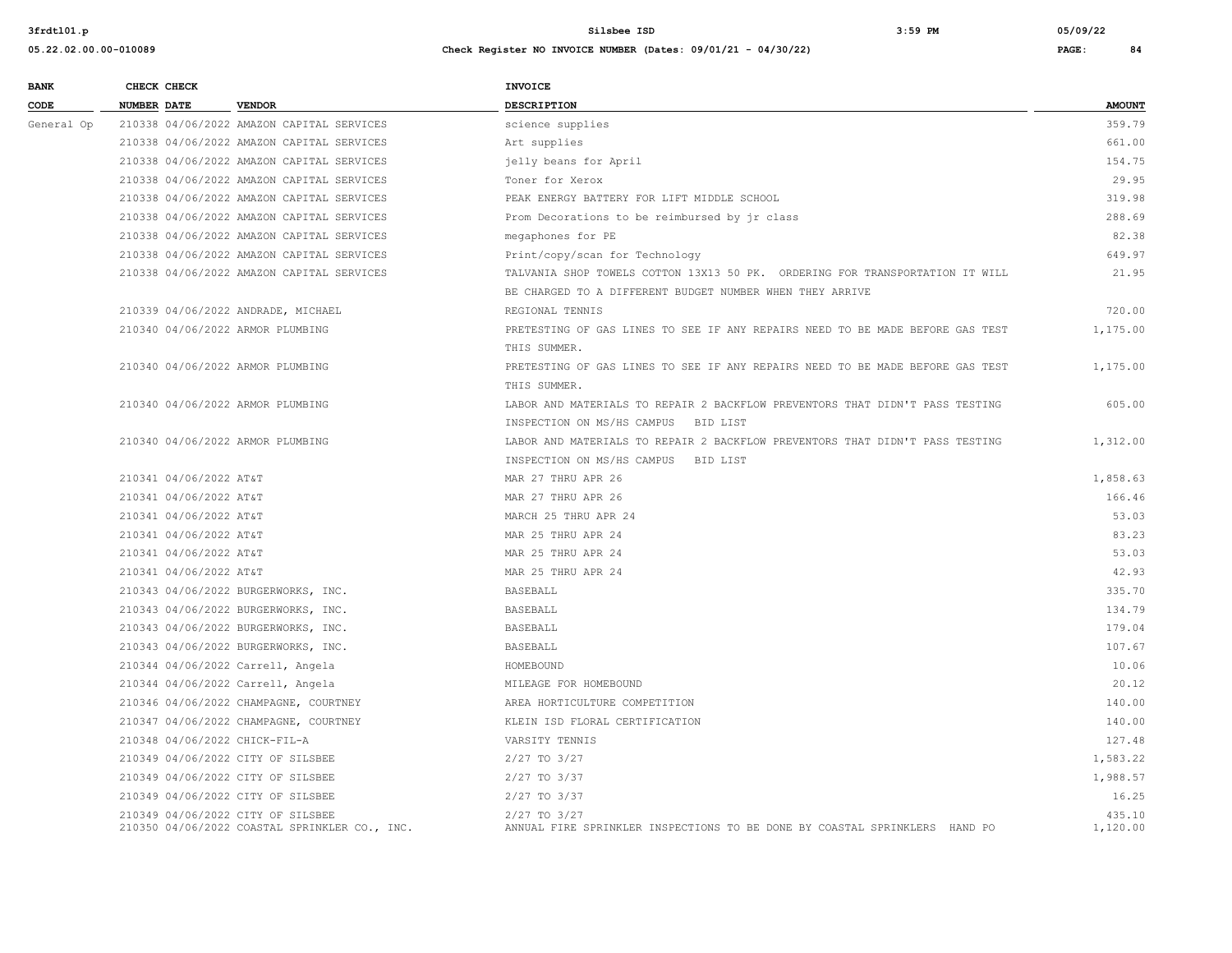| BANK CODE | CHECK NUMBER | CHECK DATE | VENDOR | INVOICE DESCRIPTION | AMOUNT |
|---|---|---|---|---|---|
| General Op | 210338 | 04/06/2022 | AMAZON CAPITAL SERVICES | science supplies | 359.79 |
| | 210338 | 04/06/2022 | AMAZON CAPITAL SERVICES | Art supplies | 661.00 |
| | 210338 | 04/06/2022 | AMAZON CAPITAL SERVICES | jelly beans for April | 154.75 |
| | 210338 | 04/06/2022 | AMAZON CAPITAL SERVICES | Toner for Xerox | 29.95 |
| | 210338 | 04/06/2022 | AMAZON CAPITAL SERVICES | PEAK ENERGY BATTERY FOR LIFT MIDDLE SCHOOL | 319.98 |
| | 210338 | 04/06/2022 | AMAZON CAPITAL SERVICES | Prom Decorations to be reimbursed by jr class | 288.69 |
| | 210338 | 04/06/2022 | AMAZON CAPITAL SERVICES | megaphones for PE | 82.38 |
| | 210338 | 04/06/2022 | AMAZON CAPITAL SERVICES | Print/copy/scan for Technology | 649.97 |
| | 210338 | 04/06/2022 | AMAZON CAPITAL SERVICES | TALVANIA SHOP TOWELS COTTON 13X13 50 PK. ORDERING FOR TRANSPORTATION IT WILL BE CHARGED TO A DIFFERENT BUDGET NUMBER WHEN THEY ARRIVE | 21.95 |
| | 210339 | 04/06/2022 | ANDRADE, MICHAEL | REGIONAL TENNIS | 720.00 |
| | 210340 | 04/06/2022 | ARMOR PLUMBING | PRETESTING OF GAS LINES TO SEE IF ANY REPAIRS NEED TO BE MADE BEFORE GAS TEST THIS SUMMER. | 1,175.00 |
| | 210340 | 04/06/2022 | ARMOR PLUMBING | PRETESTING OF GAS LINES TO SEE IF ANY REPAIRS NEED TO BE MADE BEFORE GAS TEST THIS SUMMER. | 1,175.00 |
| | 210340 | 04/06/2022 | ARMOR PLUMBING | LABOR AND MATERIALS TO REPAIR 2 BACKFLOW PREVENTORS THAT DIDN'T PASS TESTING INSPECTION ON MS/HS CAMPUS BID LIST | 605.00 |
| | 210340 | 04/06/2022 | ARMOR PLUMBING | LABOR AND MATERIALS TO REPAIR 2 BACKFLOW PREVENTORS THAT DIDN'T PASS TESTING INSPECTION ON MS/HS CAMPUS BID LIST | 1,312.00 |
| | 210341 | 04/06/2022 | AT&T | MAR 27 THRU APR 26 | 1,858.63 |
| | 210341 | 04/06/2022 | AT&T | MAR 27 THRU APR 26 | 166.46 |
| | 210341 | 04/06/2022 | AT&T | MARCH 25 THRU APR 24 | 53.03 |
| | 210341 | 04/06/2022 | AT&T | MAR 25 THRU APR 24 | 83.23 |
| | 210341 | 04/06/2022 | AT&T | MAR 25 THRU APR 24 | 53.03 |
| | 210341 | 04/06/2022 | AT&T | MAR 25 THRU APR 24 | 42.93 |
| | 210343 | 04/06/2022 | BURGERWORKS, INC. | BASEBALL | 335.70 |
| | 210343 | 04/06/2022 | BURGERWORKS, INC. | BASEBALL | 134.79 |
| | 210343 | 04/06/2022 | BURGERWORKS, INC. | BASEBALL | 179.04 |
| | 210343 | 04/06/2022 | BURGERWORKS, INC. | BASEBALL | 107.67 |
| | 210344 | 04/06/2022 | Carrell, Angela | HOMEBOUND | 10.06 |
| | 210344 | 04/06/2022 | Carrell, Angela | MILEAGE FOR HOMEBOUND | 20.12 |
| | 210346 | 04/06/2022 | CHAMPAGNE, COURTNEY | AREA HORTICULTURE COMPETITION | 140.00 |
| | 210347 | 04/06/2022 | CHAMPAGNE, COURTNEY | KLEIN ISD FLORAL CERTIFICATION | 140.00 |
| | 210348 | 04/06/2022 | CHICK-FIL-A | VARSITY TENNIS | 127.48 |
| | 210349 | 04/06/2022 | CITY OF SILSBEE | 2/27 TO 3/27 | 1,583.22 |
| | 210349 | 04/06/2022 | CITY OF SILSBEE | 2/27 TO 3/37 | 1,988.57 |
| | 210349 | 04/06/2022 | CITY OF SILSBEE | 2/27 TO 3/37 | 16.25 |
| | 210349 | 04/06/2022 | CITY OF SILSBEE | 2/27 TO 3/27 | 435.10 |
| | 210350 | 04/06/2022 | COASTAL SPRINKLER CO., INC. | ANNUAL FIRE SPRINKLER INSPECTIONS TO BE DONE BY COASTAL SPRINKLERS HAND PO | 1,120.00 |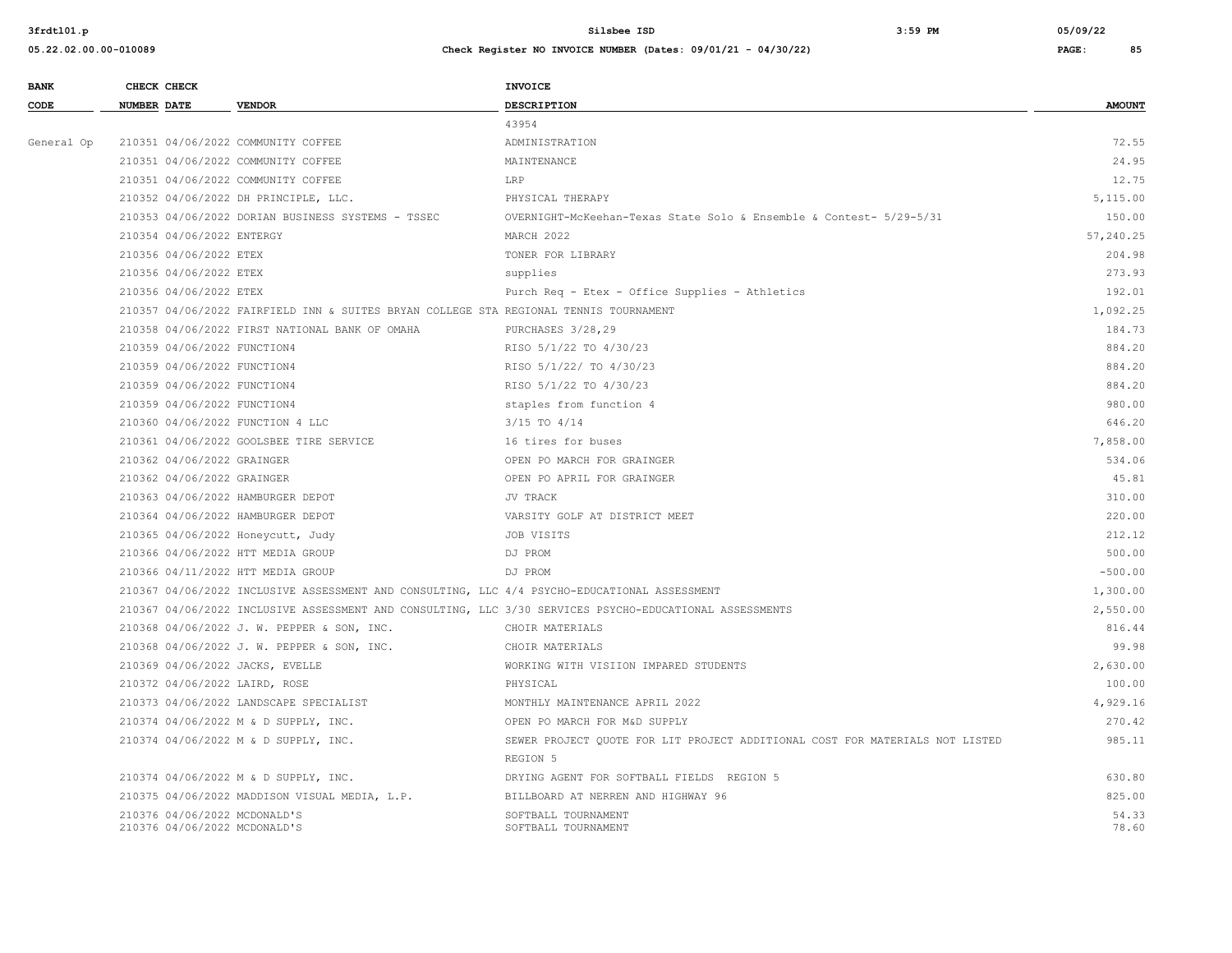| BANK CODE | CHECK NUMBER | CHECK DATE | VENDOR | INVOICE DESCRIPTION | AMOUNT |
|---|---|---|---|---|---|
| | | | | 43954 | |
| General Op | 210351 | 04/06/2022 | COMMUNITY COFFEE | ADMINISTRATION | 72.55 |
| | 210351 | 04/06/2022 | COMMUNITY COFFEE | MAINTENANCE | 24.95 |
| | 210351 | 04/06/2022 | COMMUNITY COFFEE | LRP | 12.75 |
| | 210352 | 04/06/2022 | DH PRINCIPLE, LLC. | PHYSICAL THERAPY | 5,115.00 |
| | 210353 | 04/06/2022 | DORIAN BUSINESS SYSTEMS - TSSEC | OVERNIGHT-McKeehan-Texas State Solo & Ensemble & Contest- 5/29-5/31 | 150.00 |
| | 210354 | 04/06/2022 | ENTERGY | MARCH 2022 | 57,240.25 |
| | 210356 | 04/06/2022 | ETEX | TONER FOR LIBRARY | 204.98 |
| | 210356 | 04/06/2022 | ETEX | supplies | 273.93 |
| | 210356 | 04/06/2022 | ETEX | Purch Req - Etex - Office Supplies - Athletics | 192.01 |
| | 210357 | 04/06/2022 | FAIRFIELD INN & SUITES BRYAN COLLEGE STA | REGIONAL TENNIS TOURNAMENT | 1,092.25 |
| | 210358 | 04/06/2022 | FIRST NATIONAL BANK OF OMAHA | PURCHASES 3/28,29 | 184.73 |
| | 210359 | 04/06/2022 | FUNCTION4 | RISO 5/1/22 TO 4/30/23 | 884.20 |
| | 210359 | 04/06/2022 | FUNCTION4 | RISO 5/1/22/ TO 4/30/23 | 884.20 |
| | 210359 | 04/06/2022 | FUNCTION4 | RISO 5/1/22 TO 4/30/23 | 884.20 |
| | 210359 | 04/06/2022 | FUNCTION4 | staples from function 4 | 980.00 |
| | 210360 | 04/06/2022 | FUNCTION 4 LLC | 3/15 TO 4/14 | 646.20 |
| | 210361 | 04/06/2022 | GOOLSBEE TIRE SERVICE | 16 tires for buses | 7,858.00 |
| | 210362 | 04/06/2022 | GRAINGER | OPEN PO MARCH FOR GRAINGER | 534.06 |
| | 210362 | 04/06/2022 | GRAINGER | OPEN PO APRIL FOR GRAINGER | 45.81 |
| | 210363 | 04/06/2022 | HAMBURGER DEPOT | JV TRACK | 310.00 |
| | 210364 | 04/06/2022 | HAMBURGER DEPOT | VARSITY GOLF AT DISTRICT MEET | 220.00 |
| | 210365 | 04/06/2022 | Honeycutt, Judy | JOB VISITS | 212.12 |
| | 210366 | 04/06/2022 | HTT MEDIA GROUP | DJ PROM | 500.00 |
| | 210366 | 04/11/2022 | HTT MEDIA GROUP | DJ PROM | -500.00 |
| | 210367 | 04/06/2022 | INCLUSIVE ASSESSMENT AND CONSULTING, LLC | 4/4 PSYCHO-EDUCATIONAL ASSESSMENT | 1,300.00 |
| | 210367 | 04/06/2022 | INCLUSIVE ASSESSMENT AND CONSULTING, LLC | 3/30 SERVICES PSYCHO-EDUCATIONAL ASSESSMENTS | 2,550.00 |
| | 210368 | 04/06/2022 | J. W. PEPPER & SON, INC. | CHOIR MATERIALS | 816.44 |
| | 210368 | 04/06/2022 | J. W. PEPPER & SON, INC. | CHOIR MATERIALS | 99.98 |
| | 210369 | 04/06/2022 | JACKS, EVELLE | WORKING WITH VISIION IMPARED STUDENTS | 2,630.00 |
| | 210372 | 04/06/2022 | LAIRD, ROSE | PHYSICAL | 100.00 |
| | 210373 | 04/06/2022 | LANDSCAPE SPECIALIST | MONTHLY MAINTENANCE APRIL 2022 | 4,929.16 |
| | 210374 | 04/06/2022 | M & D SUPPLY, INC. | OPEN PO MARCH FOR M&D SUPPLY | 270.42 |
| | 210374 | 04/06/2022 | M & D SUPPLY, INC. | SEWER PROJECT QUOTE FOR LIT PROJECT ADDITIONAL COST FOR MATERIALS NOT LISTED REGION 5 | 985.11 |
| | 210374 | 04/06/2022 | M & D SUPPLY, INC. | DRYING AGENT FOR SOFTBALL FIELDS REGION 5 | 630.80 |
| | 210375 | 04/06/2022 | MADDISON VISUAL MEDIA, L.P. | BILLBOARD AT NERREN AND HIGHWAY 96 | 825.00 |
| | 210376 | 04/06/2022 | MCDONALD'S | SOFTBALL TOURNAMENT | 54.33 |
| | 210376 | 04/06/2022 | MCDONALD'S | SOFTBALL TOURNAMENT | 78.60 |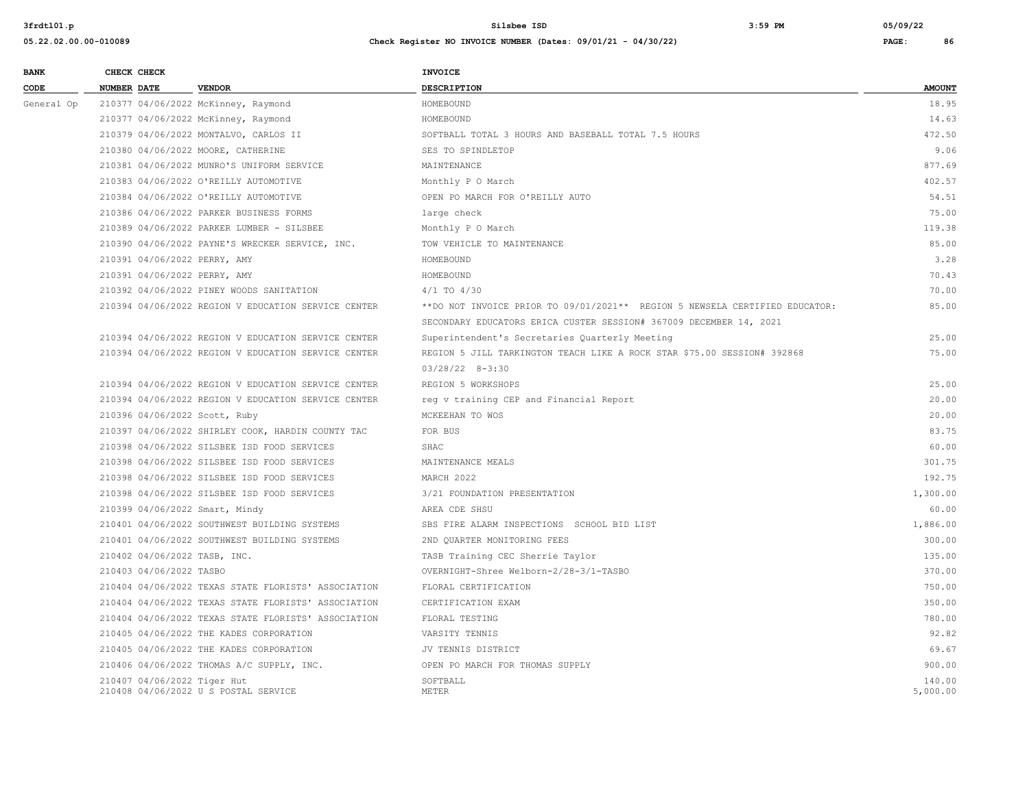| BANK CODE | CHECK NUMBER | CHECK DATE | VENDOR | INVOICE DESCRIPTION | AMOUNT |
|---|---|---|---|---|---|
| General Op | 210377 | 04/06/2022 | McKinney, Raymond | HOMEBOUND | 18.95 |
| | 210377 | 04/06/2022 | McKinney, Raymond | HOMEBOUND | 14.63 |
| | 210379 | 04/06/2022 | MONTALVO, CARLOS II | SOFTBALL TOTAL 3 HOURS AND BASEBALL TOTAL 7.5 HOURS | 472.50 |
| | 210380 | 04/06/2022 | MOORE, CATHERINE | SES TO SPINDLETOP | 9.06 |
| | 210381 | 04/06/2022 | MUNRO'S UNIFORM SERVICE | MAINTENANCE | 877.69 |
| | 210383 | 04/06/2022 | O'REILLY AUTOMOTIVE | Monthly P O March | 402.57 |
| | 210384 | 04/06/2022 | O'REILLY AUTOMOTIVE | OPEN PO MARCH FOR O'REILLY AUTO | 54.51 |
| | 210386 | 04/06/2022 | PARKER BUSINESS FORMS | large check | 75.00 |
| | 210389 | 04/06/2022 | PARKER LUMBER - SILSBEE | Monthly P O March | 119.38 |
| | 210390 | 04/06/2022 | PAYNE'S WRECKER SERVICE, INC. | TOW VEHICLE TO MAINTENANCE | 85.00 |
| | 210391 | 04/06/2022 | PERRY, AMY | HOMEBOUND | 3.28 |
| | 210391 | 04/06/2022 | PERRY, AMY | HOMEBOUND | 70.43 |
| | 210392 | 04/06/2022 | PINEY WOODS SANITATION | 4/1 TO 4/30 | 70.00 |
| | 210394 | 04/06/2022 | REGION V EDUCATION SERVICE CENTER | **DO NOT INVOICE PRIOR TO 09/01/2021** REGION 5 NEWSELA CERTIFIED EDUCATOR: SECONDARY EDUCATORS ERICA CUSTER SESSION# 367009 DECEMBER 14, 2021 | 85.00 |
| | 210394 | 04/06/2022 | REGION V EDUCATION SERVICE CENTER | Superintendent's Secretaries Quarterly Meeting | 25.00 |
| | 210394 | 04/06/2022 | REGION V EDUCATION SERVICE CENTER | REGION 5 JILL TARKINGTON TEACH LIKE A ROCK STAR $75.00 SESSION# 392868 03/28/22 8-3:30 | 75.00 |
| | 210394 | 04/06/2022 | REGION V EDUCATION SERVICE CENTER | REGION 5 WORKSHOPS | 25.00 |
| | 210394 | 04/06/2022 | REGION V EDUCATION SERVICE CENTER | reg v training CEP and Financial Report | 20.00 |
| | 210396 | 04/06/2022 | Scott, Ruby | MCKEEHAN TO WOS | 20.00 |
| | 210397 | 04/06/2022 | SHIRLEY COOK, HARDIN COUNTY TAC | FOR BUS | 83.75 |
| | 210398 | 04/06/2022 | SILSBEE ISD FOOD SERVICES | SHAC | 60.00 |
| | 210398 | 04/06/2022 | SILSBEE ISD FOOD SERVICES | MAINTENANCE MEALS | 301.75 |
| | 210398 | 04/06/2022 | SILSBEE ISD FOOD SERVICES | MARCH 2022 | 192.75 |
| | 210398 | 04/06/2022 | SILSBEE ISD FOOD SERVICES | 3/21 FOUNDATION PRESENTATION | 1,300.00 |
| | 210399 | 04/06/2022 | Smart, Mindy | AREA CDE SHSU | 60.00 |
| | 210401 | 04/06/2022 | SOUTHWEST BUILDING SYSTEMS | SBS FIRE ALARM INSPECTIONS SCHOOL BID LIST | 1,886.00 |
| | 210401 | 04/06/2022 | SOUTHWEST BUILDING SYSTEMS | 2ND QUARTER MONITORING FEES | 300.00 |
| | 210402 | 04/06/2022 | TASB, INC. | TASB Training CEC Sherrie Taylor | 135.00 |
| | 210403 | 04/06/2022 | TASBO | OVERNIGHT-Shree Welborn-2/28-3/1-TASBO | 370.00 |
| | 210404 | 04/06/2022 | TEXAS STATE FLORISTS' ASSOCIATION | FLORAL CERTIFICATION | 750.00 |
| | 210404 | 04/06/2022 | TEXAS STATE FLORISTS' ASSOCIATION | CERTIFICATION EXAM | 350.00 |
| | 210404 | 04/06/2022 | TEXAS STATE FLORISTS' ASSOCIATION | FLORAL TESTING | 780.00 |
| | 210405 | 04/06/2022 | THE KADES CORPORATION | VARSITY TENNIS | 92.82 |
| | 210405 | 04/06/2022 | THE KADES CORPORATION | JV TENNIS DISTRICT | 69.67 |
| | 210406 | 04/06/2022 | THOMAS A/C SUPPLY, INC. | OPEN PO MARCH FOR THOMAS SUPPLY | 900.00 |
| | 210407 | 04/06/2022 | Tiger Hut | SOFTBALL | 140.00 |
| | 210408 | 04/06/2022 | U S POSTAL SERVICE | METER | 5,000.00 |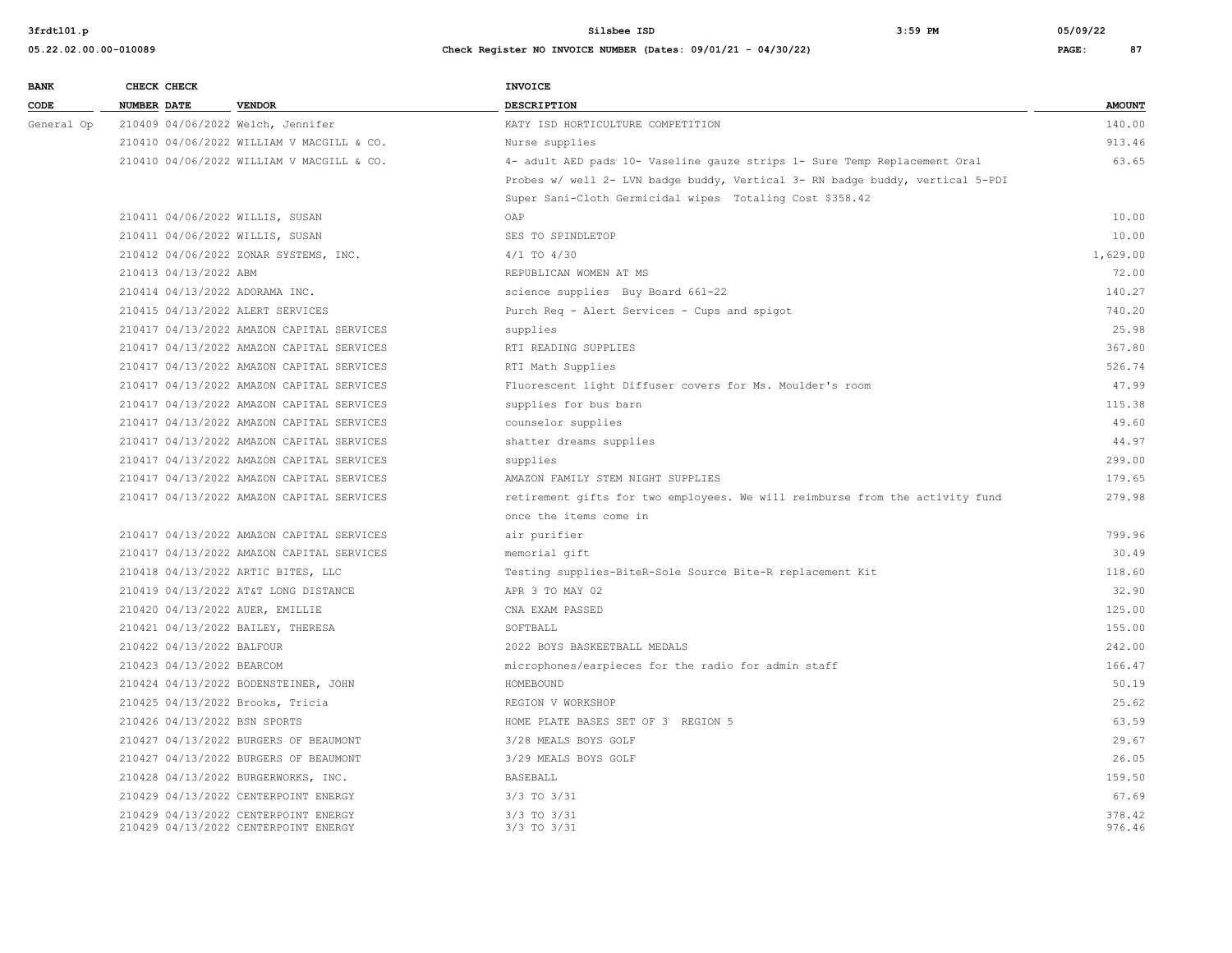| BANK CODE | CHECK NUMBER | CHECK DATE | VENDOR | INVOICE DESCRIPTION | AMOUNT |
|---|---|---|---|---|---|
| General Op | 210409 | 04/06/2022 | Welch, Jennifer | KATY ISD HORTICULTURE COMPETITION | 140.00 |
| | 210410 | 04/06/2022 | WILLIAM V MACGILL & CO. | Nurse supplies | 913.46 |
| | 210410 | 04/06/2022 | WILLIAM V MACGILL & CO. | 4- adult AED pads 10- Vaseline gauze strips 1- Sure Temp Replacement Oral Probes w/ well 2- LVN badge buddy, Vertical 3- RN badge buddy, vertical 5-PDI Super Sani-Cloth Germicidal wipes Totaling Cost $358.42 | 63.65 |
| | 210411 | 04/06/2022 | WILLIS, SUSAN | OAP | 10.00 |
| | 210411 | 04/06/2022 | WILLIS, SUSAN | SES TO SPINDLETOP | 10.00 |
| | 210412 | 04/06/2022 | ZONAR SYSTEMS, INC. | 4/1 TO 4/30 | 1,629.00 |
| | 210413 | 04/13/2022 | ABM | REPUBLICAN WOMEN AT MS | 72.00 |
| | 210414 | 04/13/2022 | ADORAMA INC. | science supplies Buy Board 661-22 | 140.27 |
| | 210415 | 04/13/2022 | ALERT SERVICES | Purch Req - Alert Services - Cups and spigot | 740.20 |
| | 210417 | 04/13/2022 | AMAZON CAPITAL SERVICES | supplies | 25.98 |
| | 210417 | 04/13/2022 | AMAZON CAPITAL SERVICES | RTI READING SUPPLIES | 367.80 |
| | 210417 | 04/13/2022 | AMAZON CAPITAL SERVICES | RTI Math Supplies | 526.74 |
| | 210417 | 04/13/2022 | AMAZON CAPITAL SERVICES | Fluorescent light Diffuser covers for Ms. Moulder's room | 47.99 |
| | 210417 | 04/13/2022 | AMAZON CAPITAL SERVICES | supplies for bus barn | 115.38 |
| | 210417 | 04/13/2022 | AMAZON CAPITAL SERVICES | counselor supplies | 49.60 |
| | 210417 | 04/13/2022 | AMAZON CAPITAL SERVICES | shatter dreams supplies | 44.97 |
| | 210417 | 04/13/2022 | AMAZON CAPITAL SERVICES | supplies | 299.00 |
| | 210417 | 04/13/2022 | AMAZON CAPITAL SERVICES | AMAZON FAMILY STEM NIGHT SUPPLIES | 179.65 |
| | 210417 | 04/13/2022 | AMAZON CAPITAL SERVICES | retirement gifts for two employees. We will reimburse from the activity fund once the items come in | 279.98 |
| | 210417 | 04/13/2022 | AMAZON CAPITAL SERVICES | air purifier | 799.96 |
| | 210417 | 04/13/2022 | AMAZON CAPITAL SERVICES | memorial gift | 30.49 |
| | 210418 | 04/13/2022 | ARTIC BITES, LLC | Testing supplies-BiteR-Sole Source Bite-R replacement Kit | 118.60 |
| | 210419 | 04/13/2022 | AT&T LONG DISTANCE | APR 3 TO MAY 02 | 32.90 |
| | 210420 | 04/13/2022 | AUER, EMILLIE | CNA EXAM PASSED | 125.00 |
| | 210421 | 04/13/2022 | BAILEY, THERESA | SOFTBALL | 155.00 |
| | 210422 | 04/13/2022 | BALFOUR | 2022 BOYS BASKEETBALL MEDALS | 242.00 |
| | 210423 | 04/13/2022 | BEARCOM | microphones/earpieces for the radio for admin staff | 166.47 |
| | 210424 | 04/13/2022 | BODENSTEINER, JOHN | HOMEBOUND | 50.19 |
| | 210425 | 04/13/2022 | Brooks, Tricia | REGION V WORKSHOP | 25.62 |
| | 210426 | 04/13/2022 | BSN SPORTS | HOME PLATE BASES SET OF 3 REGION 5 | 63.59 |
| | 210427 | 04/13/2022 | BURGERS OF BEAUMONT | 3/28 MEALS BOYS GOLF | 29.67 |
| | 210427 | 04/13/2022 | BURGERS OF BEAUMONT | 3/29 MEALS BOYS GOLF | 26.05 |
| | 210428 | 04/13/2022 | BURGERWORKS, INC. | BASEBALL | 159.50 |
| | 210429 | 04/13/2022 | CENTERPOINT ENERGY | 3/3 TO 3/31 | 67.69 |
| | 210429 | 04/13/2022 | CENTERPOINT ENERGY | 3/3 TO 3/31 | 378.42 |
| | 210429 | 04/13/2022 | CENTERPOINT ENERGY | 3/3 TO 3/31 | 976.46 |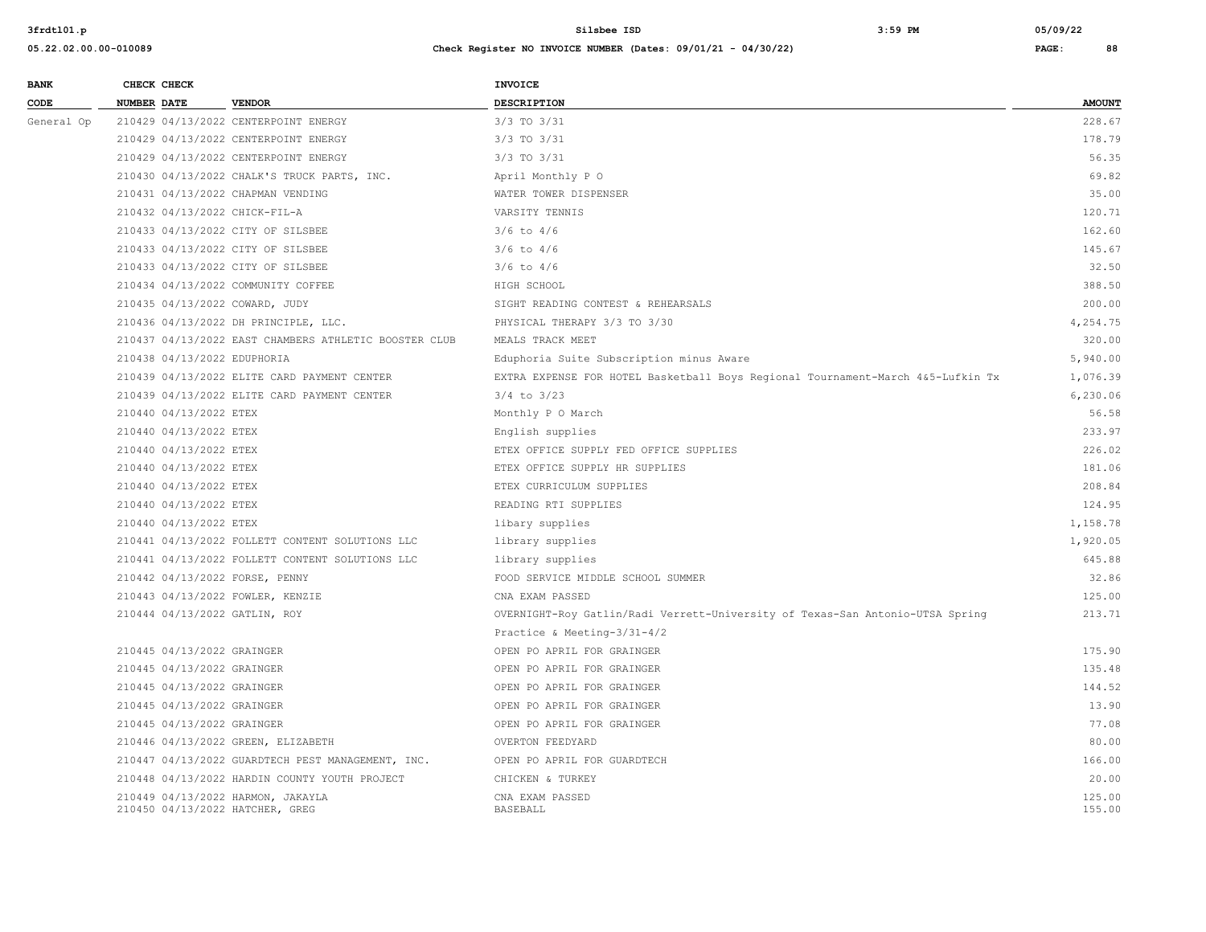| BANK CODE | CHECK NUMBER | CHECK DATE | VENDOR | INVOICE DESCRIPTION | AMOUNT |
|---|---|---|---|---|---|
| General Op | 210429 | 04/13/2022 | CENTERPOINT ENERGY | 3/3 TO 3/31 | 228.67 |
| | 210429 | 04/13/2022 | CENTERPOINT ENERGY | 3/3 TO 3/31 | 178.79 |
| | 210429 | 04/13/2022 | CENTERPOINT ENERGY | 3/3 TO 3/31 | 56.35 |
| | 210430 | 04/13/2022 | CHALK'S TRUCK PARTS, INC. | April Monthly P O | 69.82 |
| | 210431 | 04/13/2022 | CHAPMAN VENDING | WATER TOWER DISPENSER | 35.00 |
| | 210432 | 04/13/2022 | CHICK-FIL-A | VARSITY TENNIS | 120.71 |
| | 210433 | 04/13/2022 | CITY OF SILSBEE | 3/6 to 4/6 | 162.60 |
| | 210433 | 04/13/2022 | CITY OF SILSBEE | 3/6 to 4/6 | 145.67 |
| | 210433 | 04/13/2022 | CITY OF SILSBEE | 3/6 to 4/6 | 32.50 |
| | 210434 | 04/13/2022 | COMMUNITY COFFEE | HIGH SCHOOL | 388.50 |
| | 210435 | 04/13/2022 | COWARD, JUDY | SIGHT READING CONTEST & REHEARSALS | 200.00 |
| | 210436 | 04/13/2022 | DH PRINCIPLE, LLC. | PHYSICAL THERAPY 3/3 TO 3/30 | 4,254.75 |
| | 210437 | 04/13/2022 | EAST CHAMBERS ATHLETIC BOOSTER CLUB | MEALS TRACK MEET | 320.00 |
| | 210438 | 04/13/2022 | EDUPHORIA | Eduphoria Suite Subscription minus Aware | 5,940.00 |
| | 210439 | 04/13/2022 | ELITE CARD PAYMENT CENTER | EXTRA EXPENSE FOR HOTEL Basketball Boys Regional Tournament-March 4&5-Lufkin Tx | 1,076.39 |
| | 210439 | 04/13/2022 | ELITE CARD PAYMENT CENTER | 3/4 to 3/23 | 6,230.06 |
| | 210440 | 04/13/2022 | ETEX | Monthly P O March | 56.58 |
| | 210440 | 04/13/2022 | ETEX | English supplies | 233.97 |
| | 210440 | 04/13/2022 | ETEX | ETEX OFFICE SUPPLY FED OFFICE SUPPLIES | 226.02 |
| | 210440 | 04/13/2022 | ETEX | ETEX OFFICE SUPPLY HR SUPPLIES | 181.06 |
| | 210440 | 04/13/2022 | ETEX | ETEX CURRICULUM SUPPLIES | 208.84 |
| | 210440 | 04/13/2022 | ETEX | READING RTI SUPPLIES | 124.95 |
| | 210440 | 04/13/2022 | ETEX | libary supplies | 1,158.78 |
| | 210441 | 04/13/2022 | FOLLETT CONTENT SOLUTIONS LLC | library supplies | 1,920.05 |
| | 210441 | 04/13/2022 | FOLLETT CONTENT SOLUTIONS LLC | library supplies | 645.88 |
| | 210442 | 04/13/2022 | FORSE, PENNY | FOOD SERVICE MIDDLE SCHOOL SUMMER | 32.86 |
| | 210443 | 04/13/2022 | FOWLER, KENZIE | CNA EXAM PASSED | 125.00 |
| | 210444 | 04/13/2022 | GATLIN, ROY | OVERNIGHT-Roy Gatlin/Radi Verrett-University of Texas-San Antonio-UTSA Spring Practice & Meeting-3/31-4/2 | 213.71 |
| | 210445 | 04/13/2022 | GRAINGER | OPEN PO APRIL FOR GRAINGER | 175.90 |
| | 210445 | 04/13/2022 | GRAINGER | OPEN PO APRIL FOR GRAINGER | 135.48 |
| | 210445 | 04/13/2022 | GRAINGER | OPEN PO APRIL FOR GRAINGER | 144.52 |
| | 210445 | 04/13/2022 | GRAINGER | OPEN PO APRIL FOR GRAINGER | 13.90 |
| | 210445 | 04/13/2022 | GRAINGER | OPEN PO APRIL FOR GRAINGER | 77.08 |
| | 210446 | 04/13/2022 | GREEN, ELIZABETH | OVERTON FEEDYARD | 80.00 |
| | 210447 | 04/13/2022 | GUARDTECH PEST MANAGEMENT, INC. | OPEN PO APRIL FOR GUARDTECH | 166.00 |
| | 210448 | 04/13/2022 | HARDIN COUNTY YOUTH PROJECT | CHICKEN & TURKEY | 20.00 |
| | 210449 | 04/13/2022 | HARMON, JAKAYLA | CNA EXAM PASSED | 125.00 |
| | 210450 | 04/13/2022 | HATCHER, GREG | BASEBALL | 155.00 |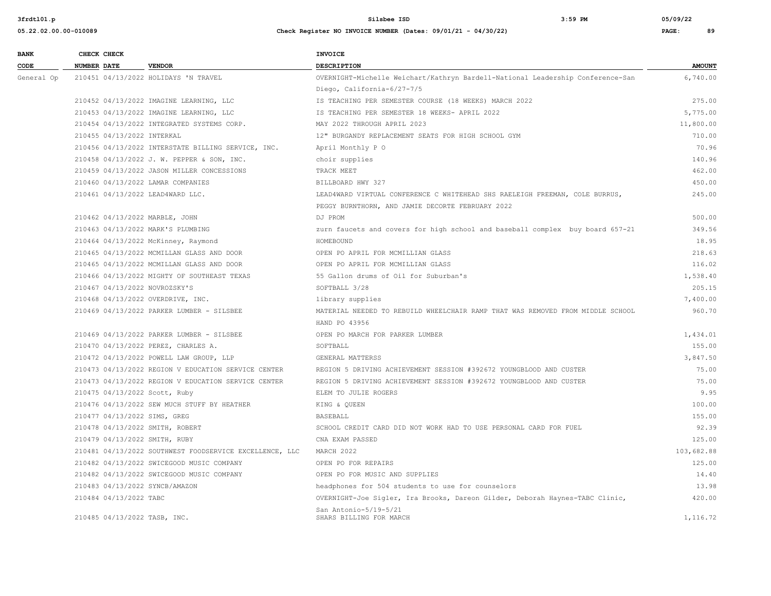| BANK CODE | CHECK NUMBER | CHECK DATE | VENDOR | INVOICE DESCRIPTION | AMOUNT |
|---|---|---|---|---|---|
| General Op | 210451 | 04/13/2022 | HOLIDAYS 'N TRAVEL | OVERNIGHT-Michelle Weichart/Kathryn Bardell-National Leadership Conference-San Diego, California-6/27-7/5 | 6,740.00 |
| | 210452 | 04/13/2022 | IMAGINE LEARNING, LLC | IS TEACHING PER SEMESTER COURSE (18 WEEKS) MARCH 2022 | 275.00 |
| | 210453 | 04/13/2022 | IMAGINE LEARNING, LLC | IS TEACHING PER SEMESTER 18 WEEKS- APRIL 2022 | 5,775.00 |
| | 210454 | 04/13/2022 | INTEGRATED SYSTEMS CORP. | MAY 2022 THROUGH APRIL 2023 | 11,800.00 |
| | 210455 | 04/13/2022 | INTERKAL | 12" BURGANDY REPLACEMENT SEATS FOR HIGH SCHOOL GYM | 710.00 |
| | 210456 | 04/13/2022 | INTERSTATE BILLING SERVICE, INC. | April Monthly P O | 70.96 |
| | 210458 | 04/13/2022 | J. W. PEPPER & SON, INC. | choir supplies | 140.96 |
| | 210459 | 04/13/2022 | JASON MILLER CONCESSIONS | TRACK MEET | 462.00 |
| | 210460 | 04/13/2022 | LAMAR COMPANIES | BILLBOARD HWY 327 | 450.00 |
| | 210461 | 04/13/2022 | LEAD4WARD LLC. | LEAD4WARD VIRTUAL CONFERENCE C WHITEHEAD SHS RAELEIGH FREEMAN, COLE BURRUS, PEGGY BURNTHORN, AND JAMIE DECORTE FEBRUARY 2022 | 245.00 |
| | 210462 | 04/13/2022 | MARBLE, JOHN | DJ PROM | 500.00 |
| | 210463 | 04/13/2022 | MARK'S PLUMBING | zurn faucets and covers for high school and baseball complex buy board 657-21 | 349.56 |
| | 210464 | 04/13/2022 | McKinney, Raymond | HOMEBOUND | 18.95 |
| | 210465 | 04/13/2022 | MCMILLAN GLASS AND DOOR | OPEN PO APRIL FOR MCMILLIAN GLASS | 218.63 |
| | 210465 | 04/13/2022 | MCMILLAN GLASS AND DOOR | OPEN PO APRIL FOR MCMILLIAN GLASS | 116.02 |
| | 210466 | 04/13/2022 | MIGHTY OF SOUTHEAST TEXAS | 55 Gallon drums of Oil for Suburban's | 1,538.40 |
| | 210467 | 04/13/2022 | NOVROZSKY'S | SOFTBALL 3/28 | 205.15 |
| | 210468 | 04/13/2022 | OVERDRIVE, INC. | library supplies | 7,400.00 |
| | 210469 | 04/13/2022 | PARKER LUMBER - SILSBEE | MATERIAL NEEDED TO REBUILD WHEELCHAIR RAMP THAT WAS REMOVED FROM MIDDLE SCHOOL HAND PO 43956 | 960.70 |
| | 210469 | 04/13/2022 | PARKER LUMBER - SILSBEE | OPEN PO MARCH FOR PARKER LUMBER | 1,434.01 |
| | 210470 | 04/13/2022 | PEREZ, CHARLES A. | SOFTBALL | 155.00 |
| | 210472 | 04/13/2022 | POWELL LAW GROUP, LLP | GENERAL MATTERSS | 3,847.50 |
| | 210473 | 04/13/2022 | REGION V EDUCATION SERVICE CENTER | REGION 5 DRIVING ACHIEVEMENT SESSION #392672 YOUNGBLOOD AND CUSTER | 75.00 |
| | 210473 | 04/13/2022 | REGION V EDUCATION SERVICE CENTER | REGION 5 DRIVING ACHIEVEMENT SESSION #392672 YOUNGBLOOD AND CUSTER | 75.00 |
| | 210475 | 04/13/2022 | Scott, Ruby | ELEM TO JULIE ROGERS | 9.95 |
| | 210476 | 04/13/2022 | SEW MUCH STUFF BY HEATHER | KING & QUEEN | 100.00 |
| | 210477 | 04/13/2022 | SIMS, GREG | BASEBALL | 155.00 |
| | 210478 | 04/13/2022 | SMITH, ROBERT | SCHOOL CREDIT CARD DID NOT WORK HAD TO USE PERSONAL CARD FOR FUEL | 92.39 |
| | 210479 | 04/13/2022 | SMITH, RUBY | CNA EXAM PASSED | 125.00 |
| | 210481 | 04/13/2022 | SOUTHWEST FOODSERVICE EXCELLENCE, LLC | MARCH 2022 | 103,682.88 |
| | 210482 | 04/13/2022 | SWICEGOOD MUSIC COMPANY | OPEN PO FOR REPAIRS | 125.00 |
| | 210482 | 04/13/2022 | SWICEGOOD MUSIC COMPANY | OPEN PO FOR MUSIC AND SUPPLIES | 14.40 |
| | 210483 | 04/13/2022 | SYNCB/AMAZON | headphones for 504 students to use for counselors | 13.98 |
| | 210484 | 04/13/2022 | TABC | OVERNIGHT-Joe Sigler, Ira Brooks, Dareon Gilder, Deborah Haynes-TABC Clinic, San Antonio-5/19-5/21 | 420.00 |
| | 210485 | 04/13/2022 | TASB, INC. | SHARS BILLING FOR MARCH | 1,116.72 |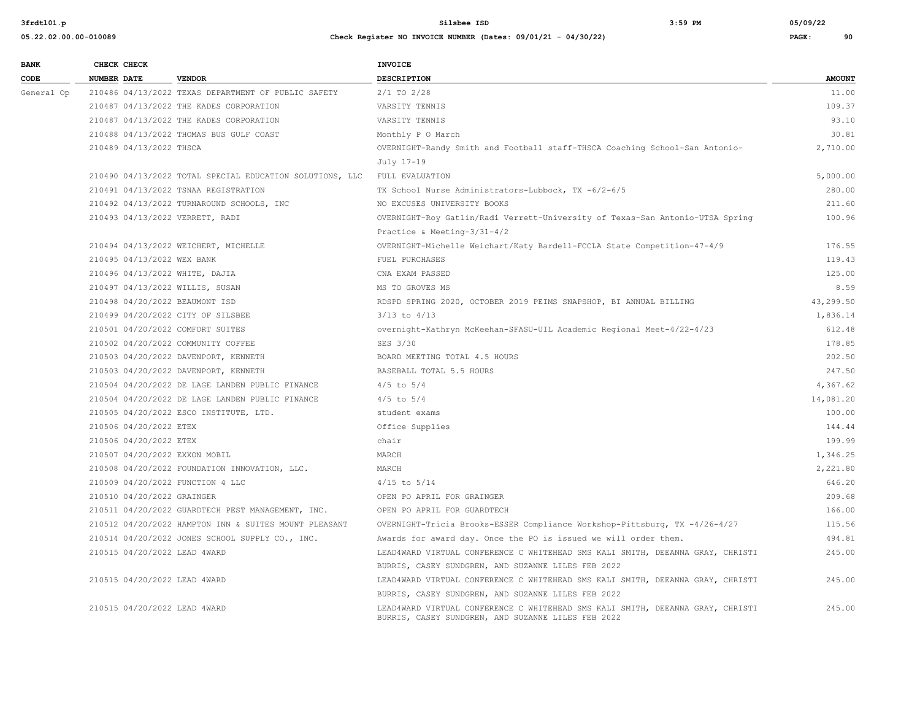| BANK CODE | CHECK NUMBER | CHECK DATE | VENDOR | INVOICE DESCRIPTION | AMOUNT |
|---|---|---|---|---|---|
| General Op | 210486 | 04/13/2022 | TEXAS DEPARTMENT OF PUBLIC SAFETY | 2/1 TO 2/28 | 11.00 |
| | 210487 | 04/13/2022 | THE KADES CORPORATION | VARSITY TENNIS | 109.37 |
| | 210487 | 04/13/2022 | THE KADES CORPORATION | VARSITY TENNIS | 93.10 |
| | 210488 | 04/13/2022 | THOMAS BUS GULF COAST | Monthly P O March | 30.81 |
| | 210489 | 04/13/2022 | THSCA | OVERNIGHT-Randy Smith and Football staff-THSCA Coaching School-San Antonio-July 17-19 | 2,710.00 |
| | 210490 | 04/13/2022 | TOTAL SPECIAL EDUCATION SOLUTIONS, LLC | FULL EVALUATION | 5,000.00 |
| | 210491 | 04/13/2022 | TSNAA REGISTRATION | TX School Nurse Administrators-Lubbock, TX -6/2-6/5 | 280.00 |
| | 210492 | 04/13/2022 | TURNAROUND SCHOOLS, INC | NO EXCUSES UNIVERSITY BOOKS | 211.60 |
| | 210493 | 04/13/2022 | VERRETT, RADI | OVERNIGHT-Roy Gatlin/Radi Verrett-University of Texas-San Antonio-UTSA Spring Practice & Meeting-3/31-4/2 | 100.96 |
| | 210494 | 04/13/2022 | WEICHERT, MICHELLE | OVERNIGHT-Michelle Weichart/Katy Bardell-FCCLA State Competition-47-4/9 | 176.55 |
| | 210495 | 04/13/2022 | WEX BANK | FUEL PURCHASES | 119.43 |
| | 210496 | 04/13/2022 | WHITE, DAJIA | CNA EXAM PASSED | 125.00 |
| | 210497 | 04/13/2022 | WILLIS, SUSAN | MS TO GROVES MS | 8.59 |
| | 210498 | 04/20/2022 | BEAUMONT ISD | RDSPD SPRING 2020, OCTOBER 2019 PEIMS SNAPSHOP, BI ANNUAL BILLING | 43,299.50 |
| | 210499 | 04/20/2022 | CITY OF SILSBEE | 3/13 to 4/13 | 1,836.14 |
| | 210501 | 04/20/2022 | COMFORT SUITES | overnight-Kathryn McKeehan-SFASU-UIL Academic Regional Meet-4/22-4/23 | 612.48 |
| | 210502 | 04/20/2022 | COMMUNITY COFFEE | SES 3/30 | 178.85 |
| | 210503 | 04/20/2022 | DAVENPORT, KENNETH | BOARD MEETING TOTAL 4.5 HOURS | 202.50 |
| | 210503 | 04/20/2022 | DAVENPORT, KENNETH | BASEBALL TOTAL 5.5 HOURS | 247.50 |
| | 210504 | 04/20/2022 | DE LAGE LANDEN PUBLIC FINANCE | 4/5 to 5/4 | 4,367.62 |
| | 210504 | 04/20/2022 | DE LAGE LANDEN PUBLIC FINANCE | 4/5 to 5/4 | 14,081.20 |
| | 210505 | 04/20/2022 | ESCO INSTITUTE, LTD. | student exams | 100.00 |
| | 210506 | 04/20/2022 | ETEX | Office Supplies | 144.44 |
| | 210506 | 04/20/2022 | ETEX | chair | 199.99 |
| | 210507 | 04/20/2022 | EXXON MOBIL | MARCH | 1,346.25 |
| | 210508 | 04/20/2022 | FOUNDATION INNOVATION, LLC. | MARCH | 2,221.80 |
| | 210509 | 04/20/2022 | FUNCTION 4 LLC | 4/15 to 5/14 | 646.20 |
| | 210510 | 04/20/2022 | GRAINGER | OPEN PO APRIL FOR GRAINGER | 209.68 |
| | 210511 | 04/20/2022 | GUARDTECH PEST MANAGEMENT, INC. | OPEN PO APRIL FOR GUARDTECH | 166.00 |
| | 210512 | 04/20/2022 | HAMPTON INN & SUITES MOUNT PLEASANT | OVERNIGHT-Tricia Brooks-ESSER Compliance Workshop-Pittsburg, TX -4/26-4/27 | 115.56 |
| | 210514 | 04/20/2022 | JONES SCHOOL SUPPLY CO., INC. | Awards for award day. Once the PO is issued we will order them. | 494.81 |
| | 210515 | 04/20/2022 | LEAD 4WARD | LEAD4WARD VIRTUAL CONFERENCE C WHITEHEAD SMS KALI SMITH, DEEANNA GRAY, CHRISTI BURRIS, CASEY SUNDGREN, AND SUZANNE LILES FEB 2022 | 245.00 |
| | 210515 | 04/20/2022 | LEAD 4WARD | LEAD4WARD VIRTUAL CONFERENCE C WHITEHEAD SMS KALI SMITH, DEEANNA GRAY, CHRISTI BURRIS, CASEY SUNDGREN, AND SUZANNE LILES FEB 2022 | 245.00 |
| | 210515 | 04/20/2022 | LEAD 4WARD | LEAD4WARD VIRTUAL CONFERENCE C WHITEHEAD SMS KALI SMITH, DEEANNA GRAY, CHRISTI BURRIS, CASEY SUNDGREN, AND SUZANNE LILES FEB 2022 | 245.00 |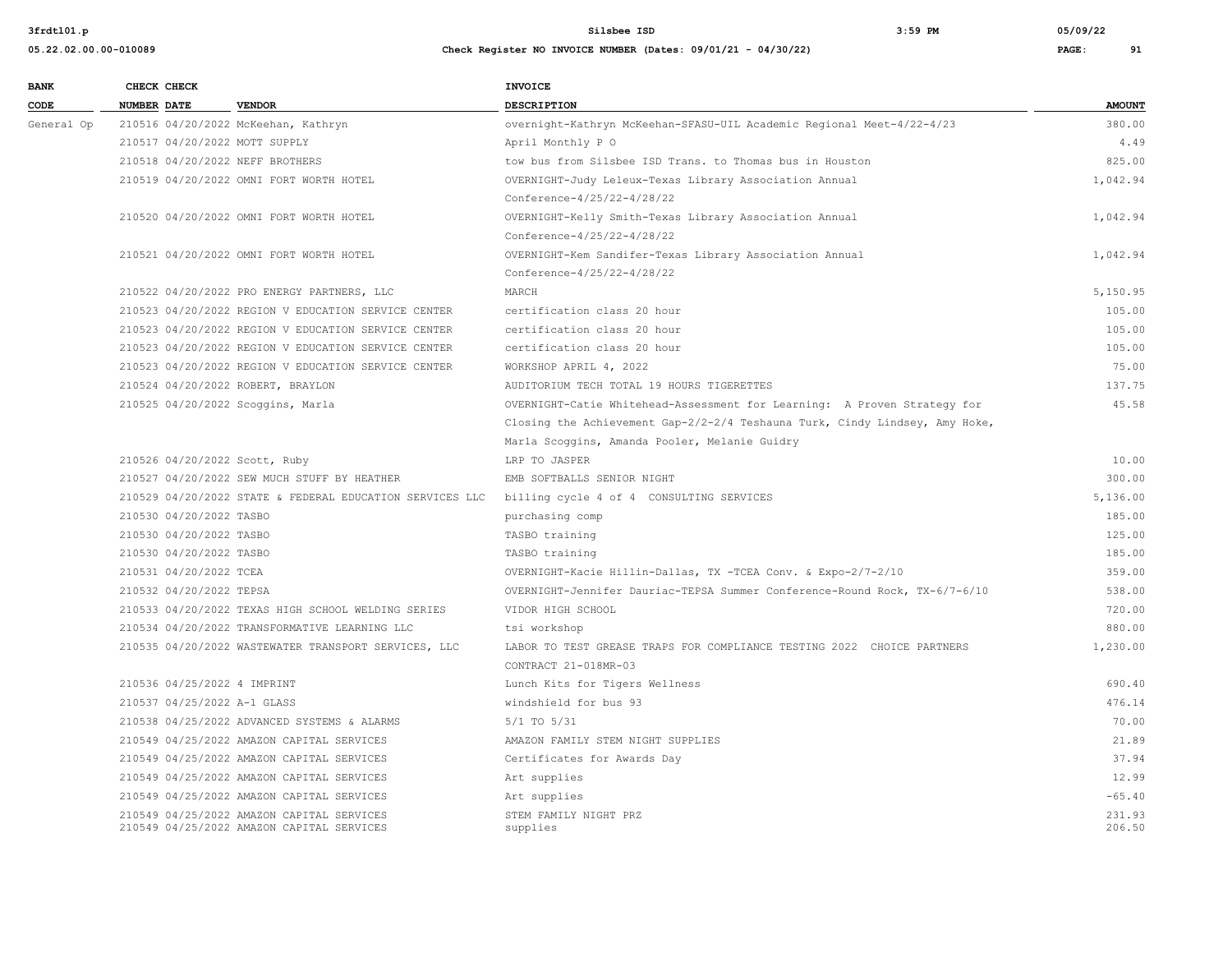| BANK CODE | CHECK NUMBER | CHECK DATE | VENDOR | INVOICE DESCRIPTION | AMOUNT |
|---|---|---|---|---|---|
| General Op | 210516 | 04/20/2022 | McKeehan, Kathryn | overnight-Kathryn McKeehan-SFASU-UIL Academic Regional Meet-4/22-4/23 | 380.00 |
| | 210517 | 04/20/2022 | MOTT SUPPLY | April Monthly P O | 4.49 |
| | 210518 | 04/20/2022 | NEFF BROTHERS | tow bus from Silsbee ISD Trans. to Thomas bus in Houston | 825.00 |
| | 210519 | 04/20/2022 | OMNI FORT WORTH HOTEL | OVERNIGHT-Judy Leleux-Texas Library Association Annual Conference-4/25/22-4/28/22 | 1,042.94 |
| | 210520 | 04/20/2022 | OMNI FORT WORTH HOTEL | OVERNIGHT-Kelly Smith-Texas Library Association Annual Conference-4/25/22-4/28/22 | 1,042.94 |
| | 210521 | 04/20/2022 | OMNI FORT WORTH HOTEL | OVERNIGHT-Kem Sandifer-Texas Library Association Annual Conference-4/25/22-4/28/22 | 1,042.94 |
| | 210522 | 04/20/2022 | PRO ENERGY PARTNERS, LLC | MARCH | 5,150.95 |
| | 210523 | 04/20/2022 | REGION V EDUCATION SERVICE CENTER | certification class 20 hour | 105.00 |
| | 210523 | 04/20/2022 | REGION V EDUCATION SERVICE CENTER | certification class 20 hour | 105.00 |
| | 210523 | 04/20/2022 | REGION V EDUCATION SERVICE CENTER | certification class 20 hour | 105.00 |
| | 210523 | 04/20/2022 | REGION V EDUCATION SERVICE CENTER | WORKSHOP APRIL 4, 2022 | 75.00 |
| | 210524 | 04/20/2022 | ROBERT, BRAYLON | AUDITORIUM TECH TOTAL 19 HOURS TIGERETTES | 137.75 |
| | 210525 | 04/20/2022 | Scoggins, Marla | OVERNIGHT-Catie Whitehead-Assessment for Learning: A Proven Strategy for Closing the Achievement Gap-2/2-2/4 Teshauna Turk, Cindy Lindsey, Amy Hoke, Marla Scoggins, Amanda Pooler, Melanie Guidry | 45.58 |
| | 210526 | 04/20/2022 | Scott, Ruby | LRP TO JASPER | 10.00 |
| | 210527 | 04/20/2022 | SEW MUCH STUFF BY HEATHER | EMB SOFTBALLS SENIOR NIGHT | 300.00 |
| | 210529 | 04/20/2022 | STATE & FEDERAL EDUCATION SERVICES LLC | billing cycle 4 of 4 CONSULTING SERVICES | 5,136.00 |
| | 210530 | 04/20/2022 | TASBO | purchasing comp | 185.00 |
| | 210530 | 04/20/2022 | TASBO | TASBO training | 125.00 |
| | 210530 | 04/20/2022 | TASBO | TASBO training | 185.00 |
| | 210531 | 04/20/2022 | TCEA | OVERNIGHT-Kacie Hillin-Dallas, TX -TCEA Conv. & Expo-2/7-2/10 | 359.00 |
| | 210532 | 04/20/2022 | TEPSA | OVERNIGHT-Jennifer Dauriac-TEPSA Summer Conference-Round Rock, TX-6/7-6/10 | 538.00 |
| | 210533 | 04/20/2022 | TEXAS HIGH SCHOOL WELDING SERIES | VIDOR HIGH SCHOOL | 720.00 |
| | 210534 | 04/20/2022 | TRANSFORMATIVE LEARNING LLC | tsi workshop | 880.00 |
| | 210535 | 04/20/2022 | WASTEWATER TRANSPORT SERVICES, LLC | LABOR TO TEST GREASE TRAPS FOR COMPLIANCE TESTING 2022 CHOICE PARTNERS CONTRACT 21-018MR-03 | 1,230.00 |
| | 210536 | 04/25/2022 | 4 IMPRINT | Lunch Kits for Tigers Wellness | 690.40 |
| | 210537 | 04/25/2022 | A-1 GLASS | windshield for bus 93 | 476.14 |
| | 210538 | 04/25/2022 | ADVANCED SYSTEMS & ALARMS | 5/1 TO 5/31 | 70.00 |
| | 210549 | 04/25/2022 | AMAZON CAPITAL SERVICES | AMAZON FAMILY STEM NIGHT SUPPLIES | 21.89 |
| | 210549 | 04/25/2022 | AMAZON CAPITAL SERVICES | Certificates for Awards Day | 37.94 |
| | 210549 | 04/25/2022 | AMAZON CAPITAL SERVICES | Art supplies | 12.99 |
| | 210549 | 04/25/2022 | AMAZON CAPITAL SERVICES | Art supplies | -65.40 |
| | 210549 | 04/25/2022 | AMAZON CAPITAL SERVICES | STEM FAMILY NIGHT PRZ | 231.93 |
| | 210549 | 04/25/2022 | AMAZON CAPITAL SERVICES | supplies | 206.50 |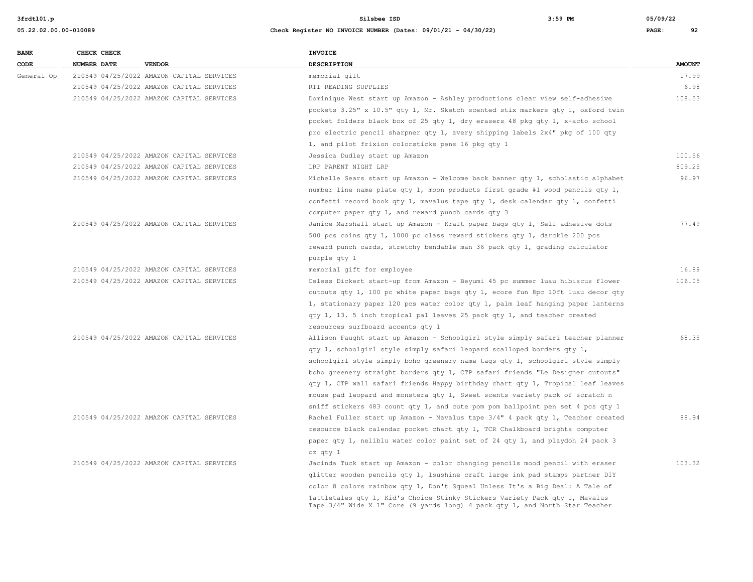| BANK CODE | CHECK NUMBER | CHECK DATE | VENDOR | INVOICE DESCRIPTION | AMOUNT |
|---|---|---|---|---|---|
| General Op | 210549 | 04/25/2022 | AMAZON CAPITAL SERVICES | memorial gift | 17.99 |
| | 210549 | 04/25/2022 | AMAZON CAPITAL SERVICES | RTI READING SUPPLIES | 6.98 |
| | 210549 | 04/25/2022 | AMAZON CAPITAL SERVICES | Dominique West start up Amazon - Ashley productions clear view self-adhesive pockets 3.25" x 10.5" qty 1, Mr. Sketch scented stix markers qty 1, oxford twin pocket folders black box of 25 qty 1, dry erasers 48 pkg qty 1, x-acto school pro electric pencil sharpner qty 1, avery shipping labels 2x4" pkg of 100 qty 1, and pilot frixion colorsticks pens 16 pkg qty 1 | 108.53 |
| | 210549 | 04/25/2022 | AMAZON CAPITAL SERVICES | Jessica Dudley start up Amazon | 100.56 |
| | 210549 | 04/25/2022 | AMAZON CAPITAL SERVICES | LRP PARENT NIGHT LRP | 809.25 |
| | 210549 | 04/25/2022 | AMAZON CAPITAL SERVICES | Michelle Sears start up Amazon - Welcome back banner qty 1, scholastic alphabet number line name plate qty 1, moon products first grade #1 wood pencils qty 1, confetti record book qty 1, mavalus tape qty 1, desk calendar qty 1, confetti computer paper qty 1, and reward punch cards qty 3 | 96.97 |
| | 210549 | 04/25/2022 | AMAZON CAPITAL SERVICES | Janice Marshall start up Amazon - Kraft paper bags qty 1, Self adhesive dots 500 pcs coins qty 1, 1000 pc class reward stickers qty 1, darckle 200 pcs reward punch cards, stretchy bendable man 36 pack qty 1, grading calculator purple qty 1 | 77.49 |
| | 210549 | 04/25/2022 | AMAZON CAPITAL SERVICES | memorial gift for employee | 16.89 |
| | 210549 | 04/25/2022 | AMAZON CAPITAL SERVICES | Celess Dickert start-up from Amazon - Beyumi 45 pc summer luau hibiscus flower cutouts qty 1, 100 pc white paper bags qty 1, ecore fun 8pc 10ft luau decor qty 1, stationary paper 120 pcs water color qty 1, palm leaf hanging paper lanterns qty 1, 13. 5 inch tropical pal leaves 25 pack qty 1, and teacher created resources surfboard accents qty 1 | 106.05 |
| | 210549 | 04/25/2022 | AMAZON CAPITAL SERVICES | Allison Faught start up Amazon - Schoolgirl style simply safari teacher planner qty 1, schoolgirl style simply safari leopard scalloped borders qty 1, schoolgirl style simply boho greenery name tags qty 1, schoolgirl style simply boho greenery straight borders qty 1, CTP safari friends "Le Designer cutouts" qty 1, CTP wall safari friends Happy birthday chart qty 1, Tropical leaf leaves mouse pad leopard and monstera qty 1, Sweet scents variety pack of scratch n sniff stickers 483 count qty 1, and cute pom pom ballpoint pen set 4 pcs qty 1 | 68.35 |
| | 210549 | 04/25/2022 | AMAZON CAPITAL SERVICES | Rachel Fuller start up Amazon - Mavalus tape 3/4" 4 pack qty 1, Teacher created resource black calendar pocket chart qty 1, TCR Chalkboard brights computer paper qty 1, neliblu water color paint set of 24 qty 1, and playdoh 24 pack 3 oz qty 1 | 88.94 |
| | 210549 | 04/25/2022 | AMAZON CAPITAL SERVICES | Jacinda Tuck start up Amazon - color changing pencils mood pencil with eraser glitter wooden pencils qty 1, lsushine craft large ink pad stamps partner DIY color 8 colors rainbow qty 1, Don't Squeal Unless It's a Big Deal: A Tale of Tattletales qty 1, Kid's Choice Stinky Stickers Variety Pack qty 1, Mavalus Tape 3/4" Wide X 1" Core (9 yards long) 4 pack qty 1, and North Star Teacher | 103.32 |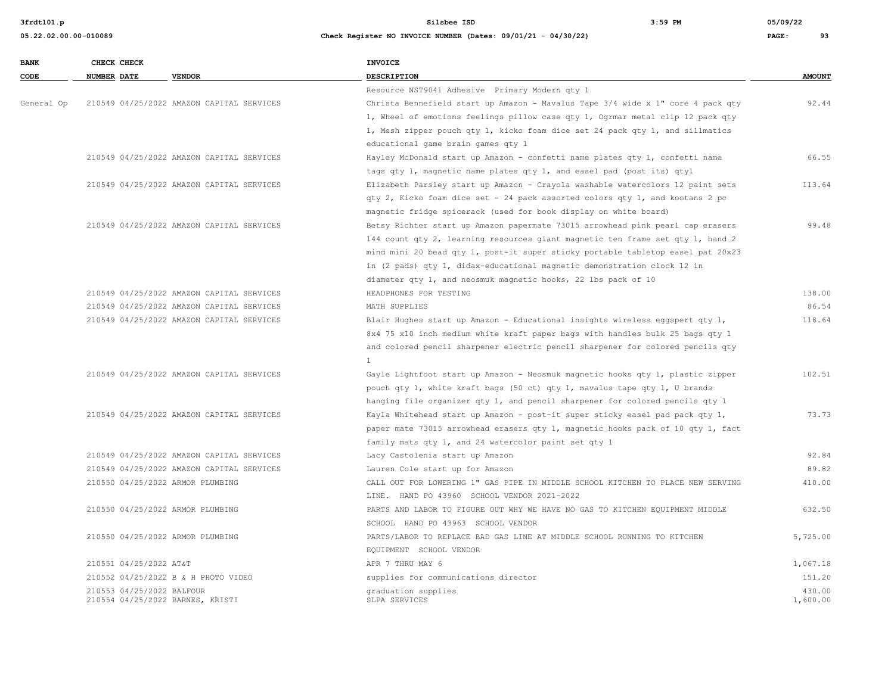| BANK CODE | CHECK NUMBER | CHECK DATE | VENDOR | INVOICE DESCRIPTION | AMOUNT |
|---|---|---|---|---|---|
| | | | | Resource NST9041 Adhesive Primary Modern qty 1 | |
| General Op | 210549 | 04/25/2022 | AMAZON CAPITAL SERVICES | Christa Bennefield start up Amazon - Mavalus Tape 3/4 wide x 1" core 4 pack qty 1, Wheel of emotions feelings pillow case qty 1, Ogrmar metal clip 12 pack qty 1, Mesh zipper pouch qty 1, kicko foam dice set 24 pack qty 1, and sillmatics educational game brain games qty 1 | 92.44 |
| | 210549 | 04/25/2022 | AMAZON CAPITAL SERVICES | Hayley McDonald start up Amazon - confetti name plates qty 1, confetti name tags qty 1, magnetic name plates qty 1, and easel pad (post its) qty1 | 66.55 |
| | 210549 | 04/25/2022 | AMAZON CAPITAL SERVICES | Elizabeth Parsley start up Amazon - Crayola washable watercolors 12 paint sets qty 2, Kicko foam dice set - 24 pack assorted colors qty 1, and kootans 2 pc magnetic fridge spicerack (used for book display on white board) | 113.64 |
| | 210549 | 04/25/2022 | AMAZON CAPITAL SERVICES | Betsy Richter start up Amazon papermate 73015 arrowhead pink pearl cap erasers 144 count qty 2, learning resources giant magnetic ten frame set qty 1, hand 2 mind mini 20 bead qty 1, post-it super sticky portable tabletop easel pat 20x23 in (2 pads) qty 1, didax-educational magnetic demonstration clock 12 in diameter qty 1, and neosmuk magnetic hooks, 22 lbs pack of 10 | 99.48 |
| | 210549 | 04/25/2022 | AMAZON CAPITAL SERVICES | HEADPHONES FOR TESTING | 138.00 |
| | 210549 | 04/25/2022 | AMAZON CAPITAL SERVICES | MATH SUPPLIES | 86.54 |
| | 210549 | 04/25/2022 | AMAZON CAPITAL SERVICES | Blair Hughes start up Amazon - Educational insights wireless eggspert qty 1, 8x4 75 x10 inch medium white kraft paper bags with handles bulk 25 bags qty 1 and colored pencil sharpener electric pencil sharpener for colored pencils qty 1 | 118.64 |
| | 210549 | 04/25/2022 | AMAZON CAPITAL SERVICES | Gayle Lightfoot start up Amazon - Neosmuk magnetic hooks qty 1, plastic zipper pouch qty 1, white kraft bags (50 ct) qty 1, mavalus tape qty 1, U brands hanging file organizer qty 1, and pencil sharpener for colored pencils qty 1 | 102.51 |
| | 210549 | 04/25/2022 | AMAZON CAPITAL SERVICES | Kayla Whitehead start up Amazon - post-it super sticky easel pad pack qty 1, paper mate 73015 arrowhead erasers qty 1, magnetic hooks pack of 10 qty 1, fact family mats qty 1, and 24 watercolor paint set qty 1 | 73.73 |
| | 210549 | 04/25/2022 | AMAZON CAPITAL SERVICES | Lacy Castolenia start up Amazon | 92.84 |
| | 210549 | 04/25/2022 | AMAZON CAPITAL SERVICES | Lauren Cole start up for Amazon | 89.82 |
| | 210550 | 04/25/2022 | ARMOR PLUMBING | CALL OUT FOR LOWERING 1" GAS PIPE IN MIDDLE SCHOOL KITCHEN TO PLACE NEW SERVING LINE. HAND PO 43960 SCHOOL VENDOR 2021-2022 | 410.00 |
| | 210550 | 04/25/2022 | ARMOR PLUMBING | PARTS AND LABOR TO FIGURE OUT WHY WE HAVE NO GAS TO KITCHEN EQUIPMENT MIDDLE SCHOOL HAND PO 43963 SCHOOL VENDOR | 632.50 |
| | 210550 | 04/25/2022 | ARMOR PLUMBING | PARTS/LABOR TO REPLACE BAD GAS LINE AT MIDDLE SCHOOL RUNNING TO KITCHEN EQUIPMENT SCHOOL VENDOR | 5,725.00 |
| | 210551 | 04/25/2022 | AT&T | APR 7 THRU MAY 6 | 1,067.18 |
| | 210552 | 04/25/2022 | B & H PHOTO VIDEO | supplies for communications director | 151.20 |
| | 210553 | 04/25/2022 | BALFOUR | graduation supplies | 430.00 |
| | 210554 | 04/25/2022 | BARNES, KRISTI | SLPA SERVICES | 1,600.00 |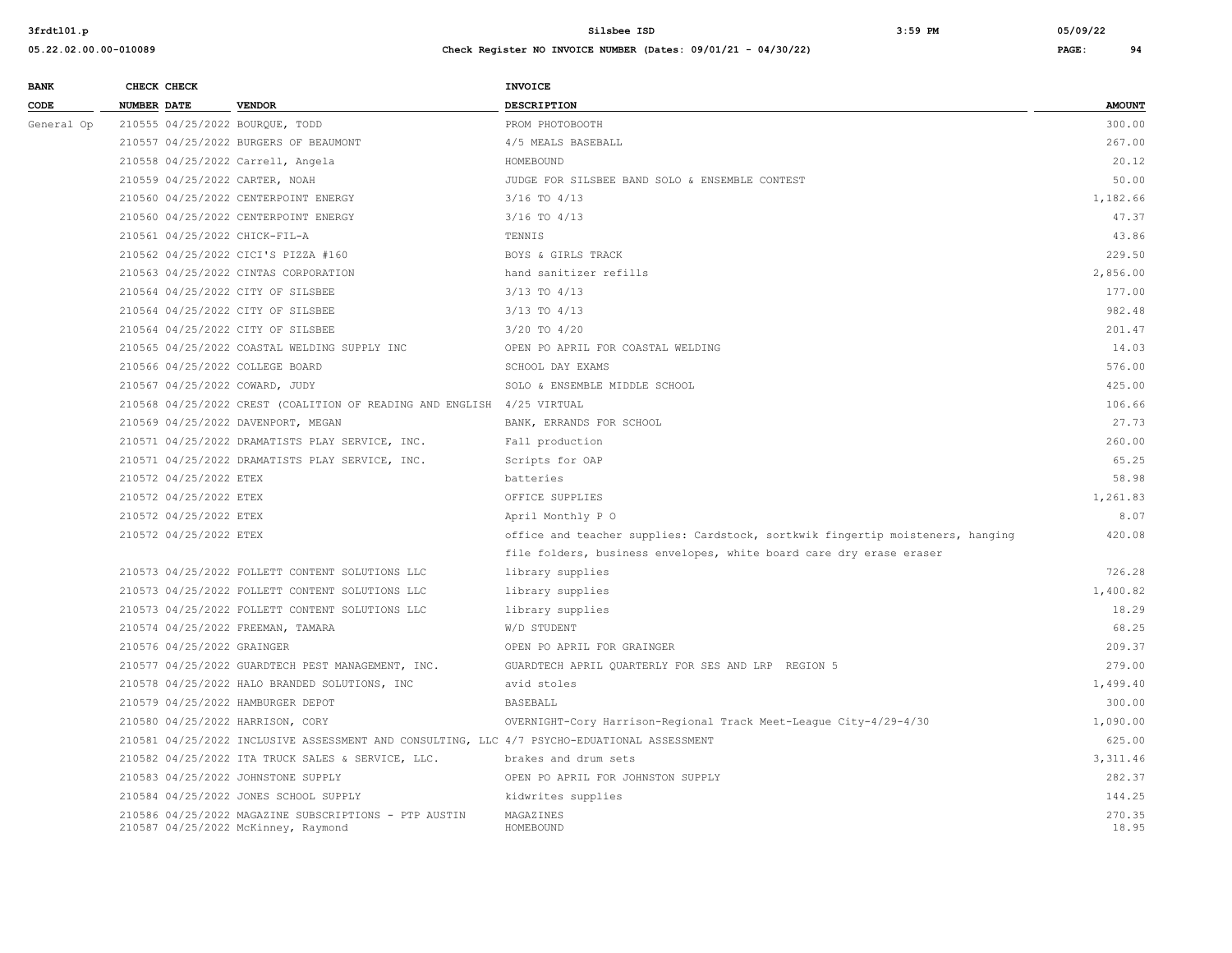| BANK CODE | CHECK NUMBER | CHECK DATE | VENDOR | INVOICE DESCRIPTION | AMOUNT |
|---|---|---|---|---|---|
| General Op | 210555 | 04/25/2022 | BOURQUE, TODD | PROM PHOTOBOOTH | 300.00 |
| | 210557 | 04/25/2022 | BURGERS OF BEAUMONT | 4/5 MEALS BASEBALL | 267.00 |
| | 210558 | 04/25/2022 | Carrell, Angela | HOMEBOUND | 20.12 |
| | 210559 | 04/25/2022 | CARTER, NOAH | JUDGE FOR SILSBEE BAND SOLO & ENSEMBLE CONTEST | 50.00 |
| | 210560 | 04/25/2022 | CENTERPOINT ENERGY | 3/16 TO 4/13 | 1,182.66 |
| | 210560 | 04/25/2022 | CENTERPOINT ENERGY | 3/16 TO 4/13 | 47.37 |
| | 210561 | 04/25/2022 | CHICK-FIL-A | TENNIS | 43.86 |
| | 210562 | 04/25/2022 | CICI'S PIZZA #160 | BOYS & GIRLS TRACK | 229.50 |
| | 210563 | 04/25/2022 | CINTAS CORPORATION | hand sanitizer refills | 2,856.00 |
| | 210564 | 04/25/2022 | CITY OF SILSBEE | 3/13 TO 4/13 | 177.00 |
| | 210564 | 04/25/2022 | CITY OF SILSBEE | 3/13 TO 4/13 | 982.48 |
| | 210564 | 04/25/2022 | CITY OF SILSBEE | 3/20 TO 4/20 | 201.47 |
| | 210565 | 04/25/2022 | COASTAL WELDING SUPPLY INC | OPEN PO APRIL FOR COASTAL WELDING | 14.03 |
| | 210566 | 04/25/2022 | COLLEGE BOARD | SCHOOL DAY EXAMS | 576.00 |
| | 210567 | 04/25/2022 | COWARD, JUDY | SOLO & ENSEMBLE MIDDLE SCHOOL | 425.00 |
| | 210568 | 04/25/2022 | CREST (COALITION OF READING AND ENGLISH | 4/25 VIRTUAL | 106.66 |
| | 210569 | 04/25/2022 | DAVENPORT, MEGAN | BANK, ERRANDS FOR SCHOOL | 27.73 |
| | 210571 | 04/25/2022 | DRAMATISTS PLAY SERVICE, INC. | Fall production | 260.00 |
| | 210571 | 04/25/2022 | DRAMATISTS PLAY SERVICE, INC. | Scripts for OAP | 65.25 |
| | 210572 | 04/25/2022 | ETEX | batteries | 58.98 |
| | 210572 | 04/25/2022 | ETEX | OFFICE SUPPLIES | 1,261.83 |
| | 210572 | 04/25/2022 | ETEX | April Monthly P O | 8.07 |
| | 210572 | 04/25/2022 | ETEX | office and teacher supplies: Cardstock, sortkwik fingertip moisteners, hanging file folders, business envelopes, white board care dry erase eraser | 420.08 |
| | 210573 | 04/25/2022 | FOLLETT CONTENT SOLUTIONS LLC | library supplies | 726.28 |
| | 210573 | 04/25/2022 | FOLLETT CONTENT SOLUTIONS LLC | library supplies | 1,400.82 |
| | 210573 | 04/25/2022 | FOLLETT CONTENT SOLUTIONS LLC | library supplies | 18.29 |
| | 210574 | 04/25/2022 | FREEMAN, TAMARA | W/D STUDENT | 68.25 |
| | 210576 | 04/25/2022 | GRAINGER | OPEN PO APRIL FOR GRAINGER | 209.37 |
| | 210577 | 04/25/2022 | GUARDTECH PEST MANAGEMENT, INC. | GUARDTECH APRIL QUARTERLY FOR SES AND LRP REGION 5 | 279.00 |
| | 210578 | 04/25/2022 | HALO BRANDED SOLUTIONS, INC | avid stoles | 1,499.40 |
| | 210579 | 04/25/2022 | HAMBURGER DEPOT | BASEBALL | 300.00 |
| | 210580 | 04/25/2022 | HARRISON, CORY | OVERNIGHT-Cory Harrison-Regional Track Meet-League City-4/29-4/30 | 1,090.00 |
| | 210581 | 04/25/2022 | INCLUSIVE ASSESSMENT AND CONSULTING, LLC | 4/7 PSYCHO-EDUATIONAL ASSESSMENT | 625.00 |
| | 210582 | 04/25/2022 | ITA TRUCK SALES & SERVICE, LLC. | brakes and drum sets | 3,311.46 |
| | 210583 | 04/25/2022 | JOHNSTONE SUPPLY | OPEN PO APRIL FOR JOHNSTON SUPPLY | 282.37 |
| | 210584 | 04/25/2022 | JONES SCHOOL SUPPLY | kidwrites supplies | 144.25 |
| | 210586 | 04/25/2022 | MAGAZINE SUBSCRIPTIONS - PTP AUSTIN | MAGAZINES | 270.35 |
| | 210587 | 04/25/2022 | McKinney, Raymond | HOMEBOUND | 18.95 |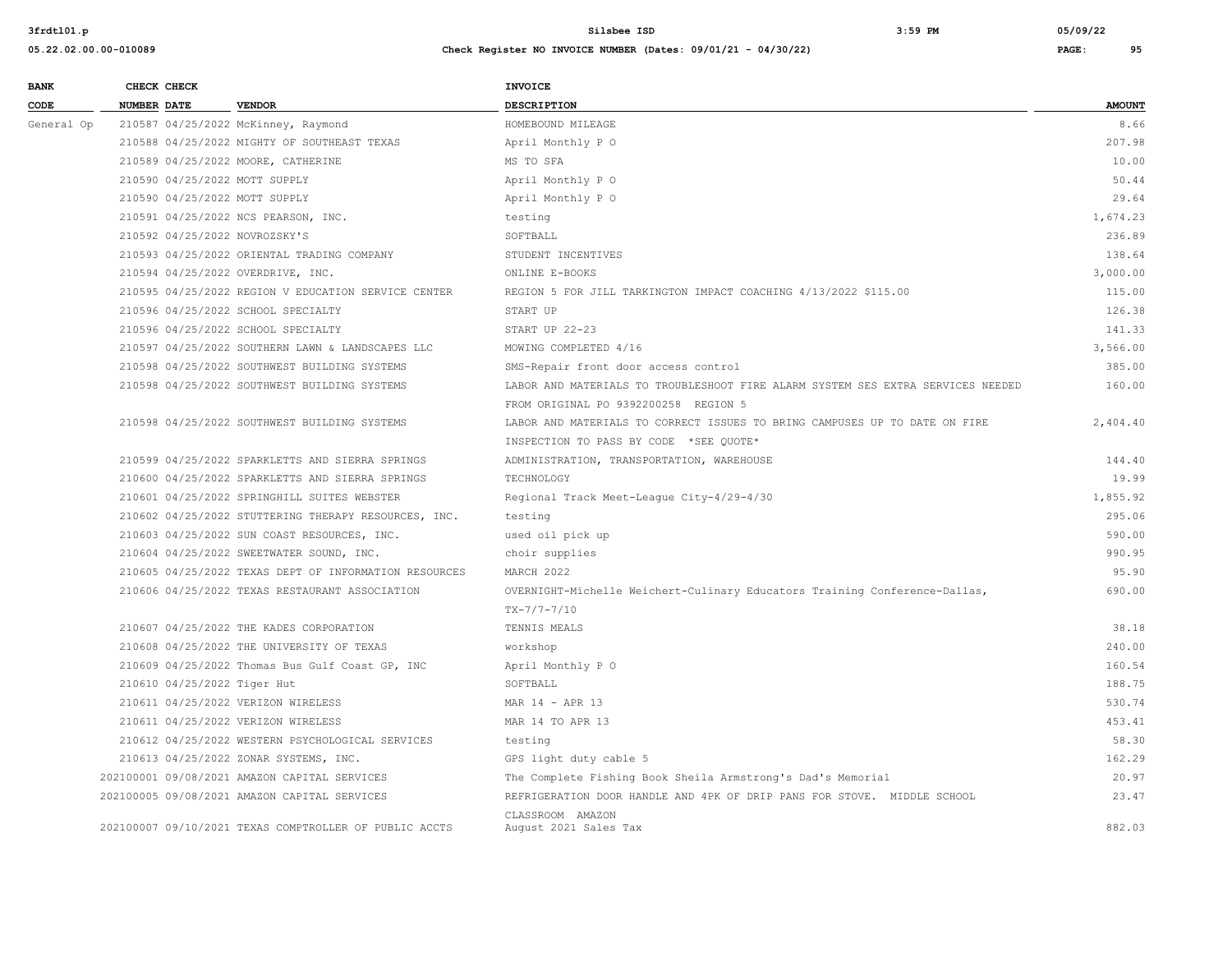| BANK CODE | CHECK NUMBER | CHECK DATE | VENDOR | INVOICE DESCRIPTION | AMOUNT |
|---|---|---|---|---|---|
| General Op | 210587 | 04/25/2022 | McKinney, Raymond | HOMEBOUND MILEAGE | 8.66 |
| | 210588 | 04/25/2022 | MIGHTY OF SOUTHEAST TEXAS | April Monthly P O | 207.98 |
| | 210589 | 04/25/2022 | MOORE, CATHERINE | MS TO SFA | 10.00 |
| | 210590 | 04/25/2022 | MOTT SUPPLY | April Monthly P O | 50.44 |
| | 210590 | 04/25/2022 | MOTT SUPPLY | April Monthly P O | 29.64 |
| | 210591 | 04/25/2022 | NCS PEARSON, INC. | testing | 1,674.23 |
| | 210592 | 04/25/2022 | NOVROZSKY'S | SOFTBALL | 236.89 |
| | 210593 | 04/25/2022 | ORIENTAL TRADING COMPANY | STUDENT INCENTIVES | 138.64 |
| | 210594 | 04/25/2022 | OVERDRIVE, INC. | ONLINE E-BOOKS | 3,000.00 |
| | 210595 | 04/25/2022 | REGION V EDUCATION SERVICE CENTER | REGION 5 FOR JILL TARKINGTON IMPACT COACHING 4/13/2022 $115.00 | 115.00 |
| | 210596 | 04/25/2022 | SCHOOL SPECIALTY | START UP | 126.38 |
| | 210596 | 04/25/2022 | SCHOOL SPECIALTY | START UP 22-23 | 141.33 |
| | 210597 | 04/25/2022 | SOUTHERN LAWN & LANDSCAPES LLC | MOWING COMPLETED 4/16 | 3,566.00 |
| | 210598 | 04/25/2022 | SOUTHWEST BUILDING SYSTEMS | SMS-Repair front door access control | 385.00 |
| | 210598 | 04/25/2022 | SOUTHWEST BUILDING SYSTEMS | LABOR AND MATERIALS TO TROUBLESHOOT FIRE ALARM SYSTEM SES EXTRA SERVICES NEEDED FROM ORIGINAL PO 9392200258 REGION 5 | 160.00 |
| | 210598 | 04/25/2022 | SOUTHWEST BUILDING SYSTEMS | LABOR AND MATERIALS TO CORRECT ISSUES TO BRING CAMPUSES UP TO DATE ON FIRE INSPECTION TO PASS BY CODE *SEE QUOTE* | 2,404.40 |
| | 210599 | 04/25/2022 | SPARKLETTS AND SIERRA SPRINGS | ADMINISTRATION, TRANSPORTATION, WAREHOUSE | 144.40 |
| | 210600 | 04/25/2022 | SPARKLETTS AND SIERRA SPRINGS | TECHNOLOGY | 19.99 |
| | 210601 | 04/25/2022 | SPRINGHILL SUITES WEBSTER | Regional Track Meet-League City-4/29-4/30 | 1,855.92 |
| | 210602 | 04/25/2022 | STUTTERING THERAPY RESOURCES, INC. | testing | 295.06 |
| | 210603 | 04/25/2022 | SUN COAST RESOURCES, INC. | used oil pick up | 590.00 |
| | 210604 | 04/25/2022 | SWEETWATER SOUND, INC. | choir supplies | 990.95 |
| | 210605 | 04/25/2022 | TEXAS DEPT OF INFORMATION RESOURCES | MARCH 2022 | 95.90 |
| | 210606 | 04/25/2022 | TEXAS RESTAURANT ASSOCIATION | OVERNIGHT-Michelle Weichert-Culinary Educators Training Conference-Dallas, TX-7/7-7/10 | 690.00 |
| | 210607 | 04/25/2022 | THE KADES CORPORATION | TENNIS MEALS | 38.18 |
| | 210608 | 04/25/2022 | THE UNIVERSITY OF TEXAS | workshop | 240.00 |
| | 210609 | 04/25/2022 | Thomas Bus Gulf Coast GP, INC | April Monthly P O | 160.54 |
| | 210610 | 04/25/2022 | Tiger Hut | SOFTBALL | 188.75 |
| | 210611 | 04/25/2022 | VERIZON WIRELESS | MAR 14 - APR 13 | 530.74 |
| | 210611 | 04/25/2022 | VERIZON WIRELESS | MAR 14 TO APR 13 | 453.41 |
| | 210612 | 04/25/2022 | WESTERN PSYCHOLOGICAL SERVICES | testing | 58.30 |
| | 210613 | 04/25/2022 | ZONAR SYSTEMS, INC. | GPS light duty cable 5 | 162.29 |
| | 202100001 | 09/08/2021 | AMAZON CAPITAL SERVICES | The Complete Fishing Book Sheila Armstrong's Dad's Memorial | 20.97 |
| | 202100005 | 09/08/2021 | AMAZON CAPITAL SERVICES | REFRIGERATION DOOR HANDLE AND 4PK OF DRIP PANS FOR STOVE. MIDDLE SCHOOL CLASSROOM AMAZON | 23.47 |
| | 202100007 | 09/10/2021 | TEXAS COMPTROLLER OF PUBLIC ACCTS | August 2021 Sales Tax | 882.03 |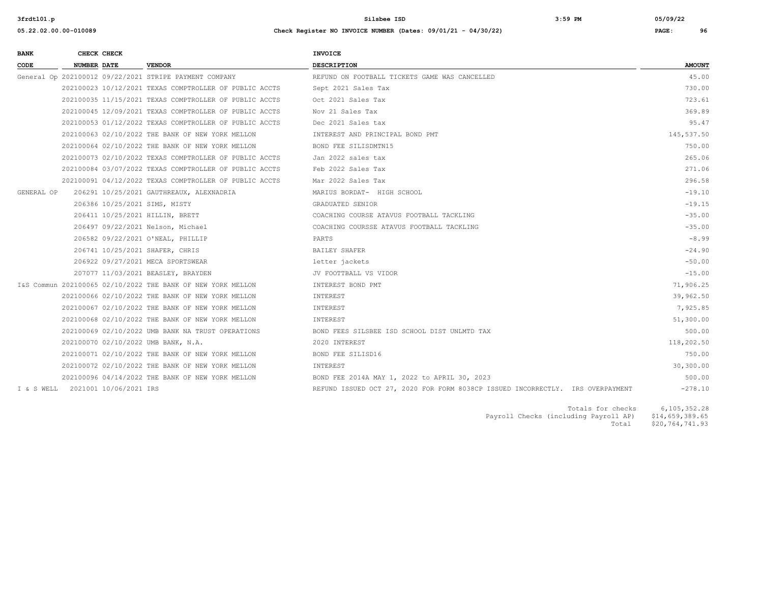**05.22.02.00.00-010089** — **Check Register NO INVOICE NUMBER (Dates: 09/01/21 - 04/30/22)**

| BANK CODE | CHECK NUMBER | CHECK DATE | VENDOR | INVOICE DESCRIPTION | AMOUNT |
|---|---|---|---|---|---|
| General Op | 202100012 | 09/22/2021 | STRIPE PAYMENT COMPANY | REFUND ON FOOTBALL TICKETS GAME WAS CANCELLED | 45.00 |
| | 202100023 | 10/12/2021 | TEXAS COMPTROLLER OF PUBLIC ACCTS | Sept 2021 Sales Tax | 730.00 |
| | 202100035 | 11/15/2021 | TEXAS COMPTROLLER OF PUBLIC ACCTS | Oct 2021 Sales Tax | 723.61 |
| | 202100045 | 12/09/2021 | TEXAS COMPTROLLER OF PUBLIC ACCTS | Nov 21 Sales Tax | 369.89 |
| | 202100053 | 01/12/2022 | TEXAS COMPTROLLER OF PUBLIC ACCTS | Dec 2021 Sales tax | 95.47 |
| | 202100063 | 02/10/2022 | THE BANK OF NEW YORK MELLON | INTEREST AND PRINCIPAL BOND PMT | 145,537.50 |
| | 202100064 | 02/10/2022 | THE BANK OF NEW YORK MELLON | BOND FEE SILISDMTN15 | 750.00 |
| | 202100073 | 02/10/2022 | TEXAS COMPTROLLER OF PUBLIC ACCTS | Jan 2022 sales tax | 265.06 |
| | 202100084 | 03/07/2022 | TEXAS COMPTROLLER OF PUBLIC ACCTS | Feb 2022 Sales Tax | 271.06 |
| | 202100091 | 04/12/2022 | TEXAS COMPTROLLER OF PUBLIC ACCTS | Mar 2022 Sales Tax | 296.58 |
| GENERAL OP | 206291 | 10/25/2021 | GAUTHREAUX, ALEXNADRIA | MARIUS BORDAT- HIGH SCHOOL | -19.10 |
| | 206386 | 10/25/2021 | SIMS, MISTY | GRADUATED SENIOR | -19.15 |
| | 206411 | 10/25/2021 | HILLIN, BRETT | COACHING COURSE ATAVUS FOOTBALL TACKLING | -35.00 |
| | 206497 | 09/22/2021 | Nelson, Michael | COACHING COURSSE ATAVUS FOOTBALL TACKLING | -35.00 |
| | 206582 | 09/22/2021 | O'NEAL, PHILLIP | PARTS | -8.99 |
| | 206741 | 10/25/2021 | SHAFER, CHRIS | BAILEY SHAFER | -24.90 |
| | 206922 | 09/27/2021 | MECA SPORTSWEAR | letter jackets | -50.00 |
| | 207077 | 11/03/2021 | BEASLEY, BRAYDEN | JV FOOTTBALL VS VIDOR | -15.00 |
| I&S Commun | 202100065 | 02/10/2022 | THE BANK OF NEW YORK MELLON | INTEREST BOND PMT | 71,906.25 |
| | 202100066 | 02/10/2022 | THE BANK OF NEW YORK MELLON | INTEREST | 39,962.50 |
| | 202100067 | 02/10/2022 | THE BANK OF NEW YORK MELLON | INTEREST | 7,925.85 |
| | 202100068 | 02/10/2022 | THE BANK OF NEW YORK MELLON | INTEREST | 51,300.00 |
| | 202100069 | 02/10/2022 | UMB BANK NA TRUST OPERATIONS | BOND FEES SILSBEE ISD SCHOOL DIST UNLMTD TAX | 500.00 |
| | 202100070 | 02/10/2022 | UMB BANK, N.A. | 2020 INTEREST | 118,202.50 |
| | 202100071 | 02/10/2022 | THE BANK OF NEW YORK MELLON | BOND FEE SILISD16 | 750.00 |
| | 202100072 | 02/10/2022 | THE BANK OF NEW YORK MELLON | INTEREST | 30,300.00 |
| | 202100096 | 04/14/2022 | THE BANK OF NEW YORK MELLON | BOND FEE 2014A MAY 1, 2022 to APRIL 30, 2023 | 500.00 |
| I & S WELL | 2021001 | 10/06/2021 | IRS | REFUND ISSUED OCT 27, 2020 FOR FORM 8038CP ISSUED INCORRECTLY. IRS OVERPAYMENT | -278.10 |

| | |
|---|---|
| Totals for checks | 6,105,352.28 |
| Payroll Checks (including Payroll AP) | $14,659,389.65 |
| Total | $20,764,741.93 |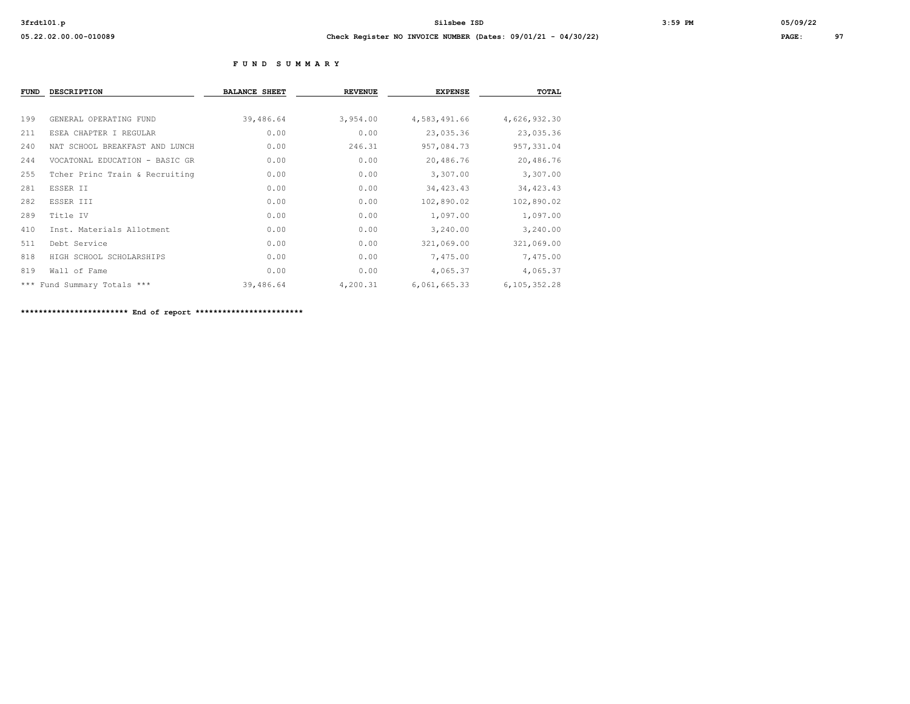## F U N D   S U M M A R Y

| FUND | DESCRIPTION | BALANCE SHEET | REVENUE | EXPENSE | TOTAL |
|---|---|---|---|---|---|
| 199 | GENERAL OPERATING FUND | 39,486.64 | 3,954.00 | 4,583,491.66 | 4,626,932.30 |
| 211 | ESEA CHAPTER I REGULAR | 0.00 | 0.00 | 23,035.36 | 23,035.36 |
| 240 | NAT SCHOOL BREAKFAST AND LUNCH | 0.00 | 246.31 | 957,084.73 | 957,331.04 |
| 244 | VOCATONAL EDUCATION - BASIC GR | 0.00 | 0.00 | 20,486.76 | 20,486.76 |
| 255 | Tcher Princ Train & Recruiting | 0.00 | 0.00 | 3,307.00 | 3,307.00 |
| 281 | ESSER II | 0.00 | 0.00 | 34,423.43 | 34,423.43 |
| 282 | ESSER III | 0.00 | 0.00 | 102,890.02 | 102,890.02 |
| 289 | Title IV | 0.00 | 0.00 | 1,097.00 | 1,097.00 |
| 410 | Inst. Materials Allotment | 0.00 | 0.00 | 3,240.00 | 3,240.00 |
| 511 | Debt Service | 0.00 | 0.00 | 321,069.00 | 321,069.00 |
| 818 | HIGH SCHOOL SCHOLARSHIPS | 0.00 | 0.00 | 7,475.00 | 7,475.00 |
| 819 | Wall of Fame | 0.00 | 0.00 | 4,065.37 | 4,065.37 |
| *** Fund Summary Totals *** | | 39,486.64 | 4,200.31 | 6,061,665.33 | 6,105,352.28 |

**************************** End of report ****************************